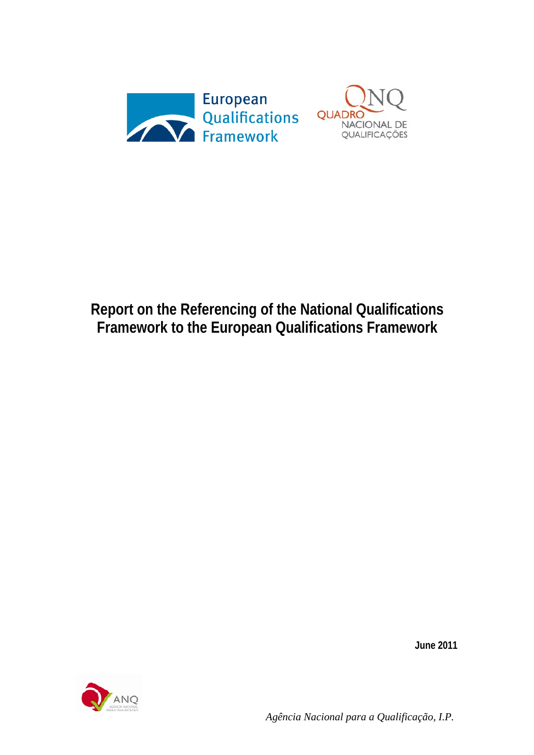European Qualifications Framework

QNQ QUADRO NACIONAL DE QUALIFICAÇÕES

# Report on the Referencing of the National Qualifications Framework to the European Qualifications Framework

**June 2011**

ANQ AGÊNCIA NACIONAL PARA A QUALIFICAÇÃO

*Agência Nacional para a Qualificação, I.P.*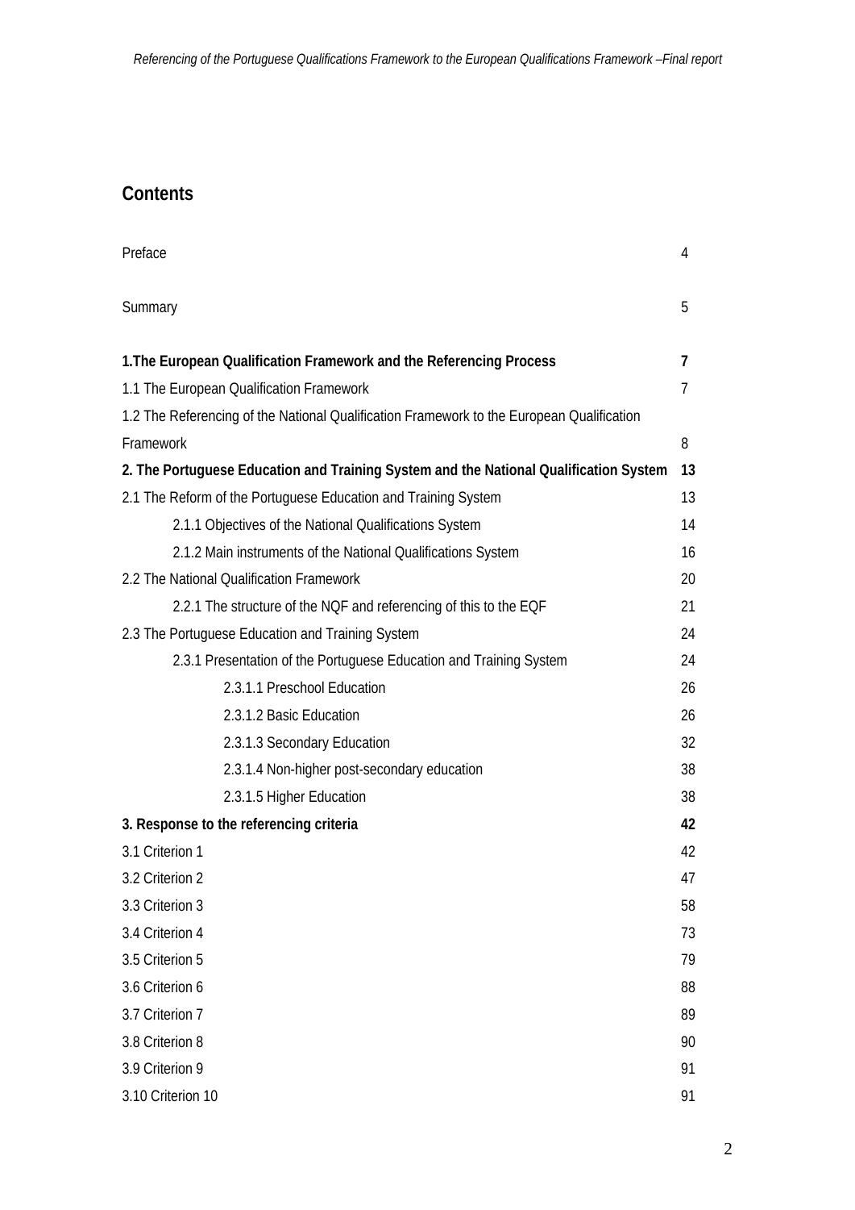# Contents

| | |
|---|---|
| Preface | 4 |
| Summary | 5 |
| **1.The European Qualification Framework and the Referencing Process** | **7** |
| 1.1 The European Qualification Framework | 7 |
| 1.2 The Referencing of the National Qualification Framework to the European Qualification Framework | 8 |
| **2. The Portuguese Education and Training System and the National Qualification System** | **13** |
| 2.1 The Reform of the Portuguese Education and Training System | 13 |
| 2.1.1 Objectives of the National Qualifications System | 14 |
| 2.1.2 Main instruments of the National Qualifications System | 16 |
| 2.2 The National Qualification Framework | 20 |
| 2.2.1 The structure of the NQF and referencing of this to the EQF | 21 |
| 2.3 The Portuguese Education and Training System | 24 |
| 2.3.1 Presentation of the Portuguese Education and Training System | 24 |
| 2.3.1.1 Preschool Education | 26 |
| 2.3.1.2 Basic Education | 26 |
| 2.3.1.3 Secondary Education | 32 |
| 2.3.1.4 Non-higher post-secondary education | 38 |
| 2.3.1.5 Higher Education | 38 |
| **3. Response to the referencing criteria** | **42** |
| 3.1 Criterion 1 | 42 |
| 3.2 Criterion 2 | 47 |
| 3.3 Criterion 3 | 58 |
| 3.4 Criterion 4 | 73 |
| 3.5 Criterion 5 | 79 |
| 3.6 Criterion 6 | 88 |
| 3.7 Criterion 7 | 89 |
| 3.8 Criterion 8 | 90 |
| 3.9 Criterion 9 | 91 |
| 3.10 Criterion 10 | 91 |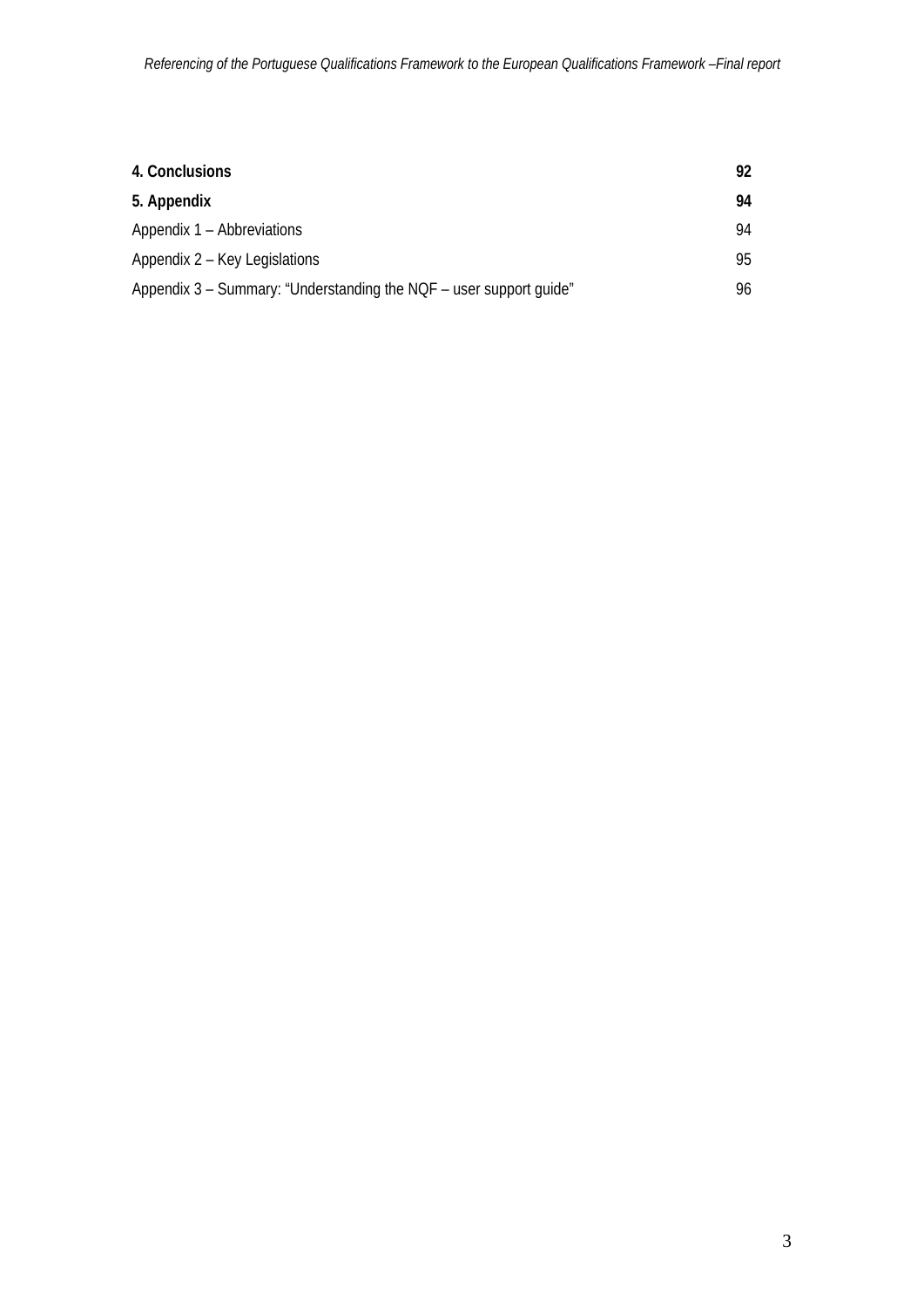| | |
|---|---|
| **4. Conclusions** | **92** |
| **5. Appendix** | **94** |
| Appendix 1 – Abbreviations | 94 |
| Appendix 2 – Key Legislations | 95 |
| Appendix 3 – Summary: “Understanding the NQF – user support guide” | 96 |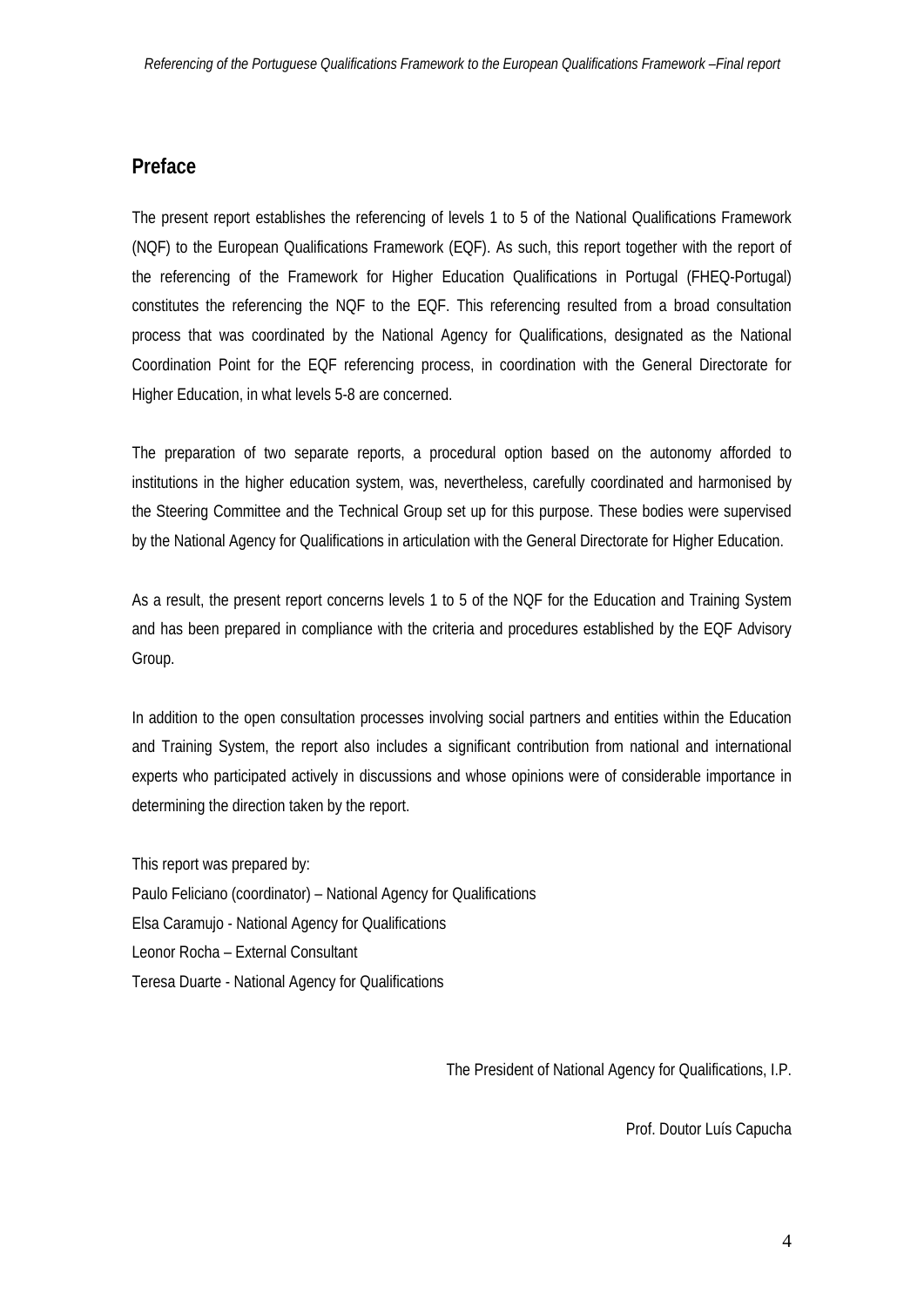## Preface

The present report establishes the referencing of levels 1 to 5 of the National Qualifications Framework (NQF) to the European Qualifications Framework (EQF). As such, this report together with the report of the referencing of the Framework for Higher Education Qualifications in Portugal (FHEQ-Portugal) constitutes the referencing the NQF to the EQF. This referencing resulted from a broad consultation process that was coordinated by the National Agency for Qualifications, designated as the National Coordination Point for the EQF referencing process, in coordination with the General Directorate for Higher Education, in what levels 5-8 are concerned.

The preparation of two separate reports, a procedural option based on the autonomy afforded to institutions in the higher education system, was, nevertheless, carefully coordinated and harmonised by the Steering Committee and the Technical Group set up for this purpose. These bodies were supervised by the National Agency for Qualifications in articulation with the General Directorate for Higher Education.

As a result, the present report concerns levels 1 to 5 of the NQF for the Education and Training System and has been prepared in compliance with the criteria and procedures established by the EQF Advisory Group.

In addition to the open consultation processes involving social partners and entities within the Education and Training System, the report also includes a significant contribution from national and international experts who participated actively in discussions and whose opinions were of considerable importance in determining the direction taken by the report.

This report was prepared by:
Paulo Feliciano (coordinator) – National Agency for Qualifications
Elsa Caramujo - National Agency for Qualifications
Leonor Rocha – External Consultant
Teresa Duarte - National Agency for Qualifications

The President of National Agency for Qualifications, I.P.

Prof. Doutor Luís Capucha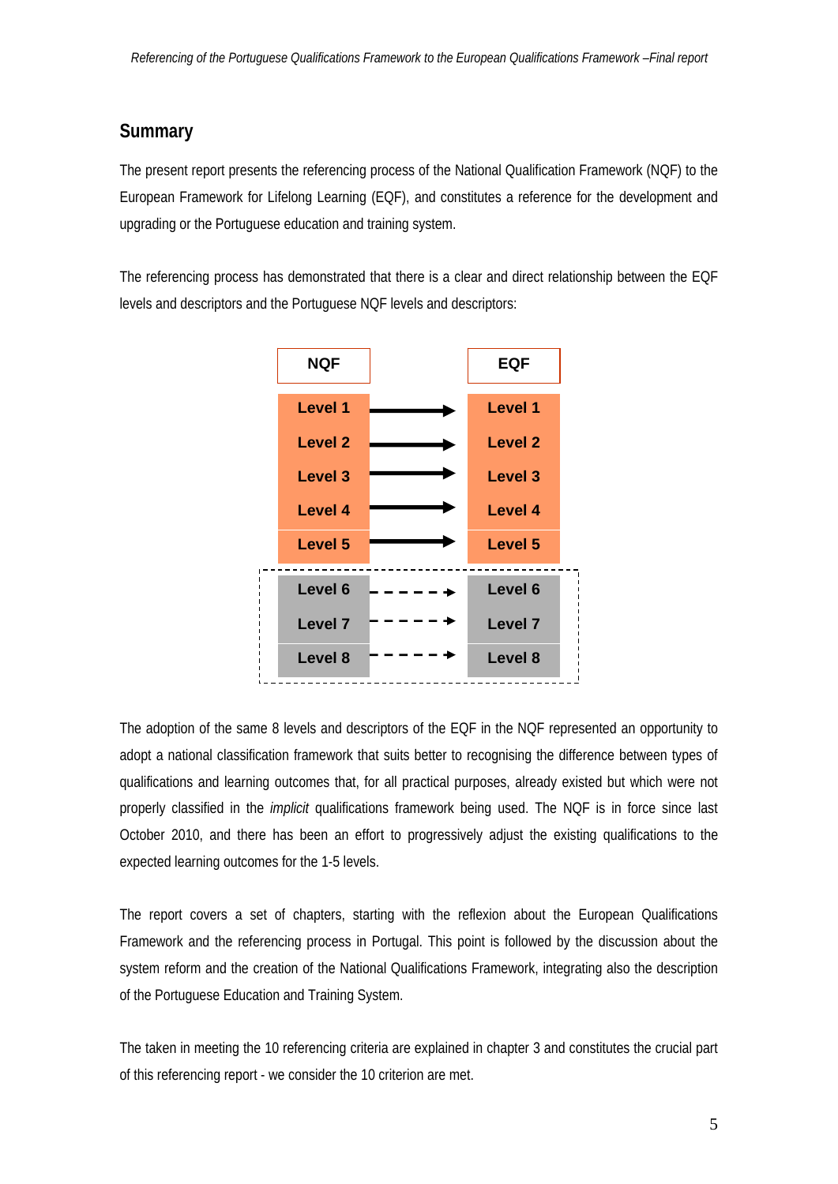## Summary

The present report presents the referencing process of the National Qualification Framework (NQF) to the European Framework for Lifelong Learning (EQF), and constitutes a reference for the development and upgrading or the Portuguese education and training system.

The referencing process has demonstrated that there is a clear and direct relationship between the EQF levels and descriptors and the Portuguese NQF levels and descriptors:

| NQF | | EQF |
|---|---|---|
| Level 1 | → | Level 1 |
| Level 2 | → | Level 2 |
| Level 3 | → | Level 3 |
| Level 4 | → | Level 4 |
| Level 5 | → | Level 5 |
| Level 6 | - - - → | Level 6 |
| Level 7 | - - - → | Level 7 |
| Level 8 | - - - → | Level 8 |

The adoption of the same 8 levels and descriptors of the EQF in the NQF represented an opportunity to adopt a national classification framework that suits better to recognising the difference between types of qualifications and learning outcomes that, for all practical purposes, already existed but which were not properly classified in the *implicit* qualifications framework being used. The NQF is in force since last October 2010, and there has been an effort to progressively adjust the existing qualifications to the expected learning outcomes for the 1-5 levels.

The report covers a set of chapters, starting with the reflexion about the European Qualifications Framework and the referencing process in Portugal. This point is followed by the discussion about the system reform and the creation of the National Qualifications Framework, integrating also the description of the Portuguese Education and Training System.

The taken in meeting the 10 referencing criteria are explained in chapter 3 and constitutes the crucial part of this referencing report - we consider the 10 criterion are met.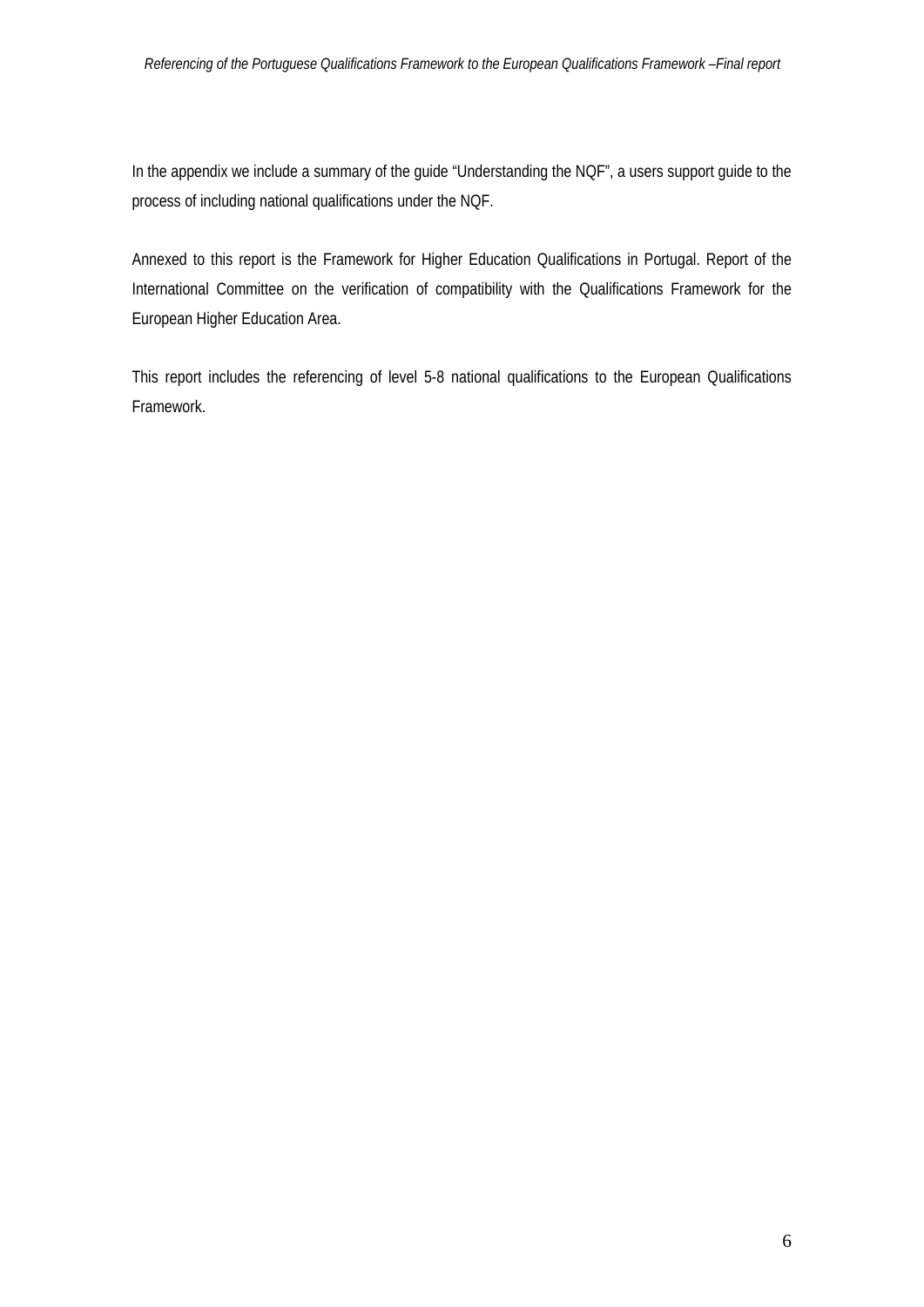In the appendix we include a summary of the guide "Understanding the NQF", a users support guide to the process of including national qualifications under the NQF.

Annexed to this report is the Framework for Higher Education Qualifications in Portugal. Report of the International Committee on the verification of compatibility with the Qualifications Framework for the European Higher Education Area.

This report includes the referencing of level 5-8 national qualifications to the European Qualifications Framework.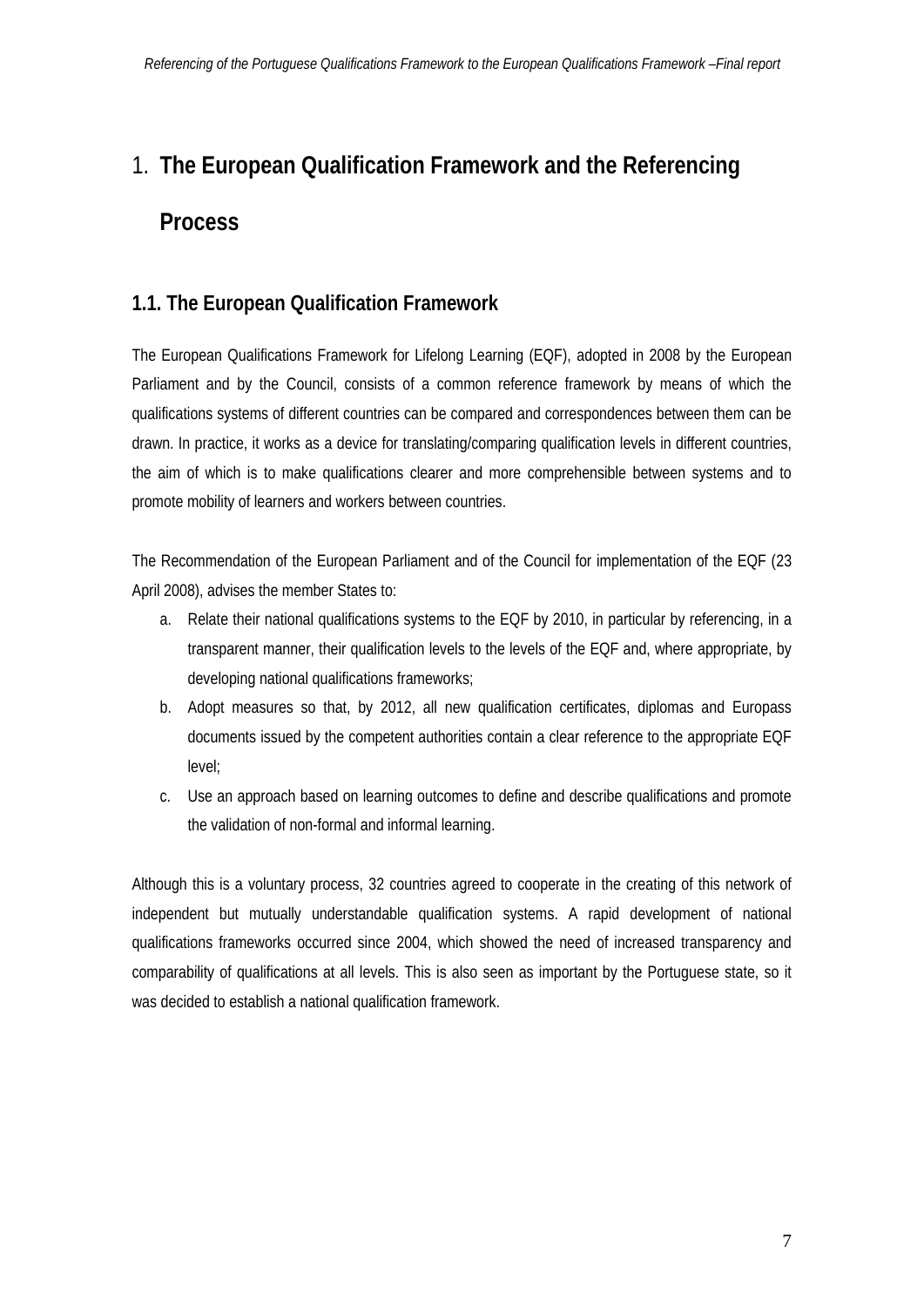# 1. The European Qualification Framework and the Referencing Process

## 1.1. The European Qualification Framework

The European Qualifications Framework for Lifelong Learning (EQF), adopted in 2008 by the European Parliament and by the Council, consists of a common reference framework by means of which the qualifications systems of different countries can be compared and correspondences between them can be drawn. In practice, it works as a device for translating/comparing qualification levels in different countries, the aim of which is to make qualifications clearer and more comprehensible between systems and to promote mobility of learners and workers between countries.

The Recommendation of the European Parliament and of the Council for implementation of the EQF (23 April 2008), advises the member States to:

a. Relate their national qualifications systems to the EQF by 2010, in particular by referencing, in a transparent manner, their qualification levels to the levels of the EQF and, where appropriate, by developing national qualifications frameworks;
b. Adopt measures so that, by 2012, all new qualification certificates, diplomas and Europass documents issued by the competent authorities contain a clear reference to the appropriate EQF level;
c. Use an approach based on learning outcomes to define and describe qualifications and promote the validation of non-formal and informal learning.

Although this is a voluntary process, 32 countries agreed to cooperate in the creating of this network of independent but mutually understandable qualification systems. A rapid development of national qualifications frameworks occurred since 2004, which showed the need of increased transparency and comparability of qualifications at all levels. This is also seen as important by the Portuguese state, so it was decided to establish a national qualification framework.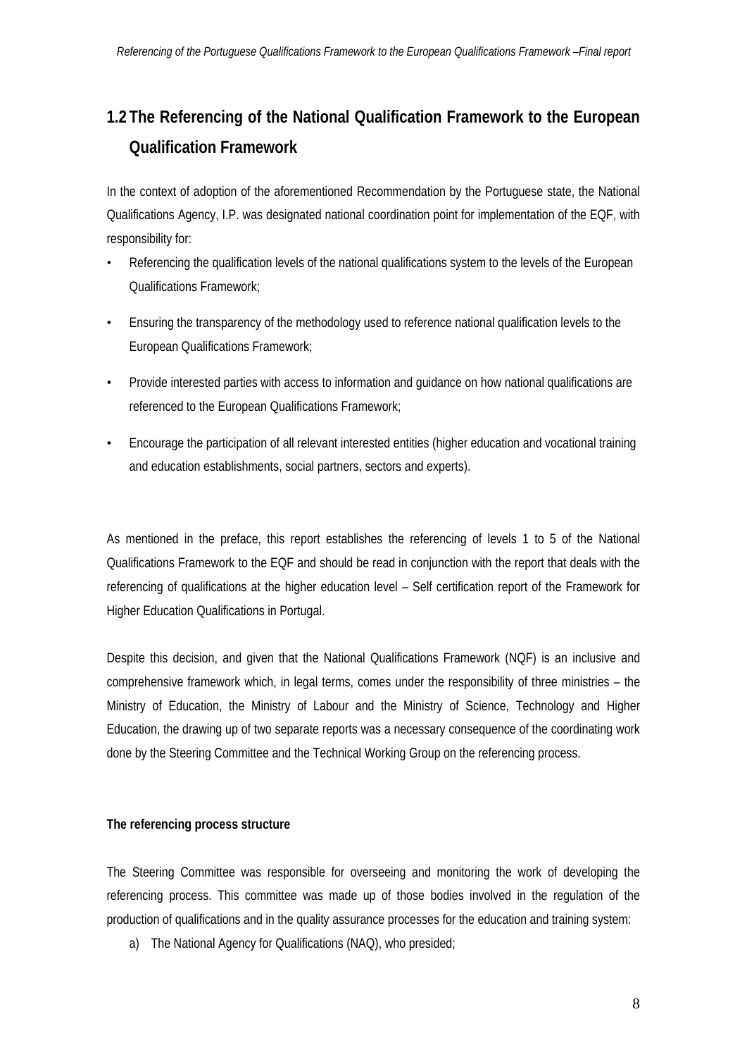## 1.2 The Referencing of the National Qualification Framework to the European Qualification Framework

In the context of adoption of the aforementioned Recommendation by the Portuguese state, the National Qualifications Agency, I.P. was designated national coordination point for implementation of the EQF, with responsibility for:

- Referencing the qualification levels of the national qualifications system to the levels of the European Qualifications Framework;
- Ensuring the transparency of the methodology used to reference national qualification levels to the European Qualifications Framework;
- Provide interested parties with access to information and guidance on how national qualifications are referenced to the European Qualifications Framework;
- Encourage the participation of all relevant interested entities (higher education and vocational training and education establishments, social partners, sectors and experts).

As mentioned in the preface, this report establishes the referencing of levels 1 to 5 of the National Qualifications Framework to the EQF and should be read in conjunction with the report that deals with the referencing of qualifications at the higher education level – Self certification report of the Framework for Higher Education Qualifications in Portugal.

Despite this decision, and given that the National Qualifications Framework (NQF) is an inclusive and comprehensive framework which, in legal terms, comes under the responsibility of three ministries – the Ministry of Education, the Ministry of Labour and the Ministry of Science, Technology and Higher Education, the drawing up of two separate reports was a necessary consequence of the coordinating work done by the Steering Committee and the Technical Working Group on the referencing process.

**The referencing process structure**

The Steering Committee was responsible for overseeing and monitoring the work of developing the referencing process. This committee was made up of those bodies involved in the regulation of the production of qualifications and in the quality assurance processes for the education and training system:

a) The National Agency for Qualifications (NAQ), who presided;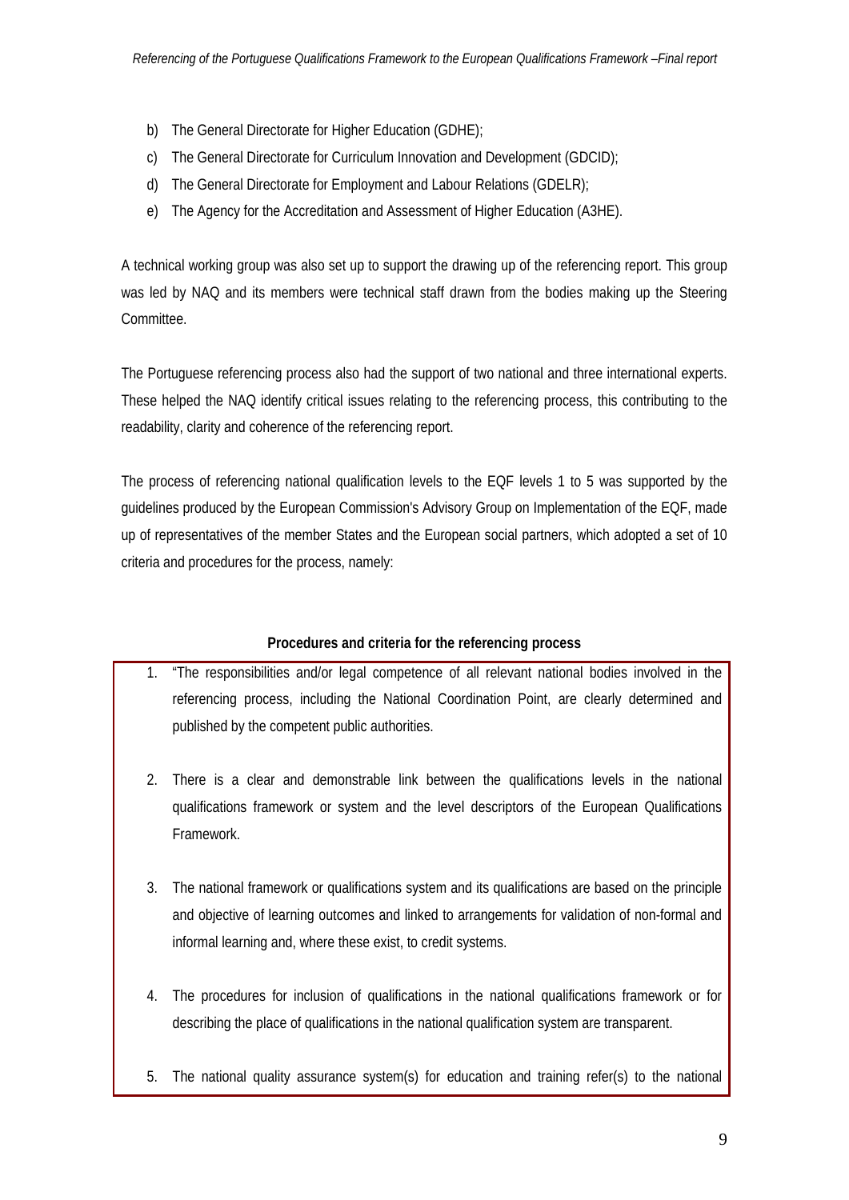b) The General Directorate for Higher Education (GDHE);
c) The General Directorate for Curriculum Innovation and Development (GDCID);
d) The General Directorate for Employment and Labour Relations (GDELR);
e) The Agency for the Accreditation and Assessment of Higher Education (A3HE).

A technical working group was also set up to support the drawing up of the referencing report. This group was led by NAQ and its members were technical staff drawn from the bodies making up the Steering Committee.

The Portuguese referencing process also had the support of two national and three international experts. These helped the NAQ identify critical issues relating to the referencing process, this contributing to the readability, clarity and coherence of the referencing report.

The process of referencing national qualification levels to the EQF levels 1 to 5 was supported by the guidelines produced by the European Commission's Advisory Group on Implementation of the EQF, made up of representatives of the member States and the European social partners, which adopted a set of 10 criteria and procedures for the process, namely:

**Procedures and criteria for the referencing process**

1. "The responsibilities and/or legal competence of all relevant national bodies involved in the referencing process, including the National Coordination Point, are clearly determined and published by the competent public authorities.

2. There is a clear and demonstrable link between the qualifications levels in the national qualifications framework or system and the level descriptors of the European Qualifications Framework.

3. The national framework or qualifications system and its qualifications are based on the principle and objective of learning outcomes and linked to arrangements for validation of non-formal and informal learning and, where these exist, to credit systems.

4. The procedures for inclusion of qualifications in the national qualifications framework or for describing the place of qualifications in the national qualification system are transparent.

5. The national quality assurance system(s) for education and training refer(s) to the national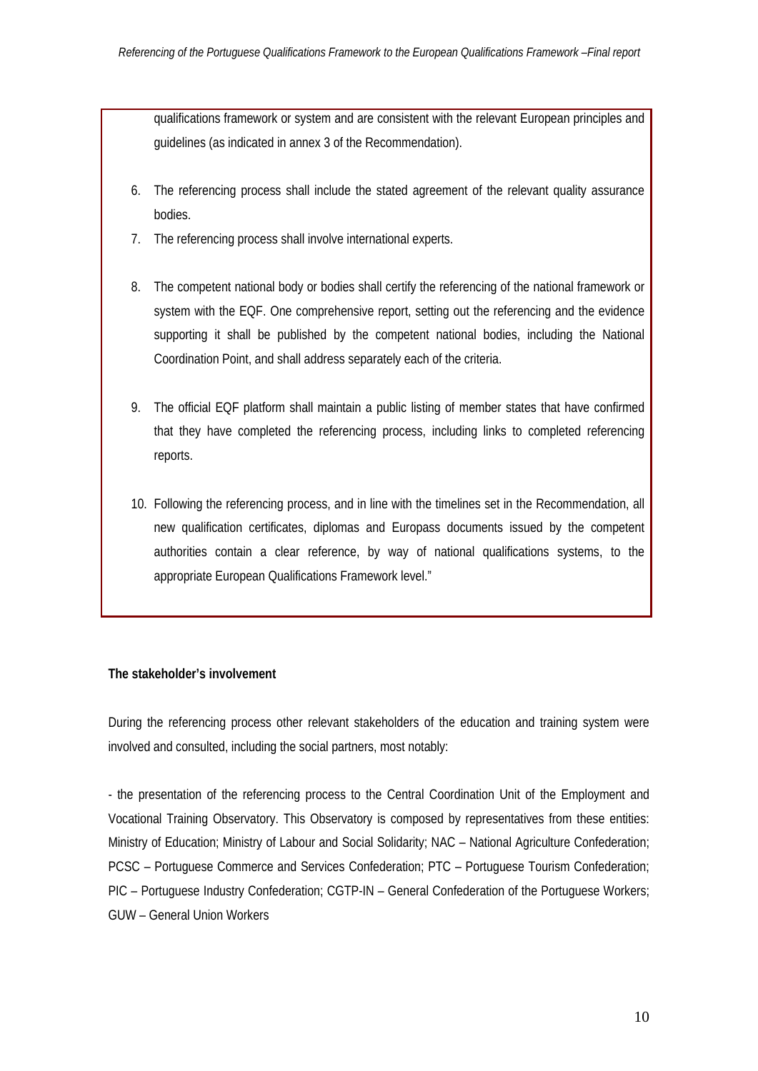qualifications framework or system and are consistent with the relevant European principles and guidelines (as indicated in annex 3 of the Recommendation).

6. The referencing process shall include the stated agreement of the relevant quality assurance bodies.
7. The referencing process shall involve international experts.
8. The competent national body or bodies shall certify the referencing of the national framework or system with the EQF. One comprehensive report, setting out the referencing and the evidence supporting it shall be published by the competent national bodies, including the National Coordination Point, and shall address separately each of the criteria.
9. The official EQF platform shall maintain a public listing of member states that have confirmed that they have completed the referencing process, including links to completed referencing reports.
10. Following the referencing process, and in line with the timelines set in the Recommendation, all new qualification certificates, diplomas and Europass documents issued by the competent authorities contain a clear reference, by way of national qualifications systems, to the appropriate European Qualifications Framework level."

**The stakeholder's involvement**

During the referencing process other relevant stakeholders of the education and training system were involved and consulted, including the social partners, most notably:

- the presentation of the referencing process to the Central Coordination Unit of the Employment and Vocational Training Observatory. This Observatory is composed by representatives from these entities: Ministry of Education; Ministry of Labour and Social Solidarity; NAC – National Agriculture Confederation; PCSC – Portuguese Commerce and Services Confederation; PTC – Portuguese Tourism Confederation; PIC – Portuguese Industry Confederation; CGTP-IN – General Confederation of the Portuguese Workers; GUW – General Union Workers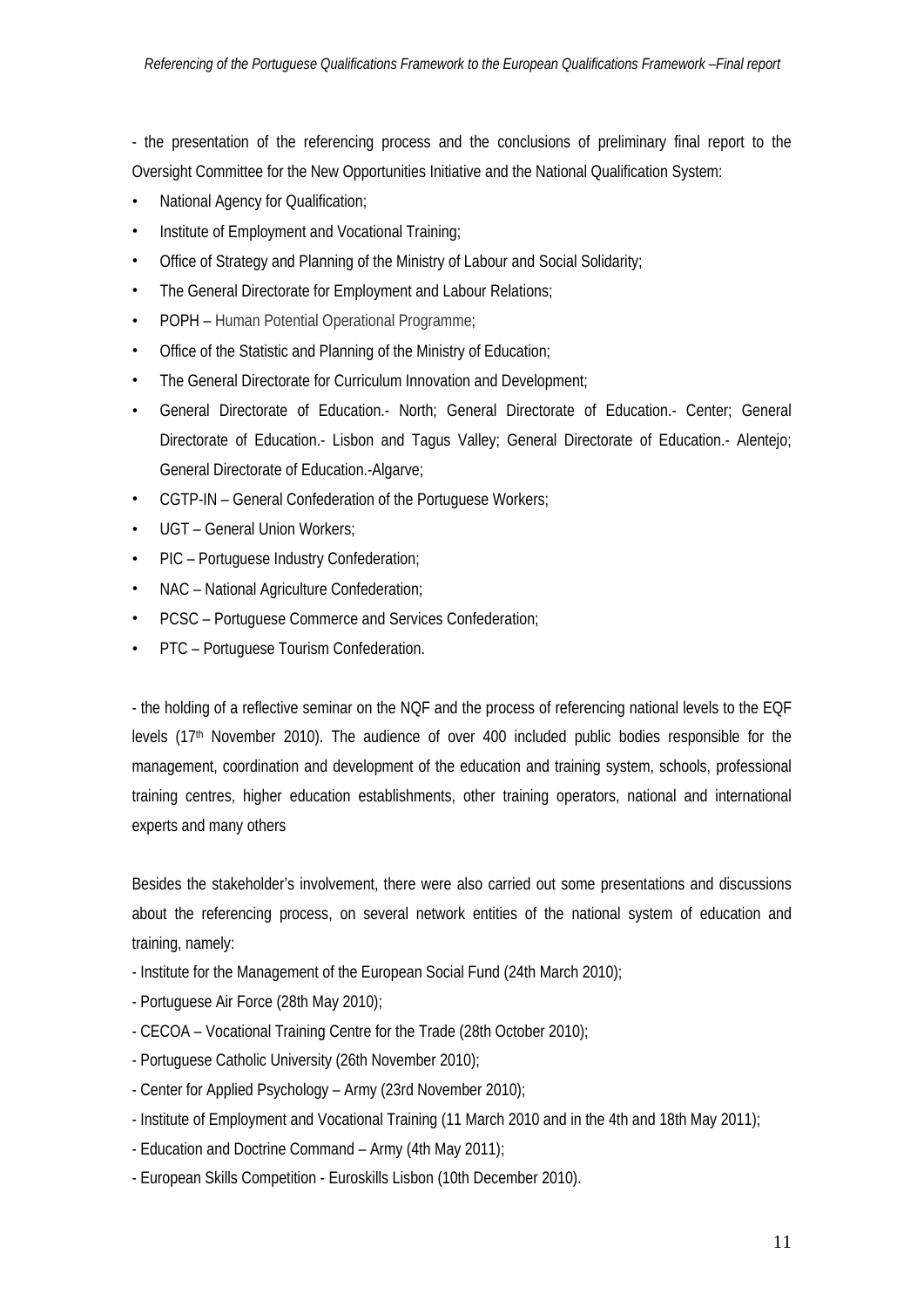- the presentation of the referencing process and the conclusions of preliminary final report to the Oversight Committee for the New Opportunities Initiative and the National Qualification System:

- National Agency for Qualification;
- Institute of Employment and Vocational Training;
- Office of Strategy and Planning of the Ministry of Labour and Social Solidarity;
- The General Directorate for Employment and Labour Relations;
- POPH – Human Potential Operational Programme;
- Office of the Statistic and Planning of the Ministry of Education;
- The General Directorate for Curriculum Innovation and Development;
- General Directorate of Education.- North; General Directorate of Education.- Center; General Directorate of Education.- Lisbon and Tagus Valley; General Directorate of Education.- Alentejo; General Directorate of Education.-Algarve;
- CGTP-IN – General Confederation of the Portuguese Workers;
- UGT – General Union Workers;
- PIC – Portuguese Industry Confederation;
- NAC – National Agriculture Confederation;
- PCSC – Portuguese Commerce and Services Confederation;
- PTC – Portuguese Tourism Confederation.

- the holding of a reflective seminar on the NQF and the process of referencing national levels to the EQF levels (17th November 2010). The audience of over 400 included public bodies responsible for the management, coordination and development of the education and training system, schools, professional training centres, higher education establishments, other training operators, national and international experts and many others

Besides the stakeholder's involvement, there were also carried out some presentations and discussions about the referencing process, on several network entities of the national system of education and training, namely:

- Institute for the Management of the European Social Fund (24th March 2010);
- Portuguese Air Force (28th May 2010);
- CECOA – Vocational Training Centre for the Trade (28th October 2010);
- Portuguese Catholic University (26th November 2010);
- Center for Applied Psychology – Army (23rd November 2010);
- Institute of Employment and Vocational Training (11 March 2010 and in the 4th and 18th May 2011);
- Education and Doctrine Command – Army (4th May 2011);
- European Skills Competition - Euroskills Lisbon (10th December 2010).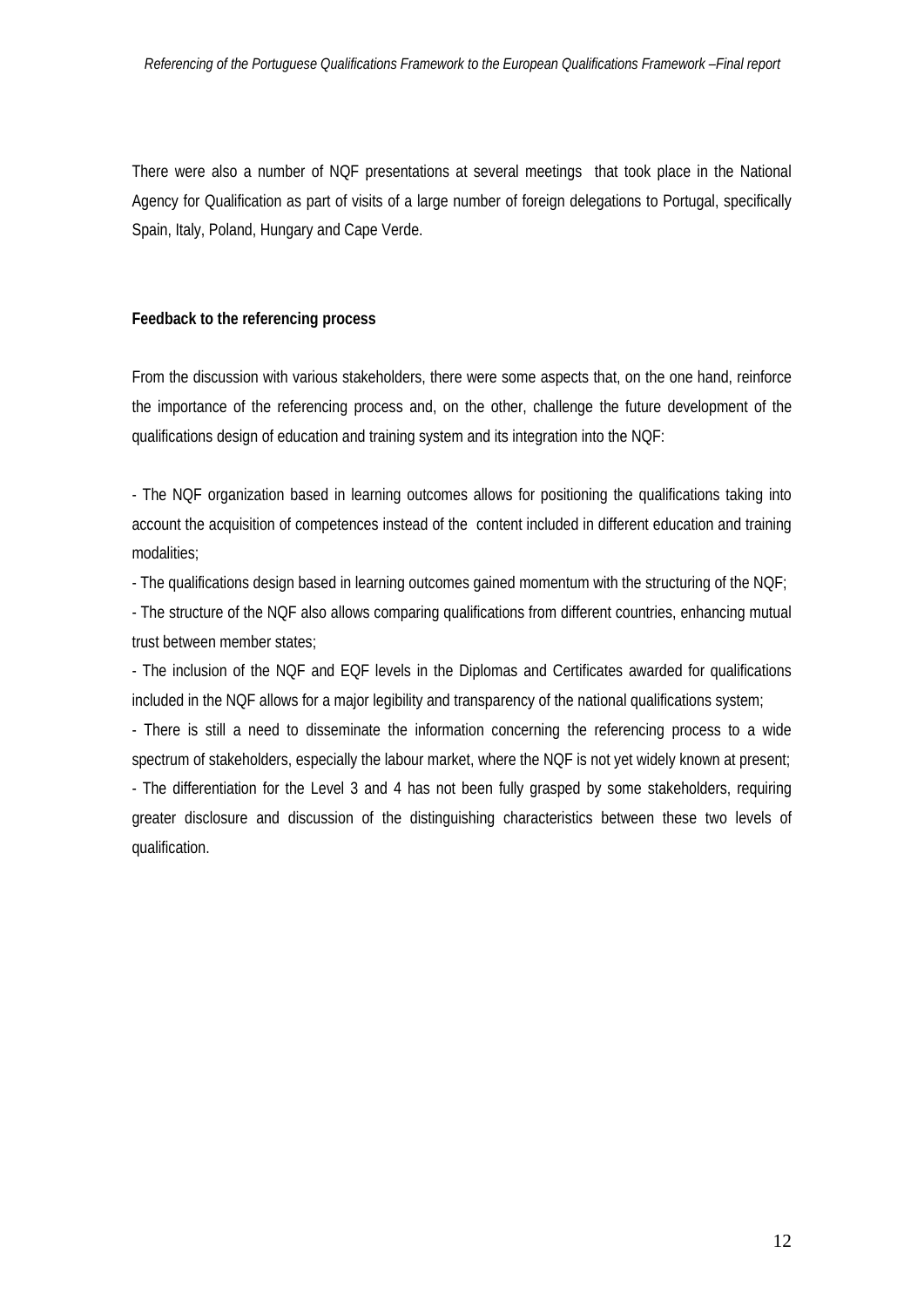There were also a number of NQF presentations at several meetings that took place in the National Agency for Qualification as part of visits of a large number of foreign delegations to Portugal, specifically Spain, Italy, Poland, Hungary and Cape Verde.

**Feedback to the referencing process**

From the discussion with various stakeholders, there were some aspects that, on the one hand, reinforce the importance of the referencing process and, on the other, challenge the future development of the qualifications design of education and training system and its integration into the NQF:

- The NQF organization based in learning outcomes allows for positioning the qualifications taking into account the acquisition of competences instead of the content included in different education and training modalities;
- The qualifications design based in learning outcomes gained momentum with the structuring of the NQF;
- The structure of the NQF also allows comparing qualifications from different countries, enhancing mutual trust between member states;
- The inclusion of the NQF and EQF levels in the Diplomas and Certificates awarded for qualifications included in the NQF allows for a major legibility and transparency of the national qualifications system;
- There is still a need to disseminate the information concerning the referencing process to a wide spectrum of stakeholders, especially the labour market, where the NQF is not yet widely known at present;
- The differentiation for the Level 3 and 4 has not been fully grasped by some stakeholders, requiring greater disclosure and discussion of the distinguishing characteristics between these two levels of qualification.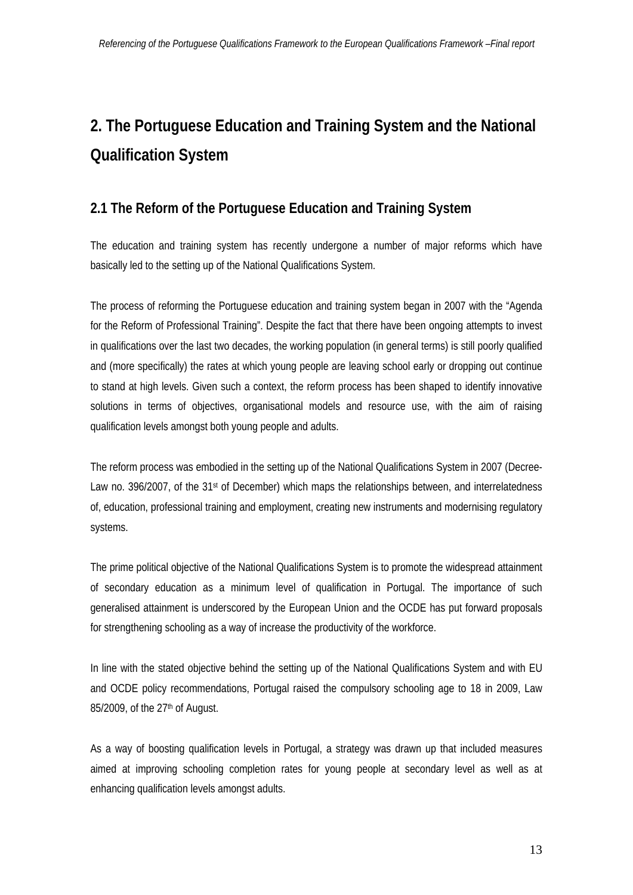# 2. The Portuguese Education and Training System and the National Qualification System

## 2.1 The Reform of the Portuguese Education and Training System

The education and training system has recently undergone a number of major reforms which have basically led to the setting up of the National Qualifications System.

The process of reforming the Portuguese education and training system began in 2007 with the "Agenda for the Reform of Professional Training". Despite the fact that there have been ongoing attempts to invest in qualifications over the last two decades, the working population (in general terms) is still poorly qualified and (more specifically) the rates at which young people are leaving school early or dropping out continue to stand at high levels. Given such a context, the reform process has been shaped to identify innovative solutions in terms of objectives, organisational models and resource use, with the aim of raising qualification levels amongst both young people and adults.

The reform process was embodied in the setting up of the National Qualifications System in 2007 (Decree-Law no. 396/2007, of the 31st of December) which maps the relationships between, and interrelatedness of, education, professional training and employment, creating new instruments and modernising regulatory systems.

The prime political objective of the National Qualifications System is to promote the widespread attainment of secondary education as a minimum level of qualification in Portugal. The importance of such generalised attainment is underscored by the European Union and the OCDE has put forward proposals for strengthening schooling as a way of increase the productivity of the workforce.

In line with the stated objective behind the setting up of the National Qualifications System and with EU and OCDE policy recommendations, Portugal raised the compulsory schooling age to 18 in 2009, Law 85/2009, of the 27th of August.

As a way of boosting qualification levels in Portugal, a strategy was drawn up that included measures aimed at improving schooling completion rates for young people at secondary level as well as at enhancing qualification levels amongst adults.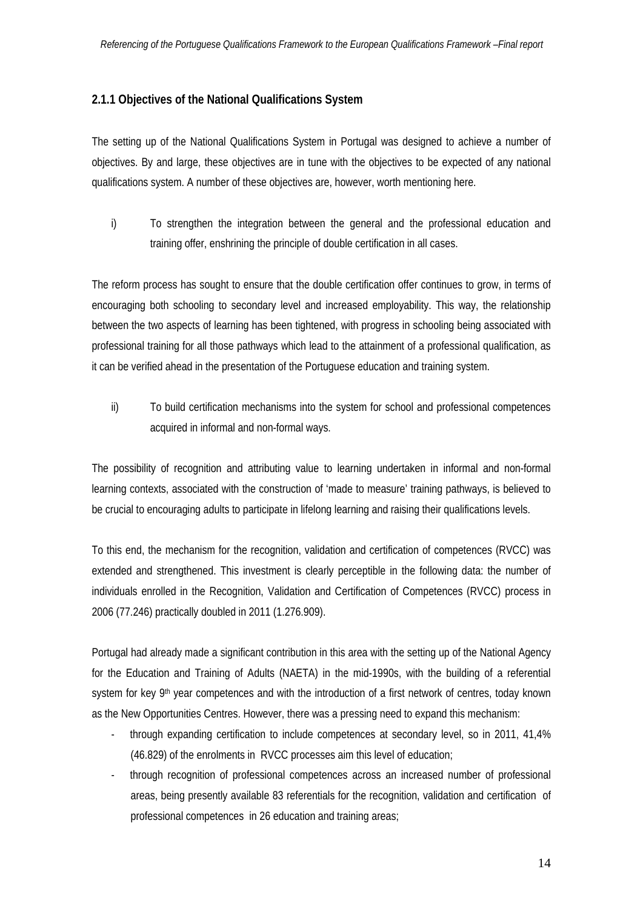### 2.1.1 Objectives of the National Qualifications System

The setting up of the National Qualifications System in Portugal was designed to achieve a number of objectives. By and large, these objectives are in tune with the objectives to be expected of any national qualifications system. A number of these objectives are, however, worth mentioning here.

i) To strengthen the integration between the general and the professional education and training offer, enshrining the principle of double certification in all cases.

The reform process has sought to ensure that the double certification offer continues to grow, in terms of encouraging both schooling to secondary level and increased employability. This way, the relationship between the two aspects of learning has been tightened, with progress in schooling being associated with professional training for all those pathways which lead to the attainment of a professional qualification, as it can be verified ahead in the presentation of the Portuguese education and training system.

ii) To build certification mechanisms into the system for school and professional competences acquired in informal and non-formal ways.

The possibility of recognition and attributing value to learning undertaken in informal and non-formal learning contexts, associated with the construction of 'made to measure' training pathways, is believed to be crucial to encouraging adults to participate in lifelong learning and raising their qualifications levels.

To this end, the mechanism for the recognition, validation and certification of competences (RVCC) was extended and strengthened. This investment is clearly perceptible in the following data: the number of individuals enrolled in the Recognition, Validation and Certification of Competences (RVCC) process in 2006 (77.246) practically doubled in 2011 (1.276.909).

Portugal had already made a significant contribution in this area with the setting up of the National Agency for the Education and Training of Adults (NAETA) in the mid-1990s, with the building of a referential system for key 9th year competences and with the introduction of a first network of centres, today known as the New Opportunities Centres. However, there was a pressing need to expand this mechanism:

- through expanding certification to include competences at secondary level, so in 2011, 41,4% (46.829) of the enrolments in RVCC processes aim this level of education;
- through recognition of professional competences across an increased number of professional areas, being presently available 83 referentials for the recognition, validation and certification of professional competences in 26 education and training areas;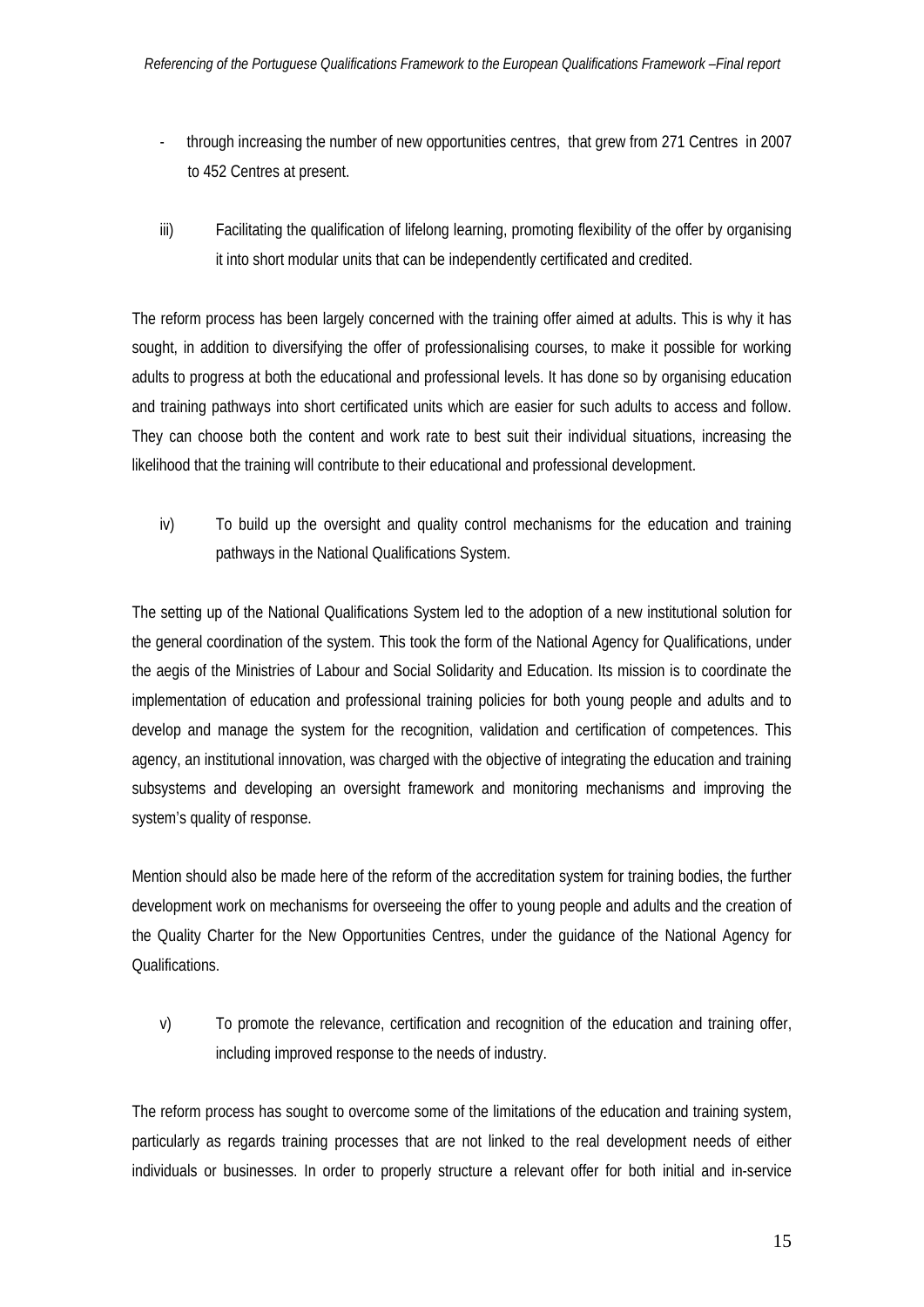- through increasing the number of new opportunities centres, that grew from 271 Centres in 2007 to 452 Centres at present.

iii) Facilitating the qualification of lifelong learning, promoting flexibility of the offer by organising it into short modular units that can be independently certificated and credited.

The reform process has been largely concerned with the training offer aimed at adults. This is why it has sought, in addition to diversifying the offer of professionalising courses, to make it possible for working adults to progress at both the educational and professional levels. It has done so by organising education and training pathways into short certificated units which are easier for such adults to access and follow. They can choose both the content and work rate to best suit their individual situations, increasing the likelihood that the training will contribute to their educational and professional development.

iv) To build up the oversight and quality control mechanisms for the education and training pathways in the National Qualifications System.

The setting up of the National Qualifications System led to the adoption of a new institutional solution for the general coordination of the system. This took the form of the National Agency for Qualifications, under the aegis of the Ministries of Labour and Social Solidarity and Education. Its mission is to coordinate the implementation of education and professional training policies for both young people and adults and to develop and manage the system for the recognition, validation and certification of competences. This agency, an institutional innovation, was charged with the objective of integrating the education and training subsystems and developing an oversight framework and monitoring mechanisms and improving the system's quality of response.

Mention should also be made here of the reform of the accreditation system for training bodies, the further development work on mechanisms for overseeing the offer to young people and adults and the creation of the Quality Charter for the New Opportunities Centres, under the guidance of the National Agency for Qualifications.

v) To promote the relevance, certification and recognition of the education and training offer, including improved response to the needs of industry.

The reform process has sought to overcome some of the limitations of the education and training system, particularly as regards training processes that are not linked to the real development needs of either individuals or businesses. In order to properly structure a relevant offer for both initial and in-service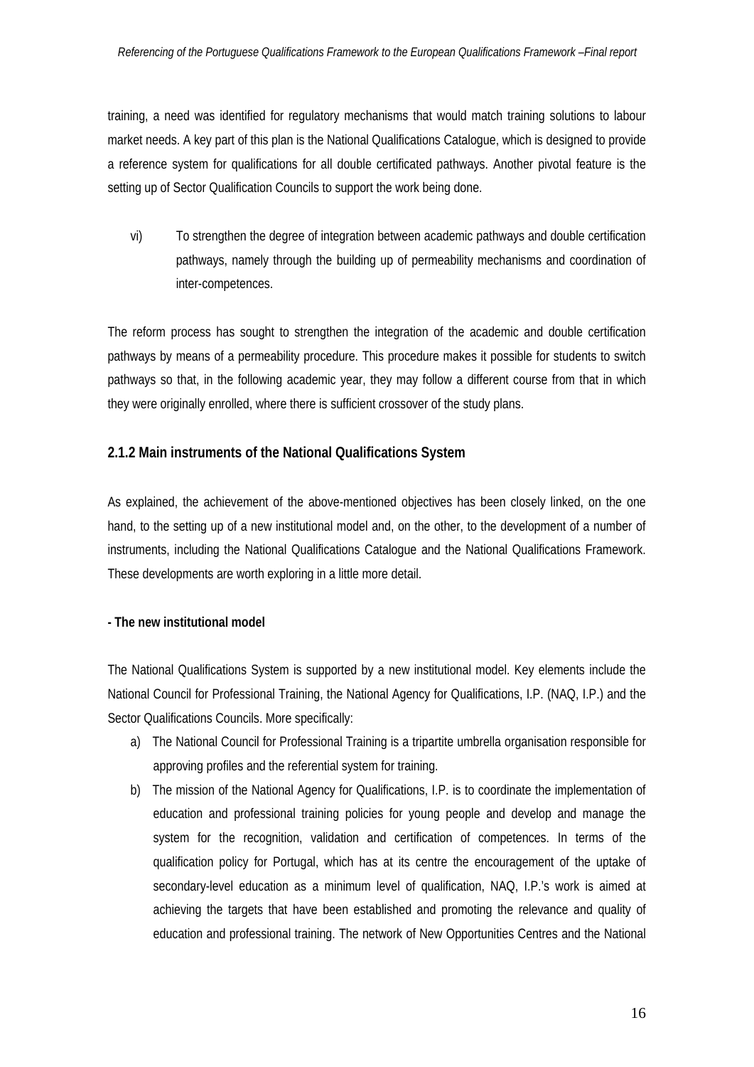training, a need was identified for regulatory mechanisms that would match training solutions to labour market needs. A key part of this plan is the National Qualifications Catalogue, which is designed to provide a reference system for qualifications for all double certificated pathways. Another pivotal feature is the setting up of Sector Qualification Councils to support the work being done.

vi) To strengthen the degree of integration between academic pathways and double certification pathways, namely through the building up of permeability mechanisms and coordination of inter-competences.

The reform process has sought to strengthen the integration of the academic and double certification pathways by means of a permeability procedure. This procedure makes it possible for students to switch pathways so that, in the following academic year, they may follow a different course from that in which they were originally enrolled, where there is sufficient crossover of the study plans.

### 2.1.2 Main instruments of the National Qualifications System

As explained, the achievement of the above-mentioned objectives has been closely linked, on the one hand, to the setting up of a new institutional model and, on the other, to the development of a number of instruments, including the National Qualifications Catalogue and the National Qualifications Framework. These developments are worth exploring in a little more detail.

**- The new institutional model**

The National Qualifications System is supported by a new institutional model. Key elements include the National Council for Professional Training, the National Agency for Qualifications, I.P. (NAQ, I.P.) and the Sector Qualifications Councils. More specifically:

a) The National Council for Professional Training is a tripartite umbrella organisation responsible for approving profiles and the referential system for training.
b) The mission of the National Agency for Qualifications, I.P. is to coordinate the implementation of education and professional training policies for young people and develop and manage the system for the recognition, validation and certification of competences. In terms of the qualification policy for Portugal, which has at its centre the encouragement of the uptake of secondary-level education as a minimum level of qualification, NAQ, I.P.'s work is aimed at achieving the targets that have been established and promoting the relevance and quality of education and professional training. The network of New Opportunities Centres and the National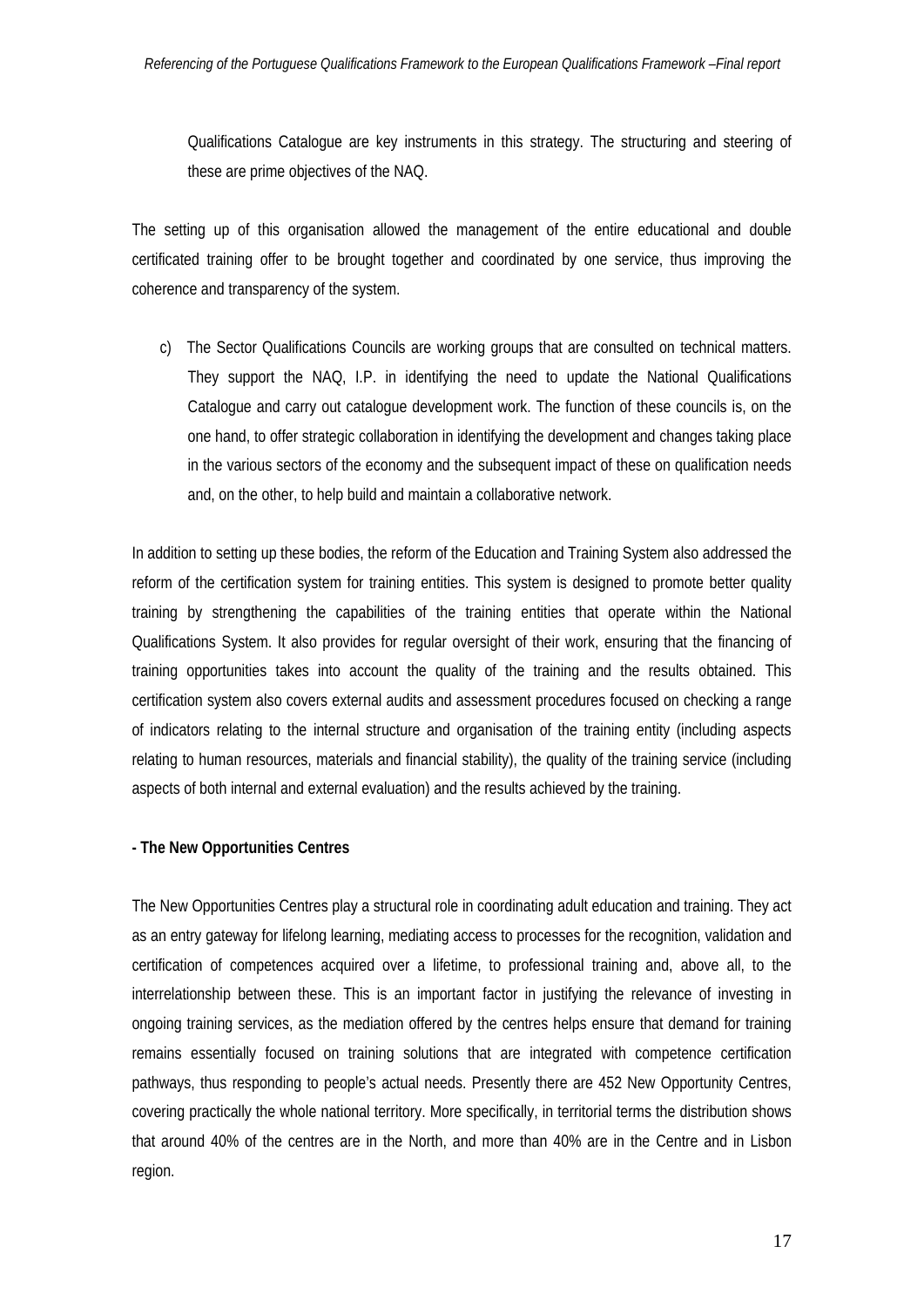Qualifications Catalogue are key instruments in this strategy. The structuring and steering of these are prime objectives of the NAQ.

The setting up of this organisation allowed the management of the entire educational and double certificated training offer to be brought together and coordinated by one service, thus improving the coherence and transparency of the system.

c) The Sector Qualifications Councils are working groups that are consulted on technical matters. They support the NAQ, I.P. in identifying the need to update the National Qualifications Catalogue and carry out catalogue development work. The function of these councils is, on the one hand, to offer strategic collaboration in identifying the development and changes taking place in the various sectors of the economy and the subsequent impact of these on qualification needs and, on the other, to help build and maintain a collaborative network.

In addition to setting up these bodies, the reform of the Education and Training System also addressed the reform of the certification system for training entities. This system is designed to promote better quality training by strengthening the capabilities of the training entities that operate within the National Qualifications System. It also provides for regular oversight of their work, ensuring that the financing of training opportunities takes into account the quality of the training and the results obtained. This certification system also covers external audits and assessment procedures focused on checking a range of indicators relating to the internal structure and organisation of the training entity (including aspects relating to human resources, materials and financial stability), the quality of the training service (including aspects of both internal and external evaluation) and the results achieved by the training.

**- The New Opportunities Centres**

The New Opportunities Centres play a structural role in coordinating adult education and training. They act as an entry gateway for lifelong learning, mediating access to processes for the recognition, validation and certification of competences acquired over a lifetime, to professional training and, above all, to the interrelationship between these. This is an important factor in justifying the relevance of investing in ongoing training services, as the mediation offered by the centres helps ensure that demand for training remains essentially focused on training solutions that are integrated with competence certification pathways, thus responding to people's actual needs. Presently there are 452 New Opportunity Centres, covering practically the whole national territory. More specifically, in territorial terms the distribution shows that around 40% of the centres are in the North, and more than 40% are in the Centre and in Lisbon region.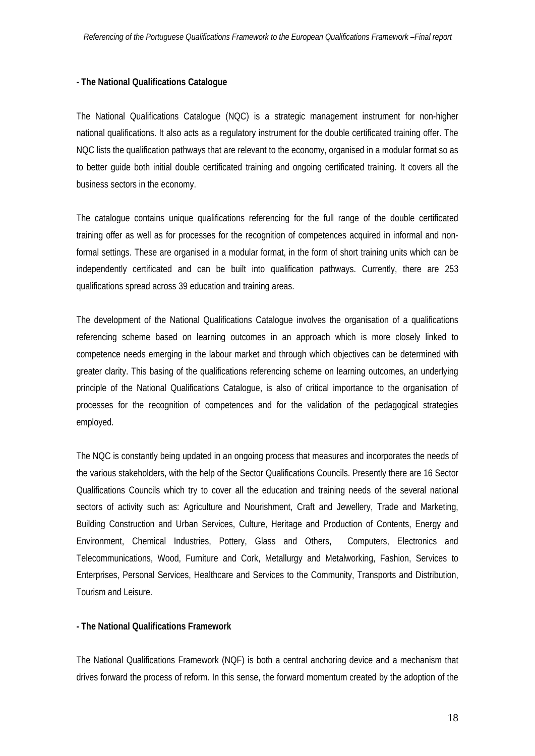**- The National Qualifications Catalogue**

The National Qualifications Catalogue (NQC) is a strategic management instrument for non-higher national qualifications. It also acts as a regulatory instrument for the double certificated training offer. The NQC lists the qualification pathways that are relevant to the economy, organised in a modular format so as to better guide both initial double certificated training and ongoing certificated training. It covers all the business sectors in the economy.

The catalogue contains unique qualifications referencing for the full range of the double certificated training offer as well as for processes for the recognition of competences acquired in informal and non-formal settings. These are organised in a modular format, in the form of short training units which can be independently certificated and can be built into qualification pathways. Currently, there are 253 qualifications spread across 39 education and training areas.

The development of the National Qualifications Catalogue involves the organisation of a qualifications referencing scheme based on learning outcomes in an approach which is more closely linked to competence needs emerging in the labour market and through which objectives can be determined with greater clarity. This basing of the qualifications referencing scheme on learning outcomes, an underlying principle of the National Qualifications Catalogue, is also of critical importance to the organisation of processes for the recognition of competences and for the validation of the pedagogical strategies employed.

The NQC is constantly being updated in an ongoing process that measures and incorporates the needs of the various stakeholders, with the help of the Sector Qualifications Councils. Presently there are 16 Sector Qualifications Councils which try to cover all the education and training needs of the several national sectors of activity such as: Agriculture and Nourishment, Craft and Jewellery, Trade and Marketing, Building Construction and Urban Services, Culture, Heritage and Production of Contents, Energy and Environment, Chemical Industries, Pottery, Glass and Others, Computers, Electronics and Telecommunications, Wood, Furniture and Cork, Metallurgy and Metalworking, Fashion, Services to Enterprises, Personal Services, Healthcare and Services to the Community, Transports and Distribution, Tourism and Leisure.

**- The National Qualifications Framework**

The National Qualifications Framework (NQF) is both a central anchoring device and a mechanism that drives forward the process of reform. In this sense, the forward momentum created by the adoption of the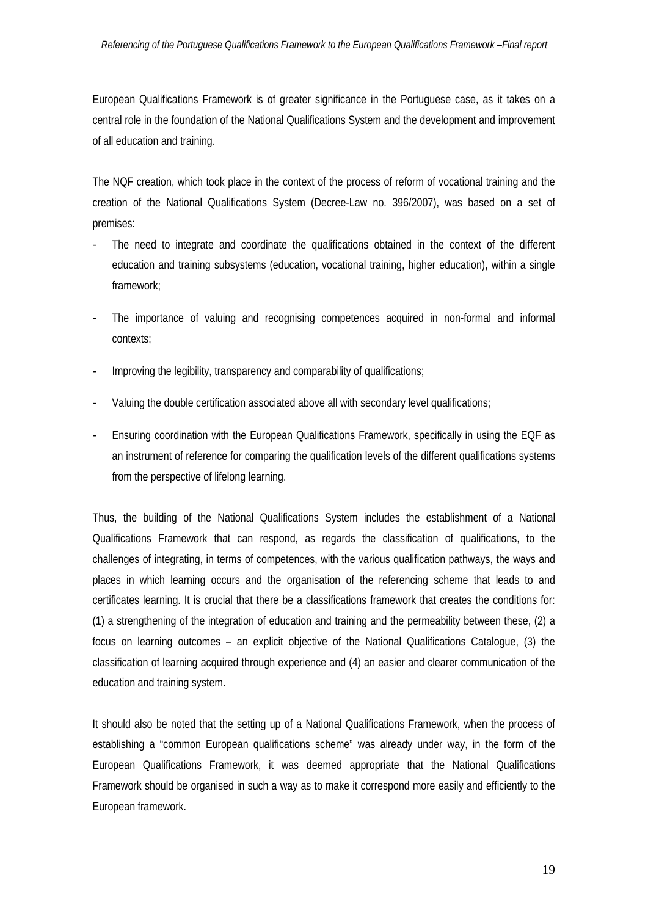European Qualifications Framework is of greater significance in the Portuguese case, as it takes on a central role in the foundation of the National Qualifications System and the development and improvement of all education and training.

The NQF creation, which took place in the context of the process of reform of vocational training and the creation of the National Qualifications System (Decree-Law no. 396/2007), was based on a set of premises:

- The need to integrate and coordinate the qualifications obtained in the context of the different education and training subsystems (education, vocational training, higher education), within a single framework;
- The importance of valuing and recognising competences acquired in non-formal and informal contexts;
- Improving the legibility, transparency and comparability of qualifications;
- Valuing the double certification associated above all with secondary level qualifications;
- Ensuring coordination with the European Qualifications Framework, specifically in using the EQF as an instrument of reference for comparing the qualification levels of the different qualifications systems from the perspective of lifelong learning.

Thus, the building of the National Qualifications System includes the establishment of a National Qualifications Framework that can respond, as regards the classification of qualifications, to the challenges of integrating, in terms of competences, with the various qualification pathways, the ways and places in which learning occurs and the organisation of the referencing scheme that leads to and certificates learning. It is crucial that there be a classifications framework that creates the conditions for: (1) a strengthening of the integration of education and training and the permeability between these, (2) a focus on learning outcomes – an explicit objective of the National Qualifications Catalogue, (3) the classification of learning acquired through experience and (4) an easier and clearer communication of the education and training system.

It should also be noted that the setting up of a National Qualifications Framework, when the process of establishing a "common European qualifications scheme" was already under way, in the form of the European Qualifications Framework, it was deemed appropriate that the National Qualifications Framework should be organised in such a way as to make it correspond more easily and efficiently to the European framework.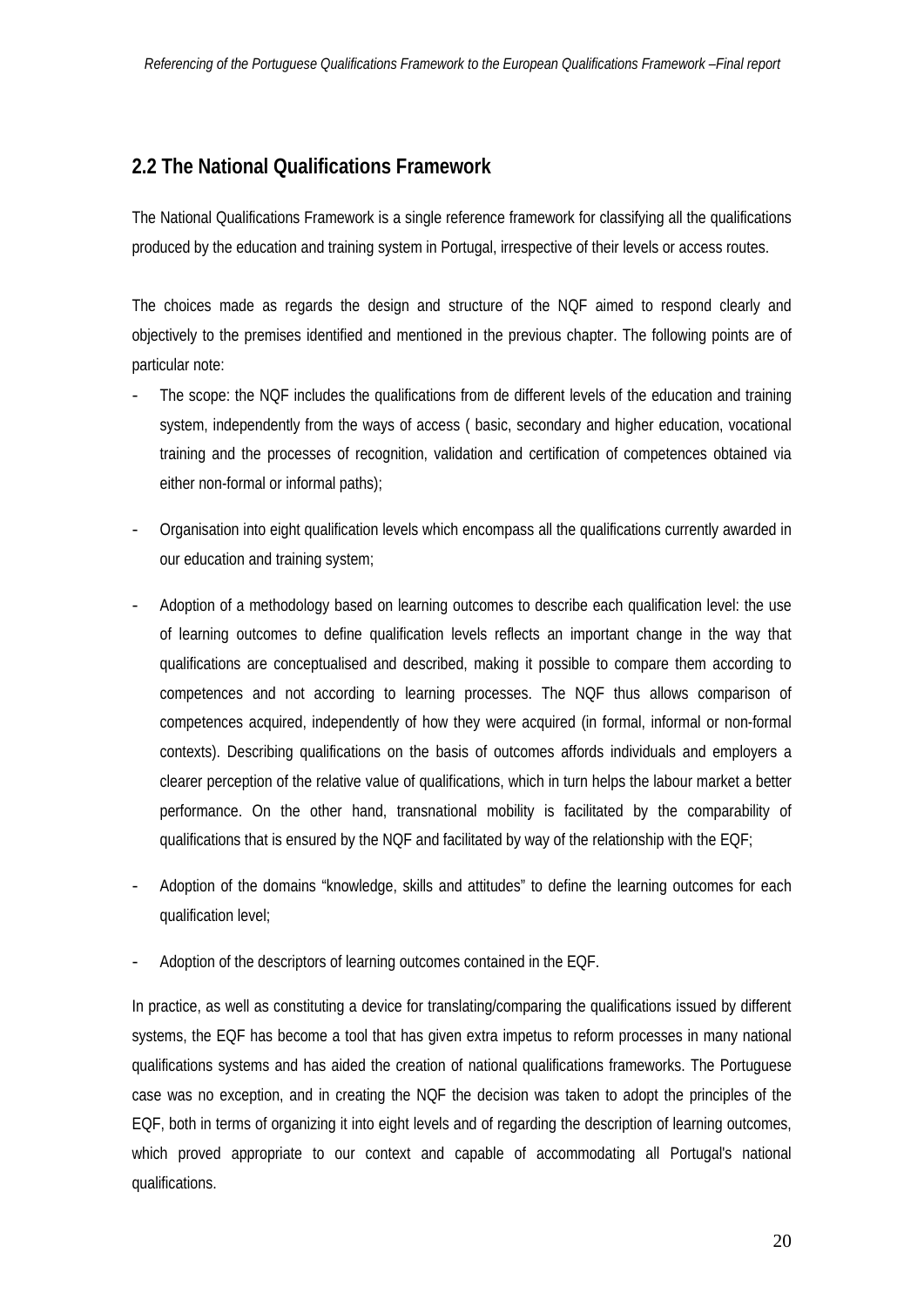## 2.2 The National Qualifications Framework

The National Qualifications Framework is a single reference framework for classifying all the qualifications produced by the education and training system in Portugal, irrespective of their levels or access routes.

The choices made as regards the design and structure of the NQF aimed to respond clearly and objectively to the premises identified and mentioned in the previous chapter. The following points are of particular note:

- The scope: the NQF includes the qualifications from de different levels of the education and training system, independently from the ways of access ( basic, secondary and higher education, vocational training and the processes of recognition, validation and certification of competences obtained via either non-formal or informal paths);

- Organisation into eight qualification levels which encompass all the qualifications currently awarded in our education and training system;

- Adoption of a methodology based on learning outcomes to describe each qualification level: the use of learning outcomes to define qualification levels reflects an important change in the way that qualifications are conceptualised and described, making it possible to compare them according to competences and not according to learning processes. The NQF thus allows comparison of competences acquired, independently of how they were acquired (in formal, informal or non-formal contexts). Describing qualifications on the basis of outcomes affords individuals and employers a clearer perception of the relative value of qualifications, which in turn helps the labour market a better performance. On the other hand, transnational mobility is facilitated by the comparability of qualifications that is ensured by the NQF and facilitated by way of the relationship with the EQF;

- Adoption of the domains “knowledge, skills and attitudes” to define the learning outcomes for each qualification level;

- Adoption of the descriptors of learning outcomes contained in the EQF.

In practice, as well as constituting a device for translating/comparing the qualifications issued by different systems, the EQF has become a tool that has given extra impetus to reform processes in many national qualifications systems and has aided the creation of national qualifications frameworks. The Portuguese case was no exception, and in creating the NQF the decision was taken to adopt the principles of the EQF, both in terms of organizing it into eight levels and of regarding the description of learning outcomes, which proved appropriate to our context and capable of accommodating all Portugal's national qualifications.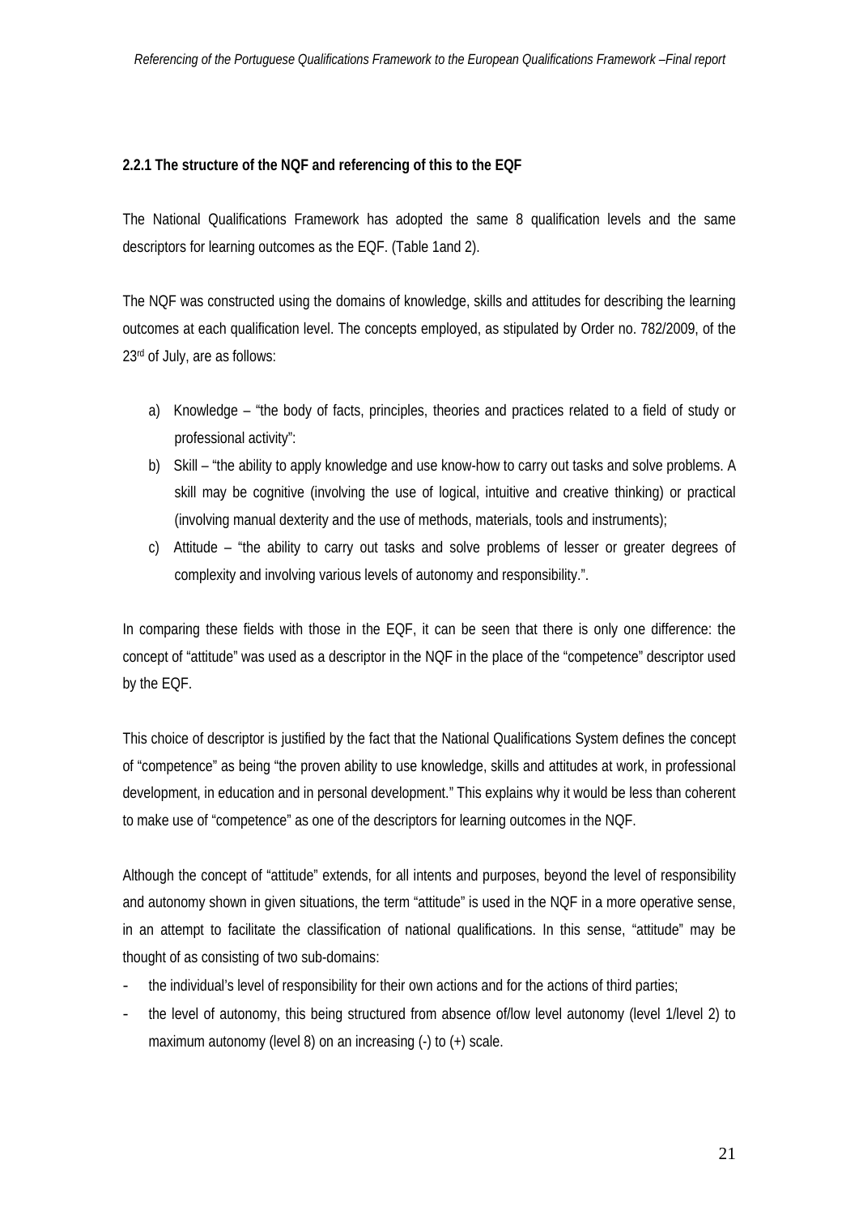### 2.2.1 The structure of the NQF and referencing of this to the EQF

The National Qualifications Framework has adopted the same 8 qualification levels and the same descriptors for learning outcomes as the EQF. (Table 1and 2).

The NQF was constructed using the domains of knowledge, skills and attitudes for describing the learning outcomes at each qualification level. The concepts employed, as stipulated by Order no. 782/2009, of the 23rd of July, are as follows:

a) Knowledge – "the body of facts, principles, theories and practices related to a field of study or professional activity":
b) Skill – "the ability to apply knowledge and use know-how to carry out tasks and solve problems. A skill may be cognitive (involving the use of logical, intuitive and creative thinking) or practical (involving manual dexterity and the use of methods, materials, tools and instruments);
c) Attitude – "the ability to carry out tasks and solve problems of lesser or greater degrees of complexity and involving various levels of autonomy and responsibility.".

In comparing these fields with those in the EQF, it can be seen that there is only one difference: the concept of "attitude" was used as a descriptor in the NQF in the place of the "competence" descriptor used by the EQF.

This choice of descriptor is justified by the fact that the National Qualifications System defines the concept of "competence" as being "the proven ability to use knowledge, skills and attitudes at work, in professional development, in education and in personal development." This explains why it would be less than coherent to make use of "competence" as one of the descriptors for learning outcomes in the NQF.

Although the concept of "attitude" extends, for all intents and purposes, beyond the level of responsibility and autonomy shown in given situations, the term "attitude" is used in the NQF in a more operative sense, in an attempt to facilitate the classification of national qualifications. In this sense, "attitude" may be thought of as consisting of two sub-domains:

- the individual's level of responsibility for their own actions and for the actions of third parties;
- the level of autonomy, this being structured from absence of/low level autonomy (level 1/level 2) to maximum autonomy (level 8) on an increasing (-) to (+) scale.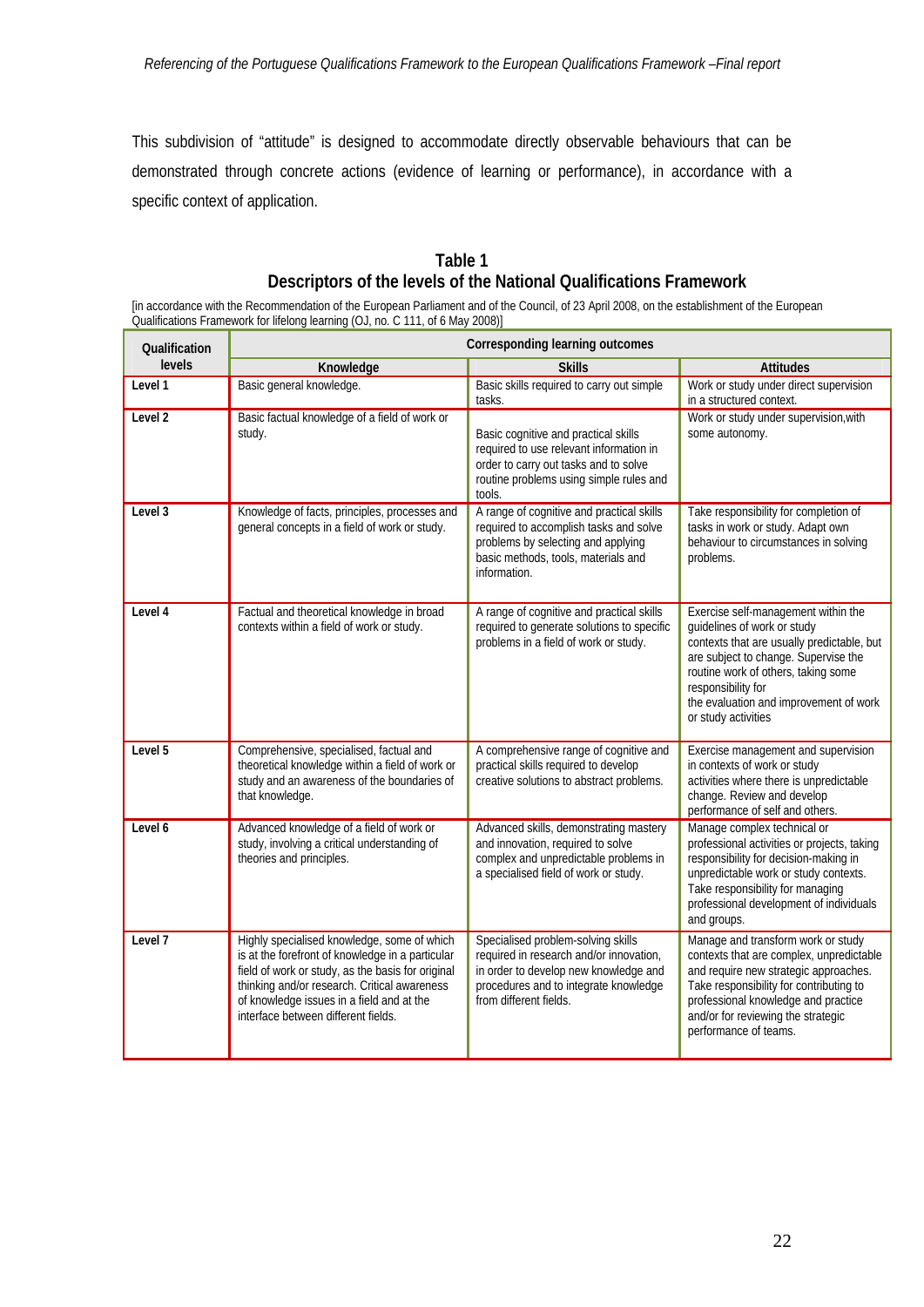This subdivision of "attitude" is designed to accommodate directly observable behaviours that can be demonstrated through concrete actions (evidence of learning or performance), in accordance with a specific context of application.

**Table 1**
**Descriptors of the levels of the National Qualifications Framework**

[in accordance with the Recommendation of the European Parliament and of the Council, of 23 April 2008, on the establishment of the European Qualifications Framework for lifelong learning (OJ, no. C 111, of 6 May 2008)]

| Qualification levels | Corresponding learning outcomes | | |
|---|---|---|---|
| | Knowledge | Skills | Attitudes |
| Level 1 | Basic general knowledge. | Basic skills required to carry out simple tasks. | Work or study under direct supervision in a structured context. |
| Level 2 | Basic factual knowledge of a field of work or study. | Basic cognitive and practical skills required to use relevant information in order to carry out tasks and to solve routine problems using simple rules and tools. | Work or study under supervision,with some autonomy. |
| Level 3 | Knowledge of facts, principles, processes and general concepts in a field of work or study. | A range of cognitive and practical skills required to accomplish tasks and solve problems by selecting and applying basic methods, tools, materials and information. | Take responsibility for completion of tasks in work or study. Adapt own behaviour to circumstances in solving problems. |
| Level 4 | Factual and theoretical knowledge in broad contexts within a field of work or study. | A range of cognitive and practical skills required to generate solutions to specific problems in a field of work or study. | Exercise self-management within the guidelines of work or study contexts that are usually predictable, but are subject to change. Supervise the routine work of others, taking some responsibility for the evaluation and improvement of work or study activities |
| Level 5 | Comprehensive, specialised, factual and theoretical knowledge within a field of work or study and an awareness of the boundaries of that knowledge. | A comprehensive range of cognitive and practical skills required to develop creative solutions to abstract problems. | Exercise management and supervision in contexts of work or study activities where there is unpredictable change. Review and develop performance of self and others. |
| Level 6 | Advanced knowledge of a field of work or study, involving a critical understanding of theories and principles. | Advanced skills, demonstrating mastery and innovation, required to solve complex and unpredictable problems in a specialised field of work or study. | Manage complex technical or professional activities or projects, taking responsibility for decision-making in unpredictable work or study contexts. Take responsibility for managing professional development of individuals and groups. |
| Level 7 | Highly specialised knowledge, some of which is at the forefront of knowledge in a particular field of work or study, as the basis for original thinking and/or research. Critical awareness of knowledge issues in a field and at the interface between different fields. | Specialised problem-solving skills required in research and/or innovation, in order to develop new knowledge and procedures and to integrate knowledge from different fields. | Manage and transform work or study contexts that are complex, unpredictable and require new strategic approaches. Take responsibility for contributing to professional knowledge and practice and/or for reviewing the strategic performance of teams. |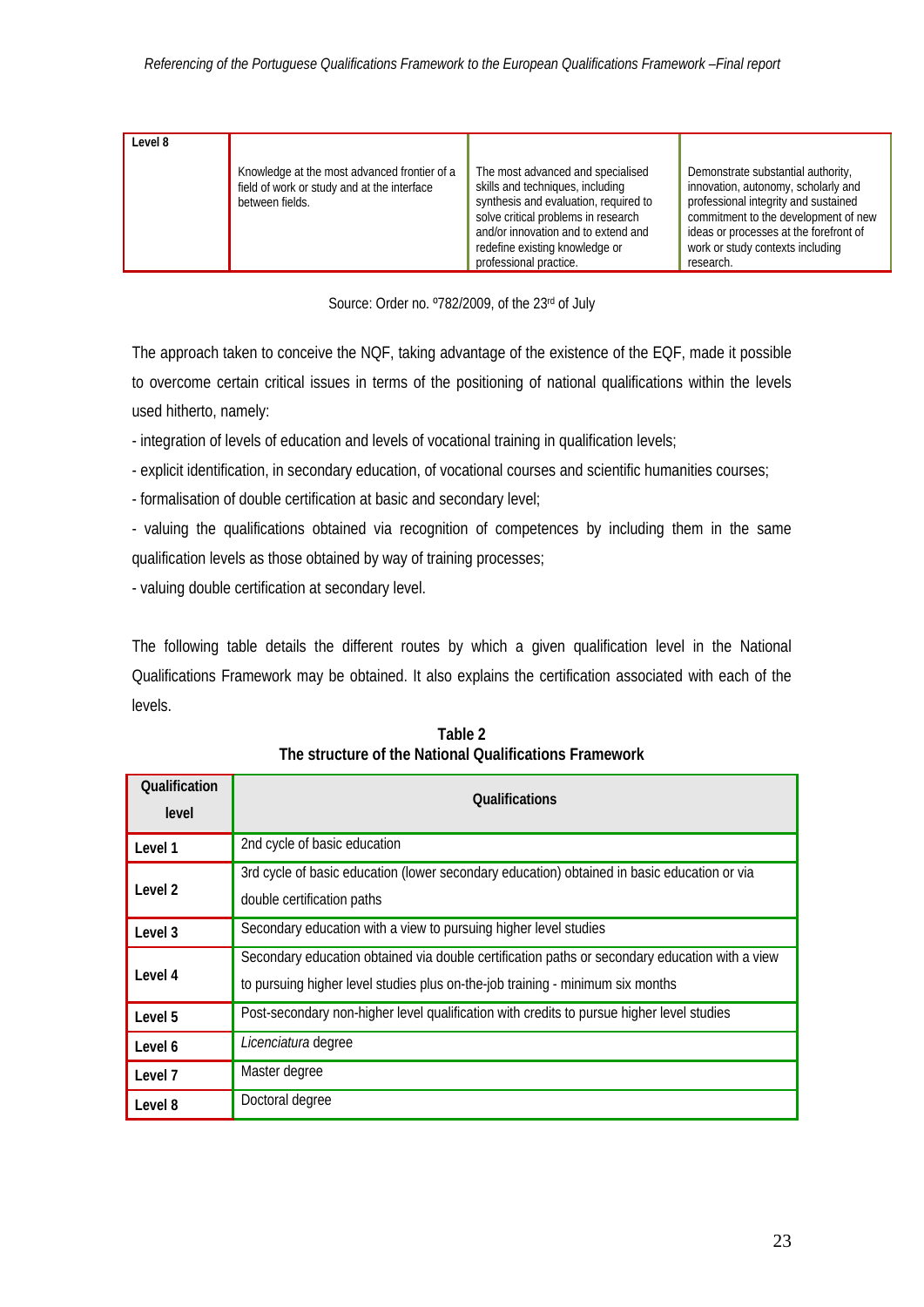| Level 8 | Knowledge at the most advanced frontier of a field of work or study and at the interface between fields. | The most advanced and specialised skills and techniques, including synthesis and evaluation, required to solve critical problems in research and/or innovation and to extend and redefine existing knowledge or professional practice. | Demonstrate substantial authority, innovation, autonomy, scholarly and professional integrity and sustained commitment to the development of new ideas or processes at the forefront of work or study contexts including research. |
|---|---|---|---|

Source: Order no. º782/2009, of the 23rd of July

The approach taken to conceive the NQF, taking advantage of the existence of the EQF, made it possible to overcome certain critical issues in terms of the positioning of national qualifications within the levels used hitherto, namely:

- integration of levels of education and levels of vocational training in qualification levels;
- explicit identification, in secondary education, of vocational courses and scientific humanities courses;
- formalisation of double certification at basic and secondary level;
- valuing the qualifications obtained via recognition of competences by including them in the same qualification levels as those obtained by way of training processes;
- valuing double certification at secondary level.

The following table details the different routes by which a given qualification level in the National Qualifications Framework may be obtained. It also explains the certification associated with each of the levels.

**Table 2**
**The structure of the National Qualifications Framework**

| Qualification level | Qualifications |
|---|---|
| Level 1 | 2nd cycle of basic education |
| Level 2 | 3rd cycle of basic education (lower secondary education) obtained in basic education or via double certification paths |
| Level 3 | Secondary education with a view to pursuing higher level studies |
| Level 4 | Secondary education obtained via double certification paths or secondary education with a view to pursuing higher level studies plus on-the-job training - minimum six months |
| Level 5 | Post-secondary non-higher level qualification with credits to pursue higher level studies |
| Level 6 | *Licenciatura* degree |
| Level 7 | Master degree |
| Level 8 | Doctoral degree |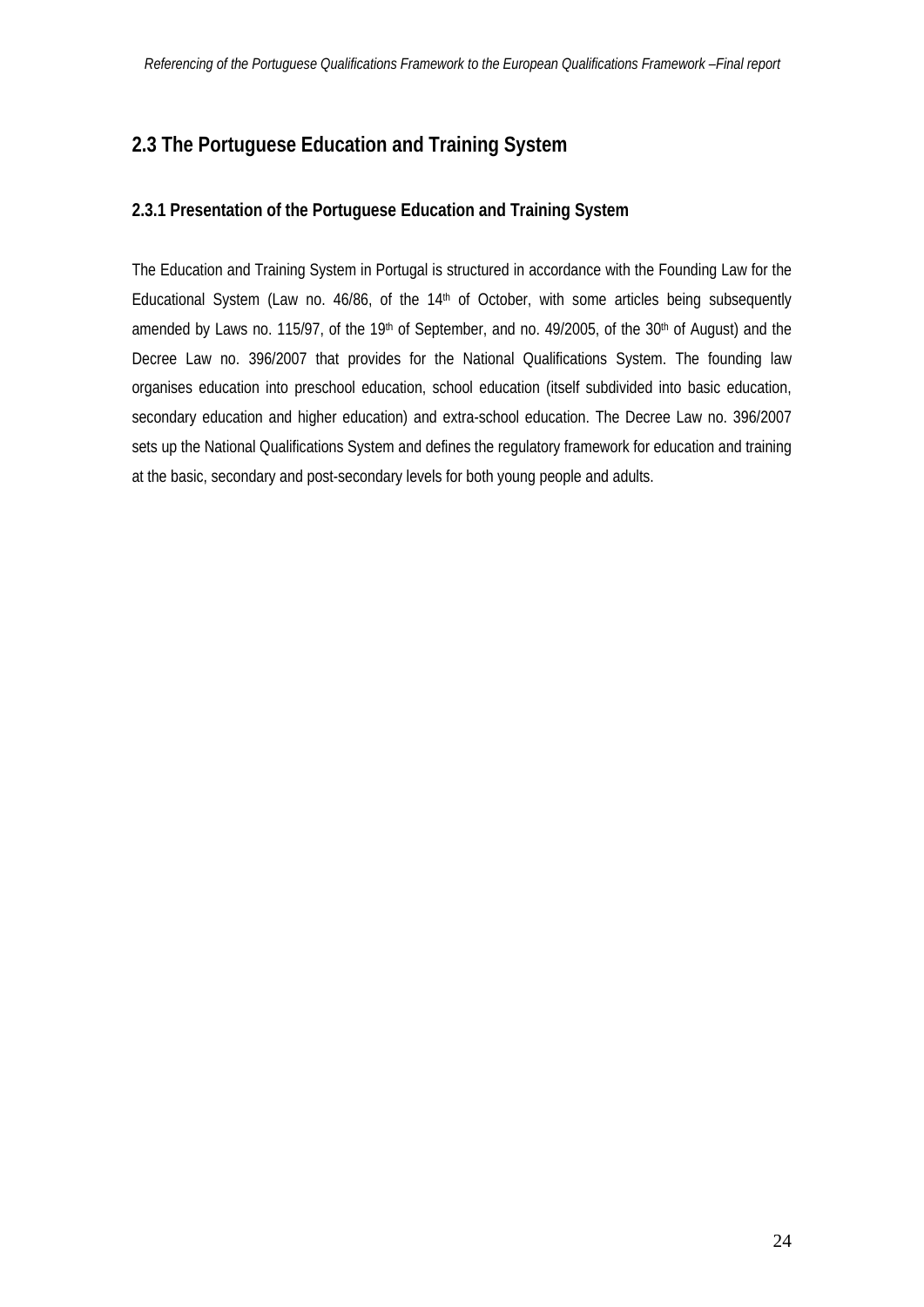## 2.3 The Portuguese Education and Training System

### 2.3.1 Presentation of the Portuguese Education and Training System

The Education and Training System in Portugal is structured in accordance with the Founding Law for the Educational System (Law no. 46/86, of the 14th of October, with some articles being subsequently amended by Laws no. 115/97, of the 19th of September, and no. 49/2005, of the 30th of August) and the Decree Law no. 396/2007 that provides for the National Qualifications System. The founding law organises education into preschool education, school education (itself subdivided into basic education, secondary education and higher education) and extra-school education. The Decree Law no. 396/2007 sets up the National Qualifications System and defines the regulatory framework for education and training at the basic, secondary and post-secondary levels for both young people and adults.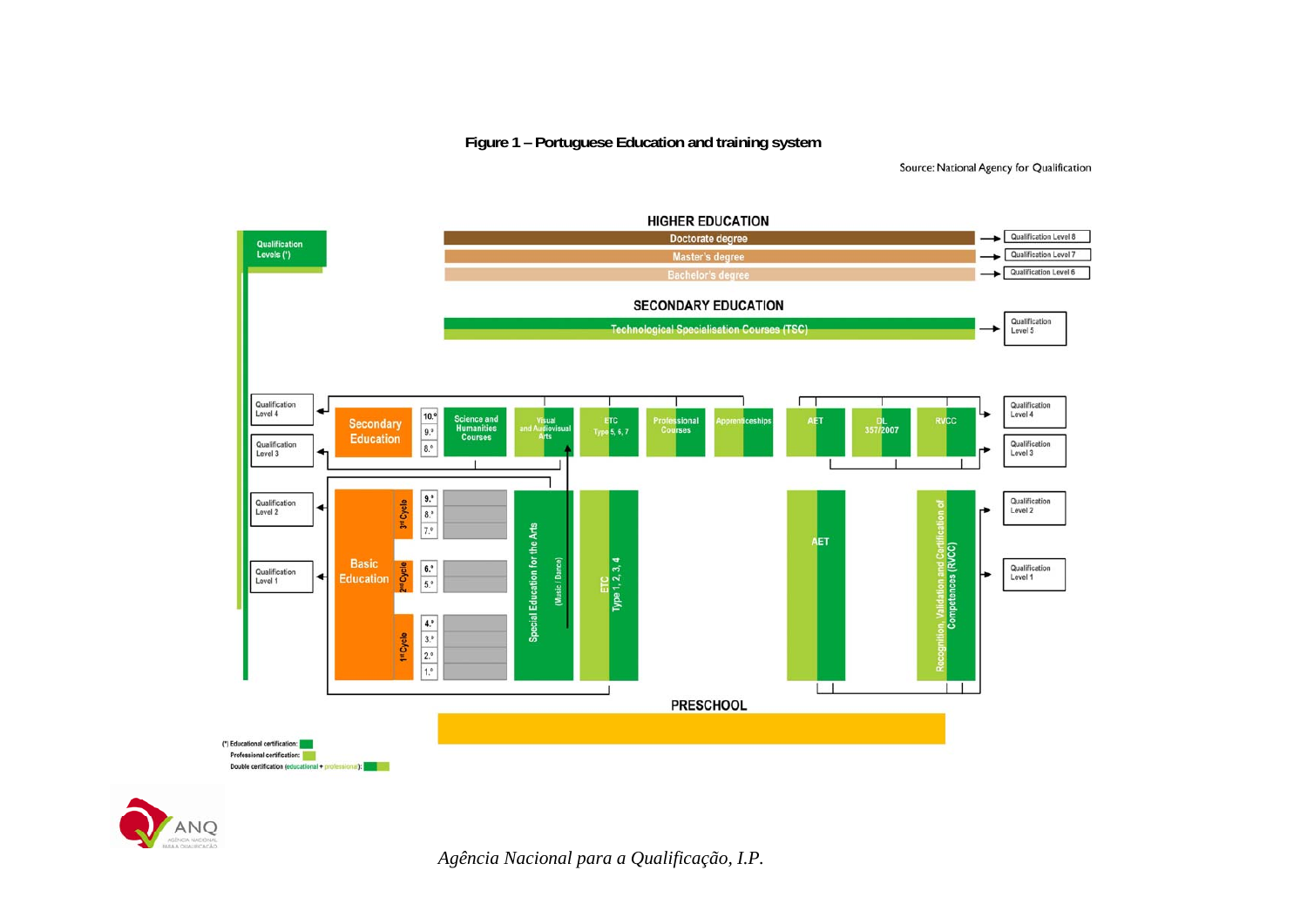**Figure 1 – Portuguese Education and training system**

Source: National Agency for Qualification

HIGHER EDUCATION

- Doctorate degree → Qualification Level 8
- Master's degree → Qualification Level 7
- Bachelor's degree → Qualification Level 6

SECONDARY EDUCATION

- Technological Specialisation Courses (TSC) → Qualification Level 5

Qualification Levels (*)

| | | | | | | | | | | | | |
|---|---|---|---|---|---|---|---|---|---|---|---|---|
| Qualification Level 4 / Qualification Level 3 | Secondary Education | 10.º 9.º 8.º | Science and Humanities Courses | Visual and Audiovisual Arts | ETC Type 5, 6, 7 | Professional Courses | Apprenticeships | AET | DL 357/2007 | RVCC | Qualification Level 4 / Qualification Level 3 |
| Qualification Level 2 / Qualification Level 1 | Basic Education | 3rd Cycle: 9.º 8.º 7.º; 2nd Cycle: 6.º 5.º; 1st Cycle: 4.º 3.º 2.º 1.º | Special Education for the Arts (Music / Dance) | ETC Type 1, 2, 3, 4 | | | | AET | | Recognition, Validation and Certification of Competences (RVCC) | Qualification Level 2 / Qualification Level 1 |

PRESCHOOL

(*) Educational certification:
Professional certification:
Double certification (educational + professional):

*Agência Nacional para a Qualificação, I.P.*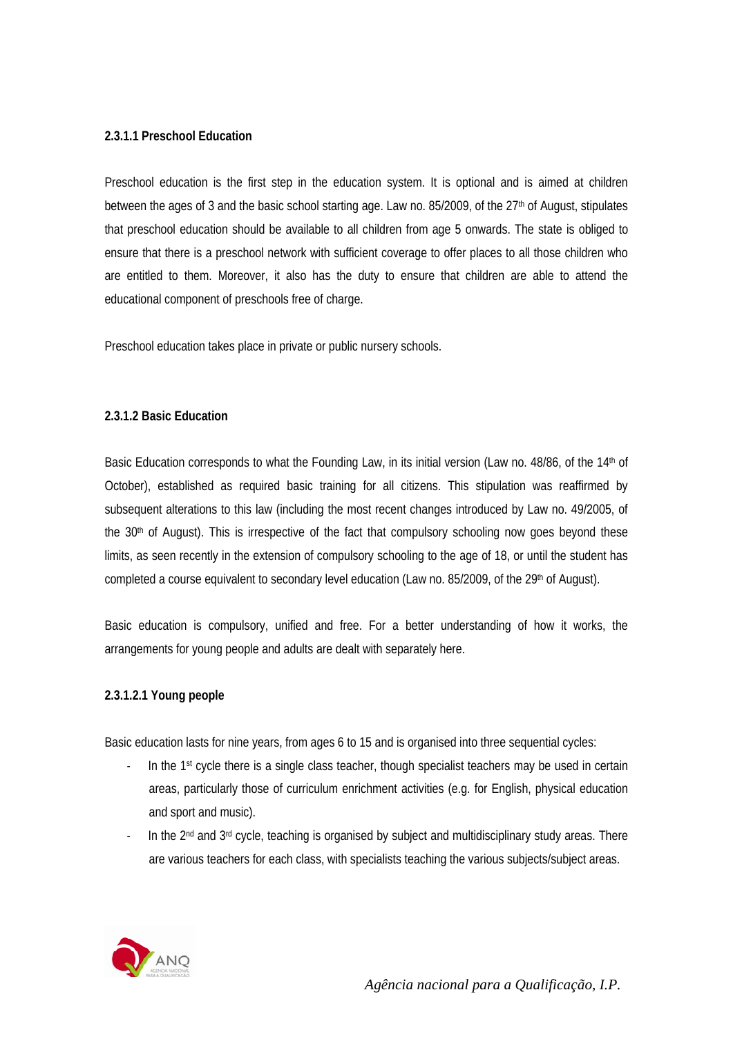#### 2.3.1.1 Preschool Education

Preschool education is the first step in the education system. It is optional and is aimed at children between the ages of 3 and the basic school starting age. Law no. 85/2009, of the 27th of August, stipulates that preschool education should be available to all children from age 5 onwards. The state is obliged to ensure that there is a preschool network with sufficient coverage to offer places to all those children who are entitled to them. Moreover, it also has the duty to ensure that children are able to attend the educational component of preschools free of charge.

Preschool education takes place in private or public nursery schools.

#### 2.3.1.2 Basic Education

Basic Education corresponds to what the Founding Law, in its initial version (Law no. 48/86, of the 14th of October), established as required basic training for all citizens. This stipulation was reaffirmed by subsequent alterations to this law (including the most recent changes introduced by Law no. 49/2005, of the 30th of August). This is irrespective of the fact that compulsory schooling now goes beyond these limits, as seen recently in the extension of compulsory schooling to the age of 18, or until the student has completed a course equivalent to secondary level education (Law no. 85/2009, of the 29th of August).

Basic education is compulsory, unified and free. For a better understanding of how it works, the arrangements for young people and adults are dealt with separately here.

##### 2.3.1.2.1 Young people

Basic education lasts for nine years, from ages 6 to 15 and is organised into three sequential cycles:

- In the 1st cycle there is a single class teacher, though specialist teachers may be used in certain areas, particularly those of curriculum enrichment activities (e.g. for English, physical education and sport and music).
- In the 2nd and 3rd cycle, teaching is organised by subject and multidisciplinary study areas. There are various teachers for each class, with specialists teaching the various subjects/subject areas.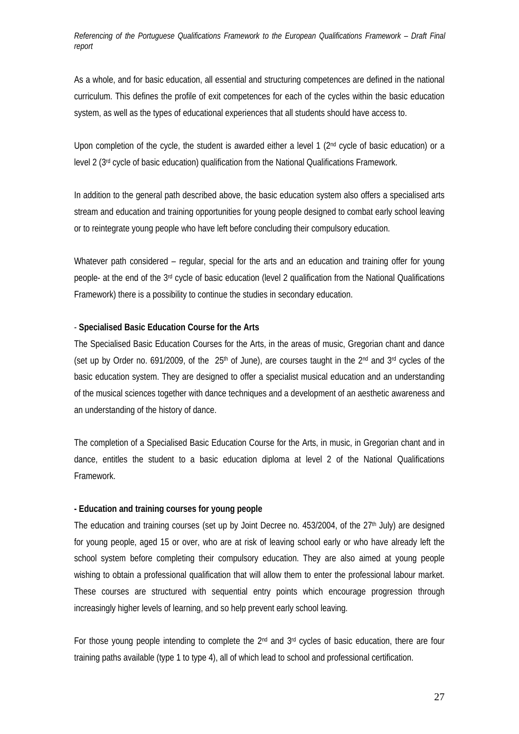As a whole, and for basic education, all essential and structuring competences are defined in the national curriculum. This defines the profile of exit competences for each of the cycles within the basic education system, as well as the types of educational experiences that all students should have access to.

Upon completion of the cycle, the student is awarded either a level 1 (2nd cycle of basic education) or a level 2 (3rd cycle of basic education) qualification from the National Qualifications Framework.

In addition to the general path described above, the basic education system also offers a specialised arts stream and education and training opportunities for young people designed to combat early school leaving or to reintegrate young people who have left before concluding their compulsory education.

Whatever path considered – regular, special for the arts and an education and training offer for young people- at the end of the 3rd cycle of basic education (level 2 qualification from the National Qualifications Framework) there is a possibility to continue the studies in secondary education.

- **Specialised Basic Education Course for the Arts**

The Specialised Basic Education Courses for the Arts, in the areas of music, Gregorian chant and dance (set up by Order no. 691/2009, of the 25th of June), are courses taught in the 2nd and 3rd cycles of the basic education system. They are designed to offer a specialist musical education and an understanding of the musical sciences together with dance techniques and a development of an aesthetic awareness and an understanding of the history of dance.

The completion of a Specialised Basic Education Course for the Arts, in music, in Gregorian chant and in dance, entitles the student to a basic education diploma at level 2 of the National Qualifications Framework.

**- Education and training courses for young people**

The education and training courses (set up by Joint Decree no. 453/2004, of the 27th July) are designed for young people, aged 15 or over, who are at risk of leaving school early or who have already left the school system before completing their compulsory education. They are also aimed at young people wishing to obtain a professional qualification that will allow them to enter the professional labour market. These courses are structured with sequential entry points which encourage progression through increasingly higher levels of learning, and so help prevent early school leaving.

For those young people intending to complete the 2nd and 3rd cycles of basic education, there are four training paths available (type 1 to type 4), all of which lead to school and professional certification.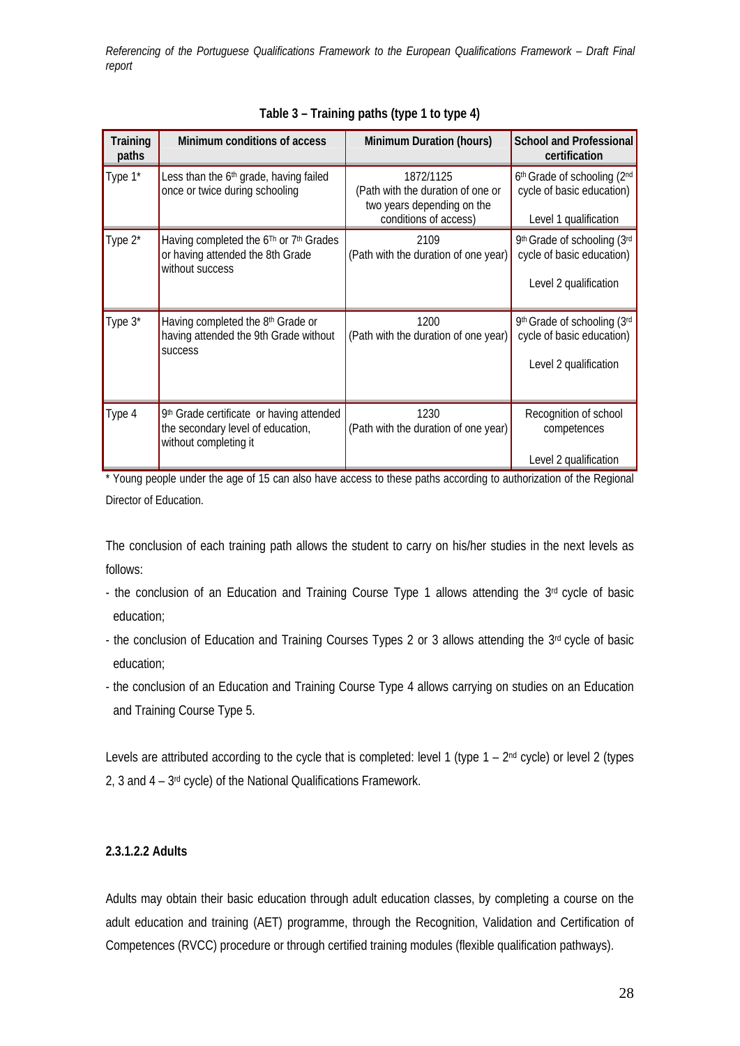**Table 3 – Training paths (type 1 to type 4)**

| Training paths | Minimum conditions of access | Minimum Duration (hours) | School and Professional certification |
|---|---|---|---|
| Type 1* | Less than the 6th grade, having failed once or twice during schooling | 1872/1125 (Path with the duration of one or two years depending on the conditions of access) | 6th Grade of schooling (2nd cycle of basic education)<br><br>Level 1 qualification |
| Type 2* | Having completed the 6Th or 7th Grades or having attended the 8th Grade without success | 2109 (Path with the duration of one year) | 9th Grade of schooling (3rd cycle of basic education)<br><br>Level 2 qualification |
| Type 3* | Having completed the 8th Grade or having attended the 9th Grade without success | 1200 (Path with the duration of one year) | 9th Grade of schooling (3rd cycle of basic education)<br><br>Level 2 qualification |
| Type 4 | 9th Grade certificate or having attended the secondary level of education, without completing it | 1230 (Path with the duration of one year) | Recognition of school competences<br><br>Level 2 qualification |

* Young people under the age of 15 can also have access to these paths according to authorization of the Regional Director of Education.

The conclusion of each training path allows the student to carry on his/her studies in the next levels as follows:

- the conclusion of an Education and Training Course Type 1 allows attending the 3rd cycle of basic education;
- the conclusion of Education and Training Courses Types 2 or 3 allows attending the 3rd cycle of basic education;
- the conclusion of an Education and Training Course Type 4 allows carrying on studies on an Education and Training Course Type 5.

Levels are attributed according to the cycle that is completed: level 1 (type 1 – 2nd cycle) or level 2 (types 2, 3 and 4 – 3rd cycle) of the National Qualifications Framework.

#### 2.3.1.2.2 Adults

Adults may obtain their basic education through adult education classes, by completing a course on the adult education and training (AET) programme, through the Recognition, Validation and Certification of Competences (RVCC) procedure or through certified training modules (flexible qualification pathways).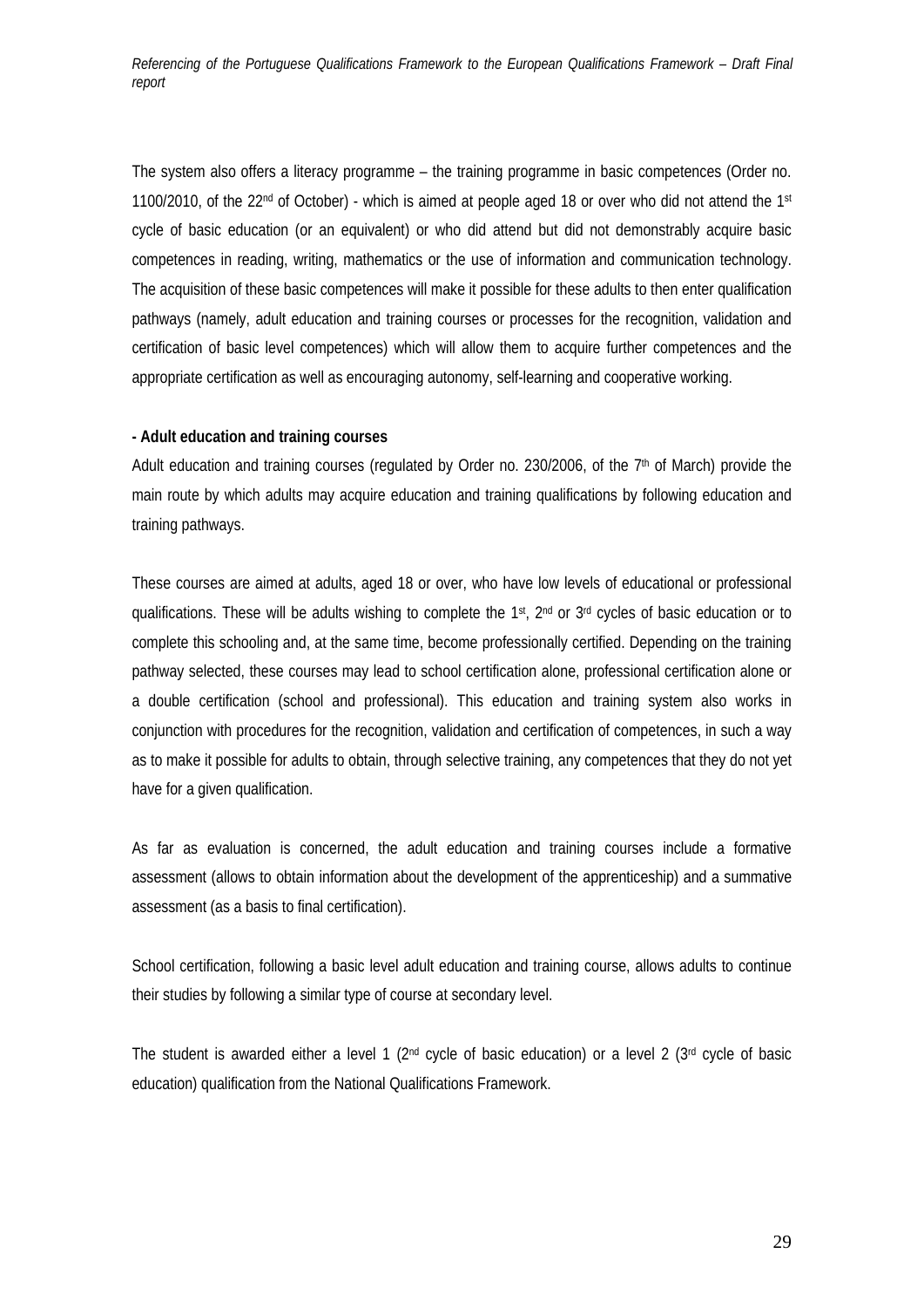The system also offers a literacy programme – the training programme in basic competences (Order no. 1100/2010, of the 22nd of October) - which is aimed at people aged 18 or over who did not attend the 1st cycle of basic education (or an equivalent) or who did attend but did not demonstrably acquire basic competences in reading, writing, mathematics or the use of information and communication technology. The acquisition of these basic competences will make it possible for these adults to then enter qualification pathways (namely, adult education and training courses or processes for the recognition, validation and certification of basic level competences) which will allow them to acquire further competences and the appropriate certification as well as encouraging autonomy, self-learning and cooperative working.

**- Adult education and training courses**

Adult education and training courses (regulated by Order no. 230/2006, of the 7th of March) provide the main route by which adults may acquire education and training qualifications by following education and training pathways.

These courses are aimed at adults, aged 18 or over, who have low levels of educational or professional qualifications. These will be adults wishing to complete the 1st, 2nd or 3rd cycles of basic education or to complete this schooling and, at the same time, become professionally certified. Depending on the training pathway selected, these courses may lead to school certification alone, professional certification alone or a double certification (school and professional). This education and training system also works in conjunction with procedures for the recognition, validation and certification of competences, in such a way as to make it possible for adults to obtain, through selective training, any competences that they do not yet have for a given qualification.

As far as evaluation is concerned, the adult education and training courses include a formative assessment (allows to obtain information about the development of the apprenticeship) and a summative assessment (as a basis to final certification).

School certification, following a basic level adult education and training course, allows adults to continue their studies by following a similar type of course at secondary level.

The student is awarded either a level 1 (2nd cycle of basic education) or a level 2 (3rd cycle of basic education) qualification from the National Qualifications Framework.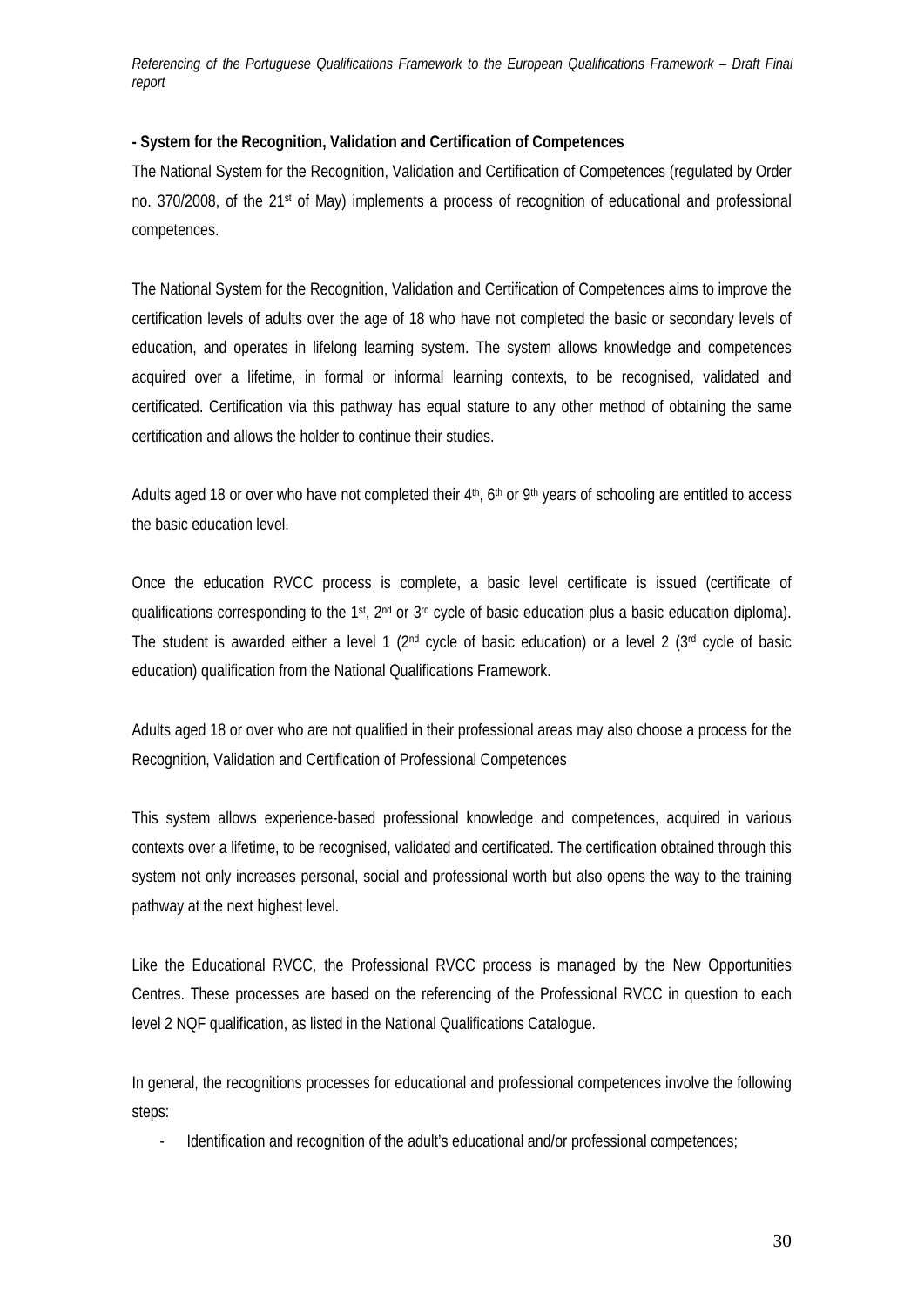**- System for the Recognition, Validation and Certification of Competences**

The National System for the Recognition, Validation and Certification of Competences (regulated by Order no. 370/2008, of the 21st of May) implements a process of recognition of educational and professional competences.

The National System for the Recognition, Validation and Certification of Competences aims to improve the certification levels of adults over the age of 18 who have not completed the basic or secondary levels of education, and operates in lifelong learning system. The system allows knowledge and competences acquired over a lifetime, in formal or informal learning contexts, to be recognised, validated and certificated. Certification via this pathway has equal stature to any other method of obtaining the same certification and allows the holder to continue their studies.

Adults aged 18 or over who have not completed their 4th, 6th or 9th years of schooling are entitled to access the basic education level.

Once the education RVCC process is complete, a basic level certificate is issued (certificate of qualifications corresponding to the 1st, 2nd or 3rd cycle of basic education plus a basic education diploma). The student is awarded either a level 1 (2nd cycle of basic education) or a level 2 (3rd cycle of basic education) qualification from the National Qualifications Framework.

Adults aged 18 or over who are not qualified in their professional areas may also choose a process for the Recognition, Validation and Certification of Professional Competences

This system allows experience-based professional knowledge and competences, acquired in various contexts over a lifetime, to be recognised, validated and certificated. The certification obtained through this system not only increases personal, social and professional worth but also opens the way to the training pathway at the next highest level.

Like the Educational RVCC, the Professional RVCC process is managed by the New Opportunities Centres. These processes are based on the referencing of the Professional RVCC in question to each level 2 NQF qualification, as listed in the National Qualifications Catalogue.

In general, the recognitions processes for educational and professional competences involve the following steps:

- Identification and recognition of the adult's educational and/or professional competences;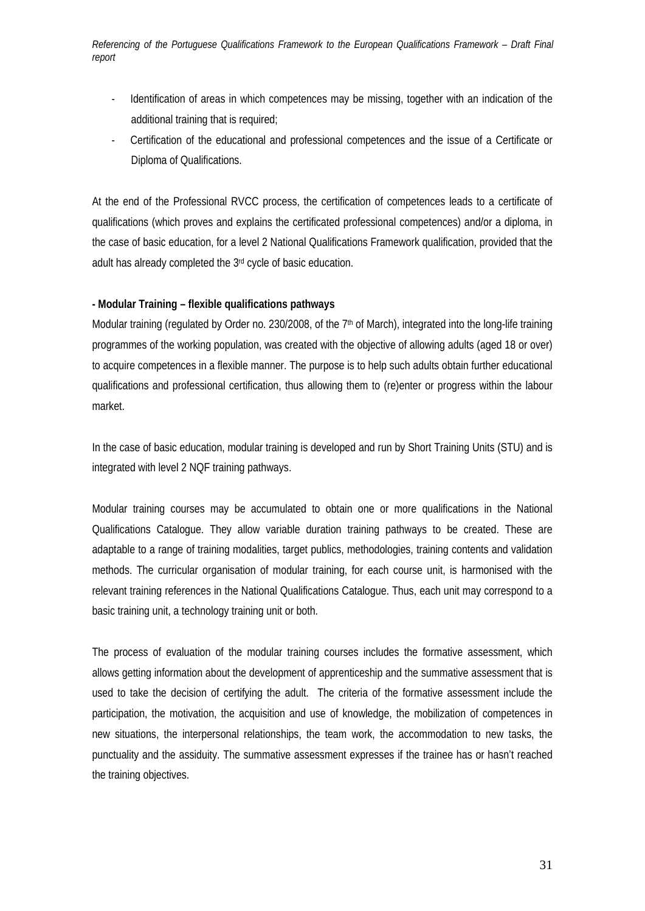- Identification of areas in which competences may be missing, together with an indication of the additional training that is required;
- Certification of the educational and professional competences and the issue of a Certificate or Diploma of Qualifications.

At the end of the Professional RVCC process, the certification of competences leads to a certificate of qualifications (which proves and explains the certificated professional competences) and/or a diploma, in the case of basic education, for a level 2 National Qualifications Framework qualification, provided that the adult has already completed the 3rd cycle of basic education.

**- Modular Training – flexible qualifications pathways**

Modular training (regulated by Order no. 230/2008, of the 7th of March), integrated into the long-life training programmes of the working population, was created with the objective of allowing adults (aged 18 or over) to acquire competences in a flexible manner. The purpose is to help such adults obtain further educational qualifications and professional certification, thus allowing them to (re)enter or progress within the labour market.

In the case of basic education, modular training is developed and run by Short Training Units (STU) and is integrated with level 2 NQF training pathways.

Modular training courses may be accumulated to obtain one or more qualifications in the National Qualifications Catalogue. They allow variable duration training pathways to be created. These are adaptable to a range of training modalities, target publics, methodologies, training contents and validation methods. The curricular organisation of modular training, for each course unit, is harmonised with the relevant training references in the National Qualifications Catalogue. Thus, each unit may correspond to a basic training unit, a technology training unit or both.

The process of evaluation of the modular training courses includes the formative assessment, which allows getting information about the development of apprenticeship and the summative assessment that is used to take the decision of certifying the adult. The criteria of the formative assessment include the participation, the motivation, the acquisition and use of knowledge, the mobilization of competences in new situations, the interpersonal relationships, the team work, the accommodation to new tasks, the punctuality and the assiduity. The summative assessment expresses if the trainee has or hasn't reached the training objectives.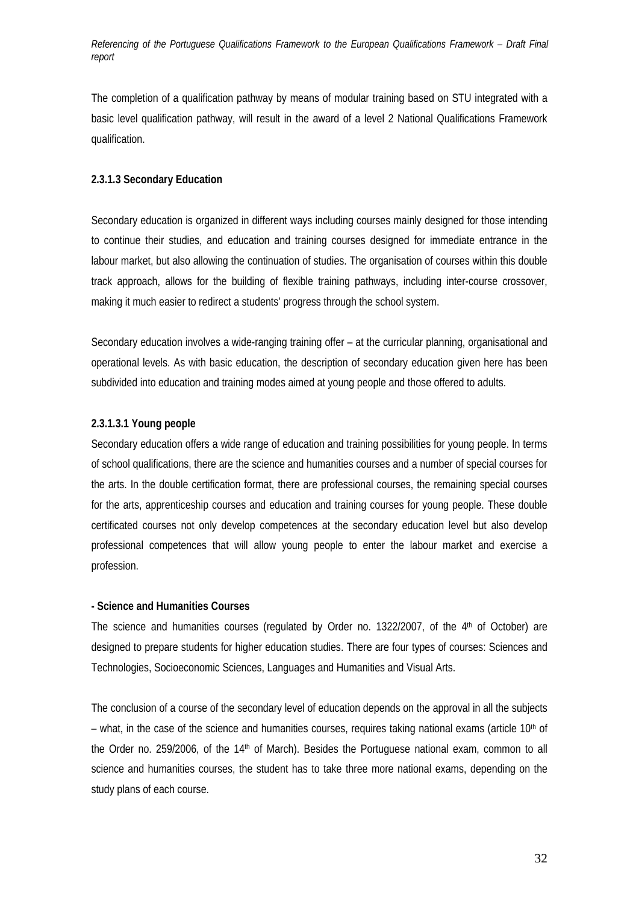The completion of a qualification pathway by means of modular training based on STU integrated with a basic level qualification pathway, will result in the award of a level 2 National Qualifications Framework qualification.

#### 2.3.1.3 Secondary Education

Secondary education is organized in different ways including courses mainly designed for those intending to continue their studies, and education and training courses designed for immediate entrance in the labour market, but also allowing the continuation of studies. The organisation of courses within this double track approach, allows for the building of flexible training pathways, including inter-course crossover, making it much easier to redirect a students' progress through the school system.

Secondary education involves a wide-ranging training offer – at the curricular planning, organisational and operational levels. As with basic education, the description of secondary education given here has been subdivided into education and training modes aimed at young people and those offered to adults.

##### 2.3.1.3.1 Young people

Secondary education offers a wide range of education and training possibilities for young people. In terms of school qualifications, there are the science and humanities courses and a number of special courses for the arts. In the double certification format, there are professional courses, the remaining special courses for the arts, apprenticeship courses and education and training courses for young people. These double certificated courses not only develop competences at the secondary education level but also develop professional competences that will allow young people to enter the labour market and exercise a profession.

**- Science and Humanities Courses**

The science and humanities courses (regulated by Order no. 1322/2007, of the 4th of October) are designed to prepare students for higher education studies. There are four types of courses: Sciences and Technologies, Socioeconomic Sciences, Languages and Humanities and Visual Arts.

The conclusion of a course of the secondary level of education depends on the approval in all the subjects – what, in the case of the science and humanities courses, requires taking national exams (article 10th of the Order no. 259/2006, of the 14th of March). Besides the Portuguese national exam, common to all science and humanities courses, the student has to take three more national exams, depending on the study plans of each course.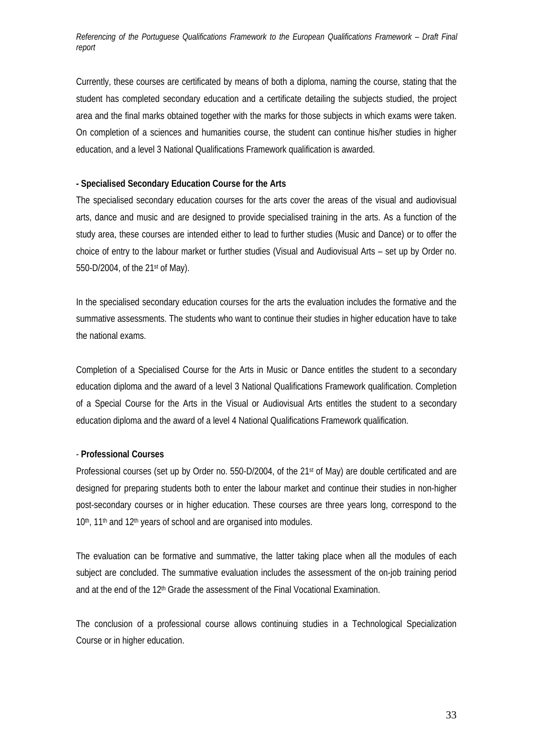Currently, these courses are certificated by means of both a diploma, naming the course, stating that the student has completed secondary education and a certificate detailing the subjects studied, the project area and the final marks obtained together with the marks for those subjects in which exams were taken. On completion of a sciences and humanities course, the student can continue his/her studies in higher education, and a level 3 National Qualifications Framework qualification is awarded.

**- Specialised Secondary Education Course for the Arts**

The specialised secondary education courses for the arts cover the areas of the visual and audiovisual arts, dance and music and are designed to provide specialised training in the arts. As a function of the study area, these courses are intended either to lead to further studies (Music and Dance) or to offer the choice of entry to the labour market or further studies (Visual and Audiovisual Arts – set up by Order no. 550-D/2004, of the 21st of May).

In the specialised secondary education courses for the arts the evaluation includes the formative and the summative assessments. The students who want to continue their studies in higher education have to take the national exams.

Completion of a Specialised Course for the Arts in Music or Dance entitles the student to a secondary education diploma and the award of a level 3 National Qualifications Framework qualification. Completion of a Special Course for the Arts in the Visual or Audiovisual Arts entitles the student to a secondary education diploma and the award of a level 4 National Qualifications Framework qualification.

- **Professional Courses**

Professional courses (set up by Order no. 550-D/2004, of the 21st of May) are double certificated and are designed for preparing students both to enter the labour market and continue their studies in non-higher post-secondary courses or in higher education. These courses are three years long, correspond to the 10th, 11th and 12th years of school and are organised into modules.

The evaluation can be formative and summative, the latter taking place when all the modules of each subject are concluded. The summative evaluation includes the assessment of the on-job training period and at the end of the 12th Grade the assessment of the Final Vocational Examination.

The conclusion of a professional course allows continuing studies in a Technological Specialization Course or in higher education.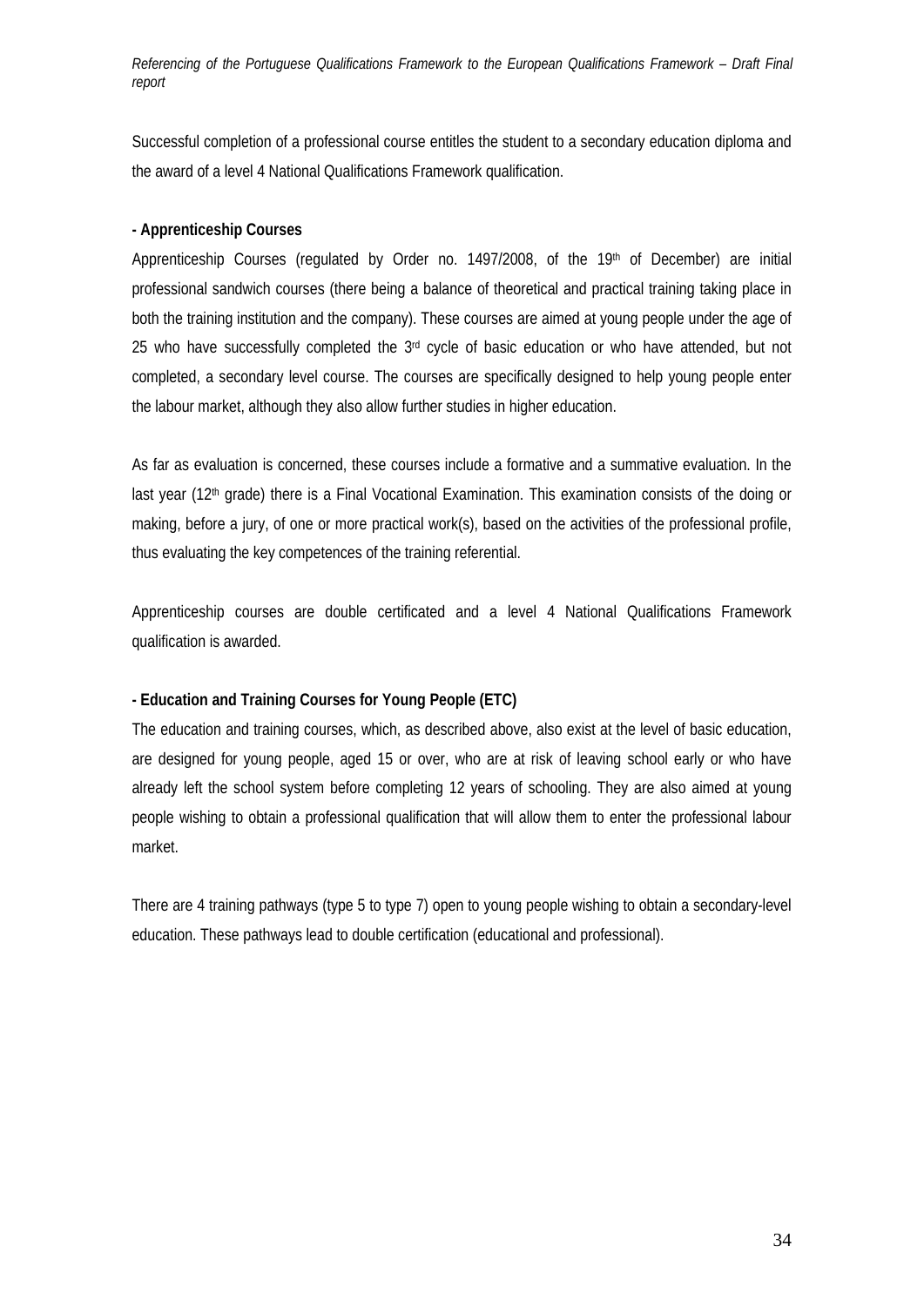Successful completion of a professional course entitles the student to a secondary education diploma and the award of a level 4 National Qualifications Framework qualification.

**- Apprenticeship Courses**

Apprenticeship Courses (regulated by Order no. 1497/2008, of the 19th of December) are initial professional sandwich courses (there being a balance of theoretical and practical training taking place in both the training institution and the company). These courses are aimed at young people under the age of 25 who have successfully completed the 3rd cycle of basic education or who have attended, but not completed, a secondary level course. The courses are specifically designed to help young people enter the labour market, although they also allow further studies in higher education.

As far as evaluation is concerned, these courses include a formative and a summative evaluation. In the last year (12th grade) there is a Final Vocational Examination. This examination consists of the doing or making, before a jury, of one or more practical work(s), based on the activities of the professional profile, thus evaluating the key competences of the training referential.

Apprenticeship courses are double certificated and a level 4 National Qualifications Framework qualification is awarded.

**- Education and Training Courses for Young People (ETC)**

The education and training courses, which, as described above, also exist at the level of basic education, are designed for young people, aged 15 or over, who are at risk of leaving school early or who have already left the school system before completing 12 years of schooling. They are also aimed at young people wishing to obtain a professional qualification that will allow them to enter the professional labour market.

There are 4 training pathways (type 5 to type 7) open to young people wishing to obtain a secondary-level education. These pathways lead to double certification (educational and professional).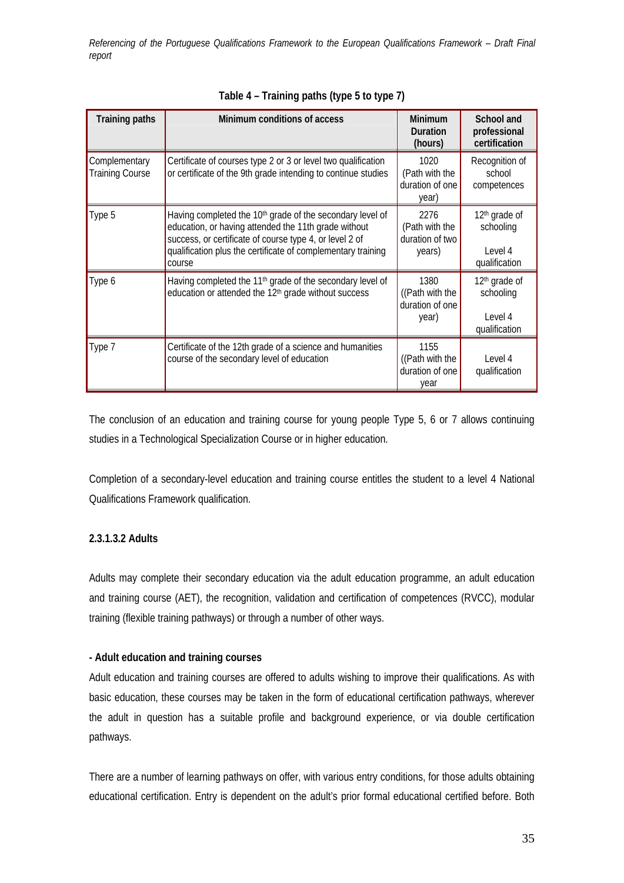**Table 4 – Training paths (type 5 to type 7)**

| Training paths | Minimum conditions of access | Minimum Duration (hours) | School and professional certification |
|---|---|---|---|
| Complementary Training Course | Certificate of courses type 2 or 3 or level two qualification or certificate of the 9th grade intending to continue studies | 1020 (Path with the duration of one year) | Recognition of school competences |
| Type 5 | Having completed the 10th grade of the secondary level of education, or having attended the 11th grade without success, or certificate of course type 4, or level 2 of qualification plus the certificate of complementary training course | 2276 (Path with the duration of two years) | 12th grade of schooling<br><br>Level 4 qualification |
| Type 6 | Having completed the 11th grade of the secondary level of education or attended the 12th grade without success | 1380 ((Path with the duration of one year) | 12th grade of schooling<br><br>Level 4 qualification |
| Type 7 | Certificate of the 12th grade of a science and humanities course of the secondary level of education | 1155 ((Path with the duration of one year | Level 4 qualification |

The conclusion of an education and training course for young people Type 5, 6 or 7 allows continuing studies in a Technological Specialization Course or in higher education.

Completion of a secondary-level education and training course entitles the student to a level 4 National Qualifications Framework qualification.

#### 2.3.1.3.2 Adults

Adults may complete their secondary education via the adult education programme, an adult education and training course (AET), the recognition, validation and certification of competences (RVCC), modular training (flexible training pathways) or through a number of other ways.

**- Adult education and training courses**

Adult education and training courses are offered to adults wishing to improve their qualifications. As with basic education, these courses may be taken in the form of educational certification pathways, wherever the adult in question has a suitable profile and background experience, or via double certification pathways.

There are a number of learning pathways on offer, with various entry conditions, for those adults obtaining educational certification. Entry is dependent on the adult's prior formal educational certified before. Both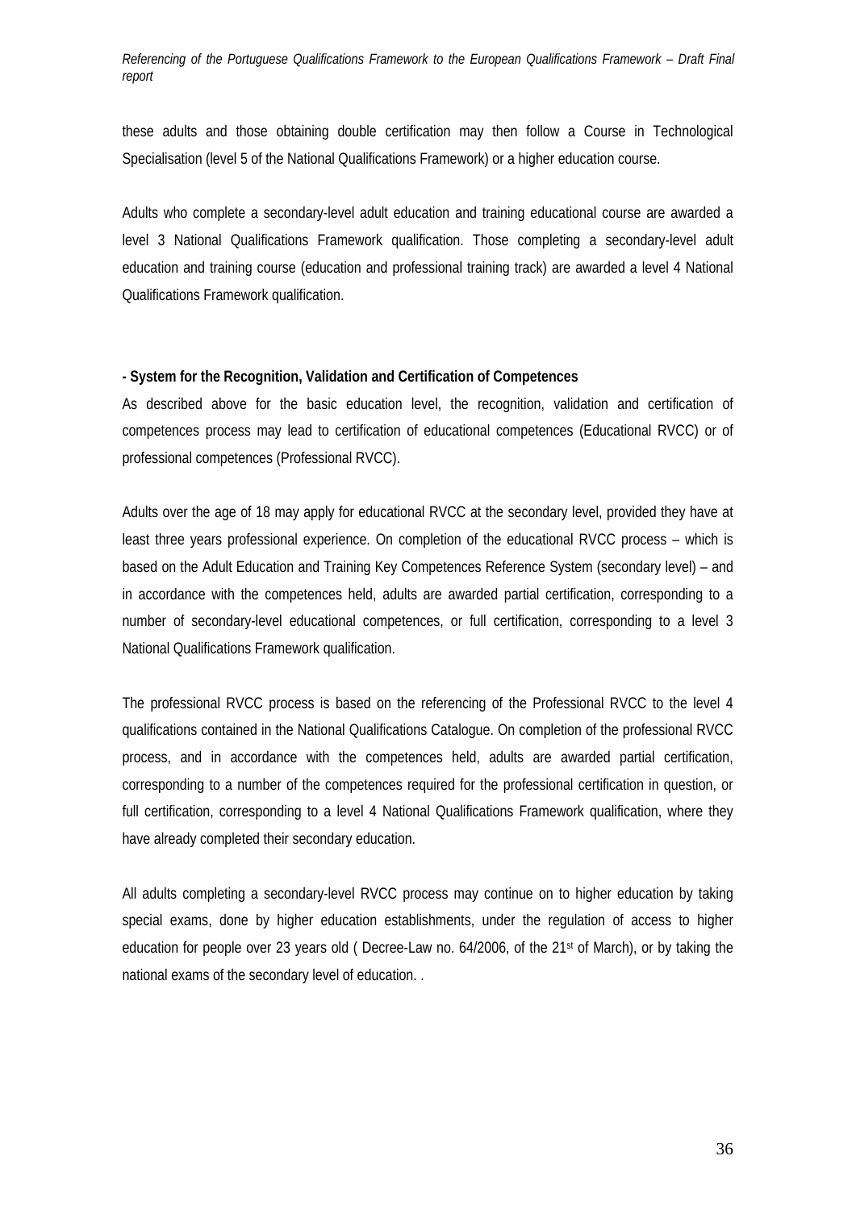these adults and those obtaining double certification may then follow a Course in Technological Specialisation (level 5 of the National Qualifications Framework) or a higher education course.

Adults who complete a secondary-level adult education and training educational course are awarded a level 3 National Qualifications Framework qualification. Those completing a secondary-level adult education and training course (education and professional training track) are awarded a level 4 National Qualifications Framework qualification.

**- System for the Recognition, Validation and Certification of Competences**

As described above for the basic education level, the recognition, validation and certification of competences process may lead to certification of educational competences (Educational RVCC) or of professional competences (Professional RVCC).

Adults over the age of 18 may apply for educational RVCC at the secondary level, provided they have at least three years professional experience. On completion of the educational RVCC process – which is based on the Adult Education and Training Key Competences Reference System (secondary level) – and in accordance with the competences held, adults are awarded partial certification, corresponding to a number of secondary-level educational competences, or full certification, corresponding to a level 3 National Qualifications Framework qualification.

The professional RVCC process is based on the referencing of the Professional RVCC to the level 4 qualifications contained in the National Qualifications Catalogue. On completion of the professional RVCC process, and in accordance with the competences held, adults are awarded partial certification, corresponding to a number of the competences required for the professional certification in question, or full certification, corresponding to a level 4 National Qualifications Framework qualification, where they have already completed their secondary education.

All adults completing a secondary-level RVCC process may continue on to higher education by taking special exams, done by higher education establishments, under the regulation of access to higher education for people over 23 years old ( Decree-Law no. 64/2006, of the 21st of March), or by taking the national exams of the secondary level of education. .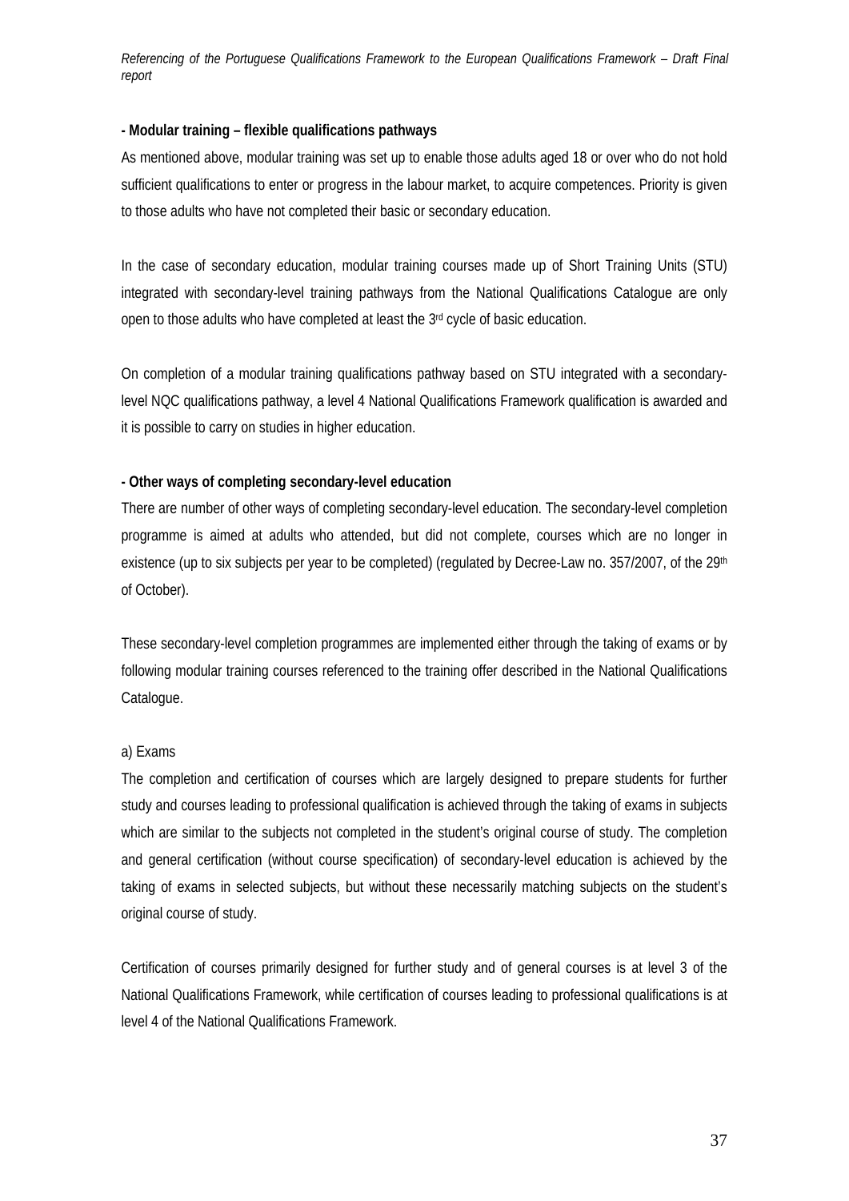**- Modular training – flexible qualifications pathways**

As mentioned above, modular training was set up to enable those adults aged 18 or over who do not hold sufficient qualifications to enter or progress in the labour market, to acquire competences. Priority is given to those adults who have not completed their basic or secondary education.

In the case of secondary education, modular training courses made up of Short Training Units (STU) integrated with secondary-level training pathways from the National Qualifications Catalogue are only open to those adults who have completed at least the 3rd cycle of basic education.

On completion of a modular training qualifications pathway based on STU integrated with a secondary-level NQC qualifications pathway, a level 4 National Qualifications Framework qualification is awarded and it is possible to carry on studies in higher education.

**- Other ways of completing secondary-level education**

There are number of other ways of completing secondary-level education. The secondary-level completion programme is aimed at adults who attended, but did not complete, courses which are no longer in existence (up to six subjects per year to be completed) (regulated by Decree-Law no. 357/2007, of the 29th of October).

These secondary-level completion programmes are implemented either through the taking of exams or by following modular training courses referenced to the training offer described in the National Qualifications Catalogue.

a) Exams

The completion and certification of courses which are largely designed to prepare students for further study and courses leading to professional qualification is achieved through the taking of exams in subjects which are similar to the subjects not completed in the student's original course of study. The completion and general certification (without course specification) of secondary-level education is achieved by the taking of exams in selected subjects, but without these necessarily matching subjects on the student's original course of study.

Certification of courses primarily designed for further study and of general courses is at level 3 of the National Qualifications Framework, while certification of courses leading to professional qualifications is at level 4 of the National Qualifications Framework.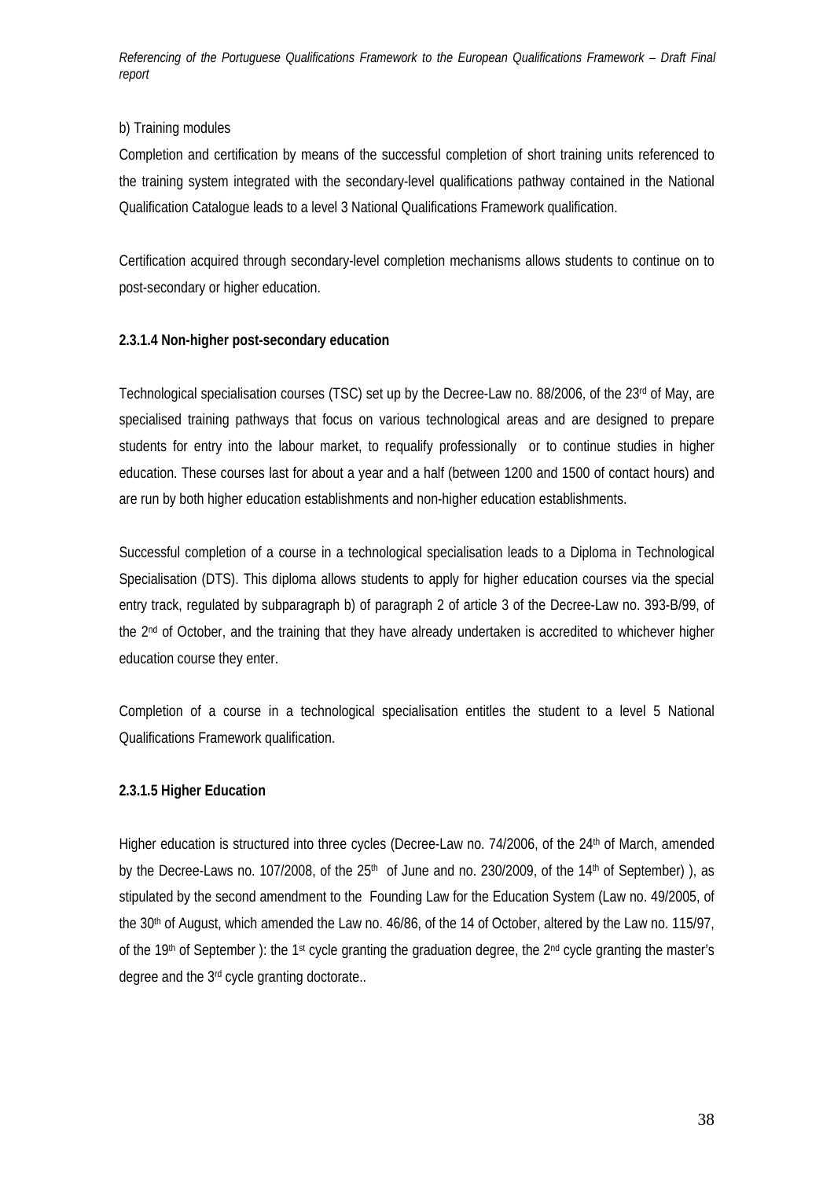b) Training modules

Completion and certification by means of the successful completion of short training units referenced to the training system integrated with the secondary-level qualifications pathway contained in the National Qualification Catalogue leads to a level 3 National Qualifications Framework qualification.

Certification acquired through secondary-level completion mechanisms allows students to continue on to post-secondary or higher education.

**2.3.1.4 Non-higher post-secondary education**

Technological specialisation courses (TSC) set up by the Decree-Law no. 88/2006, of the 23rd of May, are specialised training pathways that focus on various technological areas and are designed to prepare students for entry into the labour market, to requalify professionally or to continue studies in higher education. These courses last for about a year and a half (between 1200 and 1500 of contact hours) and are run by both higher education establishments and non-higher education establishments.

Successful completion of a course in a technological specialisation leads to a Diploma in Technological Specialisation (DTS). This diploma allows students to apply for higher education courses via the special entry track, regulated by subparagraph b) of paragraph 2 of article 3 of the Decree-Law no. 393-B/99, of the 2nd of October, and the training that they have already undertaken is accredited to whichever higher education course they enter.

Completion of a course in a technological specialisation entitles the student to a level 5 National Qualifications Framework qualification.

**2.3.1.5 Higher Education**

Higher education is structured into three cycles (Decree-Law no. 74/2006, of the 24th of March, amended by the Decree-Laws no. 107/2008, of the 25th of June and no. 230/2009, of the 14th of September) ), as stipulated by the second amendment to the Founding Law for the Education System (Law no. 49/2005, of the 30th of August, which amended the Law no. 46/86, of the 14 of October, altered by the Law no. 115/97, of the 19th of September ): the 1st cycle granting the graduation degree, the 2nd cycle granting the master's degree and the 3rd cycle granting doctorate..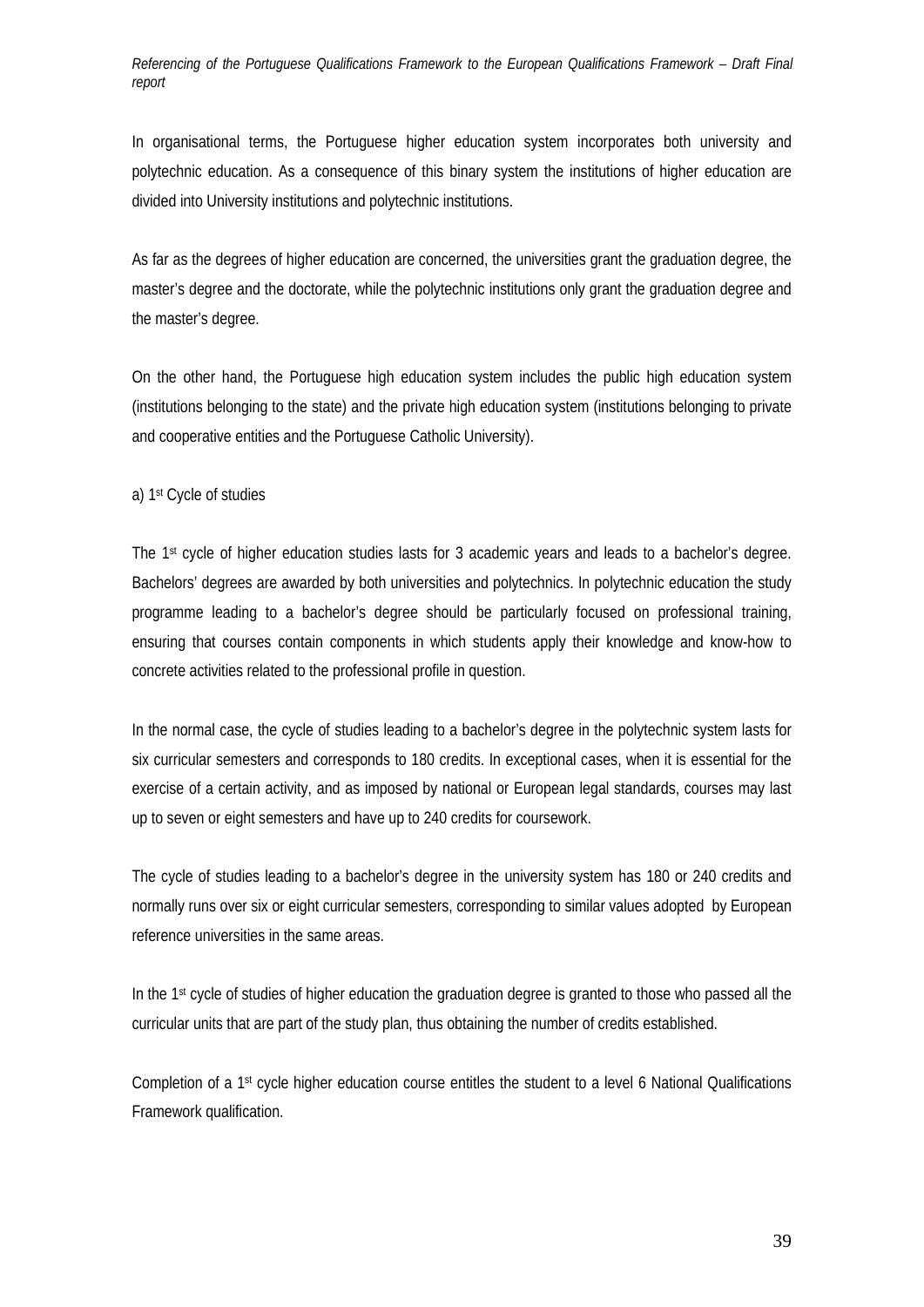In organisational terms, the Portuguese higher education system incorporates both university and polytechnic education. As a consequence of this binary system the institutions of higher education are divided into University institutions and polytechnic institutions.

As far as the degrees of higher education are concerned, the universities grant the graduation degree, the master's degree and the doctorate, while the polytechnic institutions only grant the graduation degree and the master's degree.

On the other hand, the Portuguese high education system includes the public high education system (institutions belonging to the state) and the private high education system (institutions belonging to private and cooperative entities and the Portuguese Catholic University).

a) 1st Cycle of studies

The 1st cycle of higher education studies lasts for 3 academic years and leads to a bachelor's degree. Bachelors' degrees are awarded by both universities and polytechnics. In polytechnic education the study programme leading to a bachelor's degree should be particularly focused on professional training, ensuring that courses contain components in which students apply their knowledge and know-how to concrete activities related to the professional profile in question.

In the normal case, the cycle of studies leading to a bachelor's degree in the polytechnic system lasts for six curricular semesters and corresponds to 180 credits. In exceptional cases, when it is essential for the exercise of a certain activity, and as imposed by national or European legal standards, courses may last up to seven or eight semesters and have up to 240 credits for coursework.

The cycle of studies leading to a bachelor's degree in the university system has 180 or 240 credits and normally runs over six or eight curricular semesters, corresponding to similar values adopted by European reference universities in the same areas.

In the 1st cycle of studies of higher education the graduation degree is granted to those who passed all the curricular units that are part of the study plan, thus obtaining the number of credits established.

Completion of a 1st cycle higher education course entitles the student to a level 6 National Qualifications Framework qualification.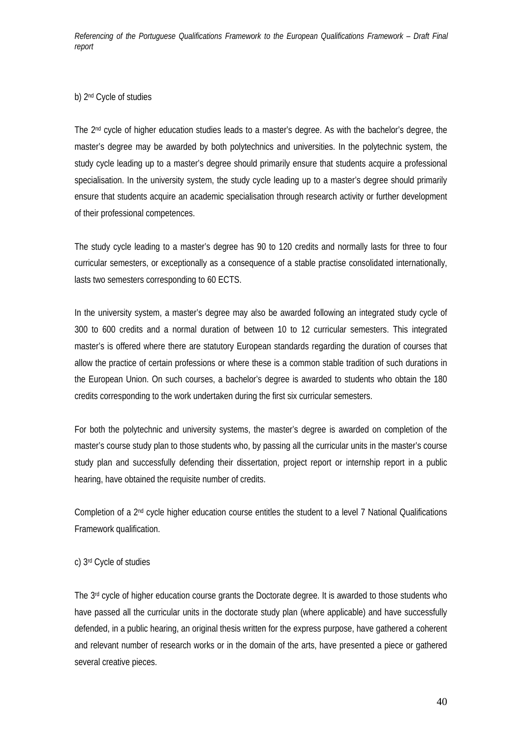b) 2nd Cycle of studies

The 2nd cycle of higher education studies leads to a master's degree. As with the bachelor's degree, the master's degree may be awarded by both polytechnics and universities. In the polytechnic system, the study cycle leading up to a master's degree should primarily ensure that students acquire a professional specialisation. In the university system, the study cycle leading up to a master's degree should primarily ensure that students acquire an academic specialisation through research activity or further development of their professional competences.

The study cycle leading to a master's degree has 90 to 120 credits and normally lasts for three to four curricular semesters, or exceptionally as a consequence of a stable practise consolidated internationally, lasts two semesters corresponding to 60 ECTS.

In the university system, a master's degree may also be awarded following an integrated study cycle of 300 to 600 credits and a normal duration of between 10 to 12 curricular semesters. This integrated master's is offered where there are statutory European standards regarding the duration of courses that allow the practice of certain professions or where these is a common stable tradition of such durations in the European Union. On such courses, a bachelor's degree is awarded to students who obtain the 180 credits corresponding to the work undertaken during the first six curricular semesters.

For both the polytechnic and university systems, the master's degree is awarded on completion of the master's course study plan to those students who, by passing all the curricular units in the master's course study plan and successfully defending their dissertation, project report or internship report in a public hearing, have obtained the requisite number of credits.

Completion of a 2nd cycle higher education course entitles the student to a level 7 National Qualifications Framework qualification.

c) 3rd Cycle of studies

The 3rd cycle of higher education course grants the Doctorate degree. It is awarded to those students who have passed all the curricular units in the doctorate study plan (where applicable) and have successfully defended, in a public hearing, an original thesis written for the express purpose, have gathered a coherent and relevant number of research works or in the domain of the arts, have presented a piece or gathered several creative pieces.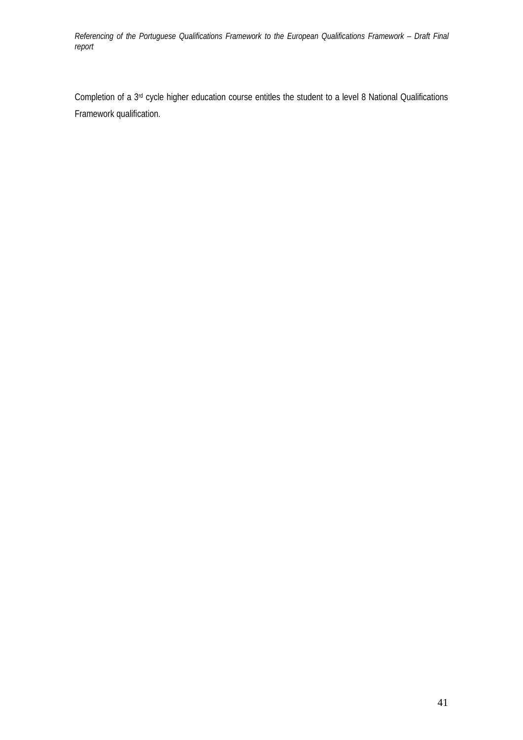Completion of a 3rd cycle higher education course entitles the student to a level 8 National Qualifications Framework qualification.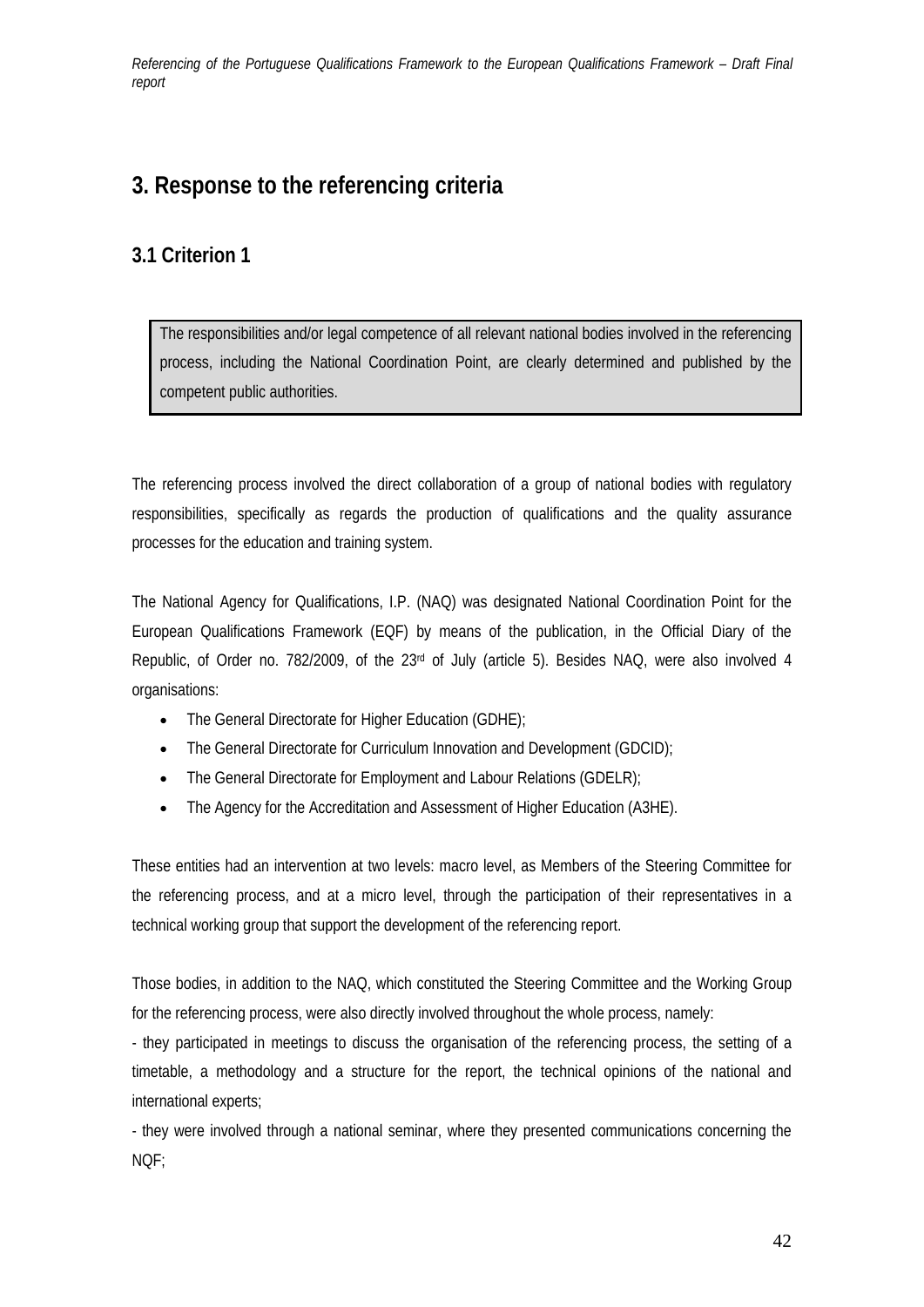# 3. Response to the referencing criteria

## 3.1 Criterion 1

> The responsibilities and/or legal competence of all relevant national bodies involved in the referencing process, including the National Coordination Point, are clearly determined and published by the competent public authorities.

The referencing process involved the direct collaboration of a group of national bodies with regulatory responsibilities, specifically as regards the production of qualifications and the quality assurance processes for the education and training system.

The National Agency for Qualifications, I.P. (NAQ) was designated National Coordination Point for the European Qualifications Framework (EQF) by means of the publication, in the Official Diary of the Republic, of Order no. 782/2009, of the 23rd of July (article 5). Besides NAQ, were also involved 4 organisations:

- The General Directorate for Higher Education (GDHE);
- The General Directorate for Curriculum Innovation and Development (GDCID);
- The General Directorate for Employment and Labour Relations (GDELR);
- The Agency for the Accreditation and Assessment of Higher Education (A3HE).

These entities had an intervention at two levels: macro level, as Members of the Steering Committee for the referencing process, and at a micro level, through the participation of their representatives in a technical working group that support the development of the referencing report.

Those bodies, in addition to the NAQ, which constituted the Steering Committee and the Working Group for the referencing process, were also directly involved throughout the whole process, namely:

- they participated in meetings to discuss the organisation of the referencing process, the setting of a timetable, a methodology and a structure for the report, the technical opinions of the national and international experts;

- they were involved through a national seminar, where they presented communications concerning the NQF;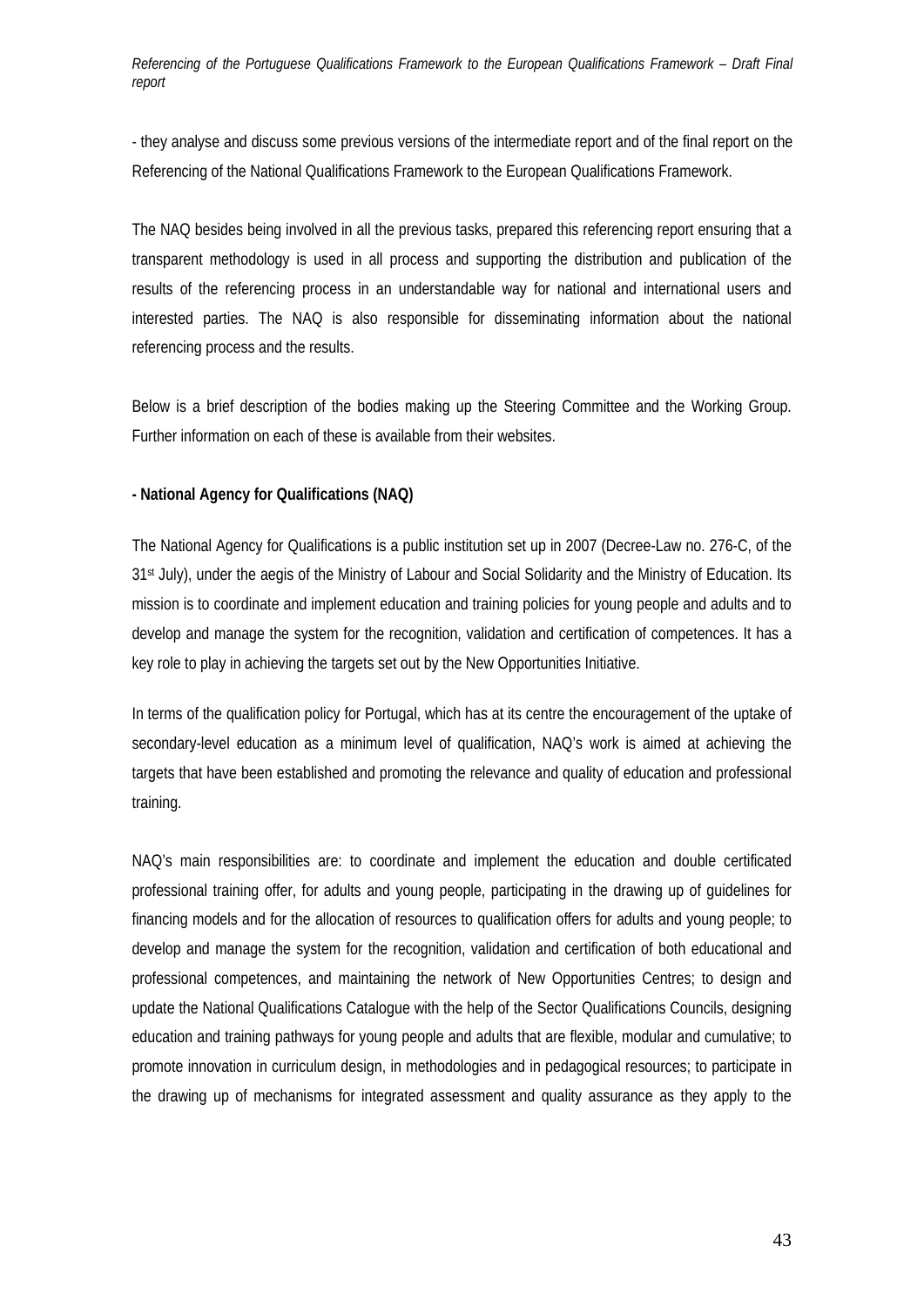- they analyse and discuss some previous versions of the intermediate report and of the final report on the Referencing of the National Qualifications Framework to the European Qualifications Framework.

The NAQ besides being involved in all the previous tasks, prepared this referencing report ensuring that a transparent methodology is used in all process and supporting the distribution and publication of the results of the referencing process in an understandable way for national and international users and interested parties. The NAQ is also responsible for disseminating information about the national referencing process and the results.

Below is a brief description of the bodies making up the Steering Committee and the Working Group. Further information on each of these is available from their websites.

**- National Agency for Qualifications (NAQ)**

The National Agency for Qualifications is a public institution set up in 2007 (Decree-Law no. 276-C, of the 31st July), under the aegis of the Ministry of Labour and Social Solidarity and the Ministry of Education. Its mission is to coordinate and implement education and training policies for young people and adults and to develop and manage the system for the recognition, validation and certification of competences. It has a key role to play in achieving the targets set out by the New Opportunities Initiative.

In terms of the qualification policy for Portugal, which has at its centre the encouragement of the uptake of secondary-level education as a minimum level of qualification, NAQ's work is aimed at achieving the targets that have been established and promoting the relevance and quality of education and professional training.

NAQ's main responsibilities are: to coordinate and implement the education and double certificated professional training offer, for adults and young people, participating in the drawing up of guidelines for financing models and for the allocation of resources to qualification offers for adults and young people; to develop and manage the system for the recognition, validation and certification of both educational and professional competences, and maintaining the network of New Opportunities Centres; to design and update the National Qualifications Catalogue with the help of the Sector Qualifications Councils, designing education and training pathways for young people and adults that are flexible, modular and cumulative; to promote innovation in curriculum design, in methodologies and in pedagogical resources; to participate in the drawing up of mechanisms for integrated assessment and quality assurance as they apply to the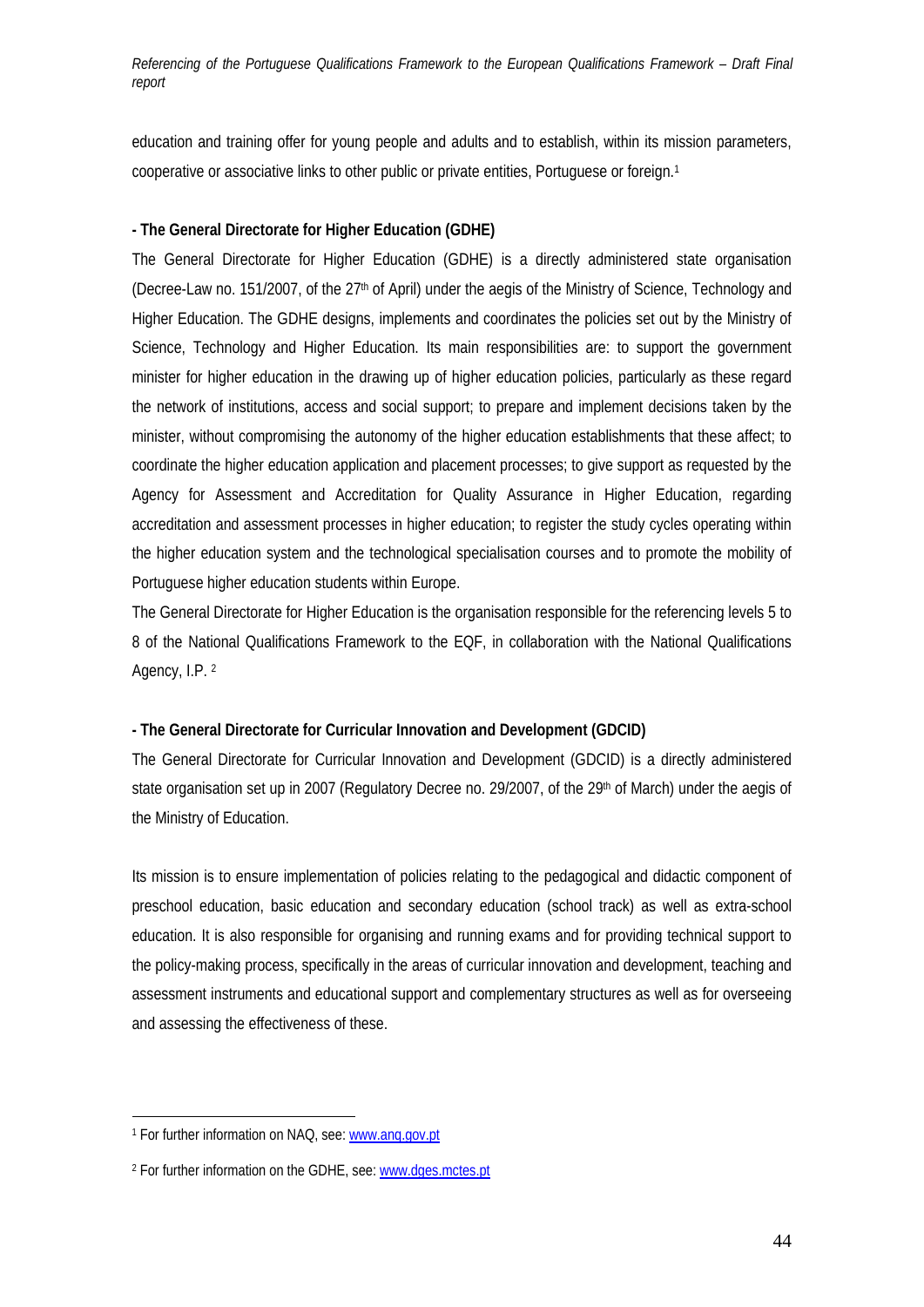education and training offer for young people and adults and to establish, within its mission parameters, cooperative or associative links to other public or private entities, Portuguese or foreign.[1]

**- The General Directorate for Higher Education (GDHE)**

The General Directorate for Higher Education (GDHE) is a directly administered state organisation (Decree-Law no. 151/2007, of the 27th of April) under the aegis of the Ministry of Science, Technology and Higher Education. The GDHE designs, implements and coordinates the policies set out by the Ministry of Science, Technology and Higher Education. Its main responsibilities are: to support the government minister for higher education in the drawing up of higher education policies, particularly as these regard the network of institutions, access and social support; to prepare and implement decisions taken by the minister, without compromising the autonomy of the higher education establishments that these affect; to coordinate the higher education application and placement processes; to give support as requested by the Agency for Assessment and Accreditation for Quality Assurance in Higher Education, regarding accreditation and assessment processes in higher education; to register the study cycles operating within the higher education system and the technological specialisation courses and to promote the mobility of Portuguese higher education students within Europe.

The General Directorate for Higher Education is the organisation responsible for the referencing levels 5 to 8 of the National Qualifications Framework to the EQF, in collaboration with the National Qualifications Agency, I.P. [2]

**- The General Directorate for Curricular Innovation and Development (GDCID)**

The General Directorate for Curricular Innovation and Development (GDCID) is a directly administered state organisation set up in 2007 (Regulatory Decree no. 29/2007, of the 29th of March) under the aegis of the Ministry of Education.

Its mission is to ensure implementation of policies relating to the pedagogical and didactic component of preschool education, basic education and secondary education (school track) as well as extra-school education. It is also responsible for organising and running exams and for providing technical support to the policy-making process, specifically in the areas of curricular innovation and development, teaching and assessment instruments and educational support and complementary structures as well as for overseeing and assessing the effectiveness of these.

---

[1] For further information on NAQ, see: www.anq.gov.pt

[2] For further information on the GDHE, see: www.dges.mctes.pt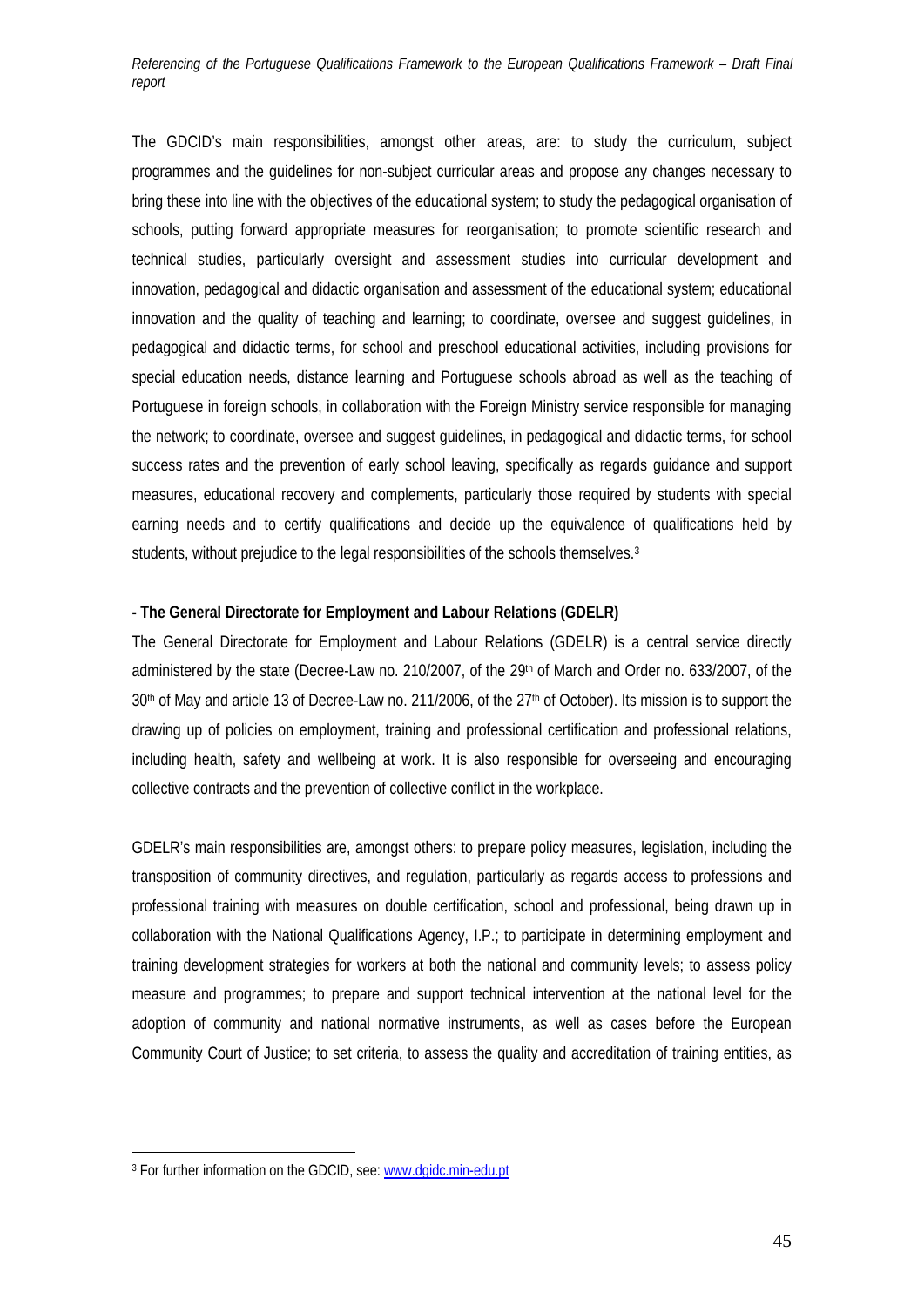The GDCID's main responsibilities, amongst other areas, are: to study the curriculum, subject programmes and the guidelines for non-subject curricular areas and propose any changes necessary to bring these into line with the objectives of the educational system; to study the pedagogical organisation of schools, putting forward appropriate measures for reorganisation; to promote scientific research and technical studies, particularly oversight and assessment studies into curricular development and innovation, pedagogical and didactic organisation and assessment of the educational system; educational innovation and the quality of teaching and learning; to coordinate, oversee and suggest guidelines, in pedagogical and didactic terms, for school and preschool educational activities, including provisions for special education needs, distance learning and Portuguese schools abroad as well as the teaching of Portuguese in foreign schools, in collaboration with the Foreign Ministry service responsible for managing the network; to coordinate, oversee and suggest guidelines, in pedagogical and didactic terms, for school success rates and the prevention of early school leaving, specifically as regards guidance and support measures, educational recovery and complements, particularly those required by students with special earning needs and to certify qualifications and decide up the equivalence of qualifications held by students, without prejudice to the legal responsibilities of the schools themselves.[3]

**- The General Directorate for Employment and Labour Relations (GDELR)**

The General Directorate for Employment and Labour Relations (GDELR) is a central service directly administered by the state (Decree-Law no. 210/2007, of the 29th of March and Order no. 633/2007, of the 30th of May and article 13 of Decree-Law no. 211/2006, of the 27th of October). Its mission is to support the drawing up of policies on employment, training and professional certification and professional relations, including health, safety and wellbeing at work. It is also responsible for overseeing and encouraging collective contracts and the prevention of collective conflict in the workplace.

GDELR's main responsibilities are, amongst others: to prepare policy measures, legislation, including the transposition of community directives, and regulation, particularly as regards access to professions and professional training with measures on double certification, school and professional, being drawn up in collaboration with the National Qualifications Agency, I.P.; to participate in determining employment and training development strategies for workers at both the national and community levels; to assess policy measure and programmes; to prepare and support technical intervention at the national level for the adoption of community and national normative instruments, as well as cases before the European Community Court of Justice; to set criteria, to assess the quality and accreditation of training entities, as

[3] For further information on the GDCID, see: www.dgidc.min-edu.pt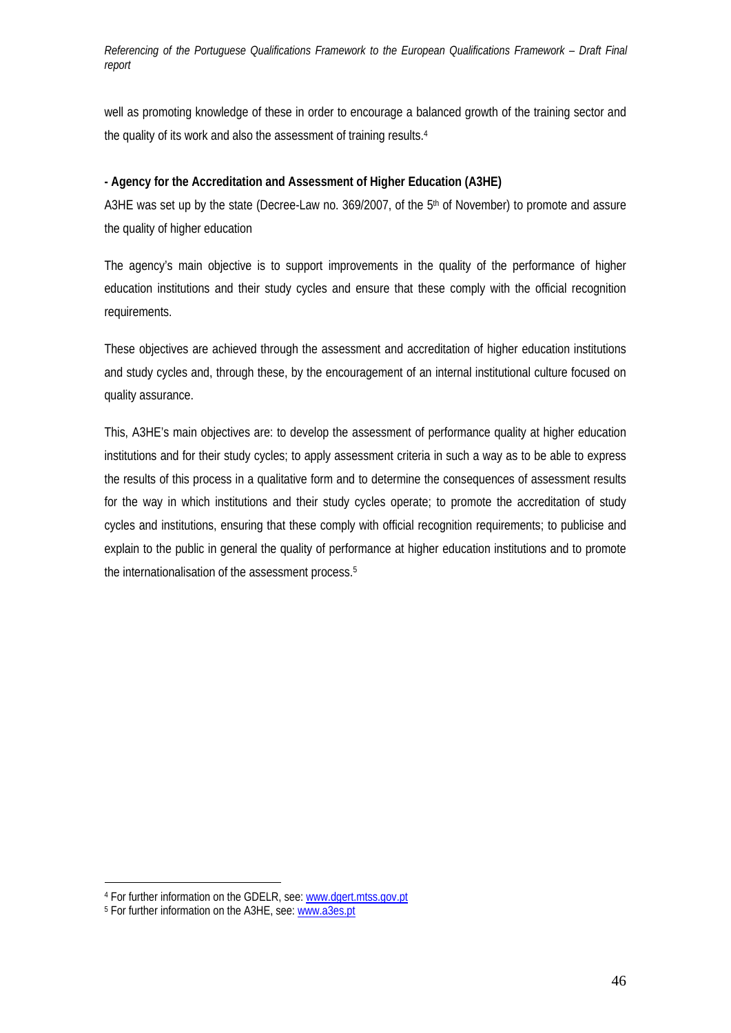well as promoting knowledge of these in order to encourage a balanced growth of the training sector and the quality of its work and also the assessment of training results.[4]

**- Agency for the Accreditation and Assessment of Higher Education (A3HE)**

A3HE was set up by the state (Decree-Law no. 369/2007, of the 5th of November) to promote and assure the quality of higher education

The agency's main objective is to support improvements in the quality of the performance of higher education institutions and their study cycles and ensure that these comply with the official recognition requirements.

These objectives are achieved through the assessment and accreditation of higher education institutions and study cycles and, through these, by the encouragement of an internal institutional culture focused on quality assurance.

This, A3HE's main objectives are: to develop the assessment of performance quality at higher education institutions and for their study cycles; to apply assessment criteria in such a way as to be able to express the results of this process in a qualitative form and to determine the consequences of assessment results for the way in which institutions and their study cycles operate; to promote the accreditation of study cycles and institutions, ensuring that these comply with official recognition requirements; to publicise and explain to the public in general the quality of performance at higher education institutions and to promote the internationalisation of the assessment process.[5]

---

[4] For further information on the GDELR, see: www.dgert.mtss.gov.pt

[5] For further information on the A3HE, see: www.a3es.pt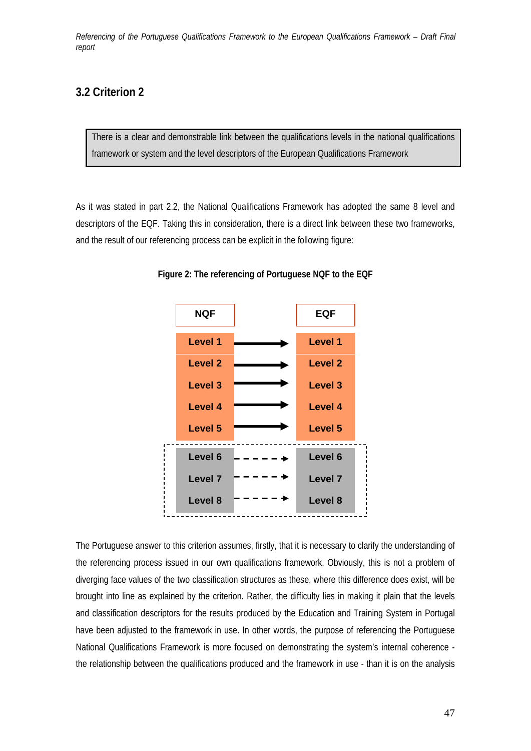## 3.2 Criterion 2

> There is a clear and demonstrable link between the qualifications levels in the national qualifications framework or system and the level descriptors of the European Qualifications Framework

As it was stated in part 2.2, the National Qualifications Framework has adopted the same 8 level and descriptors of the EQF. Taking this in consideration, there is a direct link between these two frameworks, and the result of our referencing process can be explicit in the following figure:

**Figure 2: The referencing of Portuguese NQF to the EQF**

| NQF | | EQF |
|---|---|---|
| Level 1 | → | Level 1 |
| Level 2 | → | Level 2 |
| Level 3 | → | Level 3 |
| Level 4 | → | Level 4 |
| Level 5 | → | Level 5 |
| Level 6 | - - - → | Level 6 |
| Level 7 | - - - → | Level 7 |
| Level 8 | - - - → | Level 8 |

The Portuguese answer to this criterion assumes, firstly, that it is necessary to clarify the understanding of the referencing process issued in our own qualifications framework. Obviously, this is not a problem of diverging face values of the two classification structures as these, where this difference does exist, will be brought into line as explained by the criterion. Rather, the difficulty lies in making it plain that the levels and classification descriptors for the results produced by the Education and Training System in Portugal have been adjusted to the framework in use. In other words, the purpose of referencing the Portuguese National Qualifications Framework is more focused on demonstrating the system's internal coherence - the relationship between the qualifications produced and the framework in use - than it is on the analysis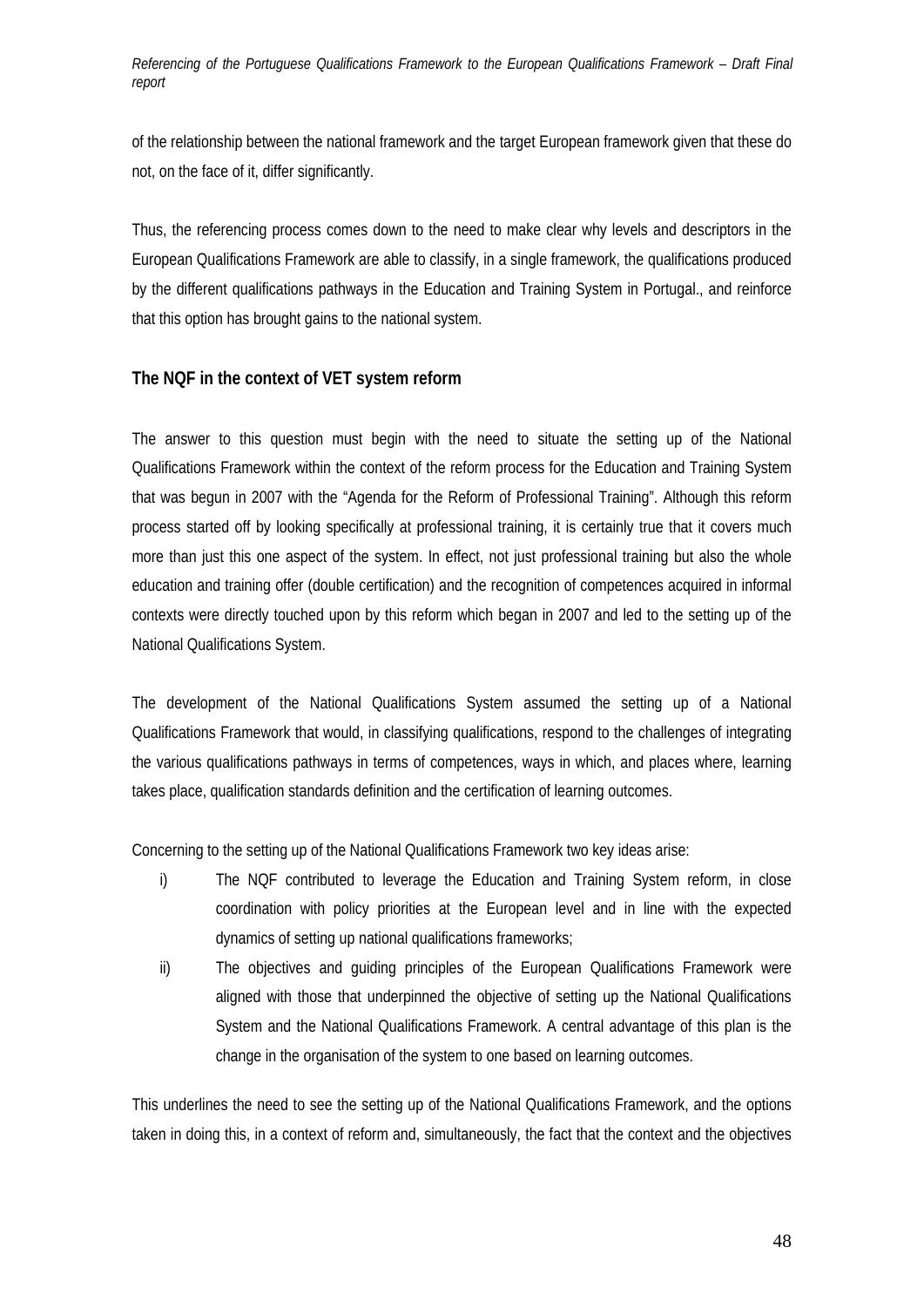of the relationship between the national framework and the target European framework given that these do not, on the face of it, differ significantly.

Thus, the referencing process comes down to the need to make clear why levels and descriptors in the European Qualifications Framework are able to classify, in a single framework, the qualifications produced by the different qualifications pathways in the Education and Training System in Portugal., and reinforce that this option has brought gains to the national system.

### The NQF in the context of VET system reform

The answer to this question must begin with the need to situate the setting up of the National Qualifications Framework within the context of the reform process for the Education and Training System that was begun in 2007 with the “Agenda for the Reform of Professional Training”. Although this reform process started off by looking specifically at professional training, it is certainly true that it covers much more than just this one aspect of the system. In effect, not just professional training but also the whole education and training offer (double certification) and the recognition of competences acquired in informal contexts were directly touched upon by this reform which began in 2007 and led to the setting up of the National Qualifications System.

The development of the National Qualifications System assumed the setting up of a National Qualifications Framework that would, in classifying qualifications, respond to the challenges of integrating the various qualifications pathways in terms of competences, ways in which, and places where, learning takes place, qualification standards definition and the certification of learning outcomes.

Concerning to the setting up of the National Qualifications Framework two key ideas arise:

i) The NQF contributed to leverage the Education and Training System reform, in close coordination with policy priorities at the European level and in line with the expected dynamics of setting up national qualifications frameworks;

ii) The objectives and guiding principles of the European Qualifications Framework were aligned with those that underpinned the objective of setting up the National Qualifications System and the National Qualifications Framework. A central advantage of this plan is the change in the organisation of the system to one based on learning outcomes.

This underlines the need to see the setting up of the National Qualifications Framework, and the options taken in doing this, in a context of reform and, simultaneously, the fact that the context and the objectives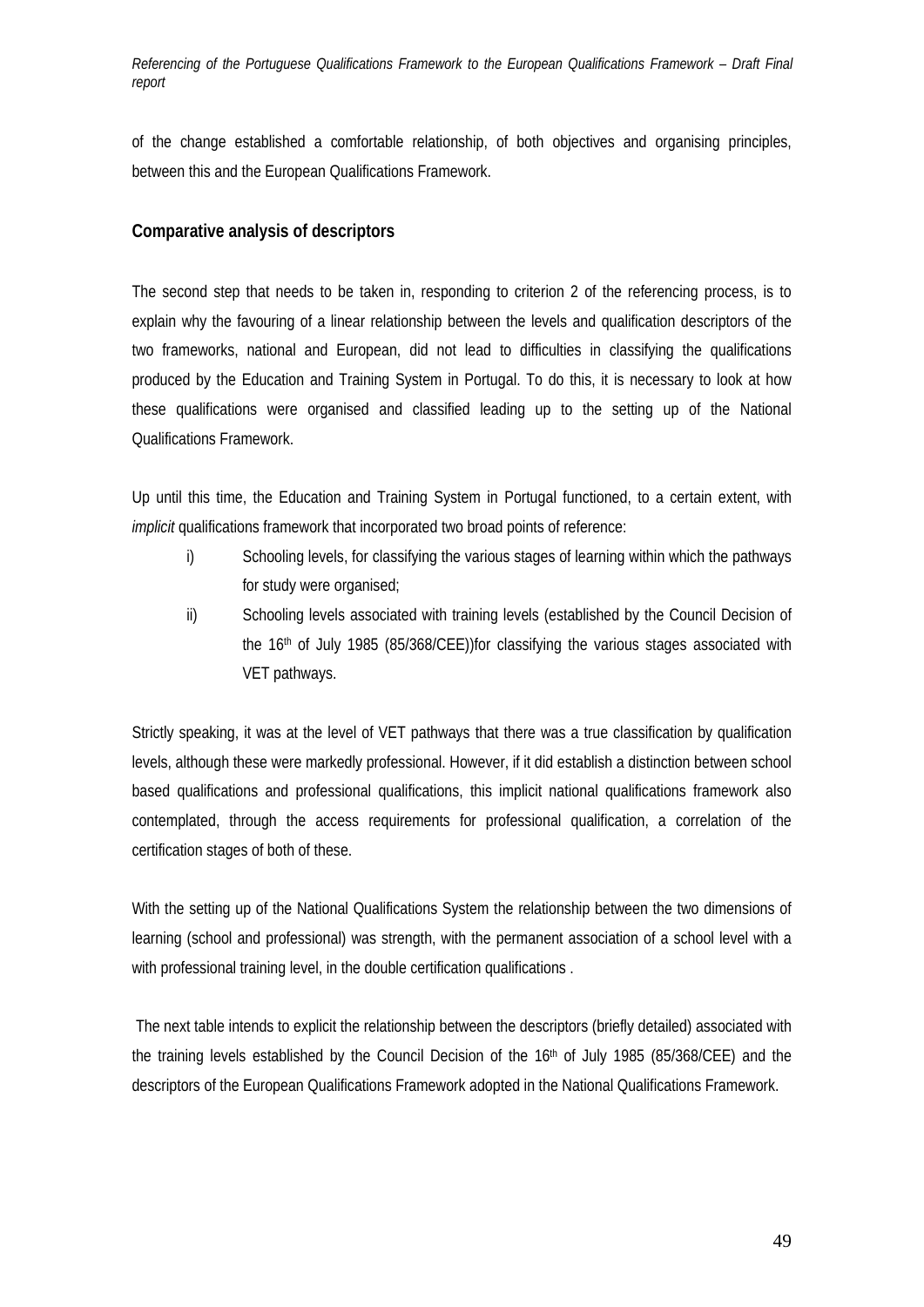of the change established a comfortable relationship, of both objectives and organising principles, between this and the European Qualifications Framework.

### Comparative analysis of descriptors

The second step that needs to be taken in, responding to criterion 2 of the referencing process, is to explain why the favouring of a linear relationship between the levels and qualification descriptors of the two frameworks, national and European, did not lead to difficulties in classifying the qualifications produced by the Education and Training System in Portugal. To do this, it is necessary to look at how these qualifications were organised and classified leading up to the setting up of the National Qualifications Framework.

Up until this time, the Education and Training System in Portugal functioned, to a certain extent, with *implicit* qualifications framework that incorporated two broad points of reference:

i) Schooling levels, for classifying the various stages of learning within which the pathways for study were organised;

ii) Schooling levels associated with training levels (established by the Council Decision of the 16th of July 1985 (85/368/CEE))for classifying the various stages associated with VET pathways.

Strictly speaking, it was at the level of VET pathways that there was a true classification by qualification levels, although these were markedly professional. However, if it did establish a distinction between school based qualifications and professional qualifications, this implicit national qualifications framework also contemplated, through the access requirements for professional qualification, a correlation of the certification stages of both of these.

With the setting up of the National Qualifications System the relationship between the two dimensions of learning (school and professional) was strength, with the permanent association of a school level with a with professional training level, in the double certification qualifications .

The next table intends to explicit the relationship between the descriptors (briefly detailed) associated with the training levels established by the Council Decision of the 16th of July 1985 (85/368/CEE) and the descriptors of the European Qualifications Framework adopted in the National Qualifications Framework.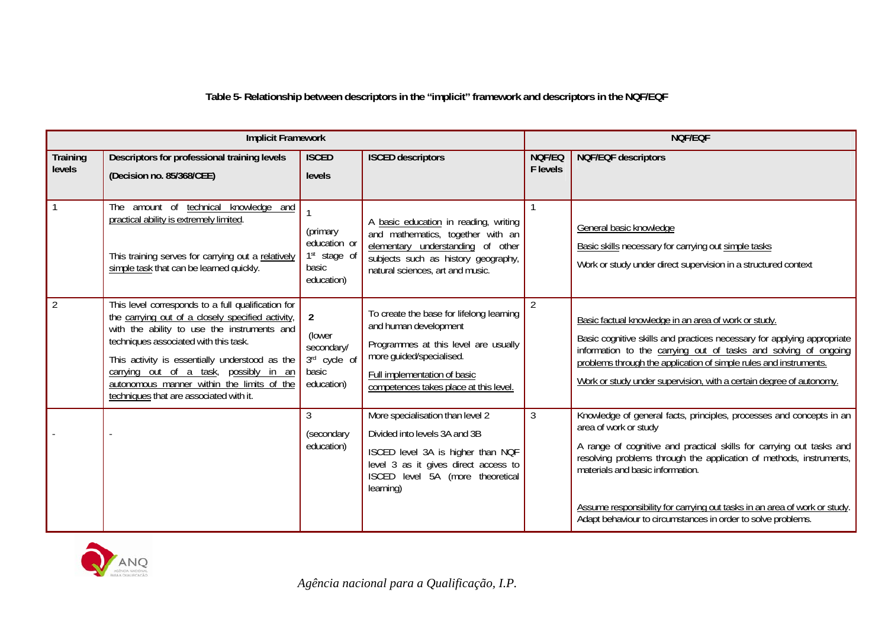**Table 5- Relationship between descriptors in the "implicit" framework and descriptors in the NQF/EQF**

| Implicit Framework | | | | NQF/EQF | |
|---|---|---|---|---|---|
| Training levels | Descriptors for professional training levels (Decision no. 85/368/CEE) | ISCED levels | ISCED descriptors | NQF/EQF levels | NQF/EQF descriptors |
| 1 | The amount of technical knowledge and practical ability is extremely limited. This training serves for carrying out a relatively simple task that can be learned quickly. | 1 (primary education or 1st stage of basic education) | A basic education in reading, writing and mathematics, together with an elementary understanding of other subjects such as history geography, natural sciences, art and music. | 1 | General basic knowledge<br>Basic skills necessary for carrying out simple tasks<br>Work or study under direct supervision in a structured context |
| 2 | This level corresponds to a full qualification for the carrying out of a closely specified activity, with the ability to use the instruments and techniques associated with this task.<br>This activity is essentially understood as the carrying out of a task, possibly in an autonomous manner within the limits of the techniques that are associated with it. | **2** (lower secondary/ 3rd cycle of basic education) | To create the base for lifelong learning and human development<br>Programmes at this level are usually more guided/specialised.<br>Full implementation of basic competences takes place at this level. | 2 | Basic factual knowledge in an area of work or study.<br>Basic cognitive skills and practices necessary for applying appropriate information to the carrying out of tasks and solving of ongoing problems through the application of simple rules and instruments.<br>Work or study under supervision, with a certain degree of autonomy. |
| - | - | 3 (secondary education) | More specialisation than level 2<br>Divided into levels 3A and 3B<br>ISCED level 3A is higher than NQF level 3 as it gives direct access to ISCED level 5A (more theoretical learning) | 3 | Knowledge of general facts, principles, processes and concepts in an area of work or study<br>A range of cognitive and practical skills for carrying out tasks and resolving problems through the application of methods, instruments, materials and basic information.<br>Assume responsibility for carrying out tasks in an area of work or study. Adapt behaviour to circumstances in order to solve problems. |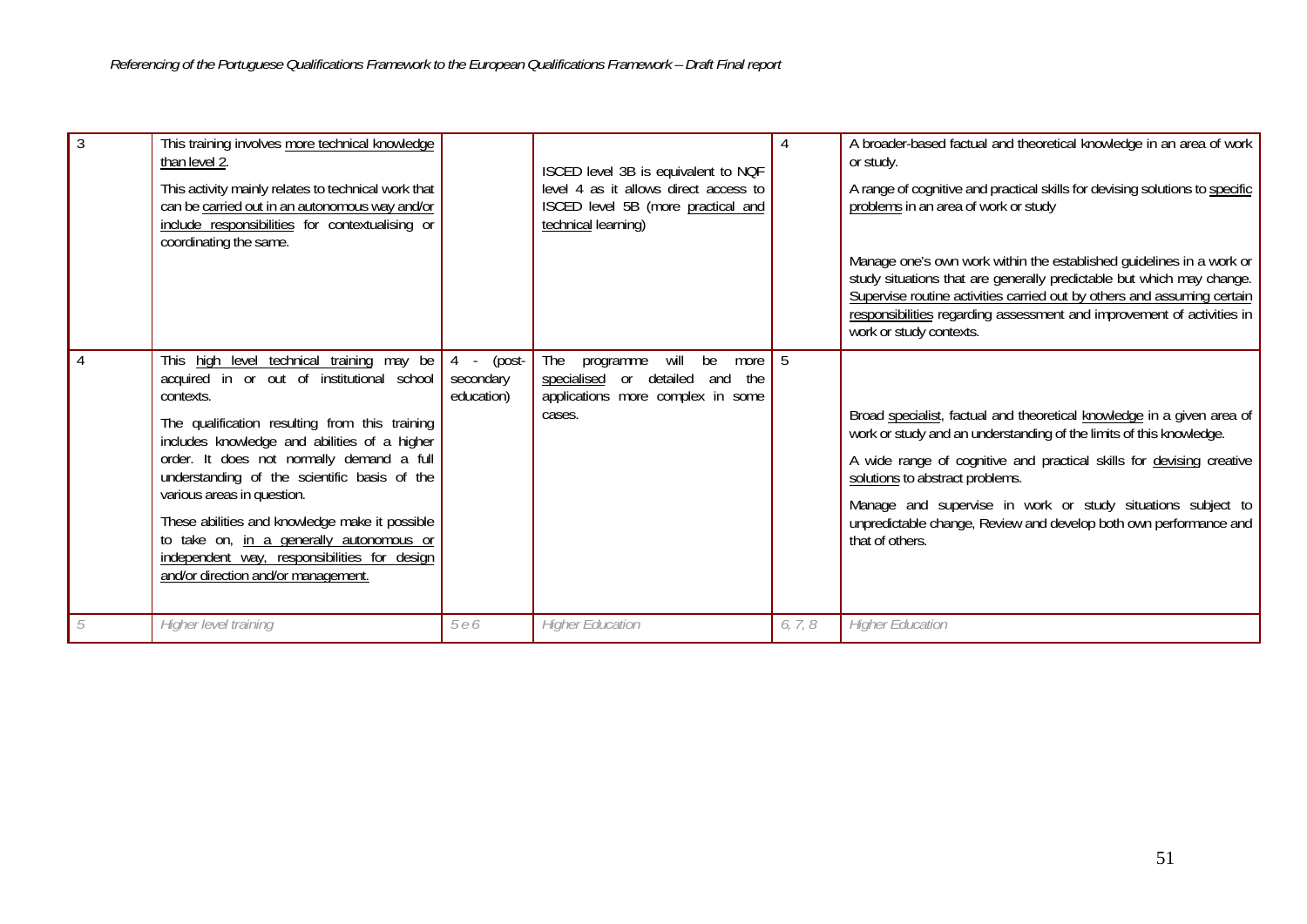| | | | | | |
|---|---|---|---|---|---|
| 3 | This training involves more technical knowledge than level 2.<br><br>This activity mainly relates to technical work that can be carried out in an autonomous way and/or include responsibilities for contextualising or coordinating the same. | | ISCED level 3B is equivalent to NQF level 4 as it allows direct access to ISCED level 5B (more practical and technical learning) | 4 | A broader-based factual and theoretical knowledge in an area of work or study.<br><br>A range of cognitive and practical skills for devising solutions to specific problems in an area of work or study<br><br>Manage one's own work within the established guidelines in a work or study situations that are generally predictable but which may change. Supervise routine activities carried out by others and assuming certain responsibilities regarding assessment and improvement of activities in work or study contexts. |
| 4 | This high level technical training may be acquired in or out of institutional school contexts.<br><br>The qualification resulting from this training includes knowledge and abilities of a higher order. It does not normally demand a full understanding of the scientific basis of the various areas in question.<br><br>These abilities and knowledge make it possible to take on, in a generally autonomous or independent way, responsibilities for design and/or direction and/or management. | 4 - (post-secondary education) | The programme will be more specialised or detailed and the applications more complex in some cases. | 5 | Broad specialist, factual and theoretical knowledge in a given area of work or study and an understanding of the limits of this knowledge.<br><br>A wide range of cognitive and practical skills for devising creative solutions to abstract problems.<br><br>Manage and supervise in work or study situations subject to unpredictable change, Review and develop both own performance and that of others. |
| *5* | *Higher level training* | *5 e 6* | *Higher Education* | *6, 7, 8* | *Higher Education* |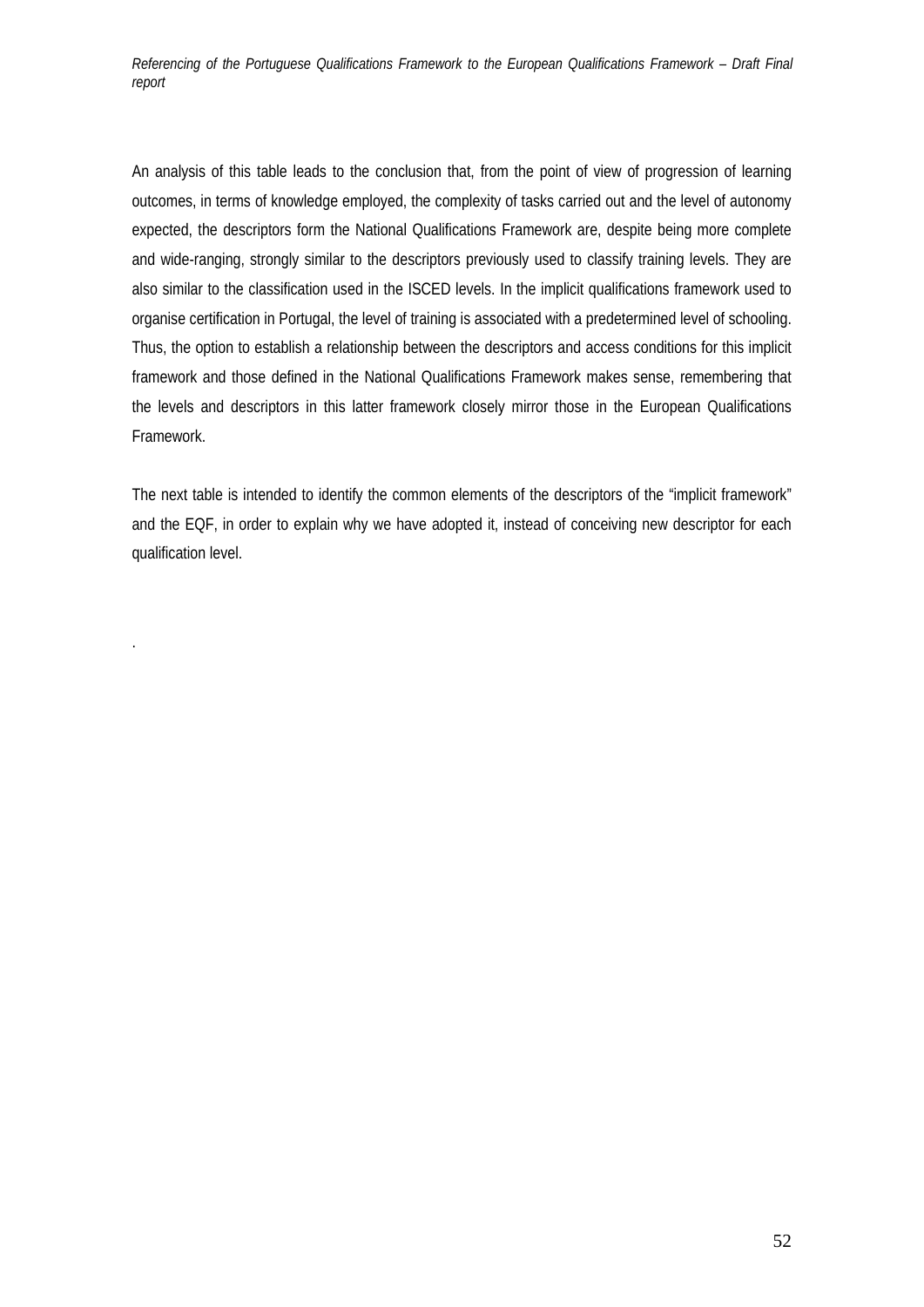An analysis of this table leads to the conclusion that, from the point of view of progression of learning outcomes, in terms of knowledge employed, the complexity of tasks carried out and the level of autonomy expected, the descriptors form the National Qualifications Framework are, despite being more complete and wide-ranging, strongly similar to the descriptors previously used to classify training levels. They are also similar to the classification used in the ISCED levels. In the implicit qualifications framework used to organise certification in Portugal, the level of training is associated with a predetermined level of schooling. Thus, the option to establish a relationship between the descriptors and access conditions for this implicit framework and those defined in the National Qualifications Framework makes sense, remembering that the levels and descriptors in this latter framework closely mirror those in the European Qualifications Framework.

The next table is intended to identify the common elements of the descriptors of the "implicit framework" and the EQF, in order to explain why we have adopted it, instead of conceiving new descriptor for each qualification level.

.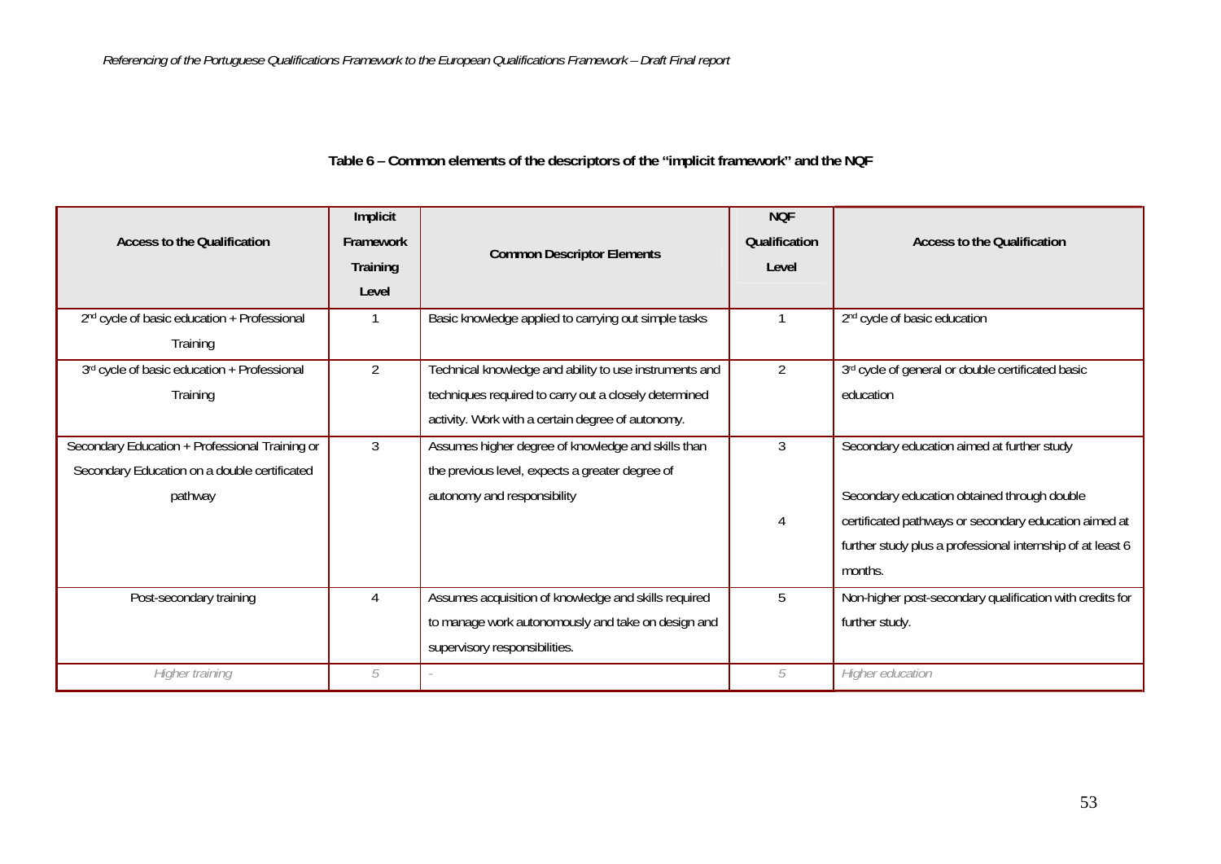**Table 6 – Common elements of the descriptors of the "implicit framework" and the NQF**

| Access to the Qualification | Implicit Framework Training Level | Common Descriptor Elements | NQF Qualification Level | Access to the Qualification |
|---|---|---|---|---|
| 2nd cycle of basic education + Professional Training | 1 | Basic knowledge applied to carrying out simple tasks | 1 | 2nd cycle of basic education |
| 3rd cycle of basic education + Professional Training | 2 | Technical knowledge and ability to use instruments and techniques required to carry out a closely determined activity. Work with a certain degree of autonomy. | 2 | 3rd cycle of general or double certificated basic education |
| Secondary Education + Professional Training or Secondary Education on a double certificated pathway | 3 | Assumes higher degree of knowledge and skills than the previous level, expects a greater degree of autonomy and responsibility | 3 | Secondary education aimed at further study |
| | | | 4 | Secondary education obtained through double certificated pathways or secondary education aimed at further study plus a professional internship of at least 6 months. |
| Post-secondary training | 4 | Assumes acquisition of knowledge and skills required to manage work autonomously and take on design and supervisory responsibilities. | 5 | Non-higher post-secondary qualification with credits for further study. |
| *Higher training* | *5* | - | *5* | *Higher education* |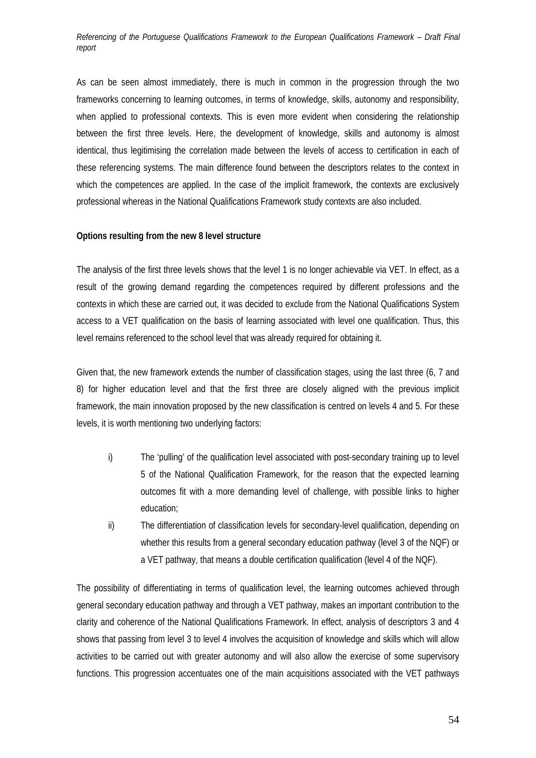As can be seen almost immediately, there is much in common in the progression through the two frameworks concerning to learning outcomes, in terms of knowledge, skills, autonomy and responsibility, when applied to professional contexts. This is even more evident when considering the relationship between the first three levels. Here, the development of knowledge, skills and autonomy is almost identical, thus legitimising the correlation made between the levels of access to certification in each of these referencing systems. The main difference found between the descriptors relates to the context in which the competences are applied. In the case of the implicit framework, the contexts are exclusively professional whereas in the National Qualifications Framework study contexts are also included.

**Options resulting from the new 8 level structure**

The analysis of the first three levels shows that the level 1 is no longer achievable via VET. In effect, as a result of the growing demand regarding the competences required by different professions and the contexts in which these are carried out, it was decided to exclude from the National Qualifications System access to a VET qualification on the basis of learning associated with level one qualification. Thus, this level remains referenced to the school level that was already required for obtaining it.

Given that, the new framework extends the number of classification stages, using the last three (6, 7 and 8) for higher education level and that the first three are closely aligned with the previous implicit framework, the main innovation proposed by the new classification is centred on levels 4 and 5. For these levels, it is worth mentioning two underlying factors:

i) The 'pulling' of the qualification level associated with post-secondary training up to level 5 of the National Qualification Framework, for the reason that the expected learning outcomes fit with a more demanding level of challenge, with possible links to higher education;

ii) The differentiation of classification levels for secondary-level qualification, depending on whether this results from a general secondary education pathway (level 3 of the NQF) or a VET pathway, that means a double certification qualification (level 4 of the NQF).

The possibility of differentiating in terms of qualification level, the learning outcomes achieved through general secondary education pathway and through a VET pathway, makes an important contribution to the clarity and coherence of the National Qualifications Framework. In effect, analysis of descriptors 3 and 4 shows that passing from level 3 to level 4 involves the acquisition of knowledge and skills which will allow activities to be carried out with greater autonomy and will also allow the exercise of some supervisory functions. This progression accentuates one of the main acquisitions associated with the VET pathways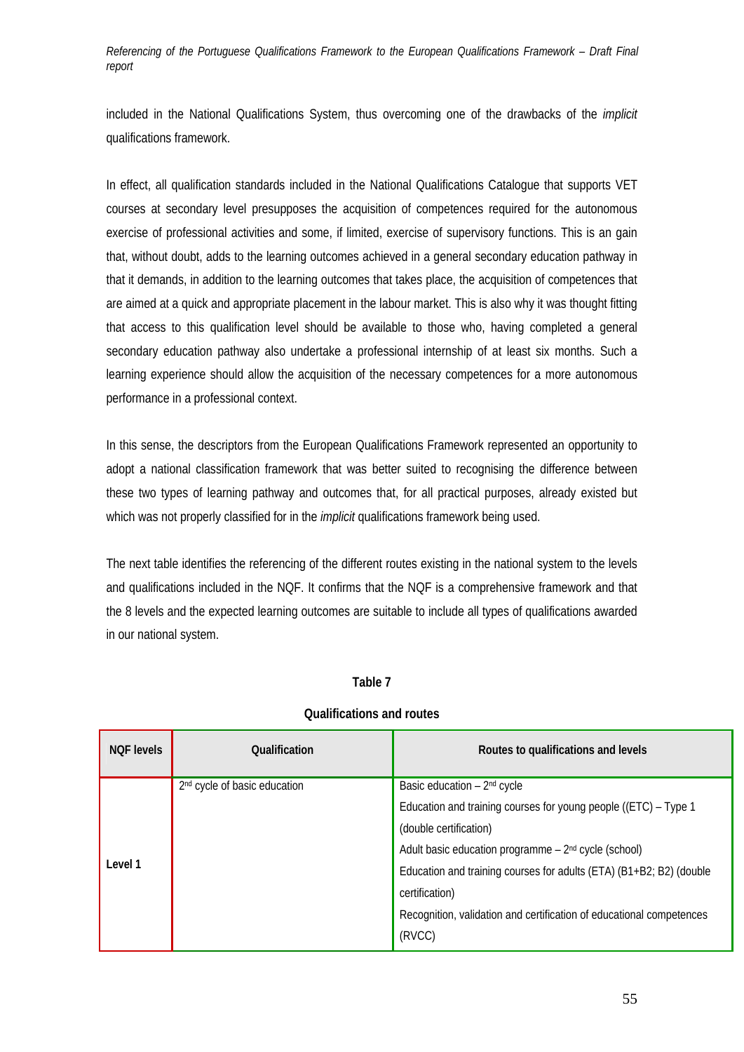included in the National Qualifications System, thus overcoming one of the drawbacks of the *implicit* qualifications framework.

In effect, all qualification standards included in the National Qualifications Catalogue that supports VET courses at secondary level presupposes the acquisition of competences required for the autonomous exercise of professional activities and some, if limited, exercise of supervisory functions. This is an gain that, without doubt, adds to the learning outcomes achieved in a general secondary education pathway in that it demands, in addition to the learning outcomes that takes place, the acquisition of competences that are aimed at a quick and appropriate placement in the labour market. This is also why it was thought fitting that access to this qualification level should be available to those who, having completed a general secondary education pathway also undertake a professional internship of at least six months. Such a learning experience should allow the acquisition of the necessary competences for a more autonomous performance in a professional context.

In this sense, the descriptors from the European Qualifications Framework represented an opportunity to adopt a national classification framework that was better suited to recognising the difference between these two types of learning pathway and outcomes that, for all practical purposes, already existed but which was not properly classified for in the *implicit* qualifications framework being used.

The next table identifies the referencing of the different routes existing in the national system to the levels and qualifications included in the NQF. It confirms that the NQF is a comprehensive framework and that the 8 levels and the expected learning outcomes are suitable to include all types of qualifications awarded in our national system.

**Table 7**

**Qualifications and routes**

| NQF levels | Qualification | Routes to qualifications and levels |
|---|---|---|
| **Level 1** | 2nd cycle of basic education | Basic education – 2nd cycle<br>Education and training courses for young people ((ETC) – Type 1 (double certification)<br>Adult basic education programme – 2nd cycle (school)<br>Education and training courses for adults (ETA) (B1+B2; B2) (double certification)<br>Recognition, validation and certification of educational competences (RVCC) |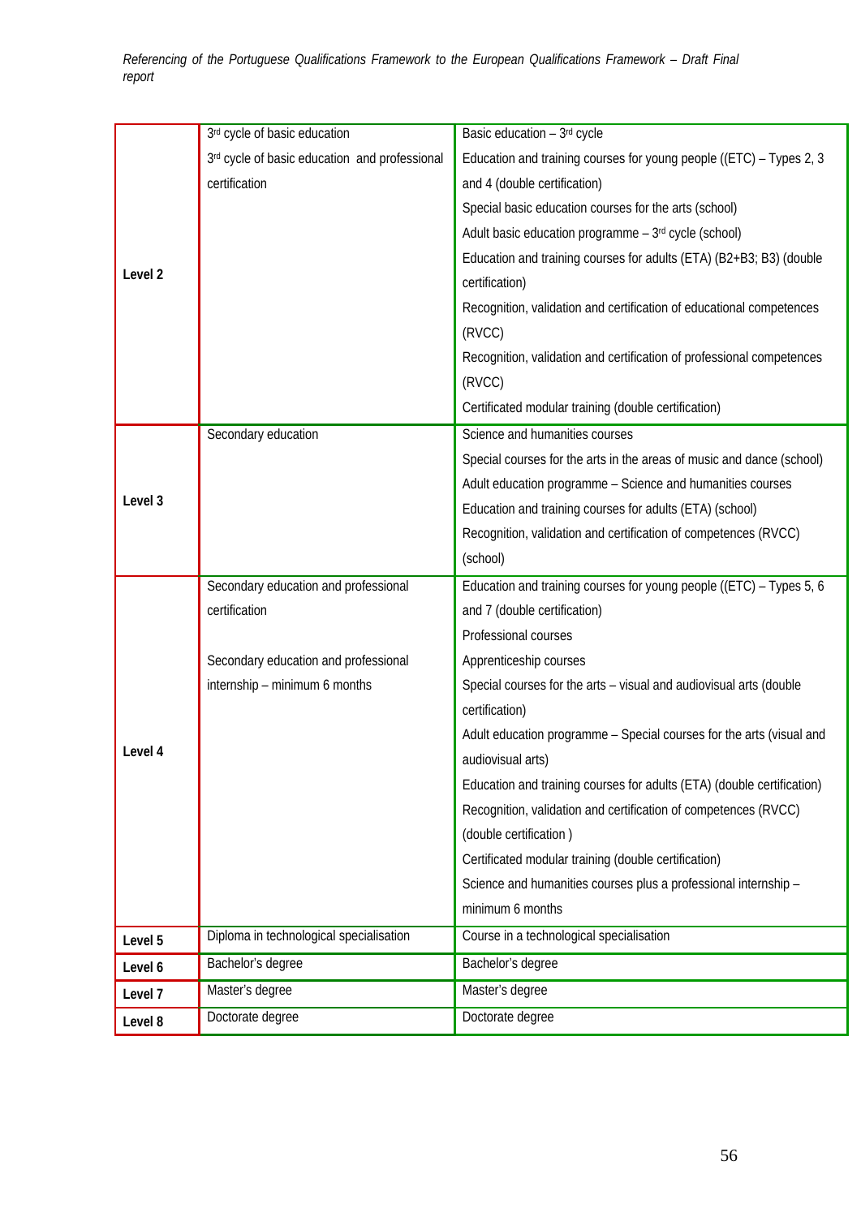| | | |
|---|---|---|
| **Level 2** | 3rd cycle of basic education<br>3rd cycle of basic education and professional certification | Basic education – 3rd cycle<br>Education and training courses for young people ((ETC) – Types 2, 3 and 4 (double certification)<br>Special basic education courses for the arts (school)<br>Adult basic education programme – 3rd cycle (school)<br>Education and training courses for adults (ETA) (B2+B3; B3) (double certification)<br>Recognition, validation and certification of educational competences (RVCC)<br>Recognition, validation and certification of professional competences (RVCC)<br>Certificated modular training (double certification) |
| **Level 3** | Secondary education | Science and humanities courses<br>Special courses for the arts in the areas of music and dance (school)<br>Adult education programme – Science and humanities courses<br>Education and training courses for adults (ETA) (school)<br>Recognition, validation and certification of competences (RVCC) (school) |
| **Level 4** | Secondary education and professional certification<br><br>Secondary education and professional internship – minimum 6 months | Education and training courses for young people ((ETC) – Types 5, 6 and 7 (double certification)<br>Professional courses<br>Apprenticeship courses<br>Special courses for the arts – visual and audiovisual arts (double certification)<br>Adult education programme – Special courses for the arts (visual and audiovisual arts)<br>Education and training courses for adults (ETA) (double certification)<br>Recognition, validation and certification of competences (RVCC) (double certification )<br>Certificated modular training (double certification)<br>Science and humanities courses plus a professional internship – minimum 6 months |
| **Level 5** | Diploma in technological specialisation | Course in a technological specialisation |
| **Level 6** | Bachelor's degree | Bachelor's degree |
| **Level 7** | Master's degree | Master's degree |
| **Level 8** | Doctorate degree | Doctorate degree |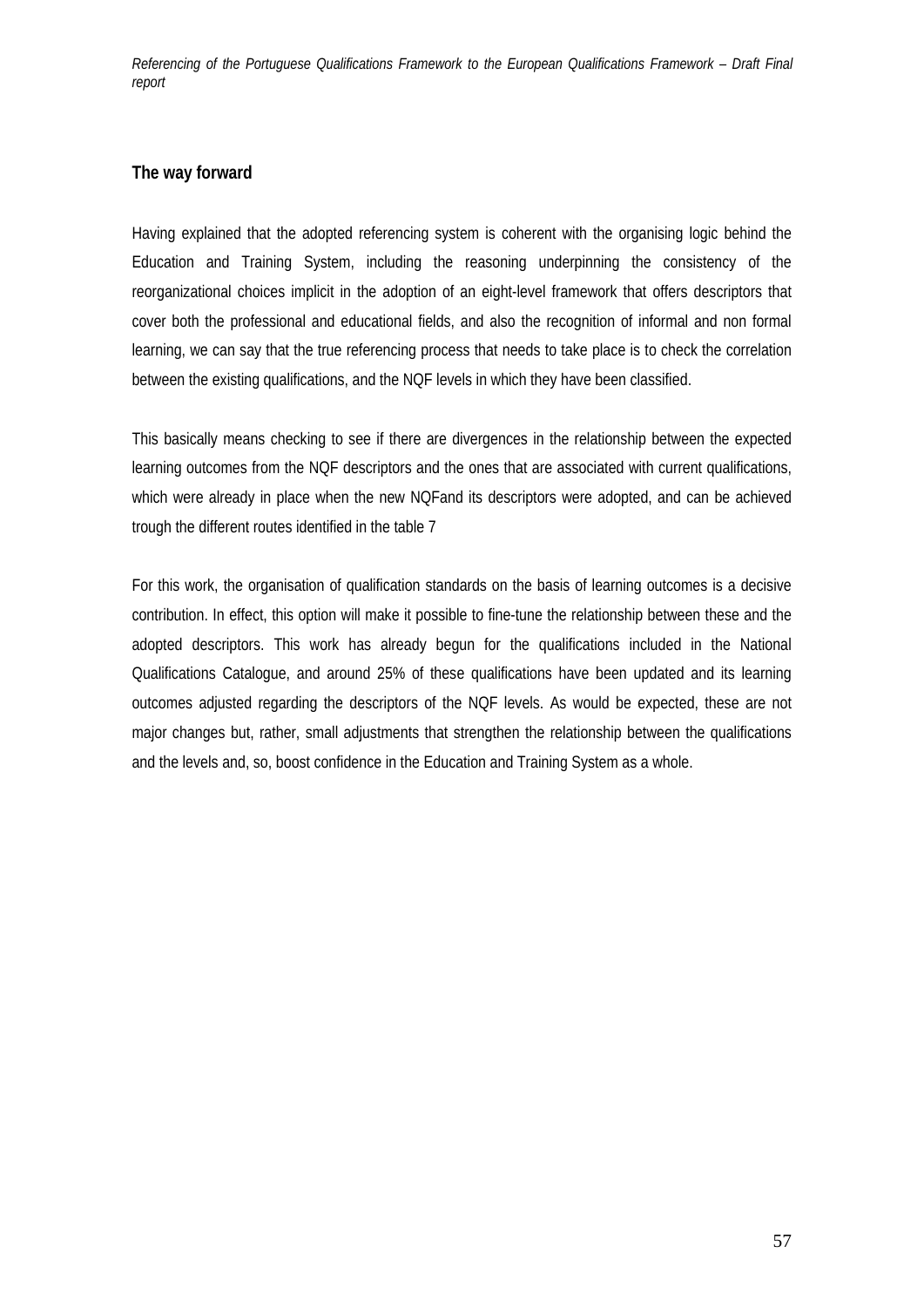## The way forward

Having explained that the adopted referencing system is coherent with the organising logic behind the Education and Training System, including the reasoning underpinning the consistency of the reorganizational choices implicit in the adoption of an eight-level framework that offers descriptors that cover both the professional and educational fields, and also the recognition of informal and non formal learning, we can say that the true referencing process that needs to take place is to check the correlation between the existing qualifications, and the NQF levels in which they have been classified.

This basically means checking to see if there are divergences in the relationship between the expected learning outcomes from the NQF descriptors and the ones that are associated with current qualifications, which were already in place when the new NQFand its descriptors were adopted, and can be achieved trough the different routes identified in the table 7

For this work, the organisation of qualification standards on the basis of learning outcomes is a decisive contribution. In effect, this option will make it possible to fine-tune the relationship between these and the adopted descriptors. This work has already begun for the qualifications included in the National Qualifications Catalogue, and around 25% of these qualifications have been updated and its learning outcomes adjusted regarding the descriptors of the NQF levels. As would be expected, these are not major changes but, rather, small adjustments that strengthen the relationship between the qualifications and the levels and, so, boost confidence in the Education and Training System as a whole.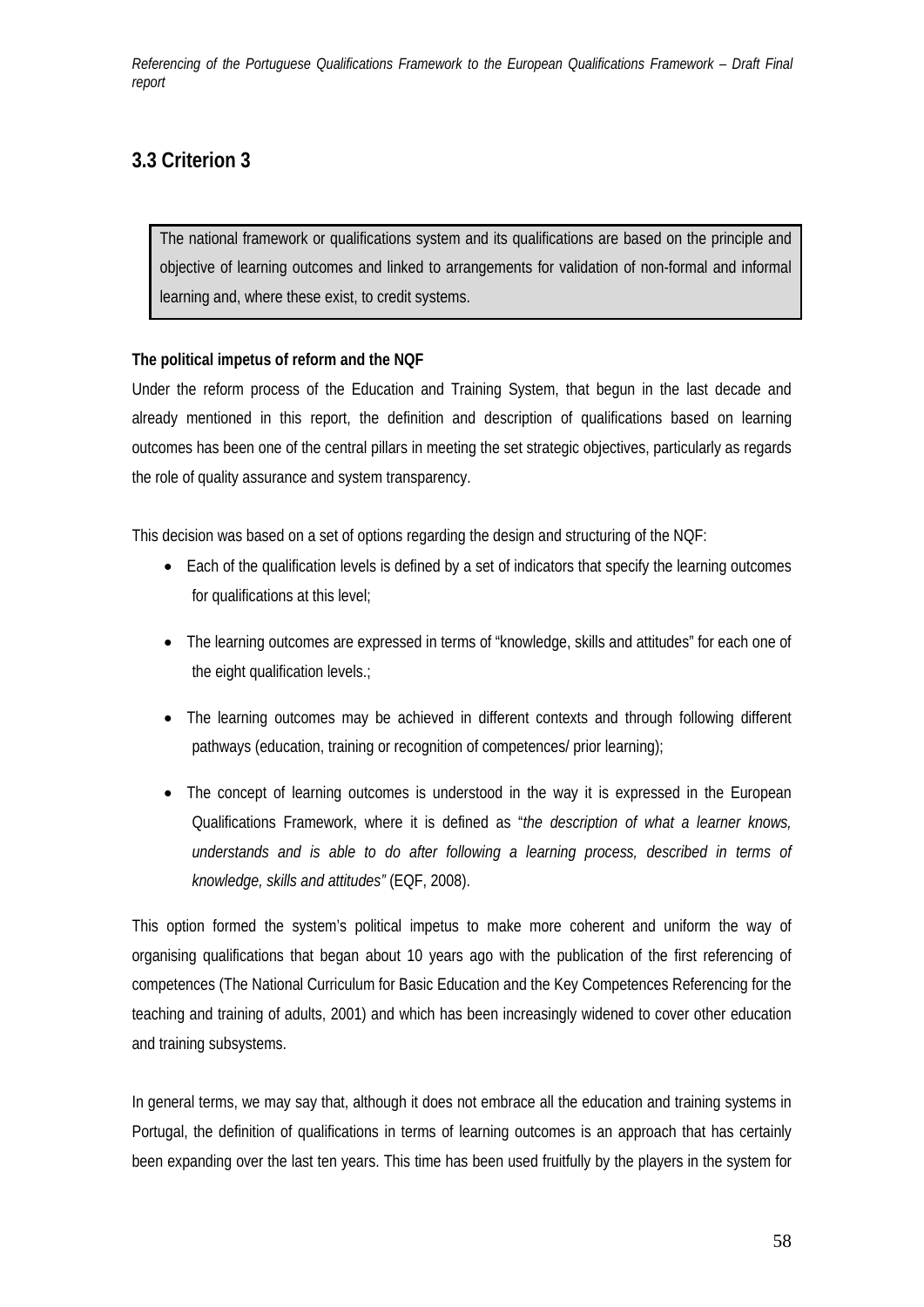## 3.3 Criterion 3

> The national framework or qualifications system and its qualifications are based on the principle and objective of learning outcomes and linked to arrangements for validation of non-formal and informal learning and, where these exist, to credit systems.

**The political impetus of reform and the NQF**

Under the reform process of the Education and Training System, that begun in the last decade and already mentioned in this report, the definition and description of qualifications based on learning outcomes has been one of the central pillars in meeting the set strategic objectives, particularly as regards the role of quality assurance and system transparency.

This decision was based on a set of options regarding the design and structuring of the NQF:

- Each of the qualification levels is defined by a set of indicators that specify the learning outcomes for qualifications at this level;
- The learning outcomes are expressed in terms of "knowledge, skills and attitudes" for each one of the eight qualification levels.;
- The learning outcomes may be achieved in different contexts and through following different pathways (education, training or recognition of competences/ prior learning);
- The concept of learning outcomes is understood in the way it is expressed in the European Qualifications Framework, where it is defined as "*the description of what a learner knows, understands and is able to do after following a learning process, described in terms of knowledge, skills and attitudes"* (EQF, 2008).

This option formed the system's political impetus to make more coherent and uniform the way of organising qualifications that began about 10 years ago with the publication of the first referencing of competences (The National Curriculum for Basic Education and the Key Competences Referencing for the teaching and training of adults, 2001) and which has been increasingly widened to cover other education and training subsystems.

In general terms, we may say that, although it does not embrace all the education and training systems in Portugal, the definition of qualifications in terms of learning outcomes is an approach that has certainly been expanding over the last ten years. This time has been used fruitfully by the players in the system for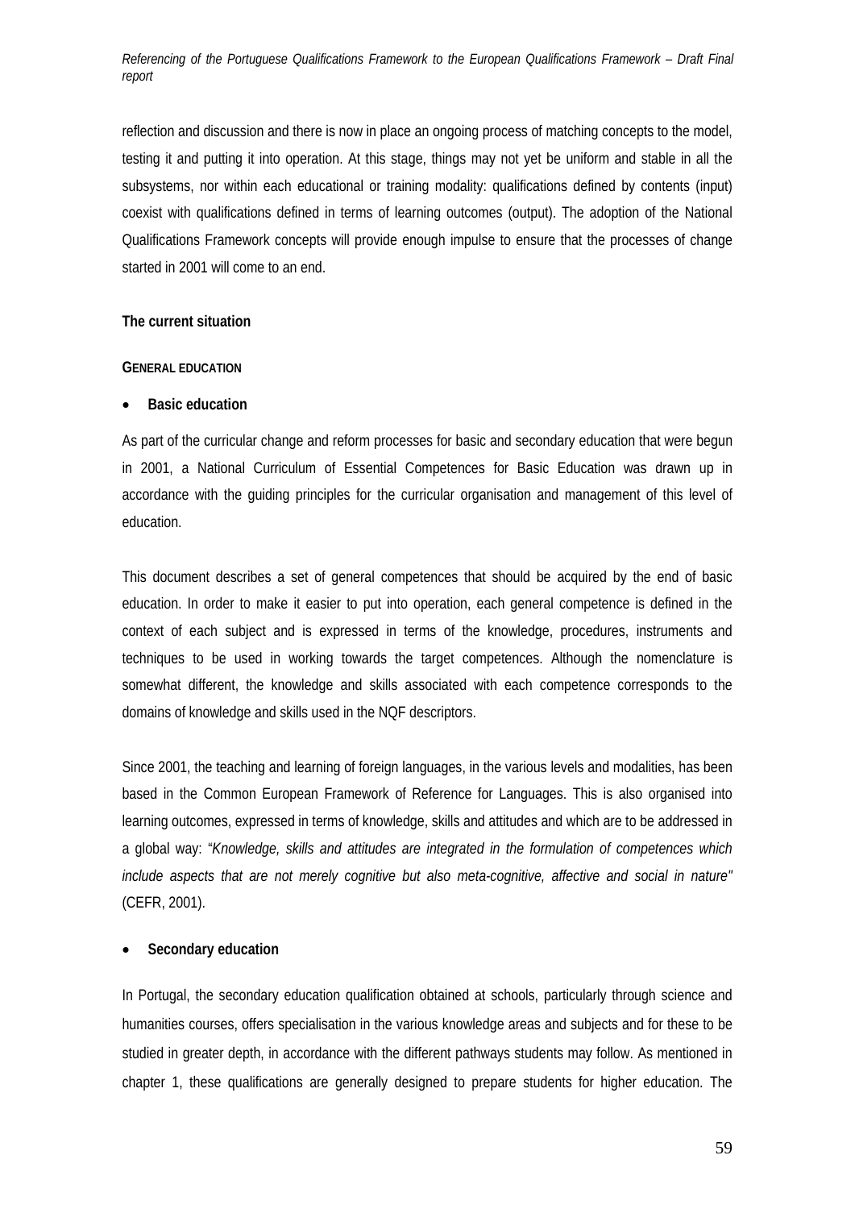reflection and discussion and there is now in place an ongoing process of matching concepts to the model, testing it and putting it into operation. At this stage, things may not yet be uniform and stable in all the subsystems, nor within each educational or training modality: qualifications defined by contents (input) coexist with qualifications defined in terms of learning outcomes (output). The adoption of the National Qualifications Framework concepts will provide enough impulse to ensure that the processes of change started in 2001 will come to an end.

**The current situation**

**GENERAL EDUCATION**

- **Basic education**

As part of the curricular change and reform processes for basic and secondary education that were begun in 2001, a National Curriculum of Essential Competences for Basic Education was drawn up in accordance with the guiding principles for the curricular organisation and management of this level of education.

This document describes a set of general competences that should be acquired by the end of basic education. In order to make it easier to put into operation, each general competence is defined in the context of each subject and is expressed in terms of the knowledge, procedures, instruments and techniques to be used in working towards the target competences. Although the nomenclature is somewhat different, the knowledge and skills associated with each competence corresponds to the domains of knowledge and skills used in the NQF descriptors.

Since 2001, the teaching and learning of foreign languages, in the various levels and modalities, has been based in the Common European Framework of Reference for Languages. This is also organised into learning outcomes, expressed in terms of knowledge, skills and attitudes and which are to be addressed in a global way: "*Knowledge, skills and attitudes are integrated in the formulation of competences which include aspects that are not merely cognitive but also meta-cognitive, affective and social in nature"* (CEFR, 2001).

- **Secondary education**

In Portugal, the secondary education qualification obtained at schools, particularly through science and humanities courses, offers specialisation in the various knowledge areas and subjects and for these to be studied in greater depth, in accordance with the different pathways students may follow. As mentioned in chapter 1, these qualifications are generally designed to prepare students for higher education. The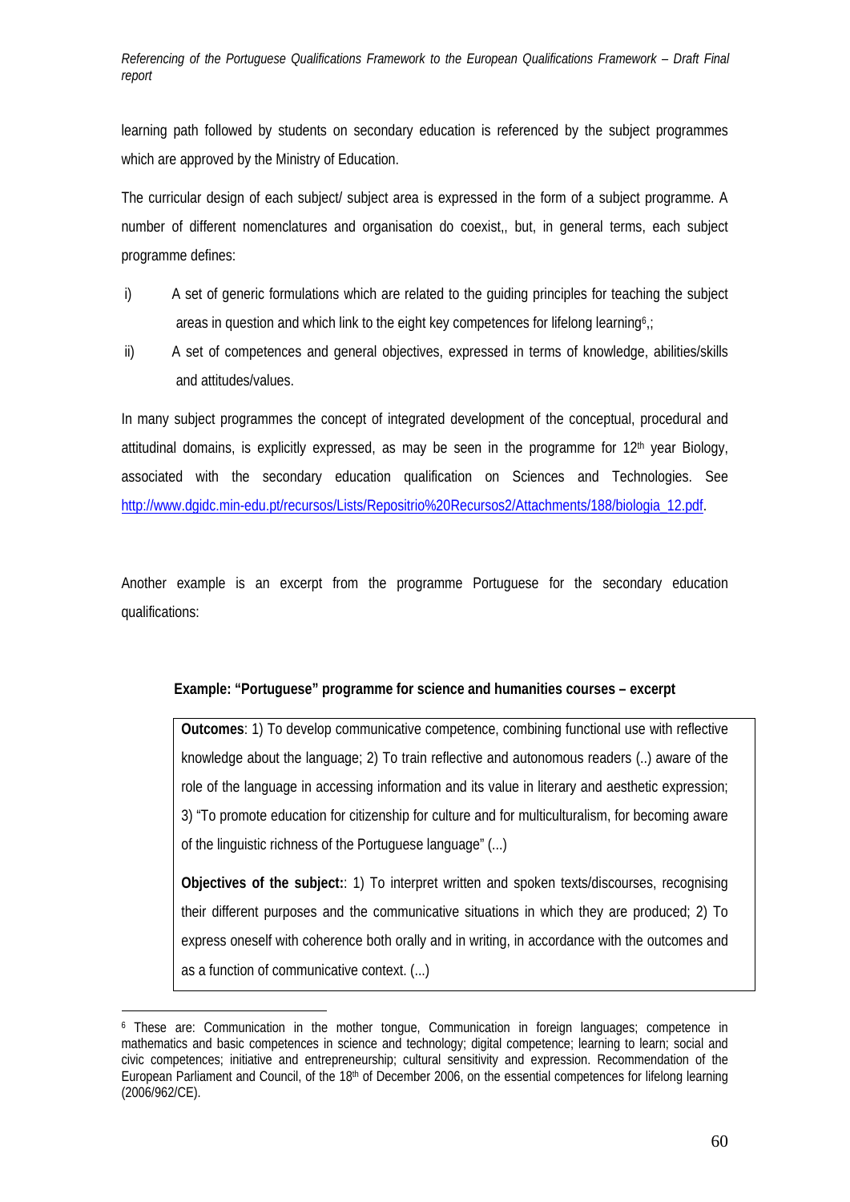learning path followed by students on secondary education is referenced by the subject programmes which are approved by the Ministry of Education.

The curricular design of each subject/ subject area is expressed in the form of a subject programme. A number of different nomenclatures and organisation do coexist,, but, in general terms, each subject programme defines:

i) A set of generic formulations which are related to the guiding principles for teaching the subject areas in question and which link to the eight key competences for lifelong learning[6],;

ii) A set of competences and general objectives, expressed in terms of knowledge, abilities/skills and attitudes/values.

In many subject programmes the concept of integrated development of the conceptual, procedural and attitudinal domains, is explicitly expressed, as may be seen in the programme for 12th year Biology, associated with the secondary education qualification on Sciences and Technologies. See http://www.dgidc.min-edu.pt/recursos/Lists/Repositrio%20Recursos2/Attachments/188/biologia_12.pdf.

Another example is an excerpt from the programme Portuguese for the secondary education qualifications:

**Example: "Portuguese" programme for science and humanities courses – excerpt**

| **Outcomes**: 1) To develop communicative competence, combining functional use with reflective knowledge about the language; 2) To train reflective and autonomous readers (..) aware of the role of the language in accessing information and its value in literary and aesthetic expression; 3) "To promote education for citizenship for culture and for multiculturalism, for becoming aware of the linguistic richness of the Portuguese language" (...)<br><br>**Objectives of the subject:**: 1) To interpret written and spoken texts/discourses, recognising their different purposes and the communicative situations in which they are produced; 2) To express oneself with coherence both orally and in writing, in accordance with the outcomes and as a function of communicative context. (...) |
|---|

[6] These are: Communication in the mother tongue, Communication in foreign languages; competence in mathematics and basic competences in science and technology; digital competence; learning to learn; social and civic competences; initiative and entrepreneurship; cultural sensitivity and expression. Recommendation of the European Parliament and Council, of the 18th of December 2006, on the essential competences for lifelong learning (2006/962/CE).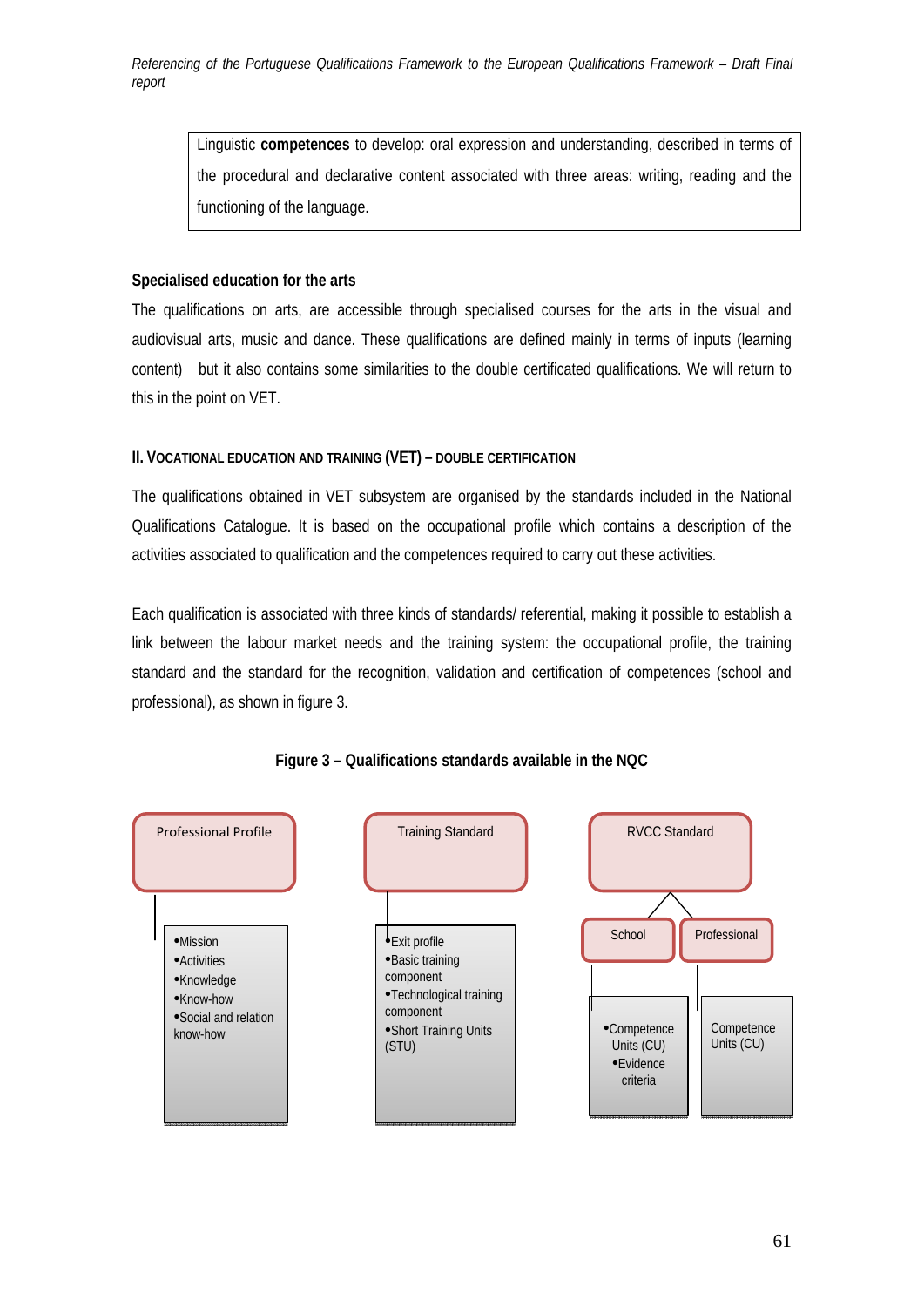> Linguistic **competences** to develop: oral expression and understanding, described in terms of the procedural and declarative content associated with three areas: writing, reading and the functioning of the language.

**Specialised education for the arts**

The qualifications on arts, are accessible through specialised courses for the arts in the visual and audiovisual arts, music and dance. These qualifications are defined mainly in terms of inputs (learning content) but it also contains some similarities to the double certificated qualifications. We will return to this in the point on VET.

### II. VOCATIONAL EDUCATION AND TRAINING (VET) – DOUBLE CERTIFICATION

The qualifications obtained in VET subsystem are organised by the standards included in the National Qualifications Catalogue. It is based on the occupational profile which contains a description of the activities associated to qualification and the competences required to carry out these activities.

Each qualification is associated with three kinds of standards/ referential, making it possible to establish a link between the labour market needs and the training system: the occupational profile, the training standard and the standard for the recognition, validation and certification of competences (school and professional), as shown in figure 3.

**Figure 3 – Qualifications standards available in the NQC**

**Professional Profile**

- Mission
- Activities
- Knowledge
- Know-how
- Social and relation know-how

**Training Standard**

- Exit profile
- Basic training component
- Technological training component
- Short Training Units (STU)

**RVCC Standard**

- School
  - Competence Units (CU)
  - Evidence criteria
- Professional
  - Competence Units (CU)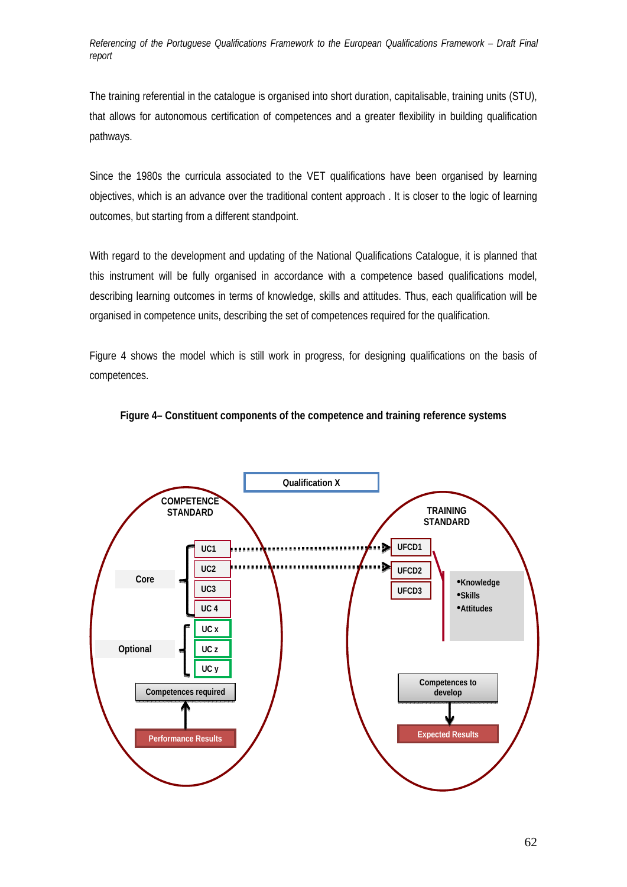The training referential in the catalogue is organised into short duration, capitalisable, training units (STU), that allows for autonomous certification of competences and a greater flexibility in building qualification pathways.

Since the 1980s the curricula associated to the VET qualifications have been organised by learning objectives, which is an advance over the traditional content approach . It is closer to the logic of learning outcomes, but starting from a different standpoint.

With regard to the development and updating of the National Qualifications Catalogue, it is planned that this instrument will be fully organised in accordance with a competence based qualifications model, describing learning outcomes in terms of knowledge, skills and attitudes. Thus, each qualification will be organised in competence units, describing the set of competences required for the qualification.

Figure 4 shows the model which is still work in progress, for designing qualifications on the basis of competences.

**Figure 4– Constituent components of the competence and training reference systems**

Qualification X

COMPETENCE STANDARD

Core: UC1, UC2, UC3, UC 4

Optional: UC x, UC z, UC y

Competences required

Performance Results

TRAINING STANDARD

UFCD1, UFCD2, UFCD3

- Knowledge
- Skills
- Attitudes

Competences to develop

Expected Results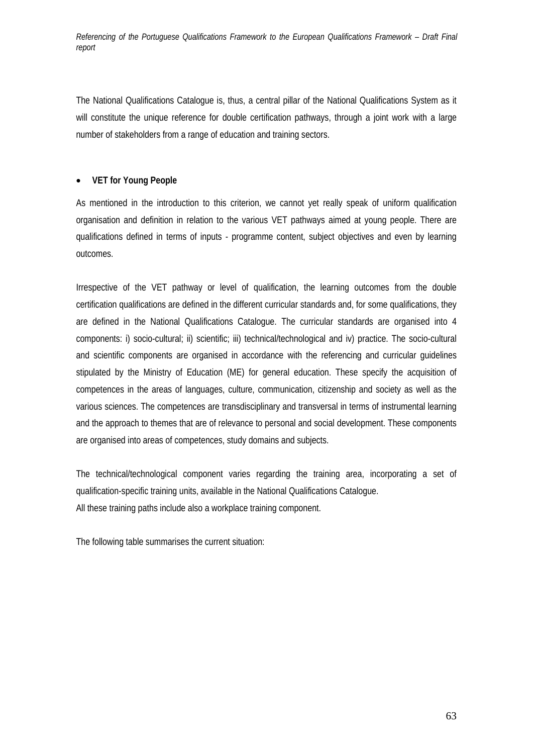The National Qualifications Catalogue is, thus, a central pillar of the National Qualifications System as it will constitute the unique reference for double certification pathways, through a joint work with a large number of stakeholders from a range of education and training sectors.

- **VET for Young People**

As mentioned in the introduction to this criterion, we cannot yet really speak of uniform qualification organisation and definition in relation to the various VET pathways aimed at young people. There are qualifications defined in terms of inputs - programme content, subject objectives and even by learning outcomes.

Irrespective of the VET pathway or level of qualification, the learning outcomes from the double certification qualifications are defined in the different curricular standards and, for some qualifications, they are defined in the National Qualifications Catalogue. The curricular standards are organised into 4 components: i) socio-cultural; ii) scientific; iii) technical/technological and iv) practice. The socio-cultural and scientific components are organised in accordance with the referencing and curricular guidelines stipulated by the Ministry of Education (ME) for general education. These specify the acquisition of competences in the areas of languages, culture, communication, citizenship and society as well as the various sciences. The competences are transdisciplinary and transversal in terms of instrumental learning and the approach to themes that are of relevance to personal and social development. These components are organised into areas of competences, study domains and subjects.

The technical/technological component varies regarding the training area, incorporating a set of qualification-specific training units, available in the National Qualifications Catalogue.
All these training paths include also a workplace training component.

The following table summarises the current situation: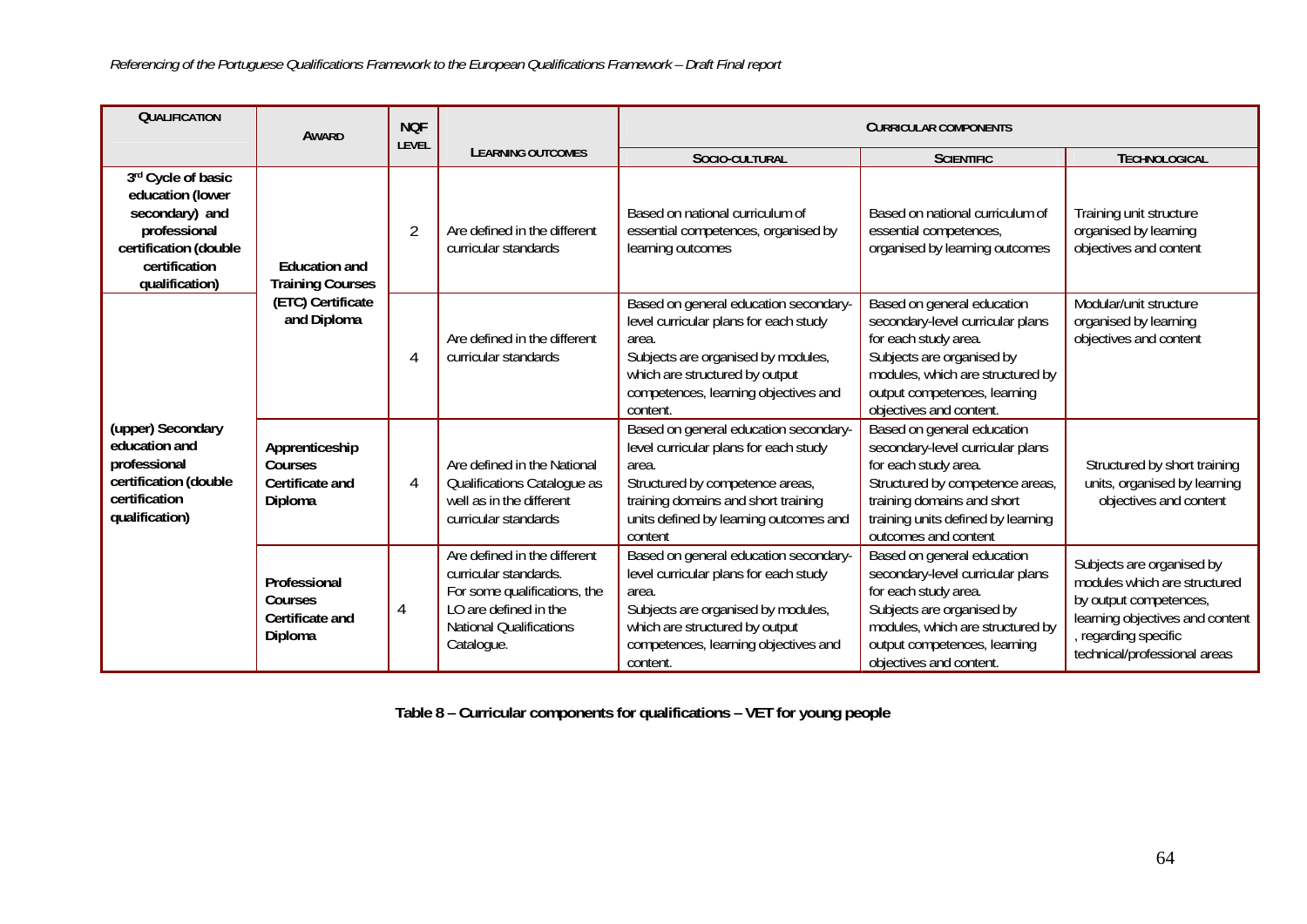| Qualification | Award | NQF level | Learning outcomes | Curricular components | | |
|---|---|---|---|---|---|---|
| | | | | Socio-cultural | Scientific | Technological |
| **3rd Cycle of basic education (lower secondary) and professional certification (double certification qualification)** | **Education and Training Courses (ETC) Certificate and Diploma** | 2 | Are defined in the different curricular standards | Based on national curriculum of essential competences, organised by learning outcomes | Based on national curriculum of essential competences, organised by learning outcomes | Training unit structure organised by learning objectives and content |
| **(upper) Secondary education and professional certification (double certification qualification)** | **Education and Training Courses (ETC) Certificate and Diploma** | 4 | Are defined in the different curricular standards | Based on general education secondary-level curricular plans for each study area. Subjects are organised by modules, which are structured by output competences, learning objectives and content. | Based on general education secondary-level curricular plans for each study area. Subjects are organised by modules, which are structured by output competences, learning objectives and content. | Modular/unit structure organised by learning objectives and content |
| | **Apprenticeship Courses Certificate and Diploma** | 4 | Are defined in the National Qualifications Catalogue as well as in the different curricular standards | Based on general education secondary-level curricular plans for each study area. Structured by competence areas, training domains and short training units defined by learning outcomes and content | Based on general education secondary-level curricular plans for each study area. Structured by competence areas, training domains and short training units defined by learning outcomes and content | Structured by short training units, organised by learning objectives and content |
| | **Professional Courses Certificate and Diploma** | 4 | Are defined in the different curricular standards. For some qualifications, the LO are defined in the National Qualifications Catalogue. | Based on general education secondary-level curricular plans for each study area. Subjects are organised by modules, which are structured by output competences, learning objectives and content. | Based on general education secondary-level curricular plans for each study area. Subjects are organised by modules, which are structured by output competences, learning objectives and content. | Subjects are organised by modules which are structured by output competences, learning objectives and content , regarding specific technical/professional areas |

**Table 8 – Curricular components for qualifications – VET for young people**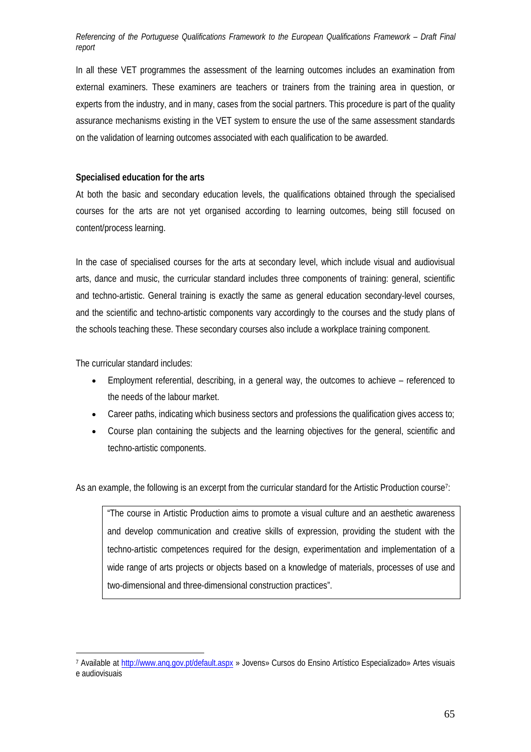In all these VET programmes the assessment of the learning outcomes includes an examination from external examiners. These examiners are teachers or trainers from the training area in question, or experts from the industry, and in many, cases from the social partners. This procedure is part of the quality assurance mechanisms existing in the VET system to ensure the use of the same assessment standards on the validation of learning outcomes associated with each qualification to be awarded.

**Specialised education for the arts**

At both the basic and secondary education levels, the qualifications obtained through the specialised courses for the arts are not yet organised according to learning outcomes, being still focused on content/process learning.

In the case of specialised courses for the arts at secondary level, which include visual and audiovisual arts, dance and music, the curricular standard includes three components of training: general, scientific and techno-artistic. General training is exactly the same as general education secondary-level courses, and the scientific and techno-artistic components vary accordingly to the courses and the study plans of the schools teaching these. These secondary courses also include a workplace training component.

The curricular standard includes:

- Employment referential, describing, in a general way, the outcomes to achieve – referenced to the needs of the labour market.
- Career paths, indicating which business sectors and professions the qualification gives access to;
- Course plan containing the subjects and the learning objectives for the general, scientific and techno-artistic components.

As an example, the following is an excerpt from the curricular standard for the Artistic Production course[7]:

> "The course in Artistic Production aims to promote a visual culture and an aesthetic awareness and develop communication and creative skills of expression, providing the student with the techno-artistic competences required for the design, experimentation and implementation of a wide range of arts projects or objects based on a knowledge of materials, processes of use and two-dimensional and three-dimensional construction practices".

[7] Available at http://www.anq.gov.pt/default.aspx » Jovens» Cursos do Ensino Artístico Especializado» Artes visuais e audiovisuais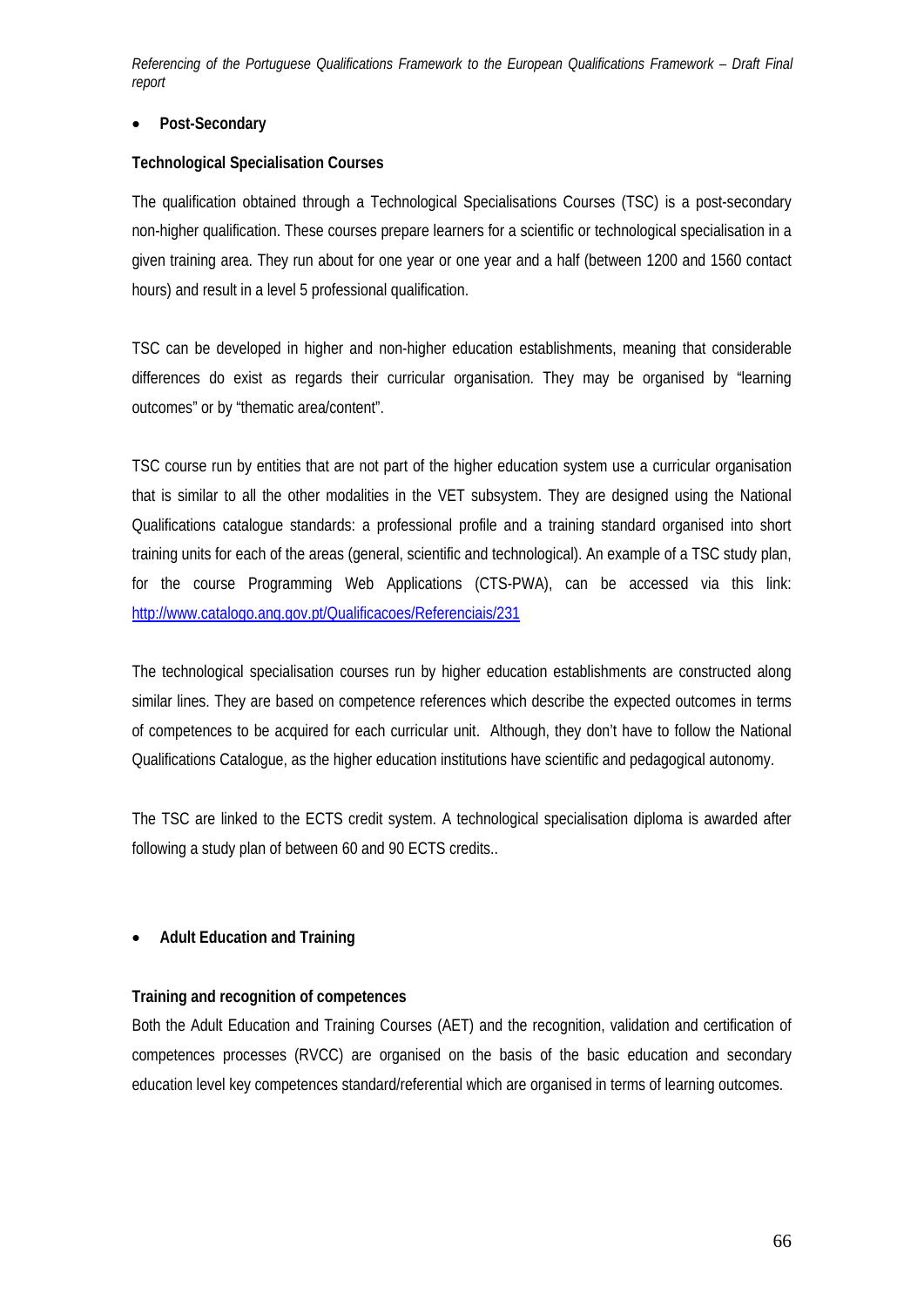- **Post-Secondary**

**Technological Specialisation Courses**

The qualification obtained through a Technological Specialisations Courses (TSC) is a post-secondary non-higher qualification. These courses prepare learners for a scientific or technological specialisation in a given training area. They run about for one year or one year and a half (between 1200 and 1560 contact hours) and result in a level 5 professional qualification.

TSC can be developed in higher and non-higher education establishments, meaning that considerable differences do exist as regards their curricular organisation. They may be organised by "learning outcomes" or by "thematic area/content".

TSC course run by entities that are not part of the higher education system use a curricular organisation that is similar to all the other modalities in the VET subsystem. They are designed using the National Qualifications catalogue standards: a professional profile and a training standard organised into short training units for each of the areas (general, scientific and technological). An example of a TSC study plan, for the course Programming Web Applications (CTS-PWA), can be accessed via this link: [http://www.catalogo.anq.gov.pt/Qualificacoes/Referenciais/231](http://www.catalogo.anq.gov.pt/Qualificacoes/Referenciais/231)

The technological specialisation courses run by higher education establishments are constructed along similar lines. They are based on competence references which describe the expected outcomes in terms of competences to be acquired for each curricular unit. Although, they don't have to follow the National Qualifications Catalogue, as the higher education institutions have scientific and pedagogical autonomy.

The TSC are linked to the ECTS credit system. A technological specialisation diploma is awarded after following a study plan of between 60 and 90 ECTS credits..

- **Adult Education and Training**

**Training and recognition of competences**

Both the Adult Education and Training Courses (AET) and the recognition, validation and certification of competences processes (RVCC) are organised on the basis of the basic education and secondary education level key competences standard/referential which are organised in terms of learning outcomes.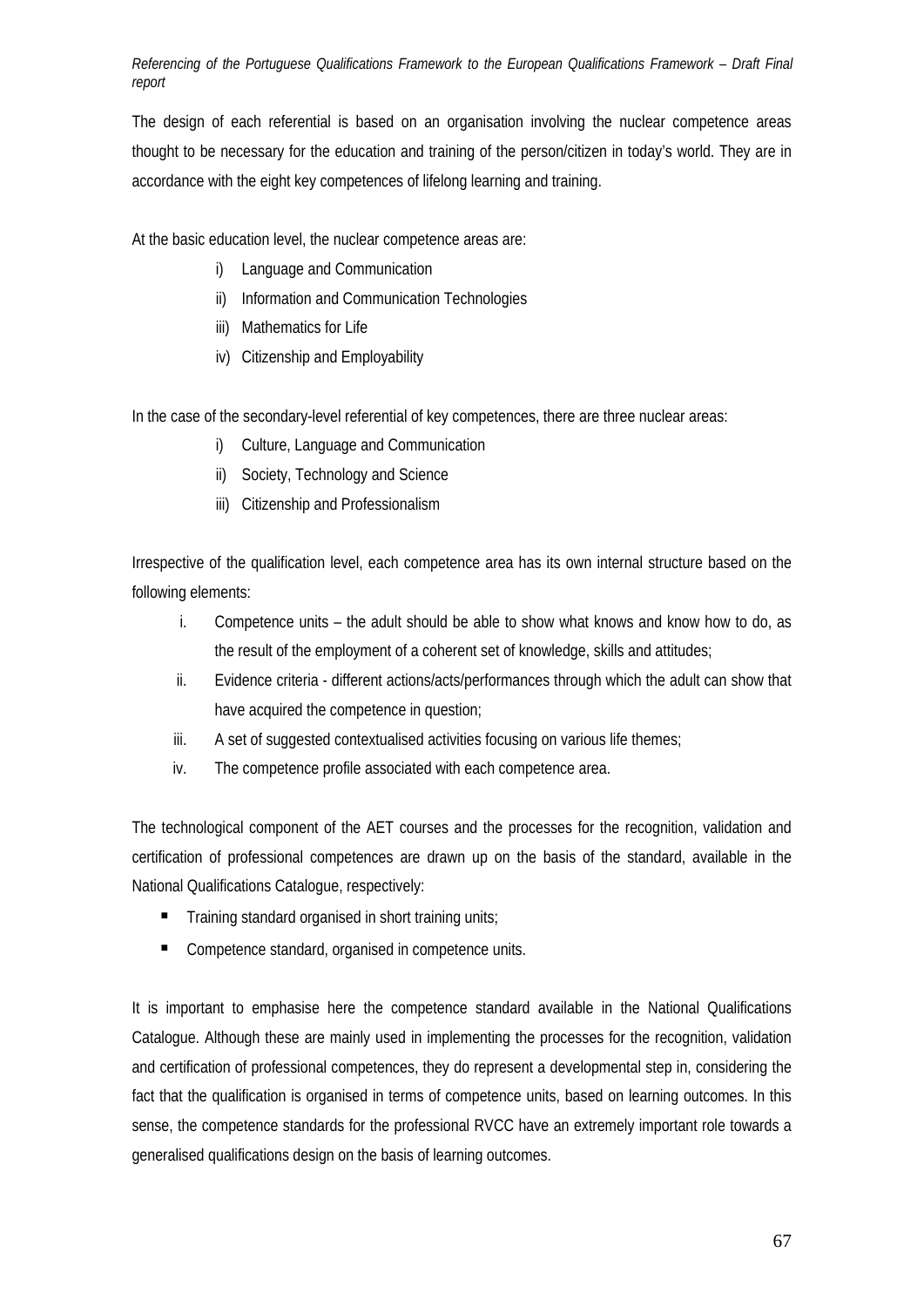The design of each referential is based on an organisation involving the nuclear competence areas thought to be necessary for the education and training of the person/citizen in today's world. They are in accordance with the eight key competences of lifelong learning and training.

At the basic education level, the nuclear competence areas are:

i) Language and Communication
ii) Information and Communication Technologies
iii) Mathematics for Life
iv) Citizenship and Employability

In the case of the secondary-level referential of key competences, there are three nuclear areas:

i) Culture, Language and Communication
ii) Society, Technology and Science
iii) Citizenship and Professionalism

Irrespective of the qualification level, each competence area has its own internal structure based on the following elements:

i. Competence units – the adult should be able to show what knows and know how to do, as the result of the employment of a coherent set of knowledge, skills and attitudes;
ii. Evidence criteria - different actions/acts/performances through which the adult can show that have acquired the competence in question;
iii. A set of suggested contextualised activities focusing on various life themes;
iv. The competence profile associated with each competence area.

The technological component of the AET courses and the processes for the recognition, validation and certification of professional competences are drawn up on the basis of the standard, available in the National Qualifications Catalogue, respectively:

- Training standard organised in short training units;
- Competence standard, organised in competence units.

It is important to emphasise here the competence standard available in the National Qualifications Catalogue. Although these are mainly used in implementing the processes for the recognition, validation and certification of professional competences, they do represent a developmental step in, considering the fact that the qualification is organised in terms of competence units, based on learning outcomes. In this sense, the competence standards for the professional RVCC have an extremely important role towards a generalised qualifications design on the basis of learning outcomes.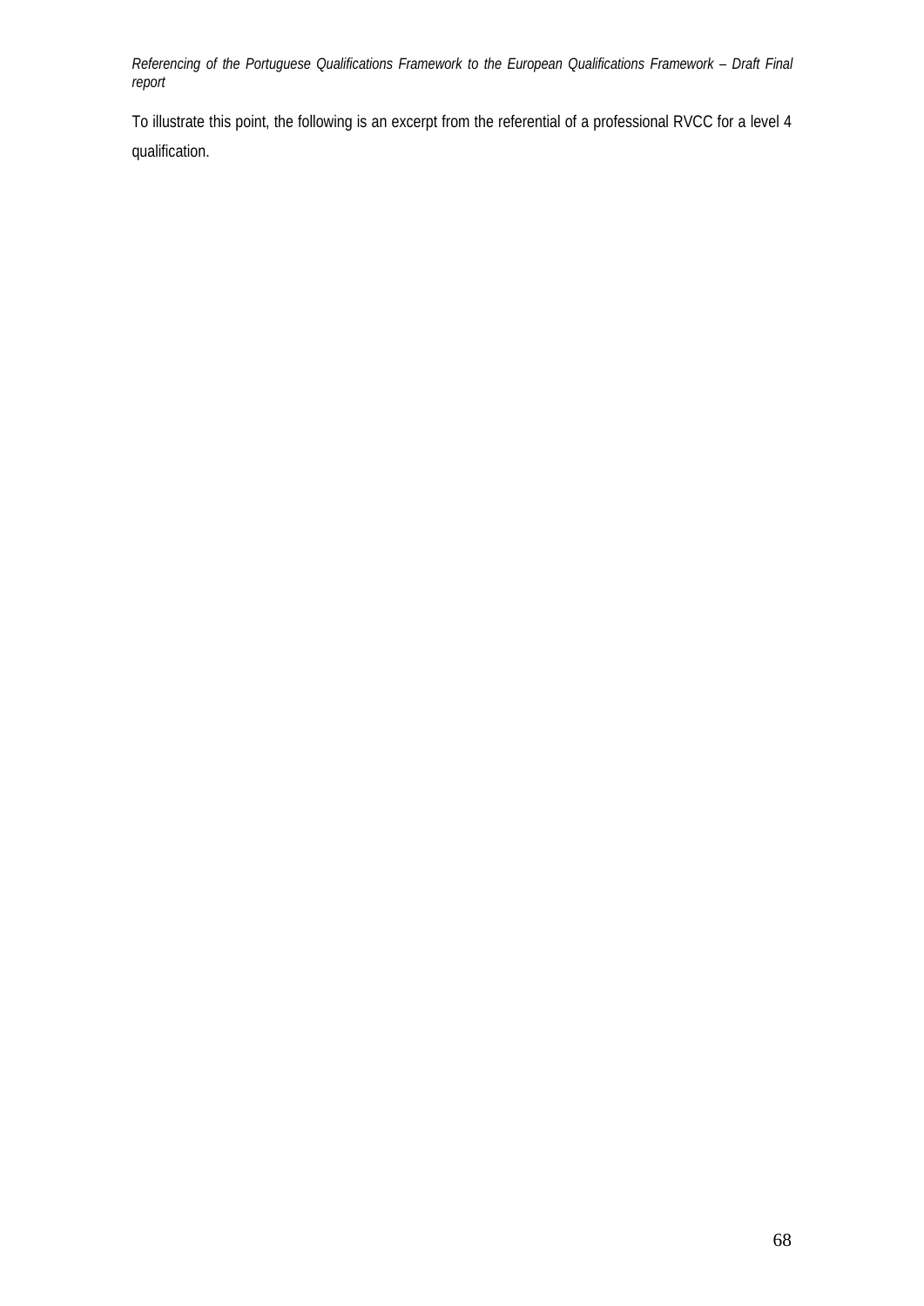To illustrate this point, the following is an excerpt from the referential of a professional RVCC for a level 4 qualification.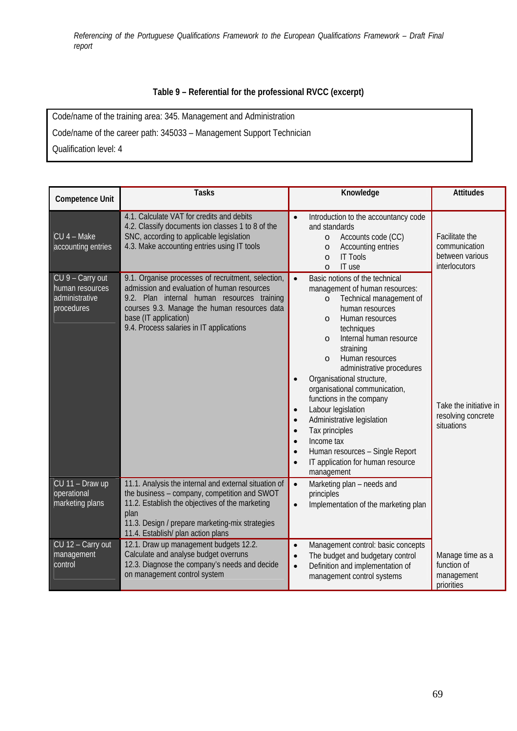**Table 9 – Referential for the professional RVCC (excerpt)**

Code/name of the training area: 345. Management and Administration

Code/name of the career path: 345033 – Management Support Technician

Qualification level: 4

| Competence Unit | Tasks | Knowledge | Attitudes |
|---|---|---|---|
| CU 4 – Make accounting entries | 4.1. Calculate VAT for credits and debits<br>4.2. Classify documents ion classes 1 to 8 of the SNC, according to applicable legislation<br>4.3. Make accounting entries using IT tools | • Introduction to the accountancy code and standards<br>  o Accounts code (CC)<br>  o Accounting entries<br>  o IT Tools<br>  o IT use | Facilitate the communication between various interlocutors |
| CU 9 – Carry out human resources administrative procedures | 9.1. Organise processes of recruitment, selection, admission and evaluation of human resources<br>9.2. Plan internal human resources training courses 9.3. Manage the human resources data base (IT application)<br>9.4. Process salaries in IT applications | • Basic notions of the technical management of human resources:<br>  o Technical management of human resources<br>  o Human resources techniques<br>  o Internal human resource straining<br>  o Human resources administrative procedures<br>• Organisational structure, organisational communication, functions in the company<br>• Labour legislation<br>• Administrative legislation<br>• Tax principles<br>• Income tax<br>• Human resources – Single Report<br>• IT application for human resource management | Take the initiative in resolving concrete situations |
| CU 11 – Draw up operational marketing plans | 11.1. Analysis the internal and external situation of the business – company, competition and SWOT<br>11.2. Establish the objectives of the marketing plan<br>11.3. Design / prepare marketing-mix strategies<br>11.4. Establish/ plan action plans | • Marketing plan – needs and principles<br>• Implementation of the marketing plan | |
| CU 12 – Carry out management control | 12.1. Draw up management budgets 12.2. Calculate and analyse budget overruns<br>12.3. Diagnose the company's needs and decide on management control system | • Management control: basic concepts<br>• The budget and budgetary control<br>• Definition and implementation of management control systems | Manage time as a function of management priorities |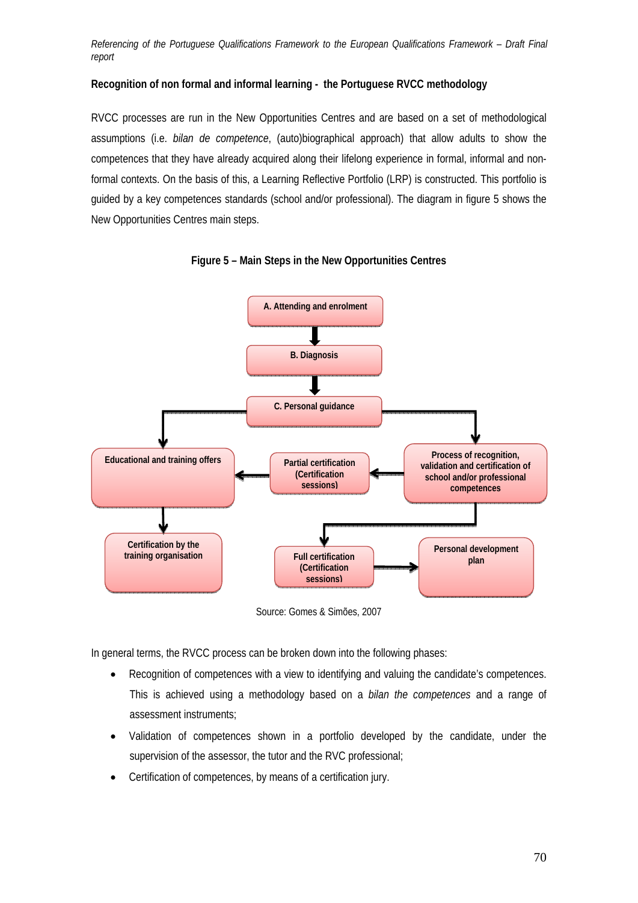**Recognition of non formal and informal learning - the Portuguese RVCC methodology**

RVCC processes are run in the New Opportunities Centres and are based on a set of methodological assumptions (i.e. *bilan de competence*, (auto)biographical approach) that allow adults to show the competences that they have already acquired along their lifelong experience in formal, informal and non-formal contexts. On the basis of this, a Learning Reflective Portfolio (LRP) is constructed. This portfolio is guided by a key competences standards (school and/or professional). The diagram in figure 5 shows the New Opportunities Centres main steps.

**Figure 5 – Main Steps in the New Opportunities Centres**

A. Attending and enrolment

B. Diagnosis

C. Personal guidance

Educational and training offers

Partial certification (Certification sessions)

Process of recognition, validation and certification of school and/or professional competences

Certification by the training organisation

Full certification (Certification sessions)

Personal development plan

Source: Gomes & Simões, 2007

In general terms, the RVCC process can be broken down into the following phases:

- Recognition of competences with a view to identifying and valuing the candidate's competences. This is achieved using a methodology based on a *bilan the competences* and a range of assessment instruments;
- Validation of competences shown in a portfolio developed by the candidate, under the supervision of the assessor, the tutor and the RVC professional;
- Certification of competences, by means of a certification jury.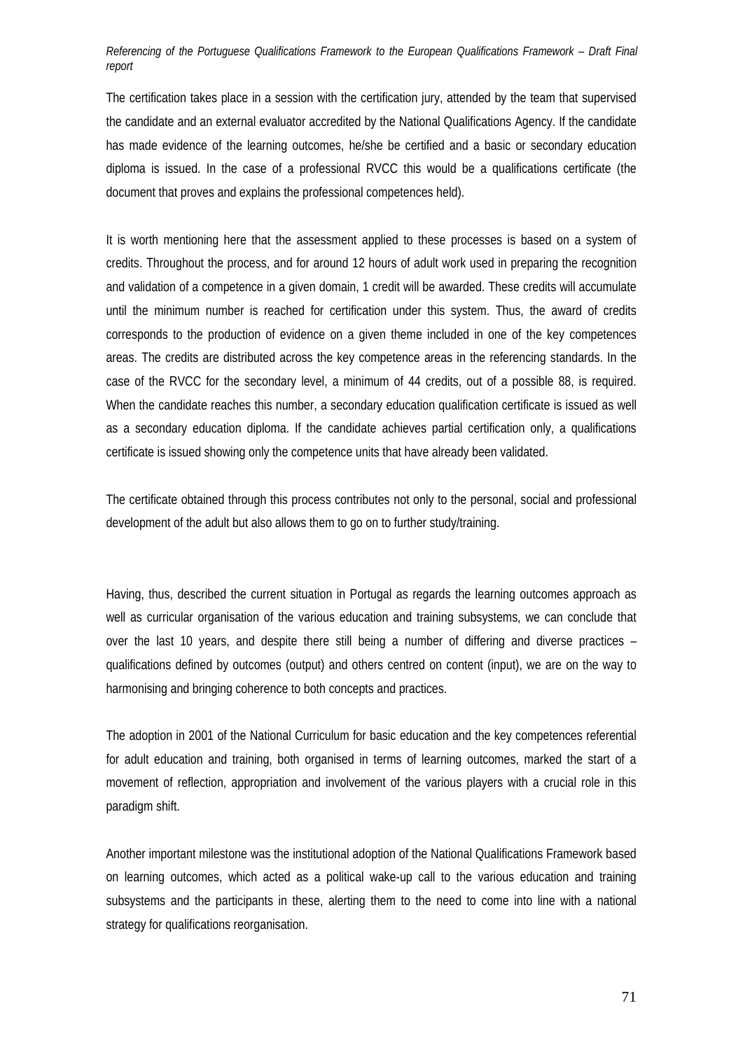The certification takes place in a session with the certification jury, attended by the team that supervised the candidate and an external evaluator accredited by the National Qualifications Agency. If the candidate has made evidence of the learning outcomes, he/she be certified and a basic or secondary education diploma is issued. In the case of a professional RVCC this would be a qualifications certificate (the document that proves and explains the professional competences held).

It is worth mentioning here that the assessment applied to these processes is based on a system of credits. Throughout the process, and for around 12 hours of adult work used in preparing the recognition and validation of a competence in a given domain, 1 credit will be awarded. These credits will accumulate until the minimum number is reached for certification under this system. Thus, the award of credits corresponds to the production of evidence on a given theme included in one of the key competences areas. The credits are distributed across the key competence areas in the referencing standards. In the case of the RVCC for the secondary level, a minimum of 44 credits, out of a possible 88, is required. When the candidate reaches this number, a secondary education qualification certificate is issued as well as a secondary education diploma. If the candidate achieves partial certification only, a qualifications certificate is issued showing only the competence units that have already been validated.

The certificate obtained through this process contributes not only to the personal, social and professional development of the adult but also allows them to go on to further study/training.

Having, thus, described the current situation in Portugal as regards the learning outcomes approach as well as curricular organisation of the various education and training subsystems, we can conclude that over the last 10 years, and despite there still being a number of differing and diverse practices – qualifications defined by outcomes (output) and others centred on content (input), we are on the way to harmonising and bringing coherence to both concepts and practices.

The adoption in 2001 of the National Curriculum for basic education and the key competences referential for adult education and training, both organised in terms of learning outcomes, marked the start of a movement of reflection, appropriation and involvement of the various players with a crucial role in this paradigm shift.

Another important milestone was the institutional adoption of the National Qualifications Framework based on learning outcomes, which acted as a political wake-up call to the various education and training subsystems and the participants in these, alerting them to the need to come into line with a national strategy for qualifications reorganisation.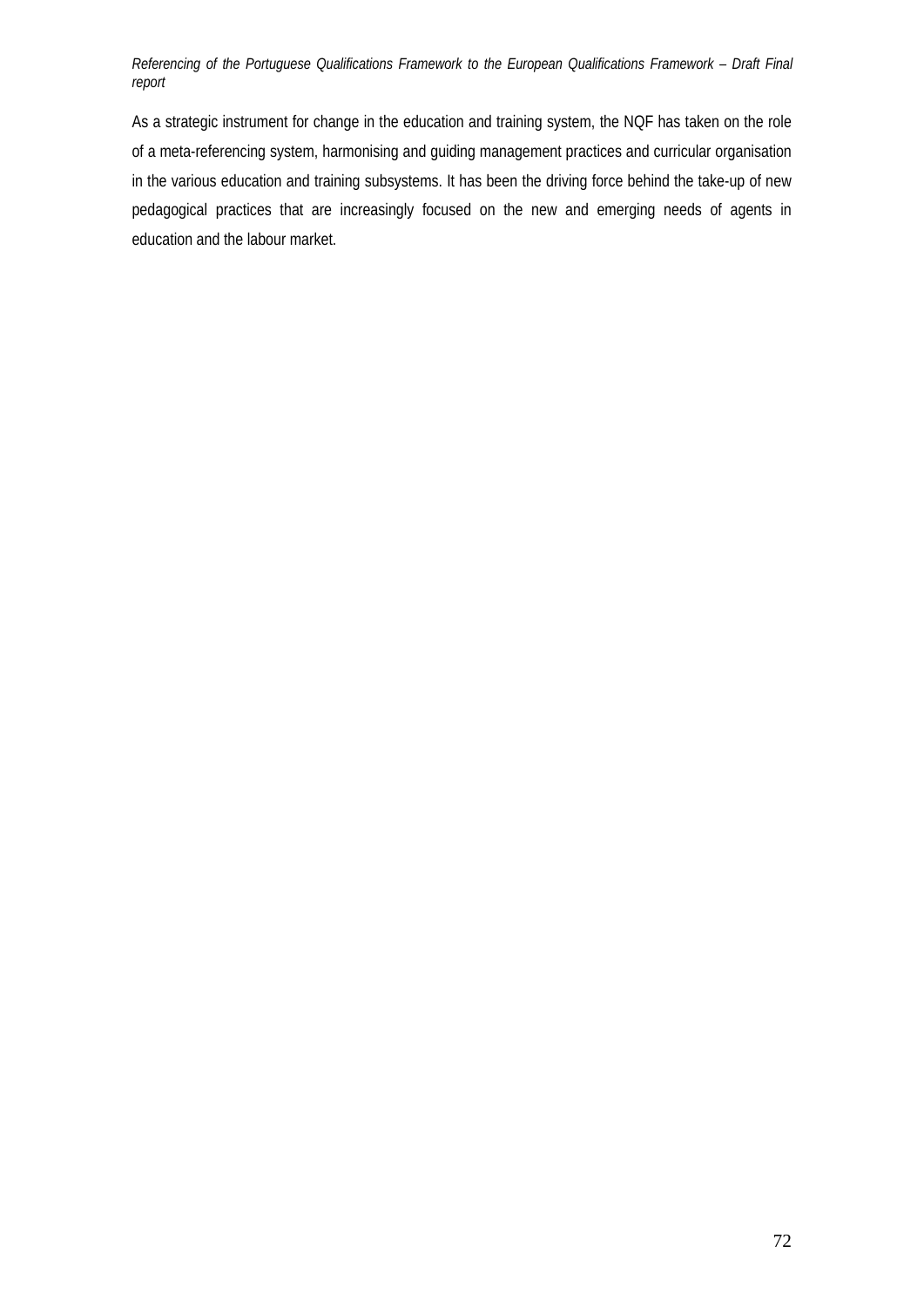As a strategic instrument for change in the education and training system, the NQF has taken on the role of a meta-referencing system, harmonising and guiding management practices and curricular organisation in the various education and training subsystems. It has been the driving force behind the take-up of new pedagogical practices that are increasingly focused on the new and emerging needs of agents in education and the labour market.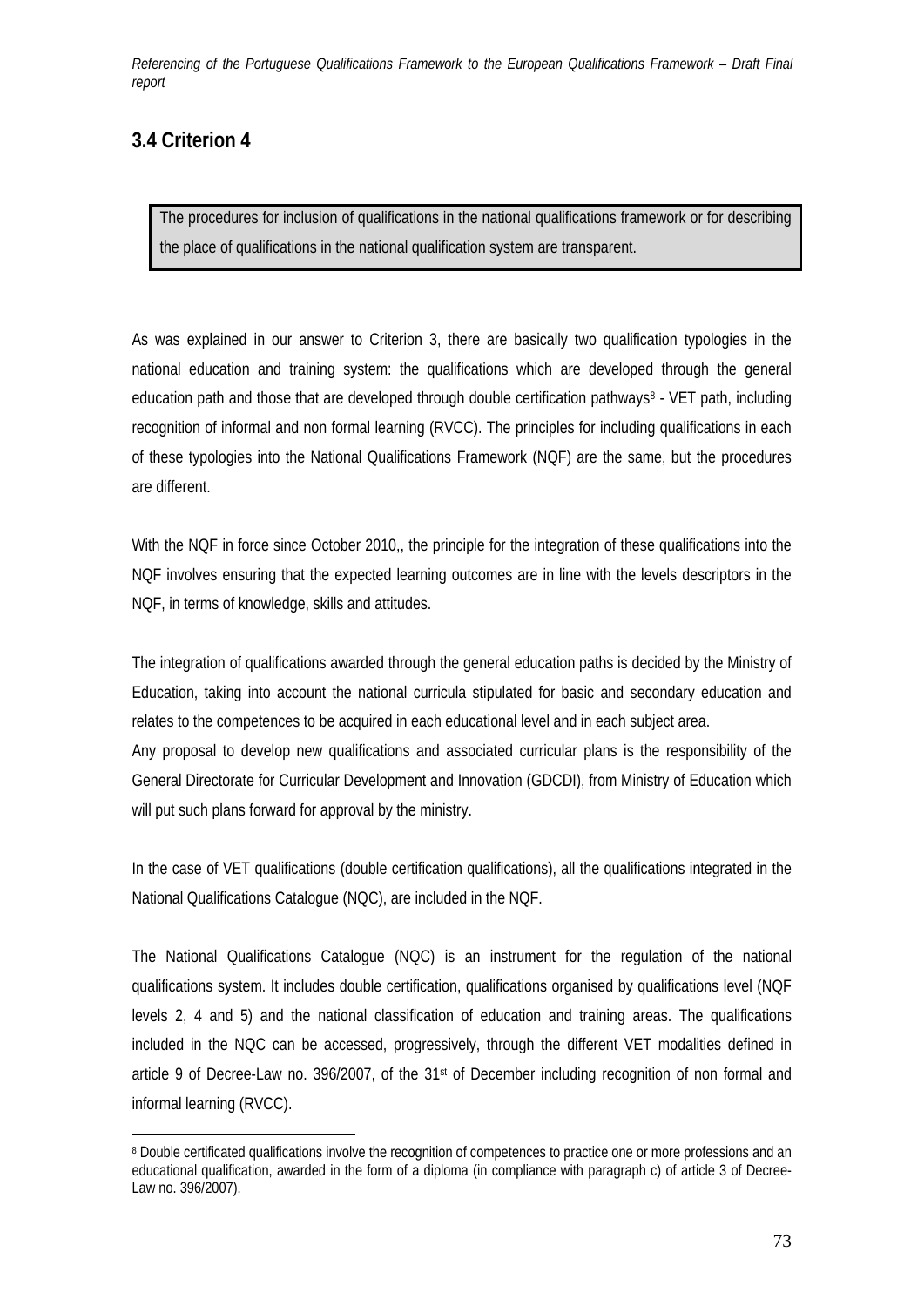## 3.4 Criterion 4

> The procedures for inclusion of qualifications in the national qualifications framework or for describing the place of qualifications in the national qualification system are transparent.

As was explained in our answer to Criterion 3, there are basically two qualification typologies in the national education and training system: the qualifications which are developed through the general education path and those that are developed through double certification pathways[8] - VET path, including recognition of informal and non formal learning (RVCC). The principles for including qualifications in each of these typologies into the National Qualifications Framework (NQF) are the same, but the procedures are different.

With the NQF in force since October 2010,, the principle for the integration of these qualifications into the NQF involves ensuring that the expected learning outcomes are in line with the levels descriptors in the NQF, in terms of knowledge, skills and attitudes.

The integration of qualifications awarded through the general education paths is decided by the Ministry of Education, taking into account the national curricula stipulated for basic and secondary education and relates to the competences to be acquired in each educational level and in each subject area.
Any proposal to develop new qualifications and associated curricular plans is the responsibility of the General Directorate for Curricular Development and Innovation (GDCDI), from Ministry of Education which will put such plans forward for approval by the ministry.

In the case of VET qualifications (double certification qualifications), all the qualifications integrated in the National Qualifications Catalogue (NQC), are included in the NQF.

The National Qualifications Catalogue (NQC) is an instrument for the regulation of the national qualifications system. It includes double certification, qualifications organised by qualifications level (NQF levels 2, 4 and 5) and the national classification of education and training areas. The qualifications included in the NQC can be accessed, progressively, through the different VET modalities defined in article 9 of Decree-Law no. 396/2007, of the 31st of December including recognition of non formal and informal learning (RVCC).

[8] Double certificated qualifications involve the recognition of competences to practice one or more professions and an educational qualification, awarded in the form of a diploma (in compliance with paragraph c) of article 3 of Decree-Law no. 396/2007).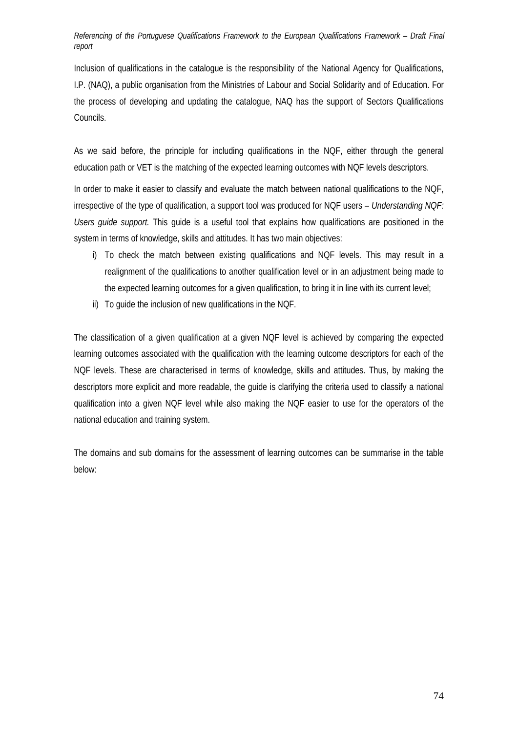Inclusion of qualifications in the catalogue is the responsibility of the National Agency for Qualifications, I.P. (NAQ), a public organisation from the Ministries of Labour and Social Solidarity and of Education. For the process of developing and updating the catalogue, NAQ has the support of Sectors Qualifications Councils.

As we said before, the principle for including qualifications in the NQF, either through the general education path or VET is the matching of the expected learning outcomes with NQF levels descriptors.

In order to make it easier to classify and evaluate the match between national qualifications to the NQF, irrespective of the type of qualification, a support tool was produced for NQF users – *Understanding NQF: Users guide support.* This guide is a useful tool that explains how qualifications are positioned in the system in terms of knowledge, skills and attitudes. It has two main objectives:

i) To check the match between existing qualifications and NQF levels. This may result in a realignment of the qualifications to another qualification level or in an adjustment being made to the expected learning outcomes for a given qualification, to bring it in line with its current level;
ii) To guide the inclusion of new qualifications in the NQF.

The classification of a given qualification at a given NQF level is achieved by comparing the expected learning outcomes associated with the qualification with the learning outcome descriptors for each of the NQF levels. These are characterised in terms of knowledge, skills and attitudes. Thus, by making the descriptors more explicit and more readable, the guide is clarifying the criteria used to classify a national qualification into a given NQF level while also making the NQF easier to use for the operators of the national education and training system.

The domains and sub domains for the assessment of learning outcomes can be summarise in the table below: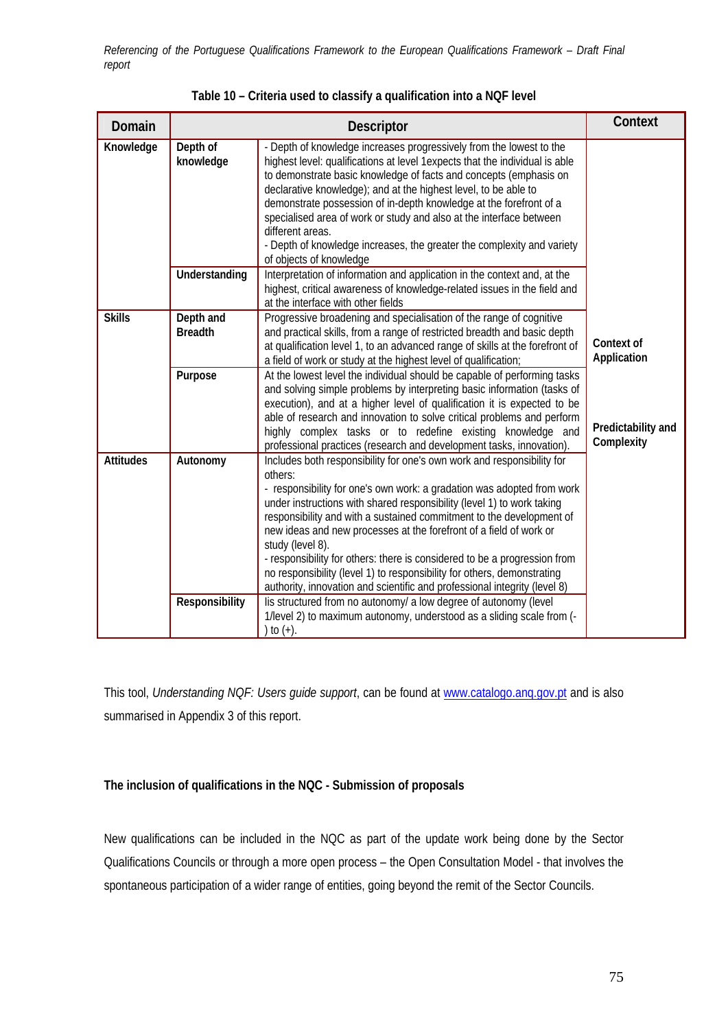**Table 10 – Criteria used to classify a qualification into a NQF level**

| Domain | Descriptor | | Context |
|---|---|---|---|
| **Knowledge** | **Depth of knowledge** | - Depth of knowledge increases progressively from the lowest to the highest level: qualifications at level 1expects that the individual is able to demonstrate basic knowledge of facts and concepts (emphasis on declarative knowledge); and at the highest level, to be able to demonstrate possession of in-depth knowledge at the forefront of a specialised area of work or study and also at the interface between different areas.<br>- Depth of knowledge increases, the greater the complexity and variety of objects of knowledge | **Context of Application**<br><br>**Predictability and Complexity** |
| | **Understanding** | Interpretation of information and application in the context and, at the highest, critical awareness of knowledge-related issues in the field and at the interface with other fields | |
| **Skills** | **Depth and Breadth** | Progressive broadening and specialisation of the range of cognitive and practical skills, from a range of restricted breadth and basic depth at qualification level 1, to an advanced range of skills at the forefront of a field of work or study at the highest level of qualification; | |
| | **Purpose** | At the lowest level the individual should be capable of performing tasks and solving simple problems by interpreting basic information (tasks of execution), and at a higher level of qualification it is expected to be able of research and innovation to solve critical problems and perform highly complex tasks or to redefine existing knowledge and professional practices (research and development tasks, innovation). | |
| **Attitudes** | **Autonomy** | Includes both responsibility for one's own work and responsibility for others:<br>- responsibility for one's own work: a gradation was adopted from work under instructions with shared responsibility (level 1) to work taking responsibility and with a sustained commitment to the development of new ideas and new processes at the forefront of a field of work or study (level 8).<br>- responsibility for others: there is considered to be a progression from no responsibility (level 1) to responsibility for others, demonstrating authority, innovation and scientific and professional integrity (level 8) | |
| | **Responsibility** | Iis structured from no autonomy/ a low degree of autonomy (level 1/level 2) to maximum autonomy, understood as a sliding scale from (-) to (+). | |

This tool, *Understanding NQF: Users guide support*, can be found at www.catalogo.anq.gov.pt and is also summarised in Appendix 3 of this report.

**The inclusion of qualifications in the NQC - Submission of proposals**

New qualifications can be included in the NQC as part of the update work being done by the Sector Qualifications Councils or through a more open process – the Open Consultation Model - that involves the spontaneous participation of a wider range of entities, going beyond the remit of the Sector Councils.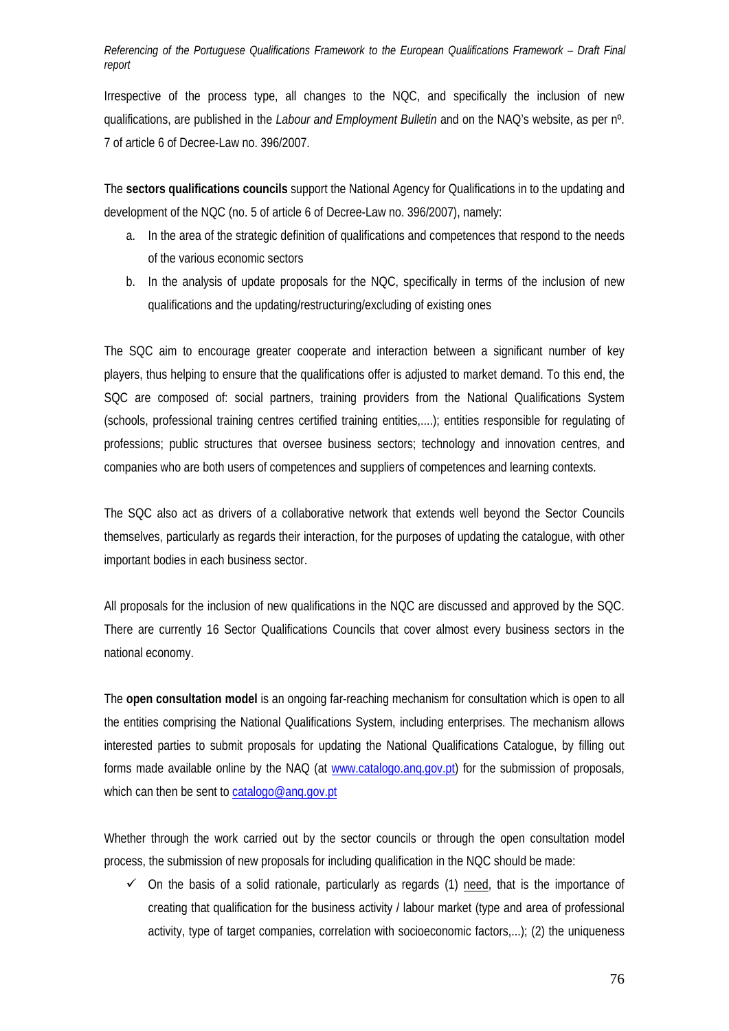Irrespective of the process type, all changes to the NQC, and specifically the inclusion of new qualifications, are published in the *Labour and Employment Bulletin* and on the NAQ's website, as per nº. 7 of article 6 of Decree-Law no. 396/2007.

The **sectors qualifications councils** support the National Agency for Qualifications in to the updating and development of the NQC (no. 5 of article 6 of Decree-Law no. 396/2007), namely:

a. In the area of the strategic definition of qualifications and competences that respond to the needs of the various economic sectors
b. In the analysis of update proposals for the NQC, specifically in terms of the inclusion of new qualifications and the updating/restructuring/excluding of existing ones

The SQC aim to encourage greater cooperate and interaction between a significant number of key players, thus helping to ensure that the qualifications offer is adjusted to market demand. To this end, the SQC are composed of: social partners, training providers from the National Qualifications System (schools, professional training centres certified training entities,....); entities responsible for regulating of professions; public structures that oversee business sectors; technology and innovation centres, and companies who are both users of competences and suppliers of competences and learning contexts.

The SQC also act as drivers of a collaborative network that extends well beyond the Sector Councils themselves, particularly as regards their interaction, for the purposes of updating the catalogue, with other important bodies in each business sector.

All proposals for the inclusion of new qualifications in the NQC are discussed and approved by the SQC. There are currently 16 Sector Qualifications Councils that cover almost every business sectors in the national economy.

The **open consultation model** is an ongoing far-reaching mechanism for consultation which is open to all the entities comprising the National Qualifications System, including enterprises. The mechanism allows interested parties to submit proposals for updating the National Qualifications Catalogue, by filling out forms made available online by the NAQ (at www.catalogo.anq.gov.pt) for the submission of proposals, which can then be sent to catalogo@anq.gov.pt

Whether through the work carried out by the sector councils or through the open consultation model process, the submission of new proposals for including qualification in the NQC should be made:

- ✓ On the basis of a solid rationale, particularly as regards (1) need, that is the importance of creating that qualification for the business activity / labour market (type and area of professional activity, type of target companies, correlation with socioeconomic factors,...); (2) the uniqueness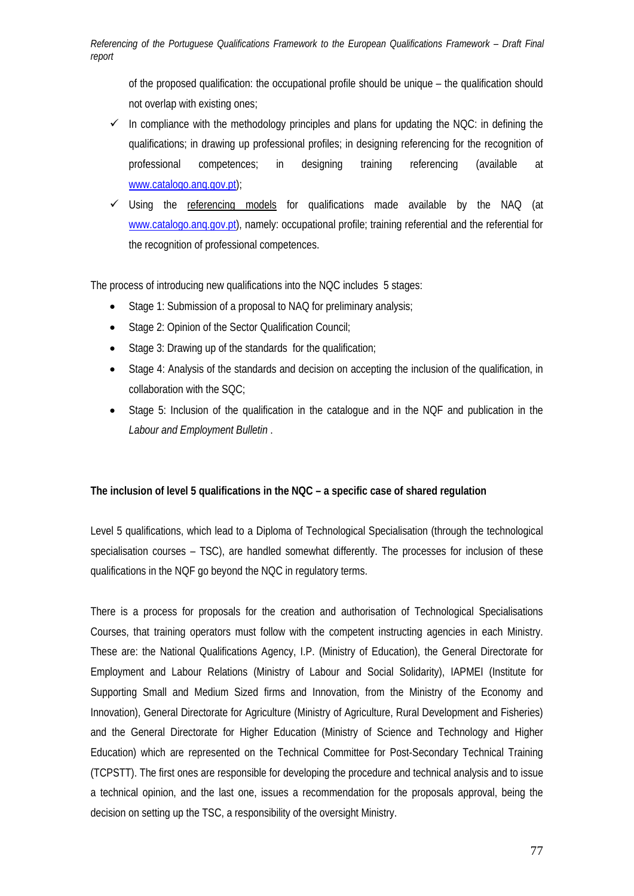of the proposed qualification: the occupational profile should be unique – the qualification should not overlap with existing ones;

- ✓ In compliance with the methodology principles and plans for updating the NQC: in defining the qualifications; in drawing up professional profiles; in designing referencing for the recognition of professional competences; in designing training referencing (available at www.catalogo.anq.gov.pt);
- ✓ Using the referencing models for qualifications made available by the NAQ (at www.catalogo.anq.gov.pt), namely: occupational profile; training referential and the referential for the recognition of professional competences.

The process of introducing new qualifications into the NQC includes 5 stages:

- Stage 1: Submission of a proposal to NAQ for preliminary analysis;
- Stage 2: Opinion of the Sector Qualification Council;
- Stage 3: Drawing up of the standards for the qualification;
- Stage 4: Analysis of the standards and decision on accepting the inclusion of the qualification, in collaboration with the SQC;
- Stage 5: Inclusion of the qualification in the catalogue and in the NQF and publication in the *Labour and Employment Bulletin* .

**The inclusion of level 5 qualifications in the NQC – a specific case of shared regulation**

Level 5 qualifications, which lead to a Diploma of Technological Specialisation (through the technological specialisation courses – TSC), are handled somewhat differently. The processes for inclusion of these qualifications in the NQF go beyond the NQC in regulatory terms.

There is a process for proposals for the creation and authorisation of Technological Specialisations Courses, that training operators must follow with the competent instructing agencies in each Ministry. These are: the National Qualifications Agency, I.P. (Ministry of Education), the General Directorate for Employment and Labour Relations (Ministry of Labour and Social Solidarity), IAPMEI (Institute for Supporting Small and Medium Sized firms and Innovation, from the Ministry of the Economy and Innovation), General Directorate for Agriculture (Ministry of Agriculture, Rural Development and Fisheries) and the General Directorate for Higher Education (Ministry of Science and Technology and Higher Education) which are represented on the Technical Committee for Post-Secondary Technical Training (TCPSTT). The first ones are responsible for developing the procedure and technical analysis and to issue a technical opinion, and the last one, issues a recommendation for the proposals approval, being the decision on setting up the TSC, a responsibility of the oversight Ministry.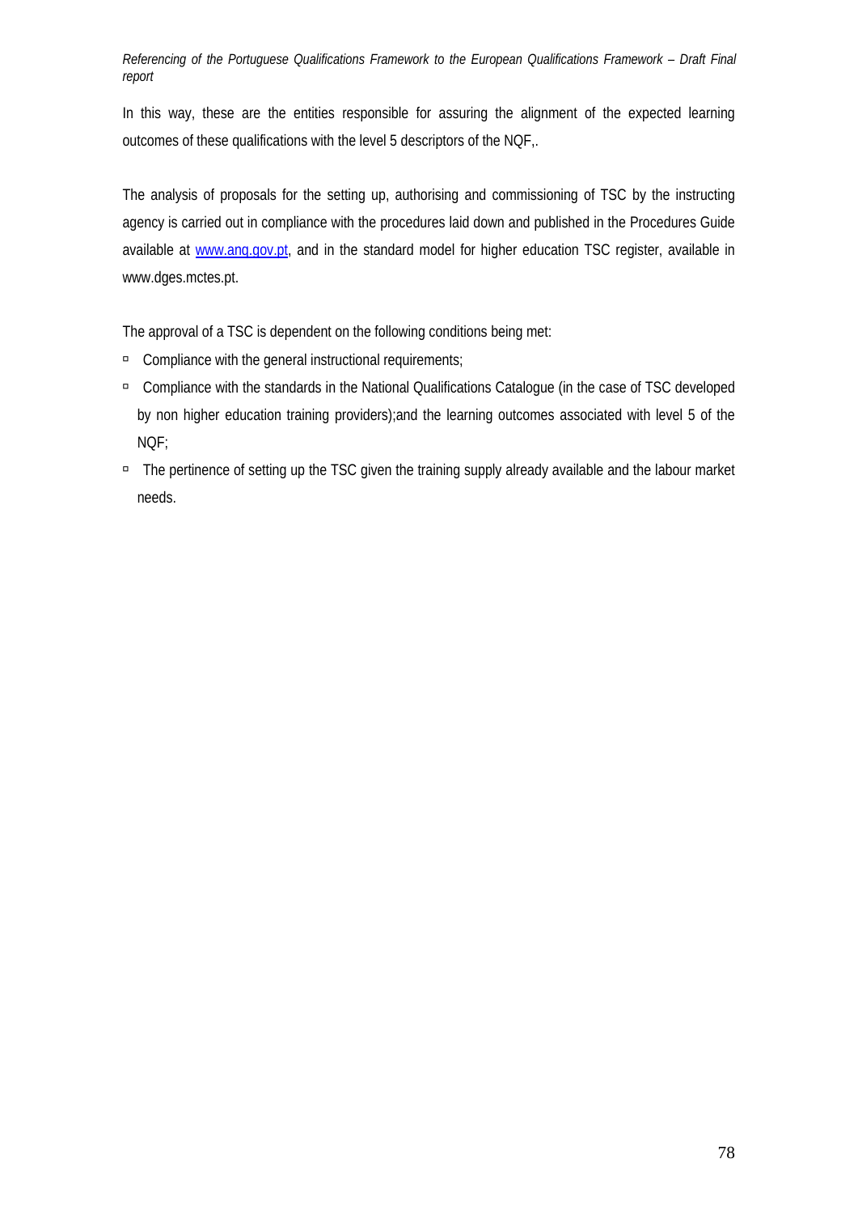In this way, these are the entities responsible for assuring the alignment of the expected learning outcomes of these qualifications with the level 5 descriptors of the NQF,.

The analysis of proposals for the setting up, authorising and commissioning of TSC by the instructing agency is carried out in compliance with the procedures laid down and published in the Procedures Guide available at www.anq.gov.pt, and in the standard model for higher education TSC register, available in www.dges.mctes.pt.

The approval of a TSC is dependent on the following conditions being met:

- Compliance with the general instructional requirements;
- Compliance with the standards in the National Qualifications Catalogue (in the case of TSC developed by non higher education training providers);and the learning outcomes associated with level 5 of the NQF;
- The pertinence of setting up the TSC given the training supply already available and the labour market needs.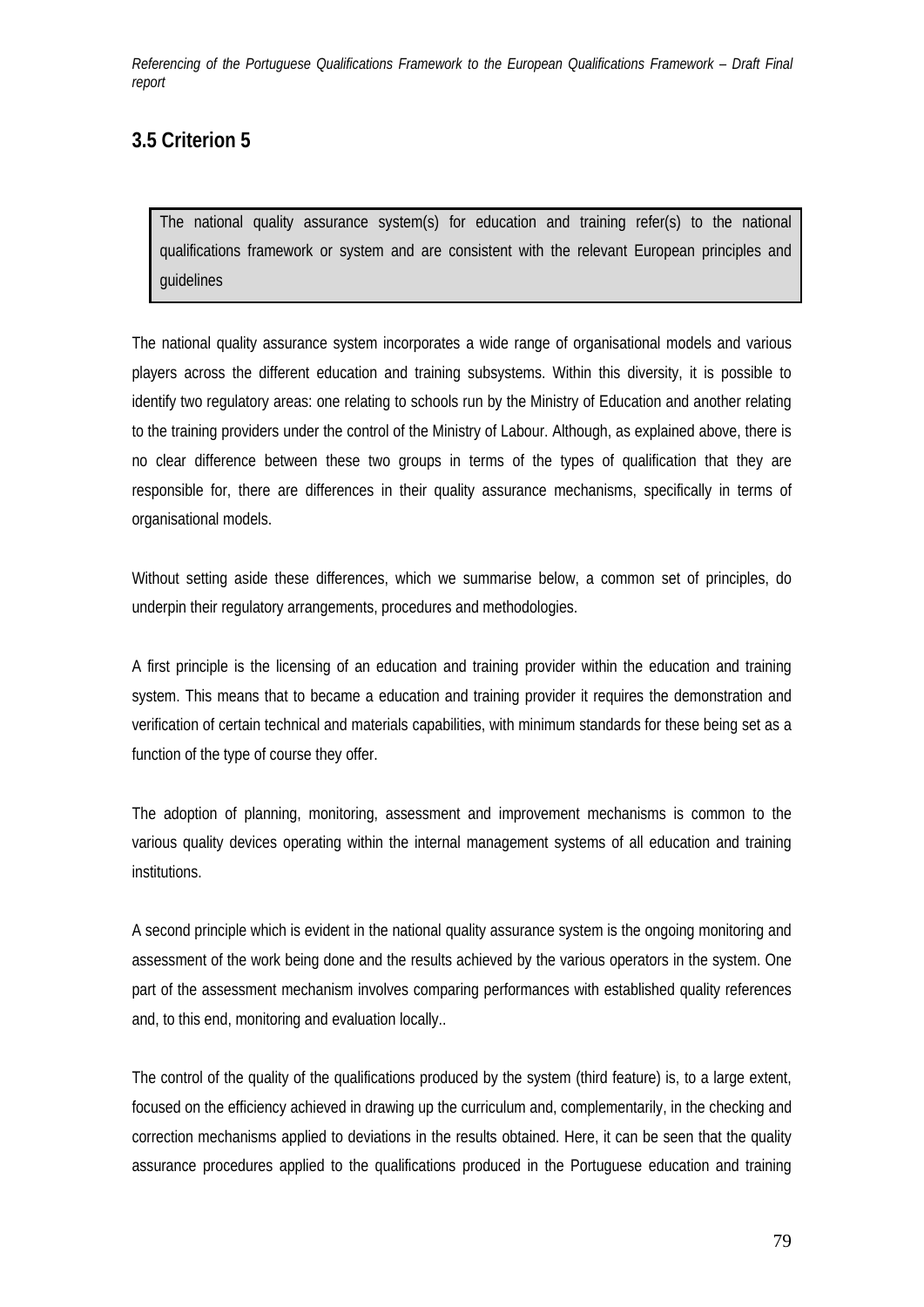## 3.5 Criterion 5

> The national quality assurance system(s) for education and training refer(s) to the national qualifications framework or system and are consistent with the relevant European principles and guidelines

The national quality assurance system incorporates a wide range of organisational models and various players across the different education and training subsystems. Within this diversity, it is possible to identify two regulatory areas: one relating to schools run by the Ministry of Education and another relating to the training providers under the control of the Ministry of Labour. Although, as explained above, there is no clear difference between these two groups in terms of the types of qualification that they are responsible for, there are differences in their quality assurance mechanisms, specifically in terms of organisational models.

Without setting aside these differences, which we summarise below, a common set of principles, do underpin their regulatory arrangements, procedures and methodologies.

A first principle is the licensing of an education and training provider within the education and training system. This means that to became a education and training provider it requires the demonstration and verification of certain technical and materials capabilities, with minimum standards for these being set as a function of the type of course they offer.

The adoption of planning, monitoring, assessment and improvement mechanisms is common to the various quality devices operating within the internal management systems of all education and training institutions.

A second principle which is evident in the national quality assurance system is the ongoing monitoring and assessment of the work being done and the results achieved by the various operators in the system. One part of the assessment mechanism involves comparing performances with established quality references and, to this end, monitoring and evaluation locally..

The control of the quality of the qualifications produced by the system (third feature) is, to a large extent, focused on the efficiency achieved in drawing up the curriculum and, complementarily, in the checking and correction mechanisms applied to deviations in the results obtained. Here, it can be seen that the quality assurance procedures applied to the qualifications produced in the Portuguese education and training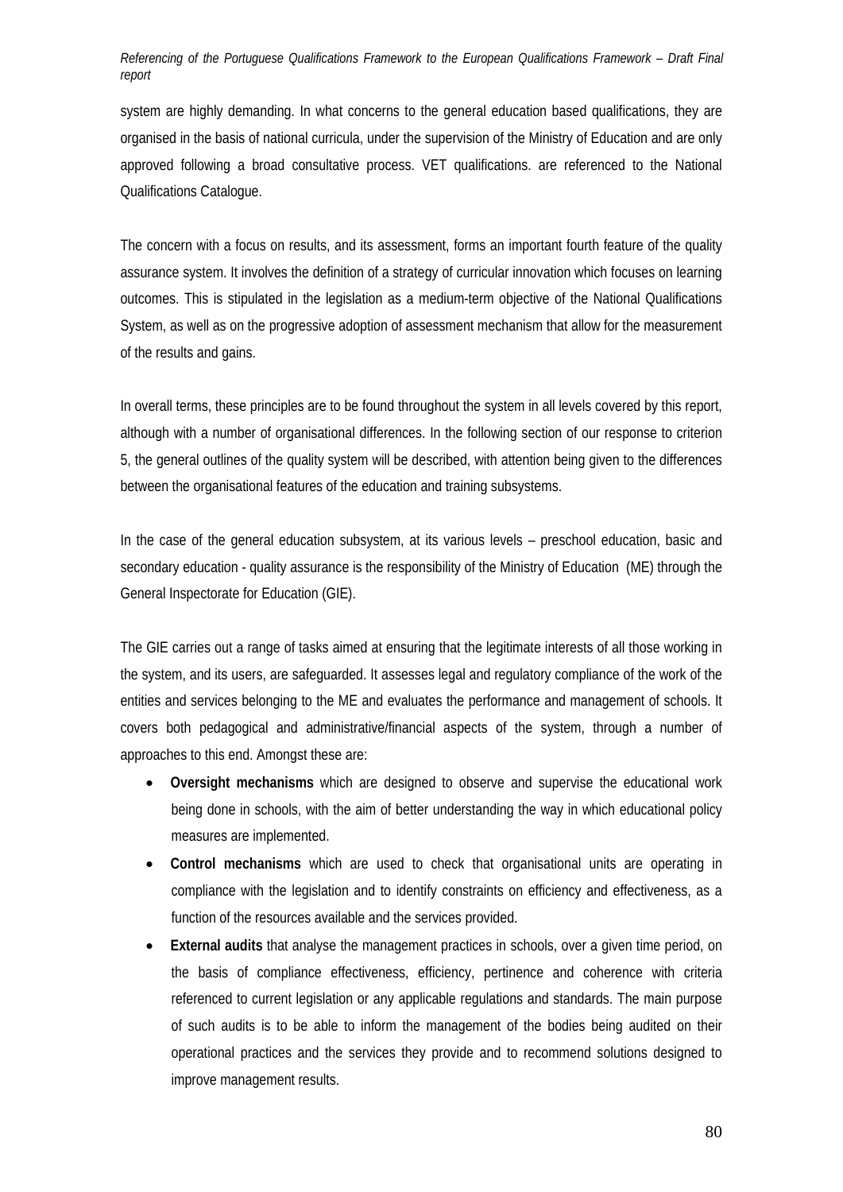system are highly demanding. In what concerns to the general education based qualifications, they are organised in the basis of national curricula, under the supervision of the Ministry of Education and are only approved following a broad consultative process. VET qualifications. are referenced to the National Qualifications Catalogue.

The concern with a focus on results, and its assessment, forms an important fourth feature of the quality assurance system. It involves the definition of a strategy of curricular innovation which focuses on learning outcomes. This is stipulated in the legislation as a medium-term objective of the National Qualifications System, as well as on the progressive adoption of assessment mechanism that allow for the measurement of the results and gains.

In overall terms, these principles are to be found throughout the system in all levels covered by this report, although with a number of organisational differences. In the following section of our response to criterion 5, the general outlines of the quality system will be described, with attention being given to the differences between the organisational features of the education and training subsystems.

In the case of the general education subsystem, at its various levels – preschool education, basic and secondary education - quality assurance is the responsibility of the Ministry of Education (ME) through the General Inspectorate for Education (GIE).

The GIE carries out a range of tasks aimed at ensuring that the legitimate interests of all those working in the system, and its users, are safeguarded. It assesses legal and regulatory compliance of the work of the entities and services belonging to the ME and evaluates the performance and management of schools. It covers both pedagogical and administrative/financial aspects of the system, through a number of approaches to this end. Amongst these are:

- **Oversight mechanisms** which are designed to observe and supervise the educational work being done in schools, with the aim of better understanding the way in which educational policy measures are implemented.
- **Control mechanisms** which are used to check that organisational units are operating in compliance with the legislation and to identify constraints on efficiency and effectiveness, as a function of the resources available and the services provided.
- **External audits** that analyse the management practices in schools, over a given time period, on the basis of compliance effectiveness, efficiency, pertinence and coherence with criteria referenced to current legislation or any applicable regulations and standards. The main purpose of such audits is to be able to inform the management of the bodies being audited on their operational practices and the services they provide and to recommend solutions designed to improve management results.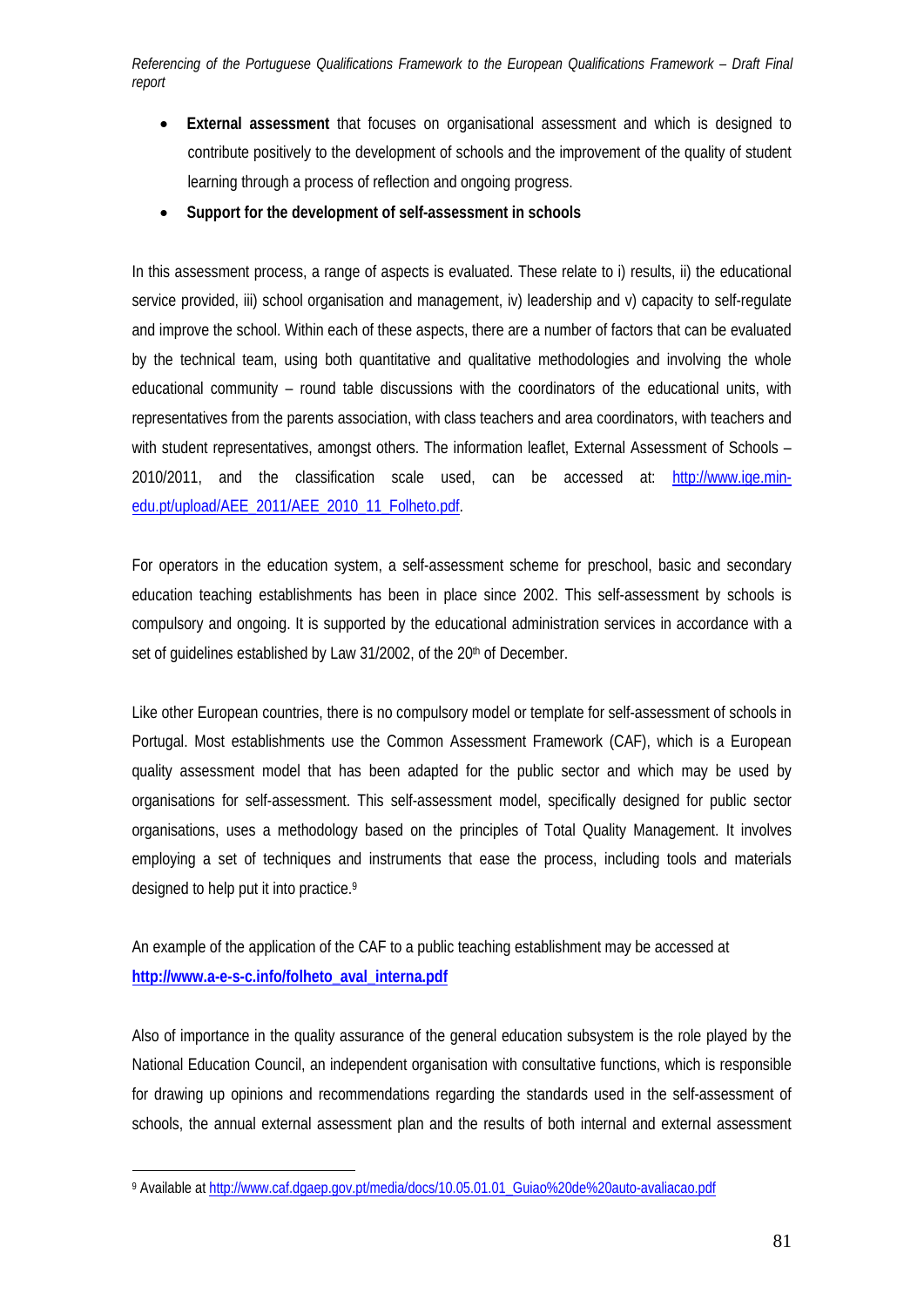- **External assessment** that focuses on organisational assessment and which is designed to contribute positively to the development of schools and the improvement of the quality of student learning through a process of reflection and ongoing progress.
- **Support for the development of self-assessment in schools**

In this assessment process, a range of aspects is evaluated. These relate to i) results, ii) the educational service provided, iii) school organisation and management, iv) leadership and v) capacity to self-regulate and improve the school. Within each of these aspects, there are a number of factors that can be evaluated by the technical team, using both quantitative and qualitative methodologies and involving the whole educational community – round table discussions with the coordinators of the educational units, with representatives from the parents association, with class teachers and area coordinators, with teachers and with student representatives, amongst others. The information leaflet, External Assessment of Schools – 2010/2011, and the classification scale used, can be accessed at: http://www.ige.min-edu.pt/upload/AEE_2011/AEE_2010_11_Folheto.pdf.

For operators in the education system, a self-assessment scheme for preschool, basic and secondary education teaching establishments has been in place since 2002. This self-assessment by schools is compulsory and ongoing. It is supported by the educational administration services in accordance with a set of guidelines established by Law 31/2002, of the 20th of December.

Like other European countries, there is no compulsory model or template for self-assessment of schools in Portugal. Most establishments use the Common Assessment Framework (CAF), which is a European quality assessment model that has been adapted for the public sector and which may be used by organisations for self-assessment. This self-assessment model, specifically designed for public sector organisations, uses a methodology based on the principles of Total Quality Management. It involves employing a set of techniques and instruments that ease the process, including tools and materials designed to help put it into practice.[9]

An example of the application of the CAF to a public teaching establishment may be accessed at **http://www.a-e-s-c.info/folheto_aval_interna.pdf**

Also of importance in the quality assurance of the general education subsystem is the role played by the National Education Council, an independent organisation with consultative functions, which is responsible for drawing up opinions and recommendations regarding the standards used in the self-assessment of schools, the annual external assessment plan and the results of both internal and external assessment

[9] Available at http://www.caf.dgaep.gov.pt/media/docs/10.05.01.01_Guiao%20de%20auto-avaliacao.pdf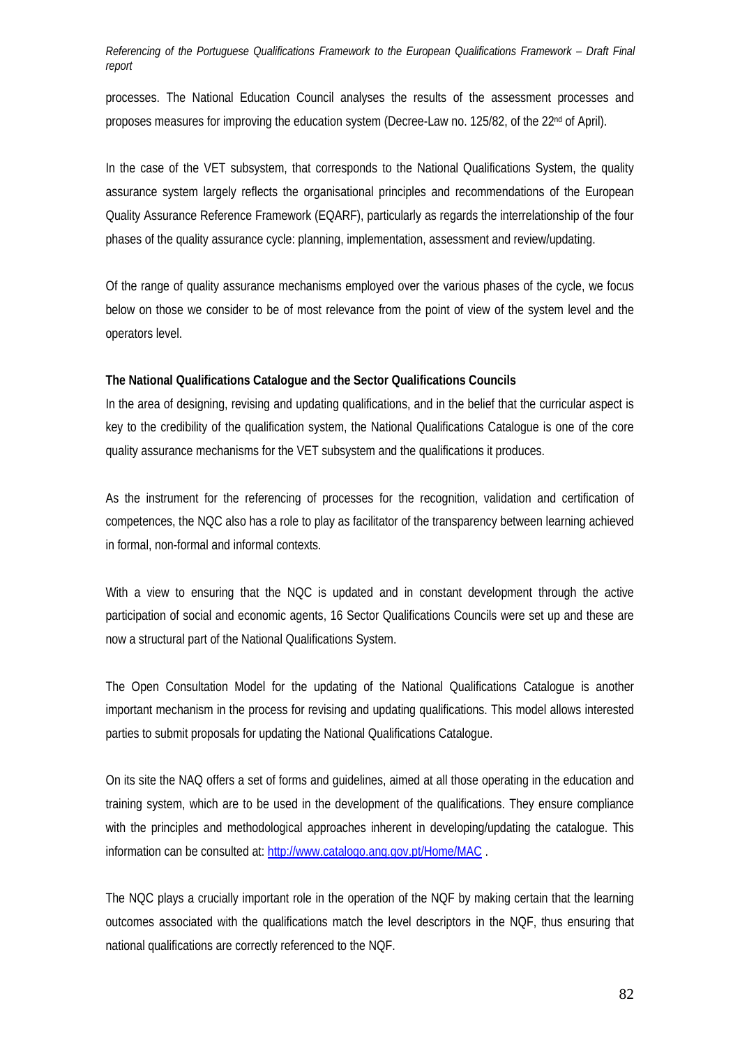processes. The National Education Council analyses the results of the assessment processes and proposes measures for improving the education system (Decree-Law no. 125/82, of the 22nd of April).

In the case of the VET subsystem, that corresponds to the National Qualifications System, the quality assurance system largely reflects the organisational principles and recommendations of the European Quality Assurance Reference Framework (EQARF), particularly as regards the interrelationship of the four phases of the quality assurance cycle: planning, implementation, assessment and review/updating.

Of the range of quality assurance mechanisms employed over the various phases of the cycle, we focus below on those we consider to be of most relevance from the point of view of the system level and the operators level.

**The National Qualifications Catalogue and the Sector Qualifications Councils**

In the area of designing, revising and updating qualifications, and in the belief that the curricular aspect is key to the credibility of the qualification system, the National Qualifications Catalogue is one of the core quality assurance mechanisms for the VET subsystem and the qualifications it produces.

As the instrument for the referencing of processes for the recognition, validation and certification of competences, the NQC also has a role to play as facilitator of the transparency between learning achieved in formal, non-formal and informal contexts.

With a view to ensuring that the NQC is updated and in constant development through the active participation of social and economic agents, 16 Sector Qualifications Councils were set up and these are now a structural part of the National Qualifications System.

The Open Consultation Model for the updating of the National Qualifications Catalogue is another important mechanism in the process for revising and updating qualifications. This model allows interested parties to submit proposals for updating the National Qualifications Catalogue.

On its site the NAQ offers a set of forms and guidelines, aimed at all those operating in the education and training system, which are to be used in the development of the qualifications. They ensure compliance with the principles and methodological approaches inherent in developing/updating the catalogue. This information can be consulted at: http://www.catalogo.anq.gov.pt/Home/MAC .

The NQC plays a crucially important role in the operation of the NQF by making certain that the learning outcomes associated with the qualifications match the level descriptors in the NQF, thus ensuring that national qualifications are correctly referenced to the NQF.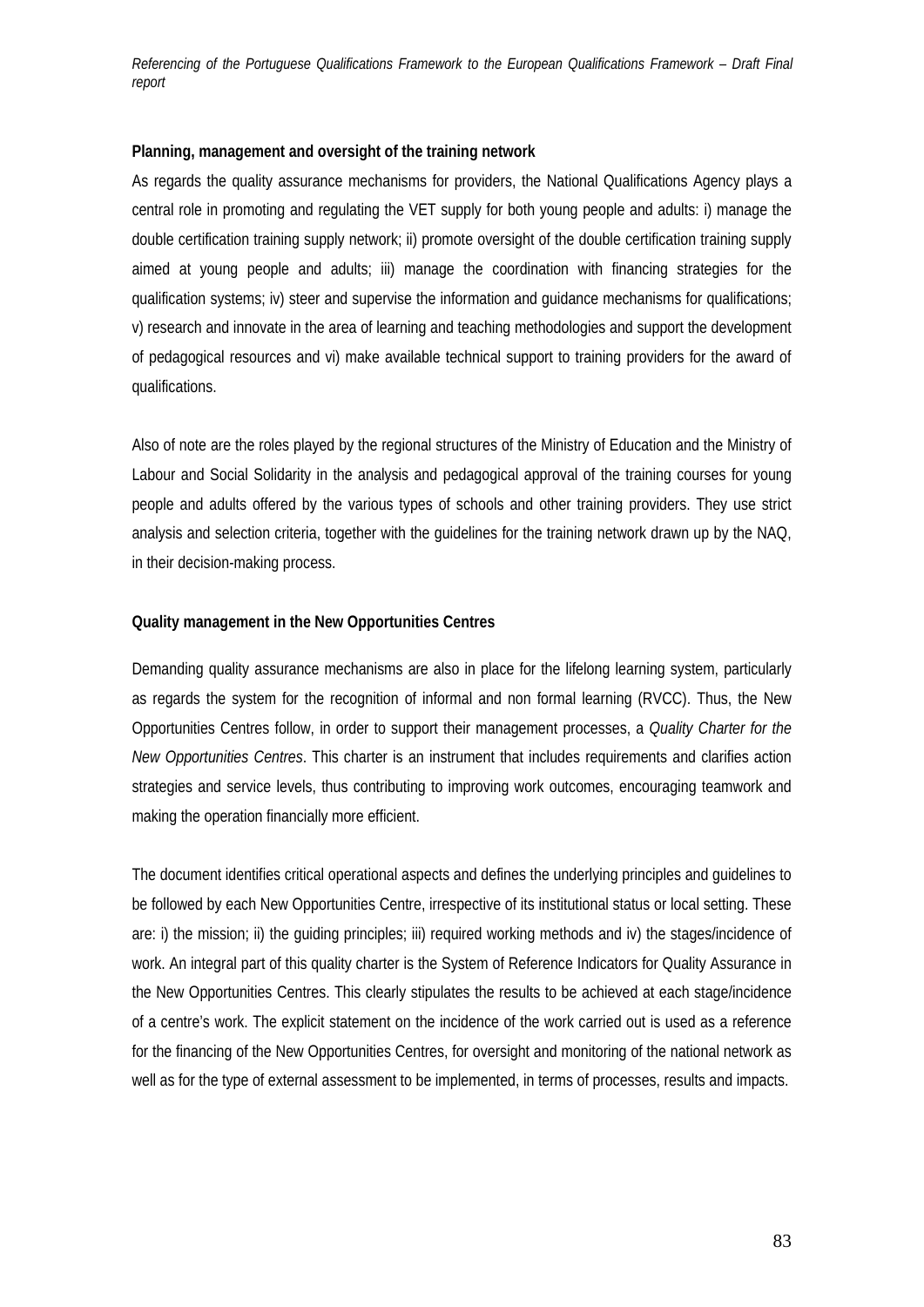**Planning, management and oversight of the training network**

As regards the quality assurance mechanisms for providers, the National Qualifications Agency plays a central role in promoting and regulating the VET supply for both young people and adults: i) manage the double certification training supply network; ii) promote oversight of the double certification training supply aimed at young people and adults; iii) manage the coordination with financing strategies for the qualification systems; iv) steer and supervise the information and guidance mechanisms for qualifications; v) research and innovate in the area of learning and teaching methodologies and support the development of pedagogical resources and vi) make available technical support to training providers for the award of qualifications.

Also of note are the roles played by the regional structures of the Ministry of Education and the Ministry of Labour and Social Solidarity in the analysis and pedagogical approval of the training courses for young people and adults offered by the various types of schools and other training providers. They use strict analysis and selection criteria, together with the guidelines for the training network drawn up by the NAQ, in their decision-making process.

**Quality management in the New Opportunities Centres**

Demanding quality assurance mechanisms are also in place for the lifelong learning system, particularly as regards the system for the recognition of informal and non formal learning (RVCC). Thus, the New Opportunities Centres follow, in order to support their management processes, a *Quality Charter for the New Opportunities Centres*. This charter is an instrument that includes requirements and clarifies action strategies and service levels, thus contributing to improving work outcomes, encouraging teamwork and making the operation financially more efficient.

The document identifies critical operational aspects and defines the underlying principles and guidelines to be followed by each New Opportunities Centre, irrespective of its institutional status or local setting. These are: i) the mission; ii) the guiding principles; iii) required working methods and iv) the stages/incidence of work. An integral part of this quality charter is the System of Reference Indicators for Quality Assurance in the New Opportunities Centres. This clearly stipulates the results to be achieved at each stage/incidence of a centre's work. The explicit statement on the incidence of the work carried out is used as a reference for the financing of the New Opportunities Centres, for oversight and monitoring of the national network as well as for the type of external assessment to be implemented, in terms of processes, results and impacts.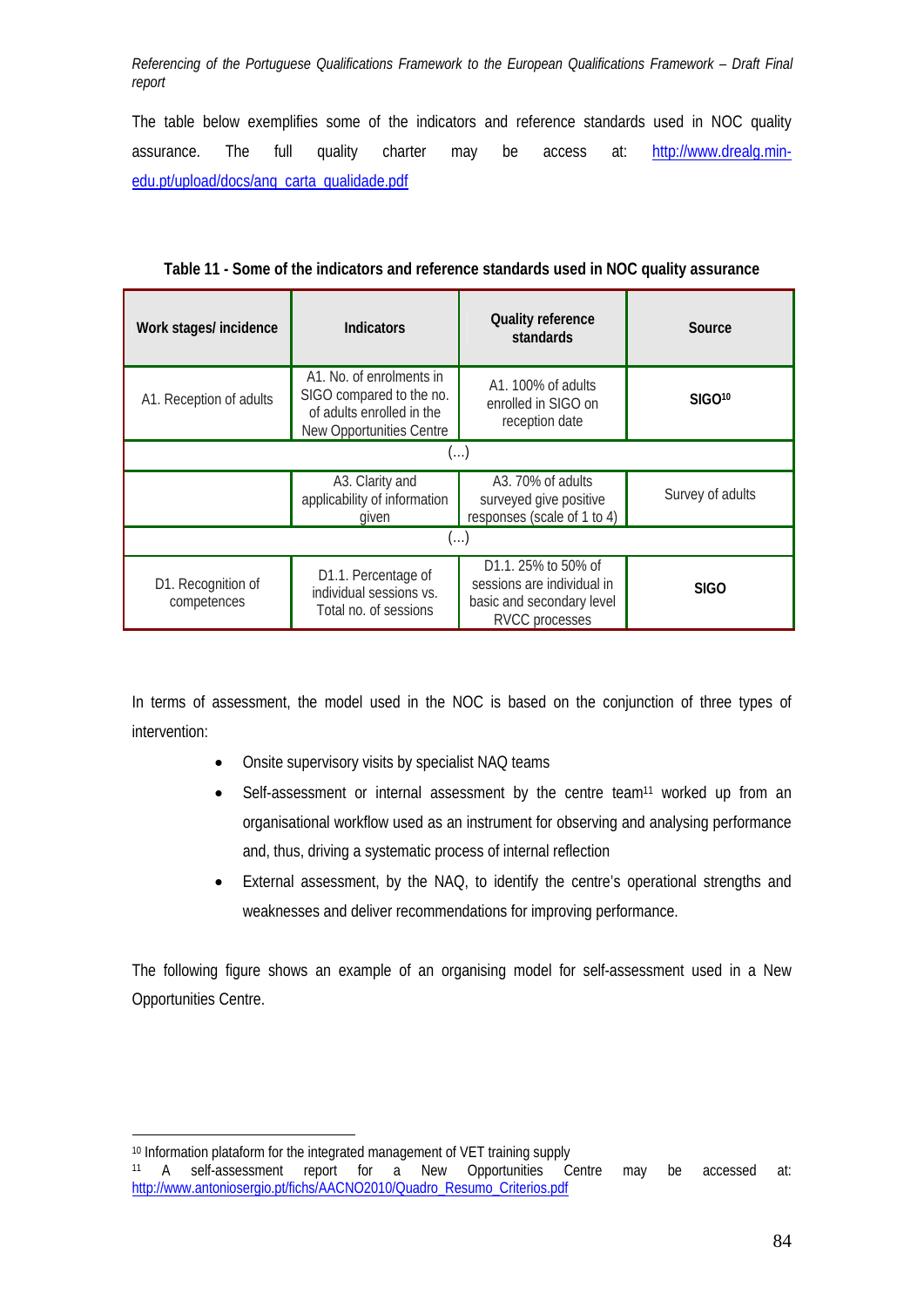The table below exemplifies some of the indicators and reference standards used in NOC quality assurance. The full quality charter may be access at: http://www.drealg.min-edu.pt/upload/docs/anq_carta_qualidade.pdf

**Table 11 - Some of the indicators and reference standards used in NOC quality assurance**

| Work stages/ incidence | Indicators | Quality reference standards | Source |
|---|---|---|---|
| A1. Reception of adults | A1. No. of enrolments in SIGO compared to the no. of adults enrolled in the New Opportunities Centre | A1. 100% of adults enrolled in SIGO on reception date | **SIGO**[10] |
| (…) | | | |
| | A3. Clarity and applicability of information given | A3. 70% of adults surveyed give positive responses (scale of 1 to 4) | Survey of adults |
| (…) | | | |
| D1. Recognition of competences | D1.1. Percentage of individual sessions vs. Total no. of sessions | D1.1. 25% to 50% of sessions are individual in basic and secondary level RVCC processes | **SIGO** |

In terms of assessment, the model used in the NOC is based on the conjunction of three types of intervention:

- Onsite supervisory visits by specialist NAQ teams
- Self-assessment or internal assessment by the centre team[11] worked up from an organisational workflow used as an instrument for observing and analysing performance and, thus, driving a systematic process of internal reflection
- External assessment, by the NAQ, to identify the centre's operational strengths and weaknesses and deliver recommendations for improving performance.

The following figure shows an example of an organising model for self-assessment used in a New Opportunities Centre.

[10] Information plataform for the integrated management of VET training supply

[11] A self-assessment report for a New Opportunities Centre may be accessed at: http://www.antoniosergio.pt/fichs/AACNO2010/Quadro_Resumo_Criterios.pdf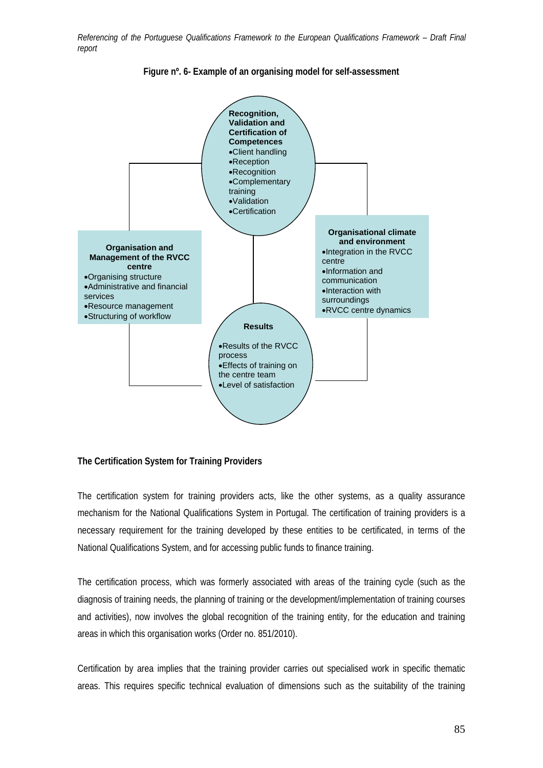**Figure nº. 6- Example of an organising model for self-assessment**

**Recognition, Validation and Certification of Competences**
- Client handling
- Reception
- Recognition
- Complementary training
- Validation
- Certification

**Organisation and Management of the RVCC centre**
- Organising structure
- Administrative and financial services
- Resource management
- Structuring of workflow

**Organisational climate and environment**
- Integration in the RVCC centre
- Information and communication
- Interaction with surroundings
- RVCC centre dynamics

**Results**
- Results of the RVCC process
- Effects of training on the centre team
- Level of satisfaction

**The Certification System for Training Providers**

The certification system for training providers acts, like the other systems, as a quality assurance mechanism for the National Qualifications System in Portugal. The certification of training providers is a necessary requirement for the training developed by these entities to be certificated, in terms of the National Qualifications System, and for accessing public funds to finance training.

The certification process, which was formerly associated with areas of the training cycle (such as the diagnosis of training needs, the planning of training or the development/implementation of training courses and activities), now involves the global recognition of the training entity, for the education and training areas in which this organisation works (Order no. 851/2010).

Certification by area implies that the training provider carries out specialised work in specific thematic areas. This requires specific technical evaluation of dimensions such as the suitability of the training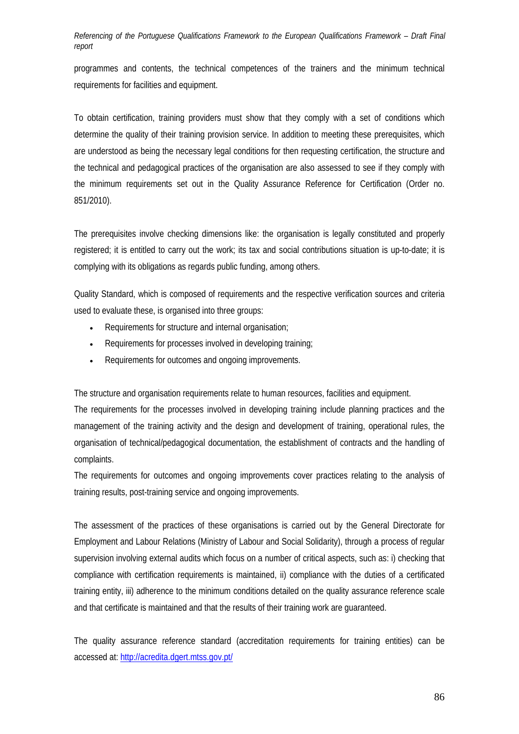programmes and contents, the technical competences of the trainers and the minimum technical requirements for facilities and equipment.

To obtain certification, training providers must show that they comply with a set of conditions which determine the quality of their training provision service. In addition to meeting these prerequisites, which are understood as being the necessary legal conditions for then requesting certification, the structure and the technical and pedagogical practices of the organisation are also assessed to see if they comply with the minimum requirements set out in the Quality Assurance Reference for Certification (Order no. 851/2010).

The prerequisites involve checking dimensions like: the organisation is legally constituted and properly registered; it is entitled to carry out the work; its tax and social contributions situation is up-to-date; it is complying with its obligations as regards public funding, among others.

Quality Standard, which is composed of requirements and the respective verification sources and criteria used to evaluate these, is organised into three groups:

- Requirements for structure and internal organisation;
- Requirements for processes involved in developing training;
- Requirements for outcomes and ongoing improvements.

The structure and organisation requirements relate to human resources, facilities and equipment.
The requirements for the processes involved in developing training include planning practices and the management of the training activity and the design and development of training, operational rules, the organisation of technical/pedagogical documentation, the establishment of contracts and the handling of complaints.
The requirements for outcomes and ongoing improvements cover practices relating to the analysis of training results, post-training service and ongoing improvements.

The assessment of the practices of these organisations is carried out by the General Directorate for Employment and Labour Relations (Ministry of Labour and Social Solidarity), through a process of regular supervision involving external audits which focus on a number of critical aspects, such as: i) checking that compliance with certification requirements is maintained, ii) compliance with the duties of a certificated training entity, iii) adherence to the minimum conditions detailed on the quality assurance reference scale and that certificate is maintained and that the results of their training work are guaranteed.

The quality assurance reference standard (accreditation requirements for training entities) can be accessed at: http://acredita.dgert.mtss.gov.pt/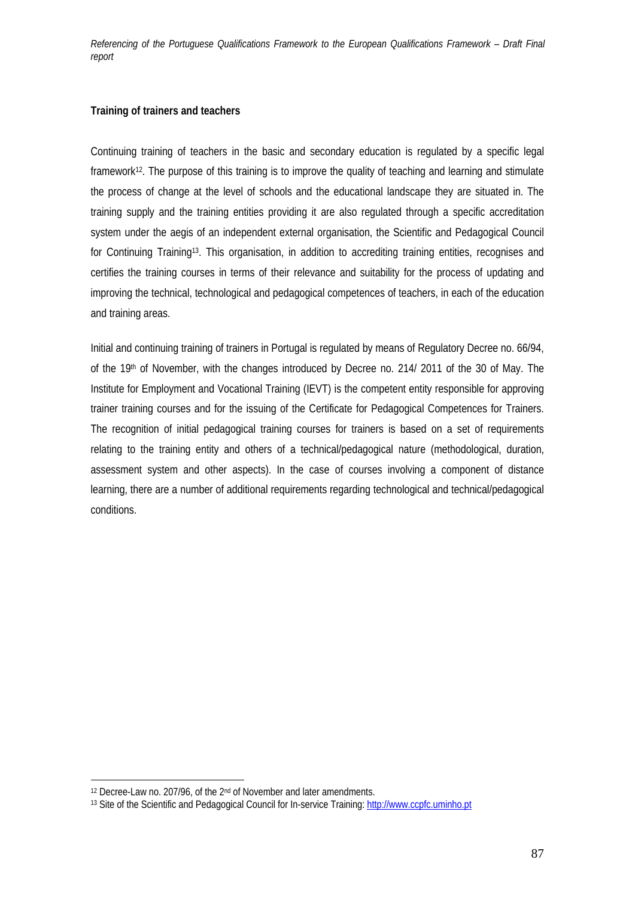**Training of trainers and teachers**

Continuing training of teachers in the basic and secondary education is regulated by a specific legal framework[12]. The purpose of this training is to improve the quality of teaching and learning and stimulate the process of change at the level of schools and the educational landscape they are situated in. The training supply and the training entities providing it are also regulated through a specific accreditation system under the aegis of an independent external organisation, the Scientific and Pedagogical Council for Continuing Training[13]. This organisation, in addition to accrediting training entities, recognises and certifies the training courses in terms of their relevance and suitability for the process of updating and improving the technical, technological and pedagogical competences of teachers, in each of the education and training areas.

Initial and continuing training of trainers in Portugal is regulated by means of Regulatory Decree no. 66/94, of the 19th of November, with the changes introduced by Decree no. 214/ 2011 of the 30 of May. The Institute for Employment and Vocational Training (IEVT) is the competent entity responsible for approving trainer training courses and for the issuing of the Certificate for Pedagogical Competences for Trainers. The recognition of initial pedagogical training courses for trainers is based on a set of requirements relating to the training entity and others of a technical/pedagogical nature (methodological, duration, assessment system and other aspects). In the case of courses involving a component of distance learning, there are a number of additional requirements regarding technological and technical/pedagogical conditions.

[12] Decree-Law no. 207/96, of the 2nd of November and later amendments.

[13] Site of the Scientific and Pedagogical Council for In-service Training: http://www.ccpfc.uminho.pt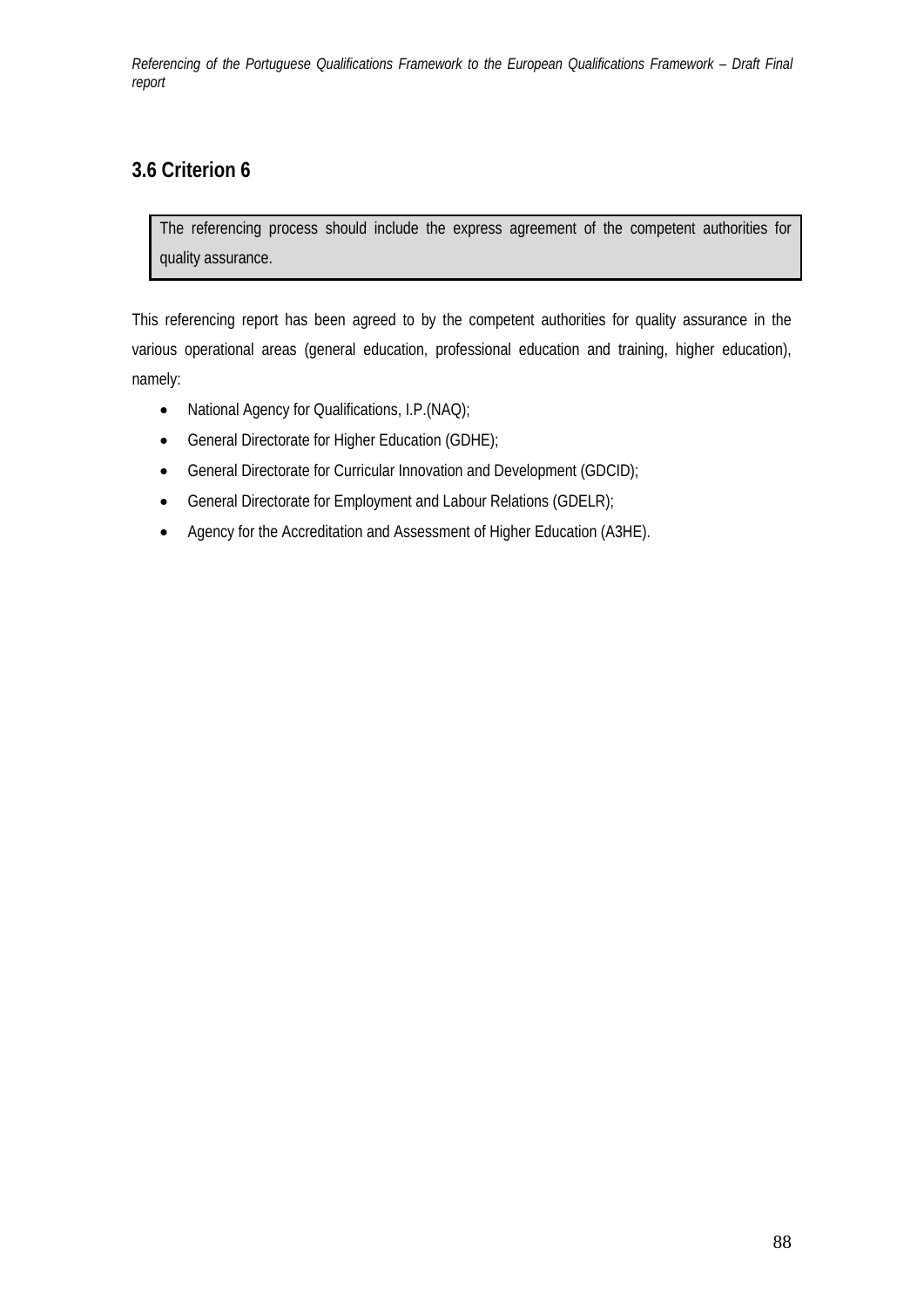## 3.6 Criterion 6

> The referencing process should include the express agreement of the competent authorities for quality assurance.

This referencing report has been agreed to by the competent authorities for quality assurance in the various operational areas (general education, professional education and training, higher education), namely:

- National Agency for Qualifications, I.P.(NAQ);
- General Directorate for Higher Education (GDHE);
- General Directorate for Curricular Innovation and Development (GDCID);
- General Directorate for Employment and Labour Relations (GDELR);
- Agency for the Accreditation and Assessment of Higher Education (A3HE).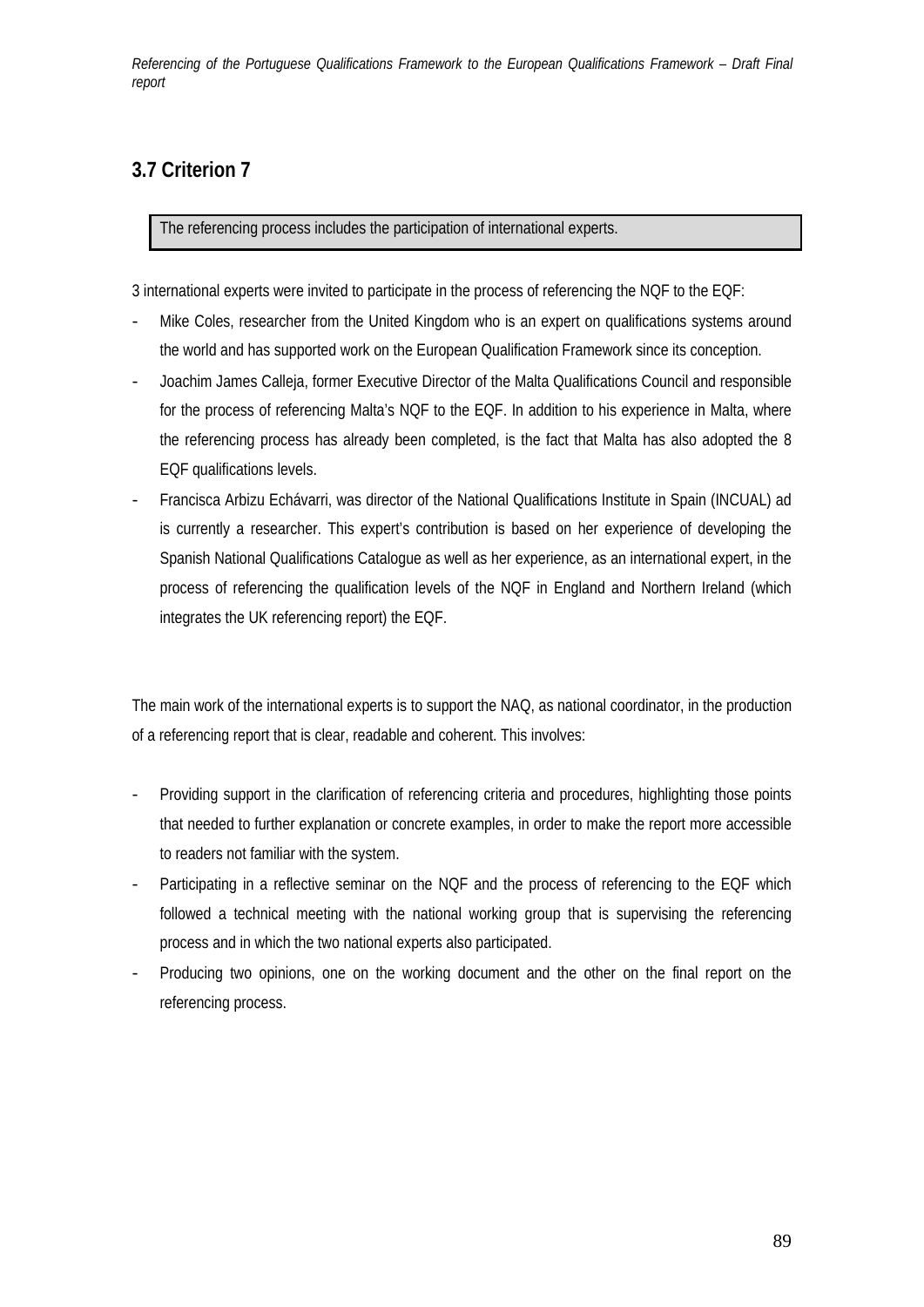## 3.7 Criterion 7

> The referencing process includes the participation of international experts.

3 international experts were invited to participate in the process of referencing the NQF to the EQF:

- Mike Coles, researcher from the United Kingdom who is an expert on qualifications systems around the world and has supported work on the European Qualification Framework since its conception.
- Joachim James Calleja, former Executive Director of the Malta Qualifications Council and responsible for the process of referencing Malta's NQF to the EQF. In addition to his experience in Malta, where the referencing process has already been completed, is the fact that Malta has also adopted the 8 EQF qualifications levels.
- Francisca Arbizu Echávarri, was director of the National Qualifications Institute in Spain (INCUAL) ad is currently a researcher. This expert's contribution is based on her experience of developing the Spanish National Qualifications Catalogue as well as her experience, as an international expert, in the process of referencing the qualification levels of the NQF in England and Northern Ireland (which integrates the UK referencing report) the EQF.

The main work of the international experts is to support the NAQ, as national coordinator, in the production of a referencing report that is clear, readable and coherent. This involves:

- Providing support in the clarification of referencing criteria and procedures, highlighting those points that needed to further explanation or concrete examples, in order to make the report more accessible to readers not familiar with the system.
- Participating in a reflective seminar on the NQF and the process of referencing to the EQF which followed a technical meeting with the national working group that is supervising the referencing process and in which the two national experts also participated.
- Producing two opinions, one on the working document and the other on the final report on the referencing process.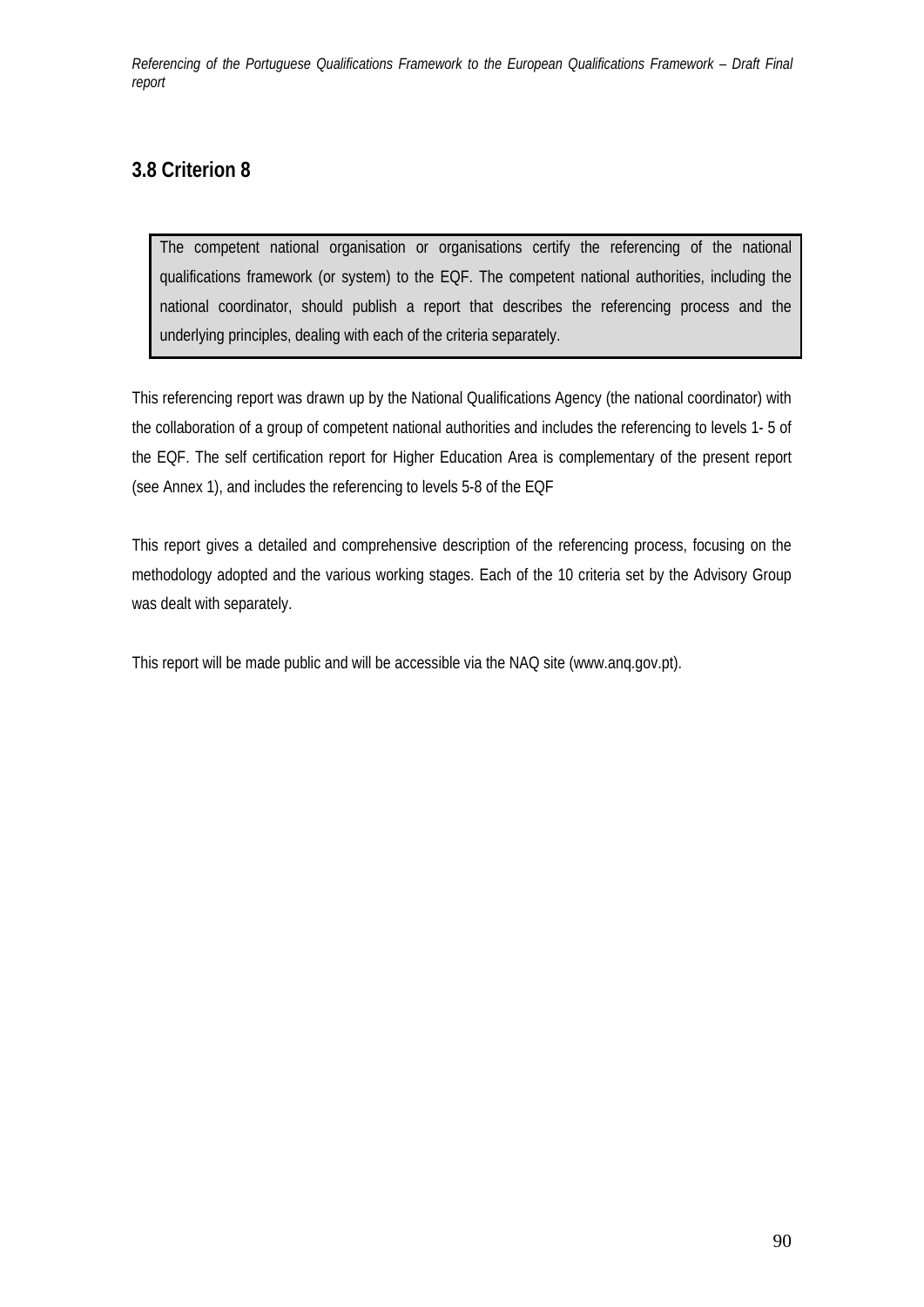## 3.8 Criterion 8

> The competent national organisation or organisations certify the referencing of the national qualifications framework (or system) to the EQF. The competent national authorities, including the national coordinator, should publish a report that describes the referencing process and the underlying principles, dealing with each of the criteria separately.

This referencing report was drawn up by the National Qualifications Agency (the national coordinator) with the collaboration of a group of competent national authorities and includes the referencing to levels 1- 5 of the EQF. The self certification report for Higher Education Area is complementary of the present report (see Annex 1), and includes the referencing to levels 5-8 of the EQF

This report gives a detailed and comprehensive description of the referencing process, focusing on the methodology adopted and the various working stages. Each of the 10 criteria set by the Advisory Group was dealt with separately.

This report will be made public and will be accessible via the NAQ site (www.anq.gov.pt).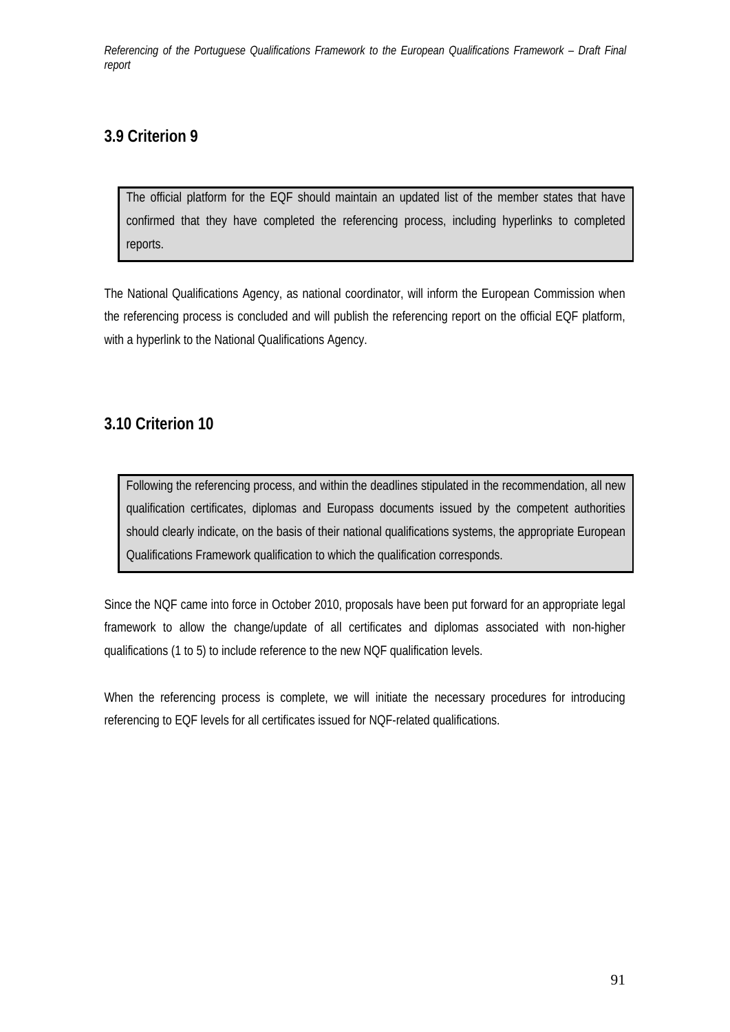### 3.9 Criterion 9

> The official platform for the EQF should maintain an updated list of the member states that have confirmed that they have completed the referencing process, including hyperlinks to completed reports.

The National Qualifications Agency, as national coordinator, will inform the European Commission when the referencing process is concluded and will publish the referencing report on the official EQF platform, with a hyperlink to the National Qualifications Agency.

### 3.10 Criterion 10

> Following the referencing process, and within the deadlines stipulated in the recommendation, all new qualification certificates, diplomas and Europass documents issued by the competent authorities should clearly indicate, on the basis of their national qualifications systems, the appropriate European Qualifications Framework qualification to which the qualification corresponds.

Since the NQF came into force in October 2010, proposals have been put forward for an appropriate legal framework to allow the change/update of all certificates and diplomas associated with non-higher qualifications (1 to 5) to include reference to the new NQF qualification levels.

When the referencing process is complete, we will initiate the necessary procedures for introducing referencing to EQF levels for all certificates issued for NQF-related qualifications.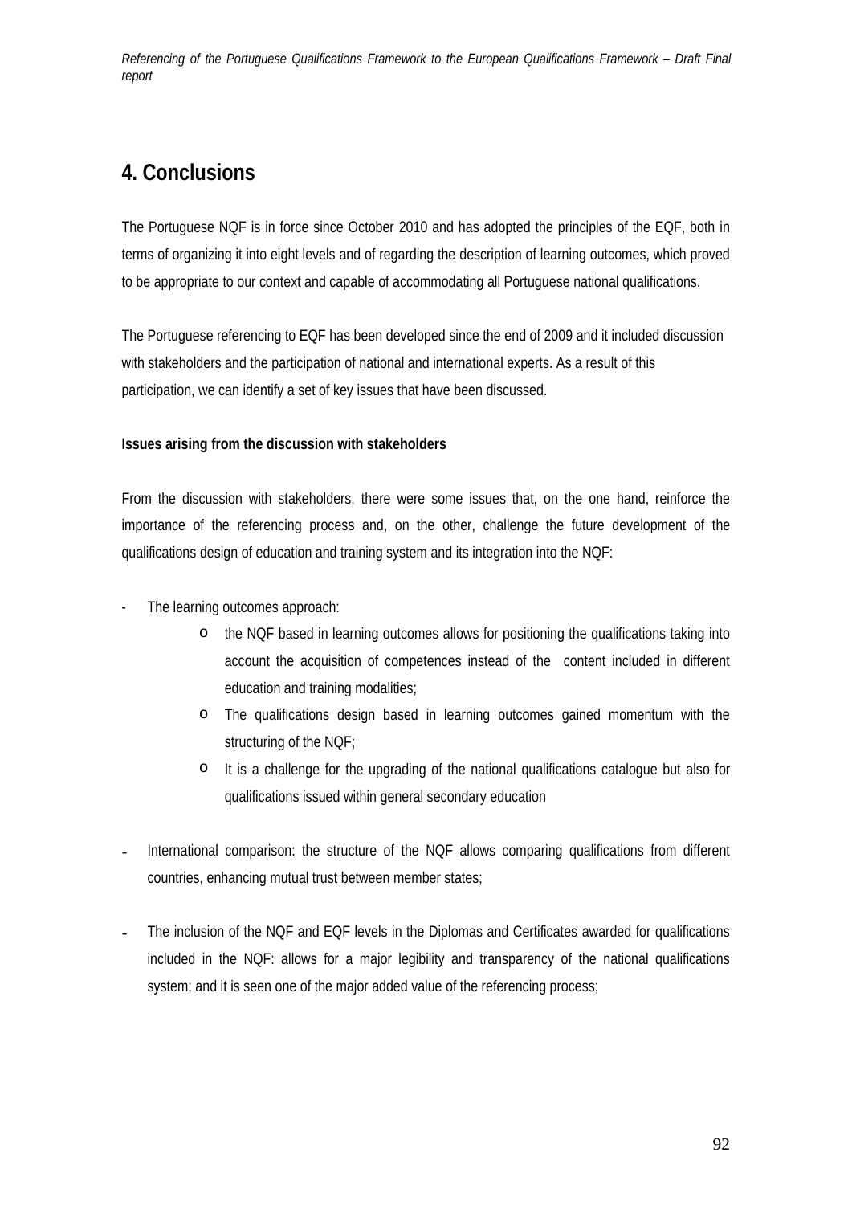# 4. Conclusions

The Portuguese NQF is in force since October 2010 and has adopted the principles of the EQF, both in terms of organizing it into eight levels and of regarding the description of learning outcomes, which proved to be appropriate to our context and capable of accommodating all Portuguese national qualifications.

The Portuguese referencing to EQF has been developed since the end of 2009 and it included discussion with stakeholders and the participation of national and international experts. As a result of this participation, we can identify a set of key issues that have been discussed.

**Issues arising from the discussion with stakeholders**

From the discussion with stakeholders, there were some issues that, on the one hand, reinforce the importance of the referencing process and, on the other, challenge the future development of the qualifications design of education and training system and its integration into the NQF:

- The learning outcomes approach:
    - the NQF based in learning outcomes allows for positioning the qualifications taking into account the acquisition of competences instead of the content included in different education and training modalities;
    - The qualifications design based in learning outcomes gained momentum with the structuring of the NQF;
    - It is a challenge for the upgrading of the national qualifications catalogue but also for qualifications issued within general secondary education

- International comparison: the structure of the NQF allows comparing qualifications from different countries, enhancing mutual trust between member states;

- The inclusion of the NQF and EQF levels in the Diplomas and Certificates awarded for qualifications included in the NQF: allows for a major legibility and transparency of the national qualifications system; and it is seen one of the major added value of the referencing process;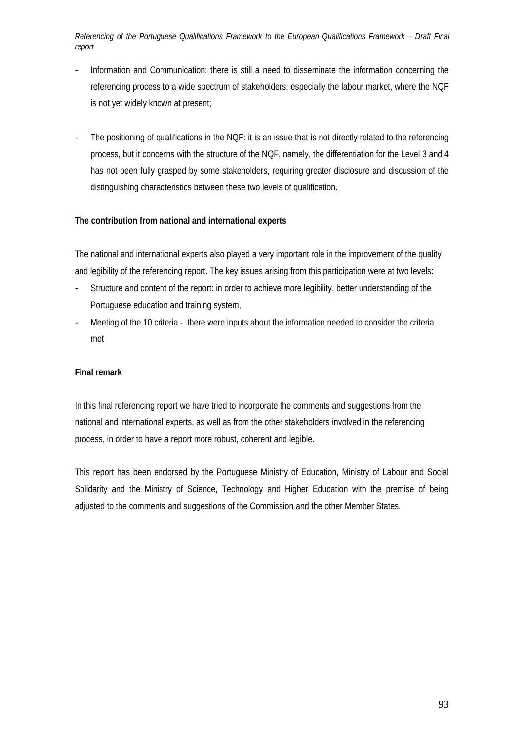- Information and Communication: there is still a need to disseminate the information concerning the referencing process to a wide spectrum of stakeholders, especially the labour market, where the NQF is not yet widely known at present;

- The positioning of qualifications in the NQF: it is an issue that is not directly related to the referencing process, but it concerns with the structure of the NQF, namely, the differentiation for the Level 3 and 4 has not been fully grasped by some stakeholders, requiring greater disclosure and discussion of the distinguishing characteristics between these two levels of qualification.

**The contribution from national and international experts**

The national and international experts also played a very important role in the improvement of the quality and legibility of the referencing report. The key issues arising from this participation were at two levels:

- Structure and content of the report: in order to achieve more legibility, better understanding of the Portuguese education and training system,
- Meeting of the 10 criteria - there were inputs about the information needed to consider the criteria met

**Final remark**

In this final referencing report we have tried to incorporate the comments and suggestions from the national and international experts, as well as from the other stakeholders involved in the referencing process, in order to have a report more robust, coherent and legible.

This report has been endorsed by the Portuguese Ministry of Education, Ministry of Labour and Social Solidarity and the Ministry of Science, Technology and Higher Education with the premise of being adjusted to the comments and suggestions of the Commission and the other Member States.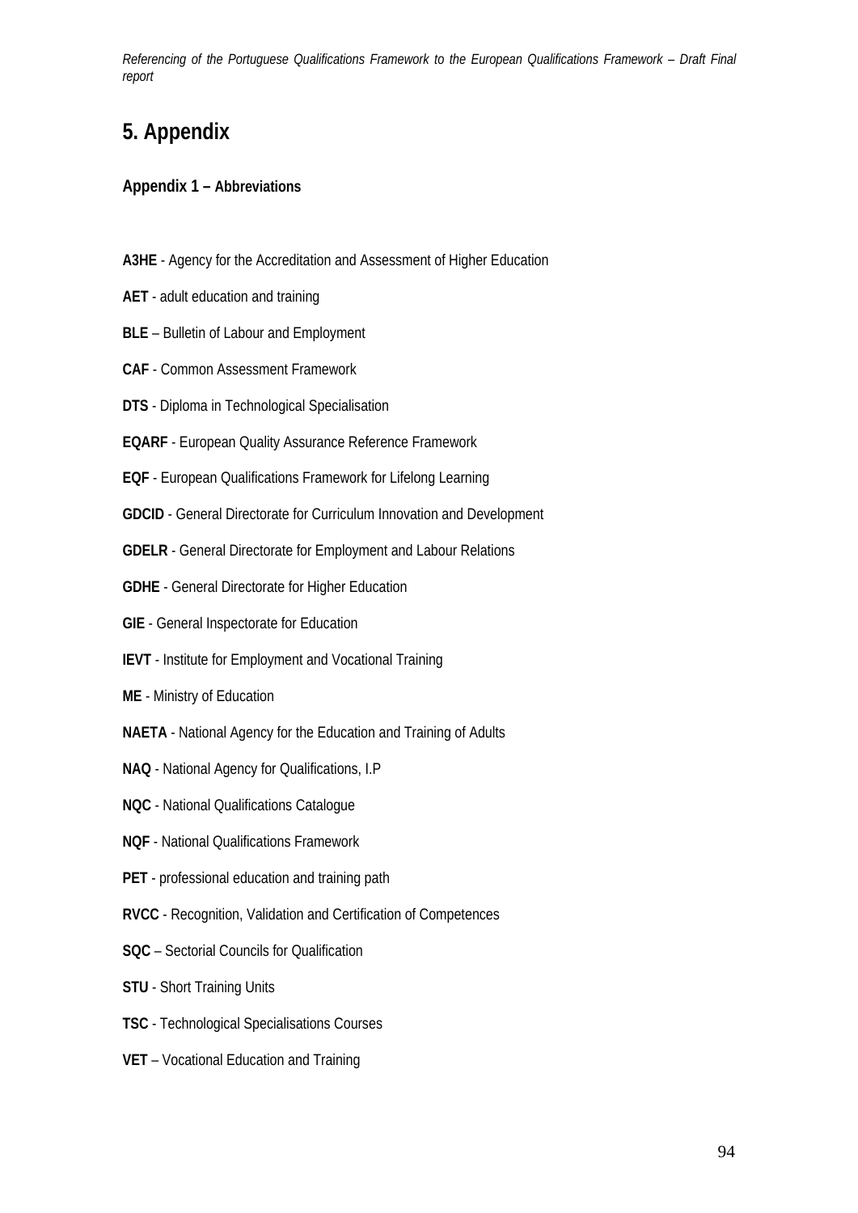# 5. Appendix

## Appendix 1 – Abbreviations

**A3HE** - Agency for the Accreditation and Assessment of Higher Education

**AET** - adult education and training

**BLE** – Bulletin of Labour and Employment

**CAF** - Common Assessment Framework

**DTS** - Diploma in Technological Specialisation

**EQARF** - European Quality Assurance Reference Framework

**EQF** - European Qualifications Framework for Lifelong Learning

**GDCID** - General Directorate for Curriculum Innovation and Development

**GDELR** - General Directorate for Employment and Labour Relations

**GDHE** - General Directorate for Higher Education

**GIE** - General Inspectorate for Education

**IEVT** - Institute for Employment and Vocational Training

**ME** - Ministry of Education

**NAETA** - National Agency for the Education and Training of Adults

**NAQ** - National Agency for Qualifications, I.P

**NQC** - National Qualifications Catalogue

**NQF** - National Qualifications Framework

**PET** - professional education and training path

**RVCC** - Recognition, Validation and Certification of Competences

**SQC** – Sectorial Councils for Qualification

**STU** - Short Training Units

**TSC** - Technological Specialisations Courses

**VET** – Vocational Education and Training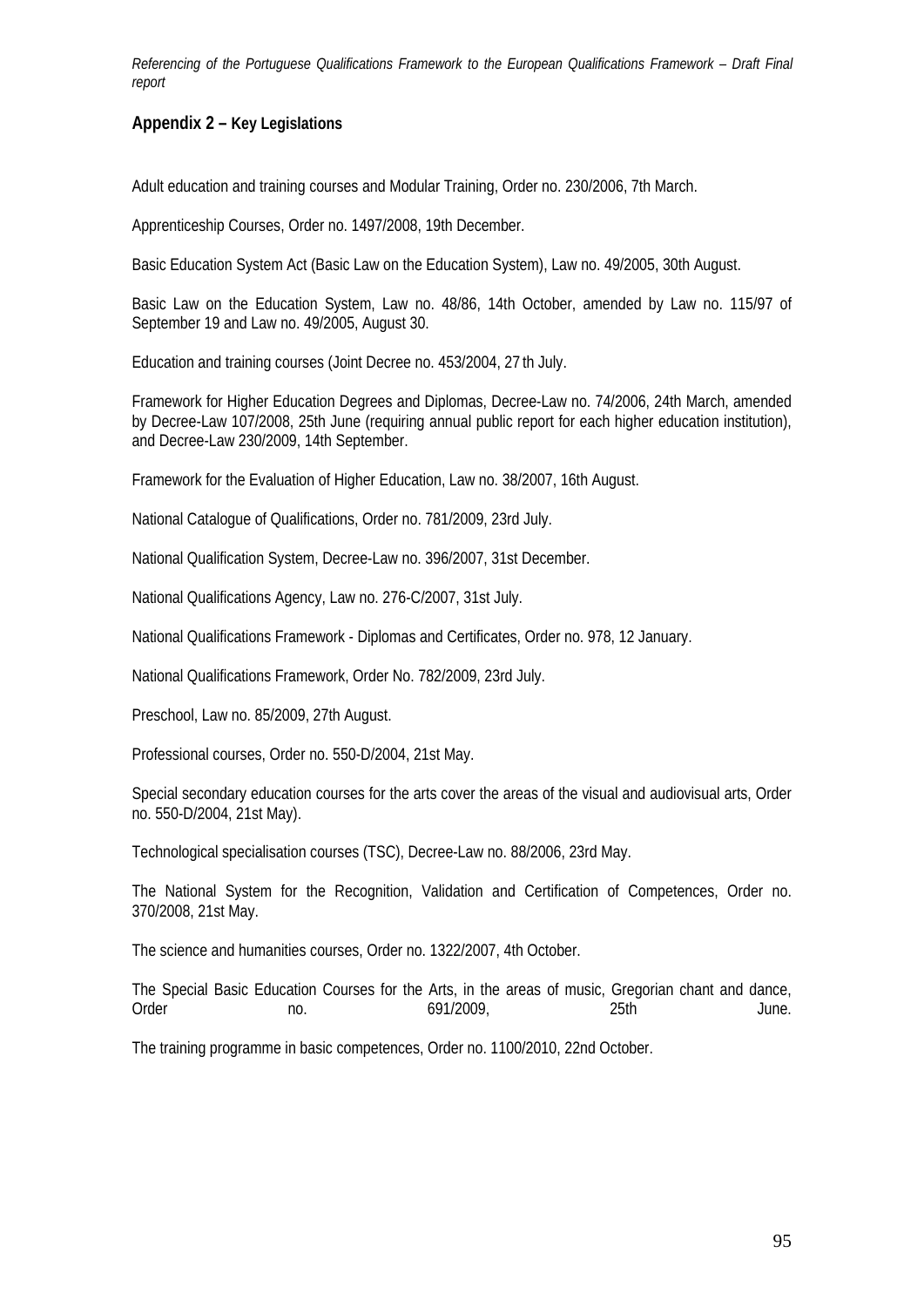## Appendix 2 – Key Legislations

Adult education and training courses and Modular Training, Order no. 230/2006, 7th March.

Apprenticeship Courses, Order no. 1497/2008, 19th December.

Basic Education System Act (Basic Law on the Education System), Law no. 49/2005, 30th August.

Basic Law on the Education System, Law no. 48/86, 14th October, amended by Law no. 115/97 of September 19 and Law no. 49/2005, August 30.

Education and training courses (Joint Decree no. 453/2004, 27 th July.

Framework for Higher Education Degrees and Diplomas, Decree-Law no. 74/2006, 24th March, amended by Decree-Law 107/2008, 25th June (requiring annual public report for each higher education institution), and Decree-Law 230/2009, 14th September.

Framework for the Evaluation of Higher Education, Law no. 38/2007, 16th August.

National Catalogue of Qualifications, Order no. 781/2009, 23rd July.

National Qualification System, Decree-Law no. 396/2007, 31st December.

National Qualifications Agency, Law no. 276-C/2007, 31st July.

National Qualifications Framework - Diplomas and Certificates, Order no. 978, 12 January.

National Qualifications Framework, Order No. 782/2009, 23rd July.

Preschool, Law no. 85/2009, 27th August.

Professional courses, Order no. 550-D/2004, 21st May.

Special secondary education courses for the arts cover the areas of the visual and audiovisual arts, Order no. 550-D/2004, 21st May).

Technological specialisation courses (TSC), Decree-Law no. 88/2006, 23rd May.

The National System for the Recognition, Validation and Certification of Competences, Order no. 370/2008, 21st May.

The science and humanities courses, Order no. 1322/2007, 4th October.

The Special Basic Education Courses for the Arts, in the areas of music, Gregorian chant and dance, Order no. 691/2009, 25th June.

The training programme in basic competences, Order no. 1100/2010, 22nd October.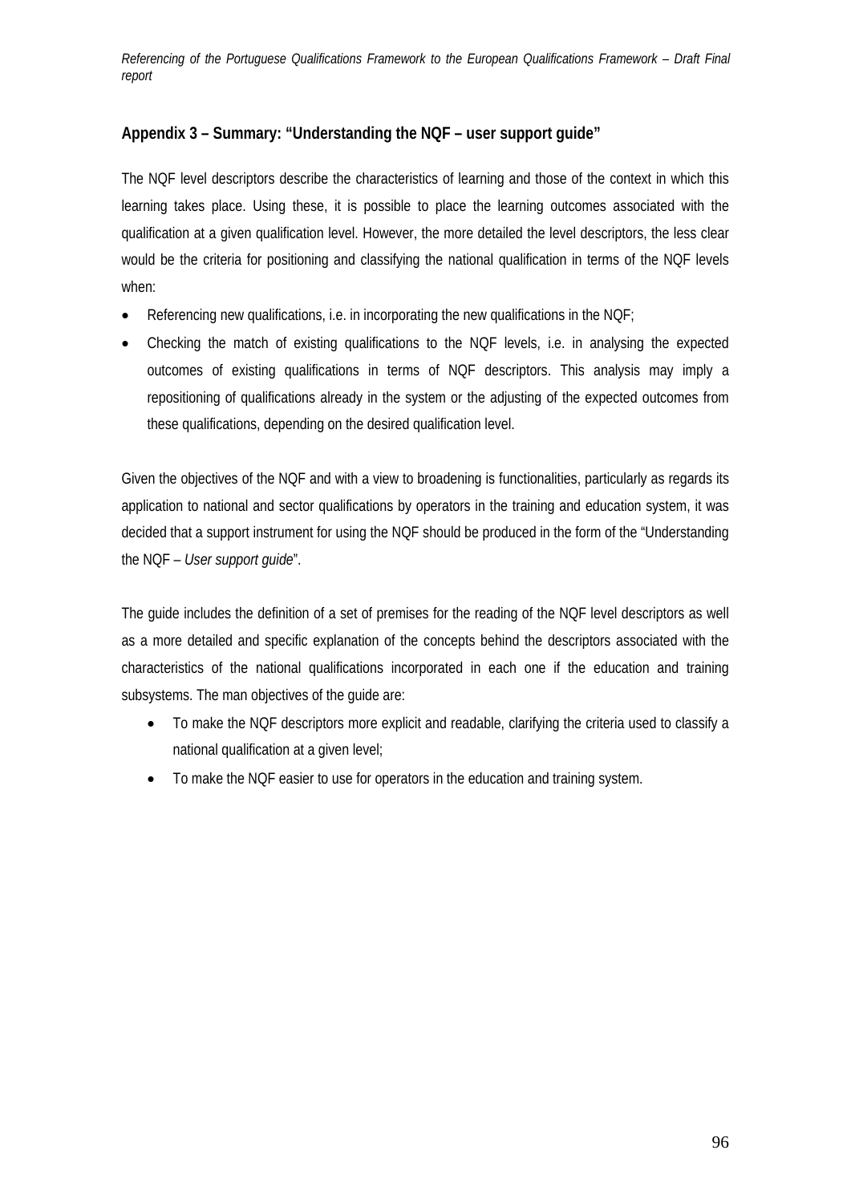## Appendix 3 – Summary: "Understanding the NQF – user support guide"

The NQF level descriptors describe the characteristics of learning and those of the context in which this learning takes place. Using these, it is possible to place the learning outcomes associated with the qualification at a given qualification level. However, the more detailed the level descriptors, the less clear would be the criteria for positioning and classifying the national qualification in terms of the NQF levels when:

- Referencing new qualifications, i.e. in incorporating the new qualifications in the NQF;
- Checking the match of existing qualifications to the NQF levels, i.e. in analysing the expected outcomes of existing qualifications in terms of NQF descriptors. This analysis may imply a repositioning of qualifications already in the system or the adjusting of the expected outcomes from these qualifications, depending on the desired qualification level.

Given the objectives of the NQF and with a view to broadening is functionalities, particularly as regards its application to national and sector qualifications by operators in the training and education system, it was decided that a support instrument for using the NQF should be produced in the form of the "Understanding the NQF – *User support guide*".

The guide includes the definition of a set of premises for the reading of the NQF level descriptors as well as a more detailed and specific explanation of the concepts behind the descriptors associated with the characteristics of the national qualifications incorporated in each one if the education and training subsystems. The man objectives of the guide are:

- To make the NQF descriptors more explicit and readable, clarifying the criteria used to classify a national qualification at a given level;
- To make the NQF easier to use for operators in the education and training system.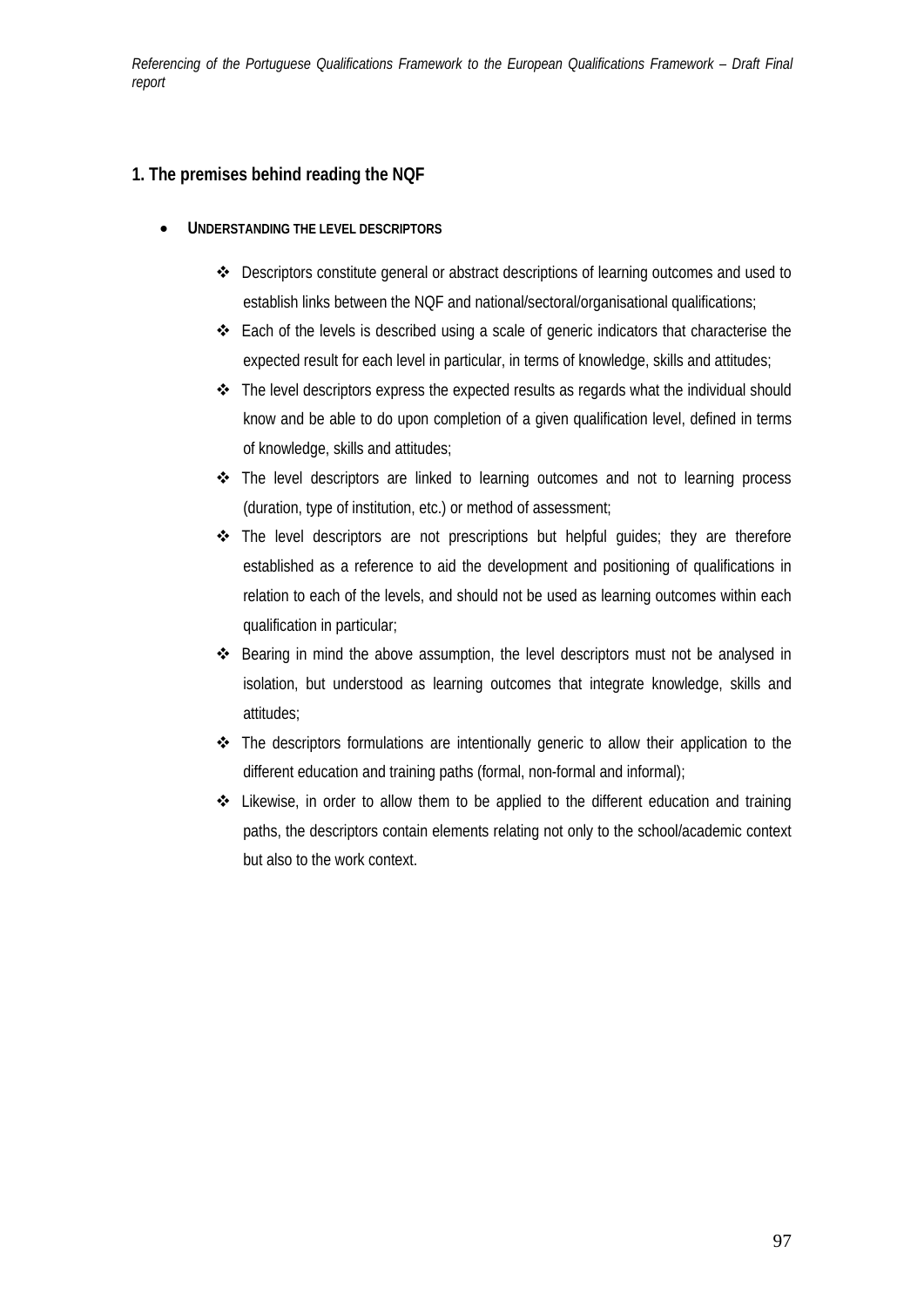## 1. The premises behind reading the NQF

- **UNDERSTANDING THE LEVEL DESCRIPTORS**
    - Descriptors constitute general or abstract descriptions of learning outcomes and used to establish links between the NQF and national/sectoral/organisational qualifications;
    - Each of the levels is described using a scale of generic indicators that characterise the expected result for each level in particular, in terms of knowledge, skills and attitudes;
    - The level descriptors express the expected results as regards what the individual should know and be able to do upon completion of a given qualification level, defined in terms of knowledge, skills and attitudes;
    - The level descriptors are linked to learning outcomes and not to learning process (duration, type of institution, etc.) or method of assessment;
    - The level descriptors are not prescriptions but helpful guides; they are therefore established as a reference to aid the development and positioning of qualifications in relation to each of the levels, and should not be used as learning outcomes within each qualification in particular;
    - Bearing in mind the above assumption, the level descriptors must not be analysed in isolation, but understood as learning outcomes that integrate knowledge, skills and attitudes;
    - The descriptors formulations are intentionally generic to allow their application to the different education and training paths (formal, non-formal and informal);
    - Likewise, in order to allow them to be applied to the different education and training paths, the descriptors contain elements relating not only to the school/academic context but also to the work context.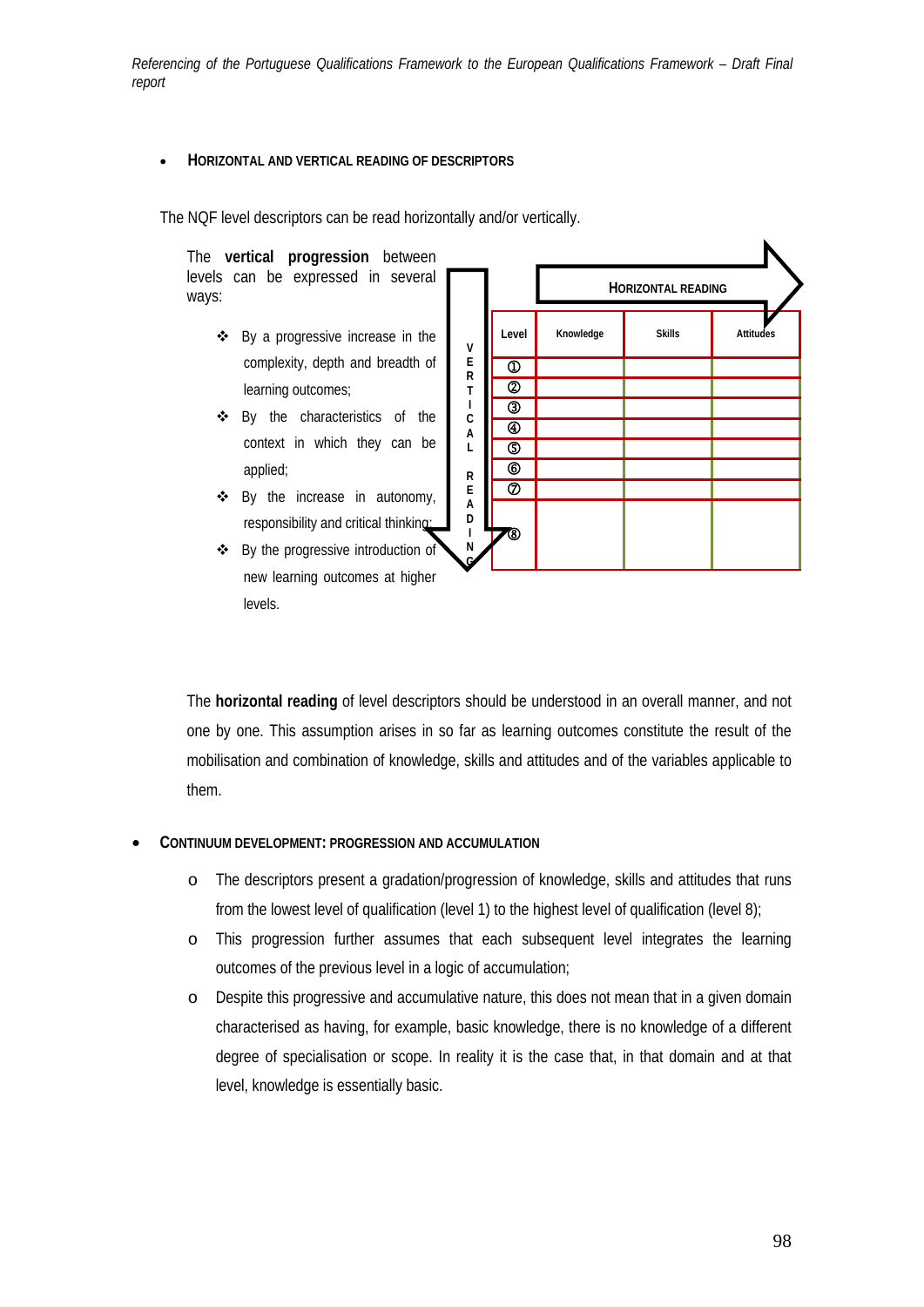- **HORIZONTAL AND VERTICAL READING OF DESCRIPTORS**

The NQF level descriptors can be read horizontally and/or vertically.

The **vertical progression** between levels can be expressed in several ways:

- By a progressive increase in the complexity, depth and breadth of learning outcomes;
- By the characteristics of the context in which they can be applied;
- By the increase in autonomy, responsibility and critical thinking;
- By the progressive introduction of new learning outcomes at higher levels.

HORIZONTAL READING

VERTICAL READING

| Level | Knowledge | Skills | Attitudes |
|---|---|---|---|
| ① | | | |
| ② | | | |
| ③ | | | |
| ④ | | | |
| ⑤ | | | |
| ⑥ | | | |
| ⑦ | | | |
| ⑧ | | | |

The **horizontal reading** of level descriptors should be understood in an overall manner, and not one by one. This assumption arises in so far as learning outcomes constitute the result of the mobilisation and combination of knowledge, skills and attitudes and of the variables applicable to them.

- **CONTINUUM DEVELOPMENT: PROGRESSION AND ACCUMULATION**
  - The descriptors present a gradation/progression of knowledge, skills and attitudes that runs from the lowest level of qualification (level 1) to the highest level of qualification (level 8);
  - This progression further assumes that each subsequent level integrates the learning outcomes of the previous level in a logic of accumulation;
  - Despite this progressive and accumulative nature, this does not mean that in a given domain characterised as having, for example, basic knowledge, there is no knowledge of a different degree of specialisation or scope. In reality it is the case that, in that domain and at that level, knowledge is essentially basic.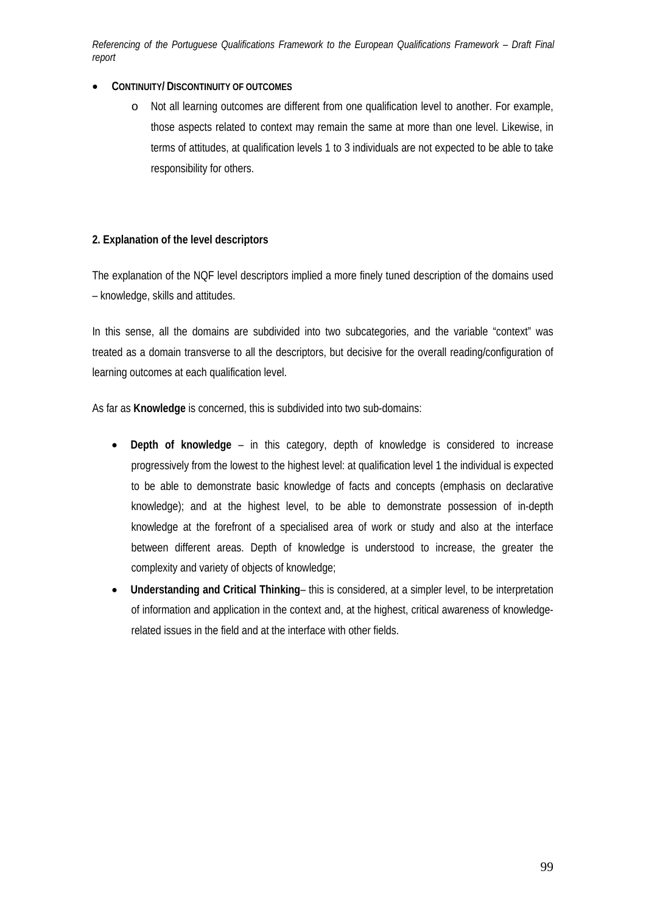- **Continuity/ Discontinuity of outcomes**
  - Not all learning outcomes are different from one qualification level to another. For example, those aspects related to context may remain the same at more than one level. Likewise, in terms of attitudes, at qualification levels 1 to 3 individuals are not expected to be able to take responsibility for others.

**2. Explanation of the level descriptors**

The explanation of the NQF level descriptors implied a more finely tuned description of the domains used – knowledge, skills and attitudes.

In this sense, all the domains are subdivided into two subcategories, and the variable "context" was treated as a domain transverse to all the descriptors, but decisive for the overall reading/configuration of learning outcomes at each qualification level.

As far as **Knowledge** is concerned, this is subdivided into two sub-domains:

- **Depth of knowledge** – in this category, depth of knowledge is considered to increase progressively from the lowest to the highest level: at qualification level 1 the individual is expected to be able to demonstrate basic knowledge of facts and concepts (emphasis on declarative knowledge); and at the highest level, to be able to demonstrate possession of in-depth knowledge at the forefront of a specialised area of work or study and also at the interface between different areas. Depth of knowledge is understood to increase, the greater the complexity and variety of objects of knowledge;
- **Understanding and Critical Thinking**– this is considered, at a simpler level, to be interpretation of information and application in the context and, at the highest, critical awareness of knowledge-related issues in the field and at the interface with other fields.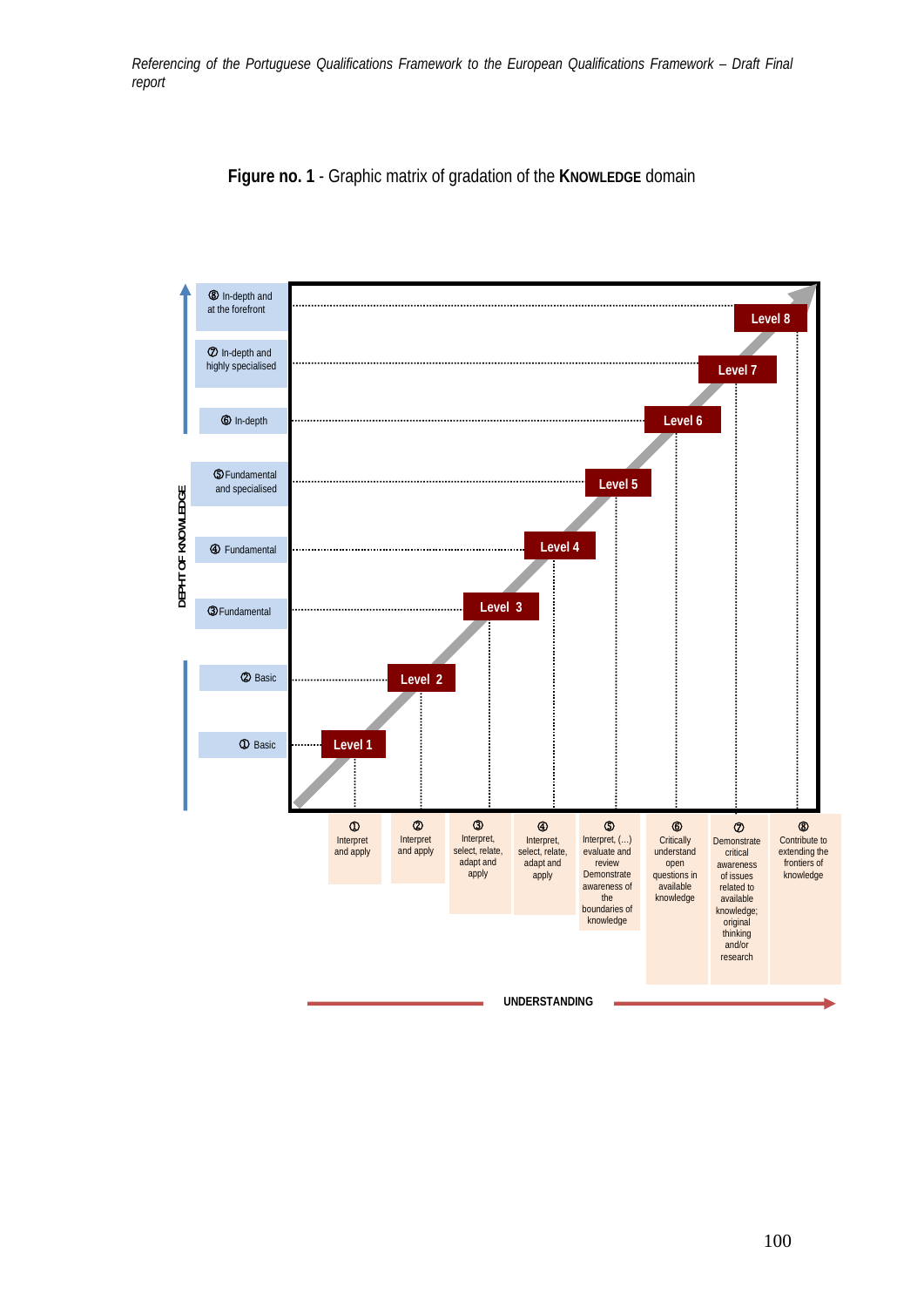**Figure no. 1** - Graphic matrix of gradation of the **KNOWLEDGE** domain

DEPHT OF KNOWLEDGE

| Level | Depth of knowledge | Understanding |
| --- | --- | --- |
| Level 1 | ① Basic | ① Interpret and apply |
| Level 2 | ② Basic | ② Interpret and apply |
| Level 3 | ③ Fundamental | ③ Interpret, select, relate, adapt and apply |
| Level 4 | ④ Fundamental | ④ Interpret, select, relate, adapt and apply |
| Level 5 | ⑤ Fundamental and specialised | ⑤ Interpret, (...) evaluate and review Demonstrate awareness of the boundaries of knowledge |
| Level 6 | ⑥ In-depth | ⑥ Critically understand open questions in available knowledge |
| Level 7 | ⑦ In-depth and highly specialised | ⑦ Demonstrate critical awareness of issues related to available knowledge; original thinking and/or research |
| Level 8 | ⑧ In-depth and at the forefront | ⑧ Contribute to extending the frontiers of knowledge |

UNDERSTANDING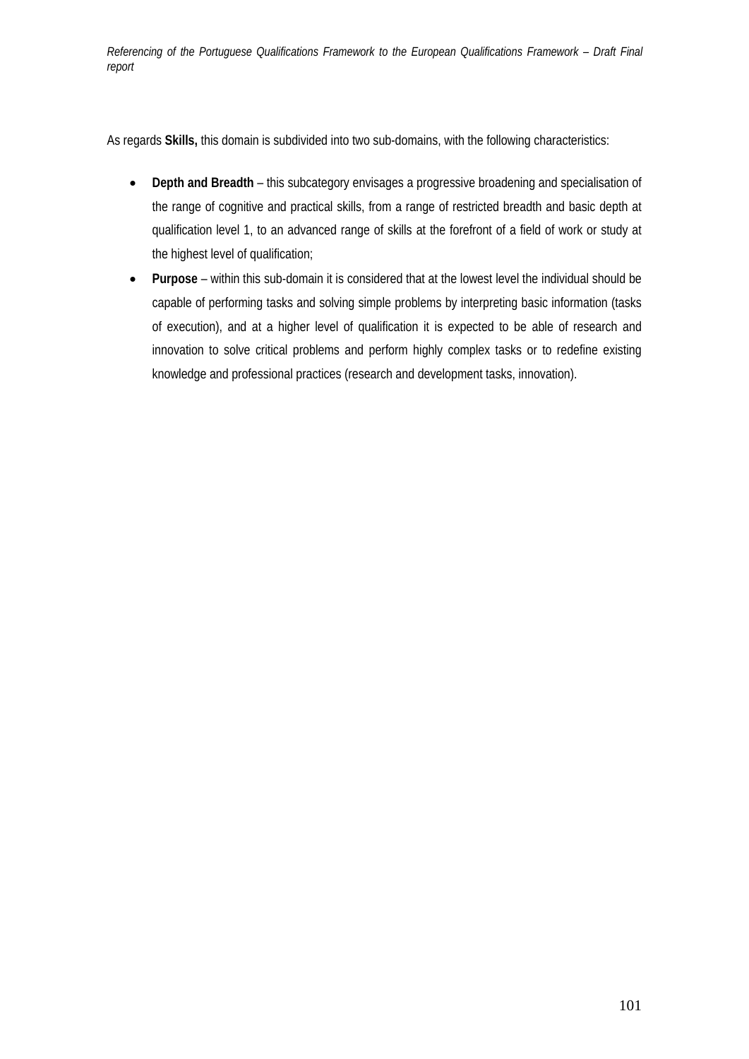As regards **Skills,** this domain is subdivided into two sub-domains, with the following characteristics:

- **Depth and Breadth** – this subcategory envisages a progressive broadening and specialisation of the range of cognitive and practical skills, from a range of restricted breadth and basic depth at qualification level 1, to an advanced range of skills at the forefront of a field of work or study at the highest level of qualification;
- **Purpose** – within this sub-domain it is considered that at the lowest level the individual should be capable of performing tasks and solving simple problems by interpreting basic information (tasks of execution), and at a higher level of qualification it is expected to be able of research and innovation to solve critical problems and perform highly complex tasks or to redefine existing knowledge and professional practices (research and development tasks, innovation).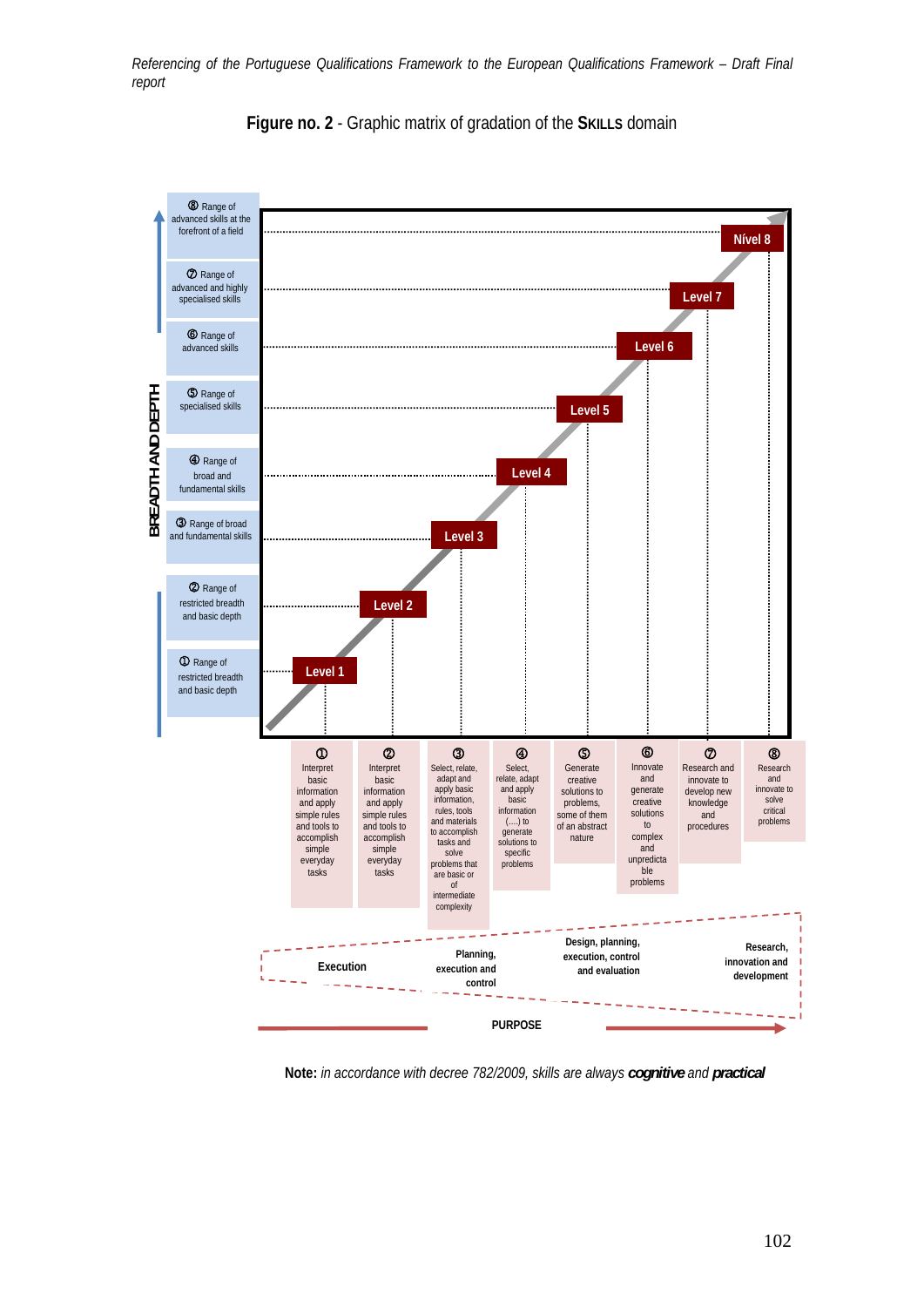**Figure no. 2** - Graphic matrix of gradation of the **Skills** domain

BREADTH AND DEPTH

| Level | Breadth and depth | Skills |
|---|---|---|
| Level 1 | ① Range of restricted breadth and basic depth | ① Interpret basic information and apply simple rules and tools to accomplish simple everyday tasks |
| Level 2 | ② Range of restricted breadth and basic depth | ② Interpret basic information and apply simple rules and tools to accomplish simple everyday tasks |
| Level 3 | ③ Range of broad and fundamental skills | ③ Select, relate, adapt and apply basic information, rules, tools and materials to accomplish tasks and solve problems that are basic or of intermediate complexity |
| Level 4 | ④ Range of broad and fundamental skills | ④ Select, relate, adapt and apply basic information (….) to generate solutions to specific problems |
| Level 5 | ⑤ Range of specialised skills | ⑤ Generate creative solutions to problems, some of them of an abstract nature |
| Level 6 | ⑥ Range of advanced skills | ⑥ Innovate and generate creative solutions to complex and unpredictable problems |
| Level 7 | ⑦ Range of advanced and highly specialised skills | ⑦ Research and innovate to develop new knowledge and procedures |
| Nível 8 | ⑧ Range of advanced skills at the forefront of a field | ⑧ Research and innovate to solve critical problems |

PURPOSE: Execution → Planning, execution and control → Design, planning, execution, control and evaluation → Research, innovation and development

**Note:** *in accordance with decree 782/2009, skills are always* ***cognitive*** *and* ***practical***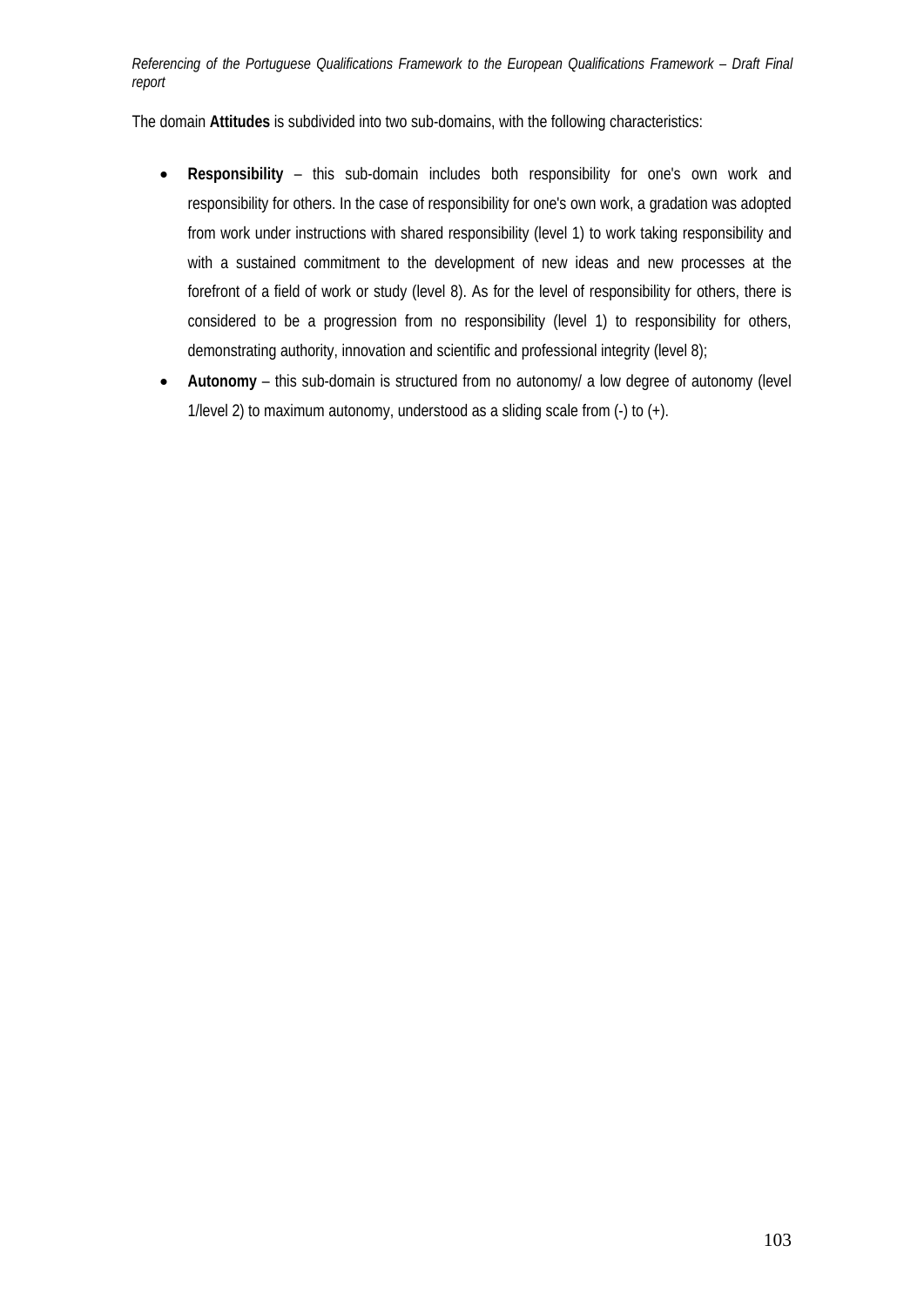The domain **Attitudes** is subdivided into two sub-domains, with the following characteristics:

- **Responsibility** – this sub-domain includes both responsibility for one's own work and responsibility for others. In the case of responsibility for one's own work, a gradation was adopted from work under instructions with shared responsibility (level 1) to work taking responsibility and with a sustained commitment to the development of new ideas and new processes at the forefront of a field of work or study (level 8). As for the level of responsibility for others, there is considered to be a progression from no responsibility (level 1) to responsibility for others, demonstrating authority, innovation and scientific and professional integrity (level 8);
- **Autonomy** – this sub-domain is structured from no autonomy/ a low degree of autonomy (level 1/level 2) to maximum autonomy, understood as a sliding scale from (-) to (+).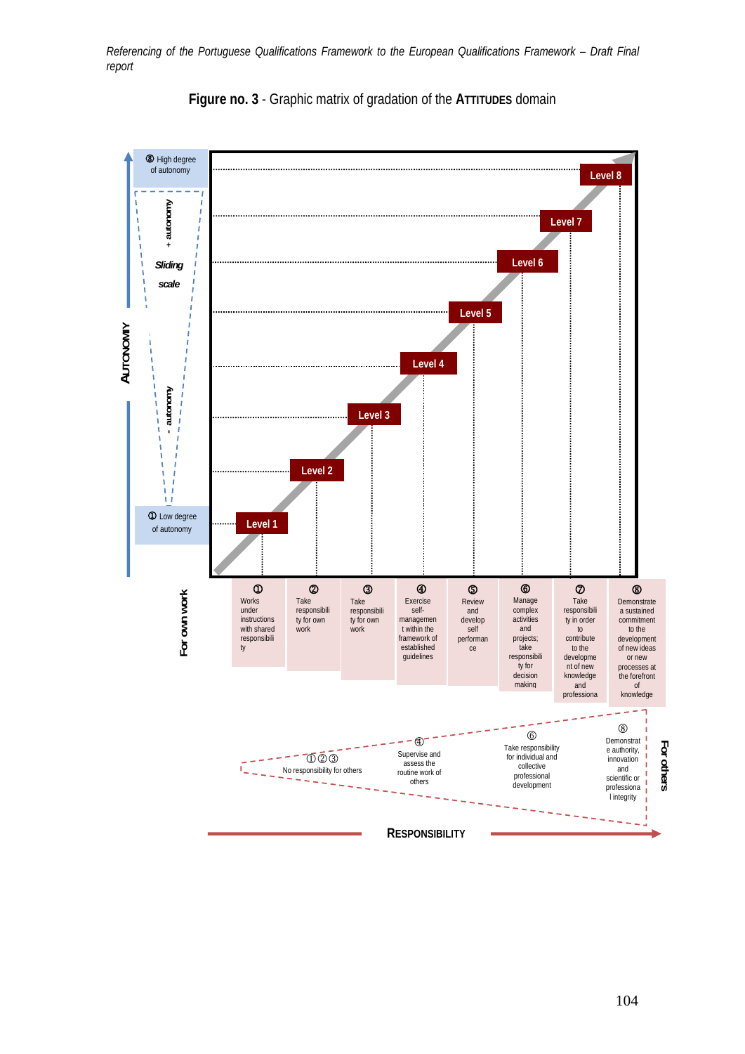**Figure no. 3** - Graphic matrix of gradation of the ATTITUDES domain

AUTONOMY

⑧ High degree of autonomy

+ autonomy

*Sliding scale*

- autonomy

① Low degree of autonomy

Level 1, Level 2, Level 3, Level 4, Level 5, Level 6, Level 7, Level 8

For own work

| ① | ② | ③ | ④ | ⑤ | ⑥ | ⑦ | ⑧ |
|---|---|---|---|---|---|---|---|
| Works under instructions with shared responsibility | Take responsibility for own work | Take responsibility for own work | Exercise self-management within the framework of established guidelines | Review and develop self performance | Manage complex activities and projects; take responsibility for decision making | Take responsibility in order to contribute to the development of new knowledge and professiona | Demonstrate a sustained commitment to the development of new ideas or new processes at the forefront of knowledge |

For others

| ①②③ | ④ | ⑥ | ⑧ |
|---|---|---|---|
| No responsibility for others | Supervise and assess the routine work of others | Take responsibility for individual and collective professional development | Demonstrate authority, innovation and scientific or professional integrity |

RESPONSIBILITY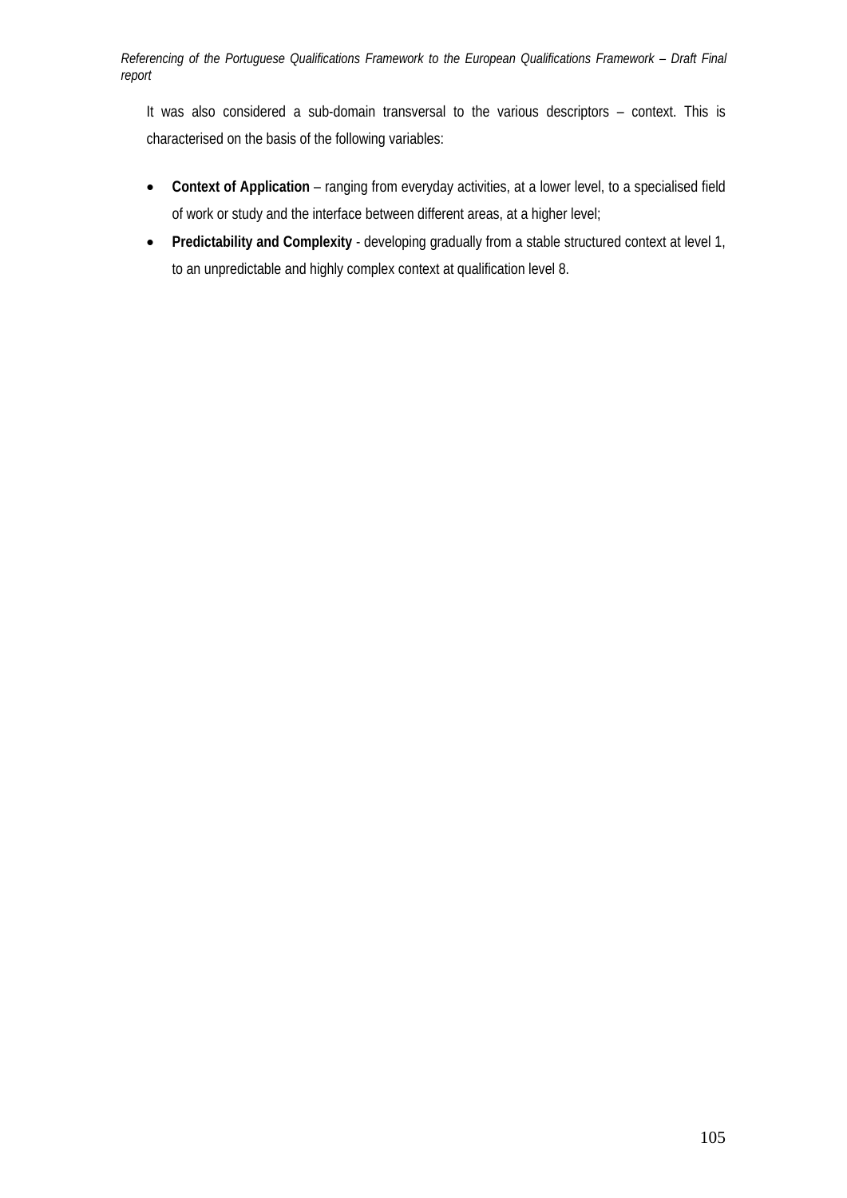It was also considered a sub-domain transversal to the various descriptors – context. This is characterised on the basis of the following variables:

- **Context of Application** – ranging from everyday activities, at a lower level, to a specialised field of work or study and the interface between different areas, at a higher level;
- **Predictability and Complexity** - developing gradually from a stable structured context at level 1, to an unpredictable and highly complex context at qualification level 8.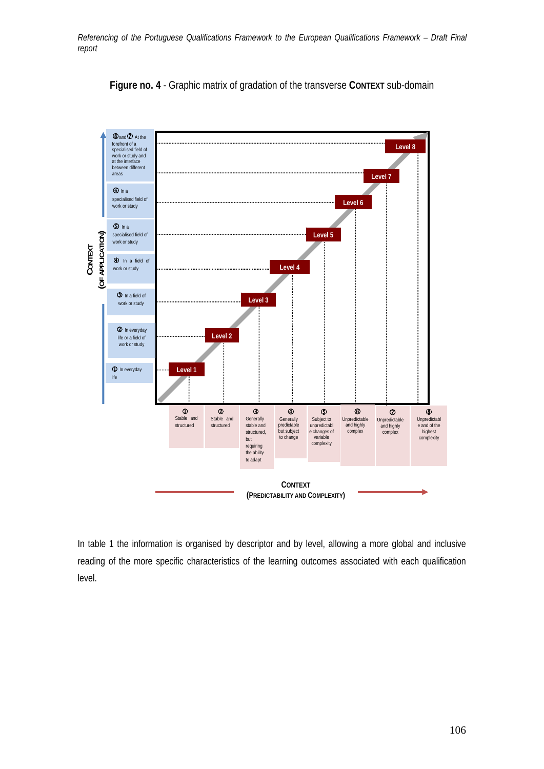**Figure no. 4** - Graphic matrix of gradation of the transverse **CONTEXT** sub-domain

**CONTEXT (OF APPLICATION)**

- ⑧ and ⑦ At the forefront of a specialised field of work or study and at the interface between different areas
- ⑥ In a specialised field of work or study
- ⑤ In a specialised field of work or study
- ④ In a field of work or study
- ③ In a field of work or study
- ② In everyday life or a field of work or study
- ① In everyday life

Level 1 · Level 2 · Level 3 · Level 4 · Level 5 · Level 6 · Level 7 · Level 8

- ① Stable and structured
- ② Stable and structured
- ③ Generally stable and structured, but requiring the ability to adapt
- ④ Generally predictable but subject to change
- ⑤ Subject to unpredictable changes of variable complexity
- ⑥ Unpredictable and highly complex
- ⑦ Unpredictable and highly complex
- ⑧ Unpredictable and of the highest complexity

**CONTEXT (PREDICTABILITY AND COMPLEXITY)**

In table 1 the information is organised by descriptor and by level, allowing a more global and inclusive reading of the more specific characteristics of the learning outcomes associated with each qualification level.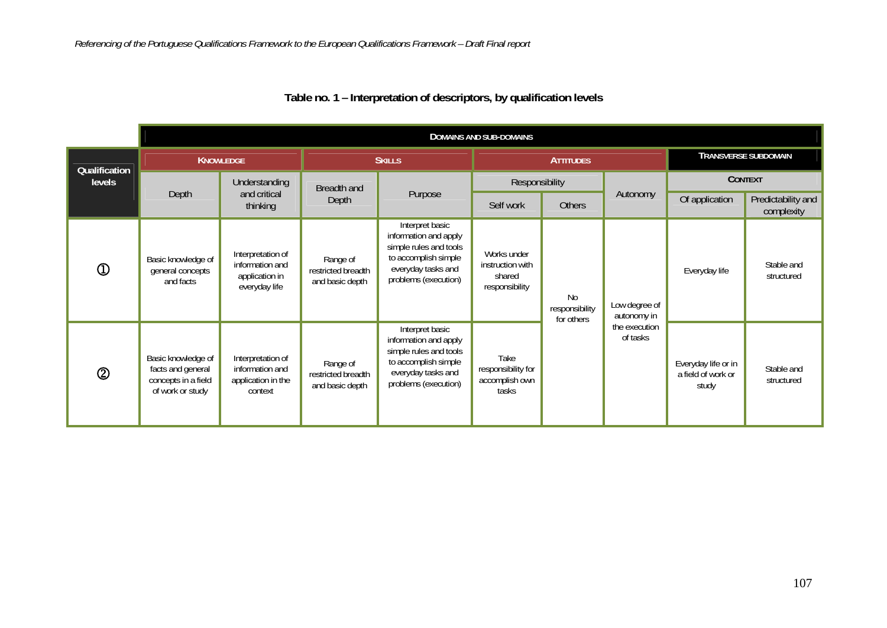**Table no. 1 – Interpretation of descriptors, by qualification levels**

| Qualification levels | Domains and sub-domains | | | | | | | | |
|---|---|---|---|---|---|---|---|---|---|
| | Knowledge | | Skills | | Attitudes | | | Transverse subdomain | |
| | | | | | Responsibility | | | Context | |
| | Depth | Understanding and critical thinking | Breadth and Depth | Purpose | Self work | Others | Autonomy | Of application | Predictability and complexity |
| ① | Basic knowledge of general concepts and facts | Interpretation of information and application in everyday life | Range of restricted breadth and basic depth | Interpret basic information and apply simple rules and tools to accomplish simple everyday tasks and problems (execution) | Works under instruction with shared responsibility | No responsibility for others | Low degree of autonomy in the execution of tasks | Everyday life | Stable and structured |
| ② | Basic knowledge of facts and general concepts in a field of work or study | Interpretation of information and application in the context | Range of restricted breadth and basic depth | Interpret basic information and apply simple rules and tools to accomplish simple everyday tasks and problems (execution) | Take responsibility for accomplish own tasks | No responsibility for others | Low degree of autonomy in the execution of tasks | Everyday life or in a field of work or study | Stable and structured |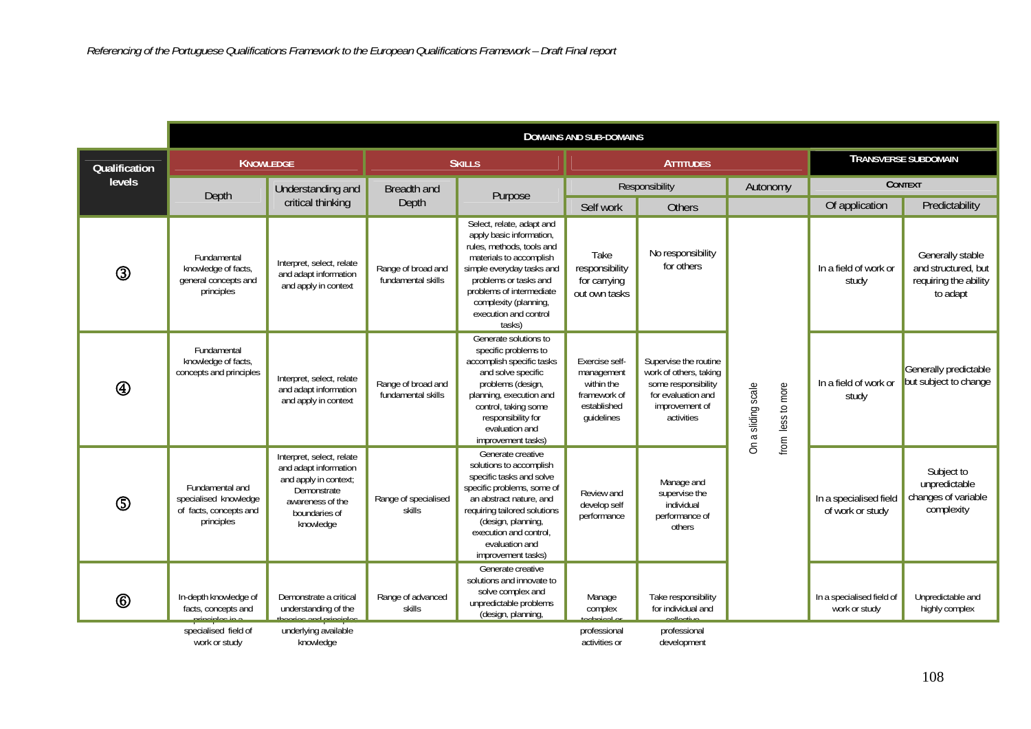| Qualification levels | Domains and sub-domains | | | | | | | | |
|---|---|---|---|---|---|---|---|---|---|
| | **Knowledge** | | **Skills** | | **Attitudes** | | | **Transverse subdomain** | |
| | | | | | Responsibility | | Autonomy | Context | |
| | Depth | Understanding and critical thinking | Breadth and Depth | Purpose | Self work | Others | | Of application | Predictability |
| ③ | Fundamental knowledge of facts, general concepts and principles | Interpret, select, relate and adapt information and apply in context | Range of broad and fundamental skills | Select, relate, adapt and apply basic information, rules, methods, tools and materials to accomplish simple everyday tasks and problems or tasks and problems of intermediate complexity (planning, execution and control tasks) | Take responsibility for carrying out own tasks | No responsibility for others | On a sliding scale from less to more | In a field of work or study | Generally stable and structured, but requiring the ability to adapt |
| ④ | Fundamental knowledge of facts, concepts and principles | Interpret, select, relate and adapt information and apply in context | Range of broad and fundamental skills | Generate solutions to specific problems to accomplish specific tasks and solve specific problems (design, planning, execution and control, taking some responsibility for evaluation and improvement tasks) | Exercise self-management within the framework of established guidelines | Supervise the routine work of others, taking some responsibility for evaluation and improvement of activities | | In a field of work or study | Generally predictable but subject to change |
| ⑤ | Fundamental and specialised knowledge of facts, concepts and principles | Interpret, select, relate and adapt information and apply in context; Demonstrate awareness of the boundaries of knowledge | Range of specialised skills | Generate creative solutions to accomplish specific tasks and solve specific problems, some of an abstract nature, and requiring tailored solutions (design, planning, execution and control, evaluation and improvement tasks) | Review and develop self performance | Manage and supervise the individual performance of others | | In a specialised field of work or study | Subject to unpredictable changes of variable complexity |
| ⑥ | In-depth knowledge of facts, concepts and principles in a specialised field of work or study | Demonstrate a critical understanding of the theories and principles underlying available knowledge | Range of advanced skills | Generate creative solutions and innovate to solve complex and unpredictable problems (design, planning, | Manage complex technical or professional activities or | Take responsibility for individual and collective professional development | | In a specialised field of work or study | Unpredictable and highly complex |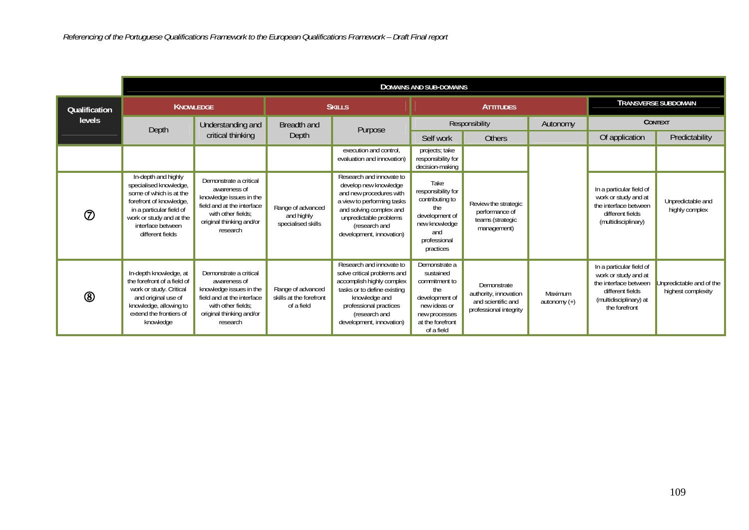| Qualification levels | DOMAINS AND SUB-DOMAINS | | | | | | | | |
|---|---|---|---|---|---|---|---|---|---|
| | KNOWLEDGE | | SKILLS | | ATTITUDES | | | TRANSVERSE SUBDOMAIN | |
| | Depth | Understanding and critical thinking | Breadth and Depth | Purpose | Responsibility | | Autonomy | CONTEXT | |
| | | | | | Self work | Others | | Of application | Predictability |
| | | | | execution and control, evaluation and innovation) | projects; take responsibility for decision-making | | | | |
| ⑦ | In-depth and highly specialised knowledge, some of which is at the forefront of knowledge, in a particular field of work or study and at the interface between different fields | Demonstrate a critical awareness of knowledge issues in the field and at the interface with other fields; original thinking and/or research | Range of advanced and highly specialised skills | Research and innovate to develop new knowledge and new procedures with a view to performing tasks and solving complex and unpredictable problems (research and development, innovation) | Take responsibility for contributing to the development of new knowledge and professional practices | Review the strategic performance of teams (strategic management) | | In a particular field of work or study and at the interface between different fields (multidisciplinary) | Unpredictable and highly complex |
| ⑧ | In-depth knowledge, at the forefront of a field of work or study. Critical and original use of knowledge, allowing to extend the frontiers of knowledge | Demonstrate a critical awareness of knowledge issues in the field and at the interface with other fields; original thinking and/or research | Range of advanced skills at the forefront of a field | Research and innovate to solve critical problems and accomplish highly complex tasks or to define existing knowledge and professional practices (research and development, innovation) | Demonstrate a sustained commitment to the development of new ideas or new processes at the forefront of a field | Demonstrate authority, innovation and scientific and professional integrity | Maximum autonomy (+) | In a particular field of work or study and at the interface between different fields (multidisciplinary) at the forefront | Unpredictable and of the highest complexity |